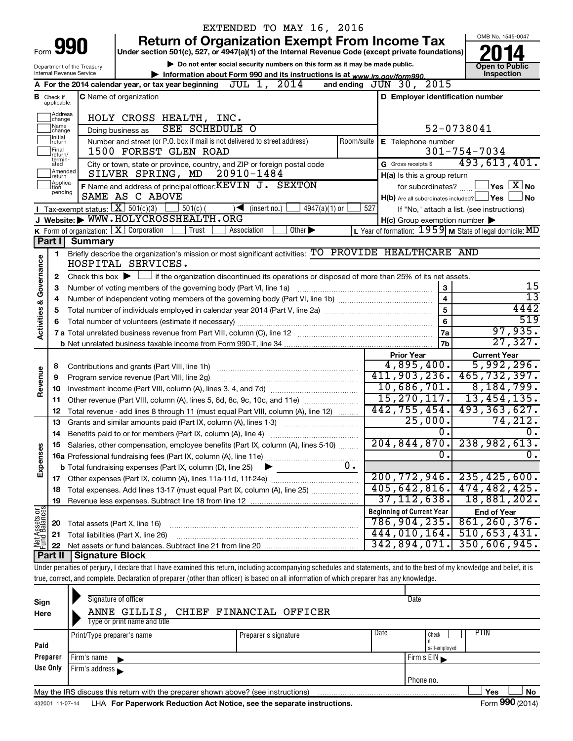EXTENDED TO MAY 16, 2016

# Form 990 — Return of Organization Exempt From Income Tax (2014)

Under section 501(c), 527, or 4947(a)(1) of the Internal Revenue Code (except private foundations)

▶ Do not enter social security numbers on this form as it may be made public.

▶ Information about Form 990 and its instructions is at www.irs.gov/form990.

Department of the Treasury, Internal Revenue Service

OMB No. 1545-0047 — **Open to Public Inspection**

**A** For the 2014 calendar year, or tax year beginning JUL 1, 2014 and ending JUN 30, 2015

**B** Check if applicable: Address change, Name change, Initial return, Final return/terminated, Amended return, Application pending

**C** Name of organization: HOLY CROSS HEALTH, INC.

Doing business as: SEE SCHEDULE O

Number and street (or P.O. box if mail is not delivered to street address): 1500 FOREST GLEN ROAD — Room/suite:

City or town, state or province, country, and ZIP or foreign postal code: SILVER SPRING, MD 20910-1484

**D** Employer identification number: 52-0738041

**E** Telephone number: 301-754-7034

**G** Gross receipts $ 493,613,401.

**F** Name and address of principal officer: KEVIN J. SEXTON, SAME AS C ABOVE

**H(a)** Is this a group return for subordinates? ☐ Yes ☒ No

**H(b)** Are all subordinates included? ☐ Yes ☐ No — If "No," attach a list. (see instructions)

**H(c)** Group exemption number ▶

**I** Tax-exempt status: ☒ 501(c)(3) ☐ 501(c) ( ) ◀ (insert no.) ☐ 4947(a)(1) or ☐ 527

**J** Website: ▶ WWW.HOLYCROSSHEALTH.ORG

**K** Form of organization: ☒ Corporation ☐ Trust ☐ Association ☐ Other ▶

**L** Year of formation: 1959 **M** State of legal domicile: MD

## Part I Summary

### Activities & Governance

1. Briefly describe the organization's mission or most significant activities: TO PROVIDE HEALTHCARE AND HOSPITAL SERVICES.
2. Check this box ▶ ☐ if the organization discontinued its operations or disposed of more than 25% of its net assets.

| Line | Description | No. | Value |
|---|---|---|---|
| 3 | Number of voting members of the governing body (Part VI, line 1a) | 3 | 15 |
| 4 | Number of independent voting members of the governing body (Part VI, line 1b) | 4 | 13 |
| 5 | Total number of individuals employed in calendar year 2014 (Part V, line 2a) | 5 | 4442 |
| 6 | Total number of volunteers (estimate if necessary) | 6 | 519 |
| 7a | Total unrelated business revenue from Part VIII, column (C), line 12 | 7a | 97,935. |
| 7b | Net unrelated business taxable income from Form 990-T, line 34 | 7b | 27,327. |

### Revenue / Expenses / Net Assets

| Line | Description | Prior Year | Current Year |
|---|---|---|---|
| 8 | Contributions and grants (Part VIII, line 1h) | 4,895,400. | 5,992,296. |
| 9 | Program service revenue (Part VIII, line 2g) | 411,903,236. | 465,732,397. |
| 10 | Investment income (Part VIII, column (A), lines 3, 4, and 7d) | 10,686,701. | 8,184,799. |
| 11 | Other revenue (Part VIII, column (A), lines 5, 6d, 8c, 9c, 10c, and 11e) | 15,270,117. | 13,454,135. |
| 12 | Total revenue - add lines 8 through 11 (must equal Part VIII, column (A), line 12) | 442,755,454. | 493,363,627. |
| 13 | Grants and similar amounts paid (Part IX, column (A), lines 1-3) | 25,000. | 74,212. |
| 14 | Benefits paid to or for members (Part IX, column (A), line 4) | 0. | 0. |
| 15 | Salaries, other compensation, employee benefits (Part IX, column (A), lines 5-10) | 204,844,870. | 238,982,613. |
| 16a | Professional fundraising fees (Part IX, column (A), line 11e) | 0. | 0. |
| b | Total fundraising expenses (Part IX, column (D), line 25) ▶ 0. | | |
| 17 | Other expenses (Part IX, column (A), lines 11a-11d, 11f-24e) | 200,772,946. | 235,425,600. |
| 18 | Total expenses. Add lines 13-17 (must equal Part IX, column (A), line 25) | 405,642,816. | 474,482,425. |
| 19 | Revenue less expenses. Subtract line 18 from line 12 | 37,112,638. | 18,881,202. |

| Line | Description | Beginning of Current Year | End of Year |
|---|---|---|---|
| 20 | Total assets (Part X, line 16) | 786,904,235. | 861,260,376. |
| 21 | Total liabilities (Part X, line 26) | 444,010,164. | 510,653,431. |
| 22 | Net assets or fund balances. Subtract line 21 from line 20 | 342,894,071. | 350,606,945. |

## Part II Signature Block

Under penalties of perjury, I declare that I have examined this return, including accompanying schedules and statements, and to the best of my knowledge and belief, it is true, correct, and complete. Declaration of preparer (other than officer) is based on all information of which preparer has any knowledge.

**Sign Here**

Signature of officer — Date

ANNE GILLIS, CHIEF FINANCIAL OFFICER

Type or print name and title

**Paid Preparer Use Only**

| Print/Type preparer's name | Preparer's signature | Date | Check ☐ if self-employed | PTIN |
|---|---|---|---|---|
| | | | | |

Firm's name ▶ — Firm's EIN ▶

Firm's address ▶ — Phone no.

May the IRS discuss this return with the preparer shown above? (see instructions) ☐ Yes ☐ No

432001 11-07-14 LHA For Paperwork Reduction Act Notice, see the separate instructions. Form **990** (2014)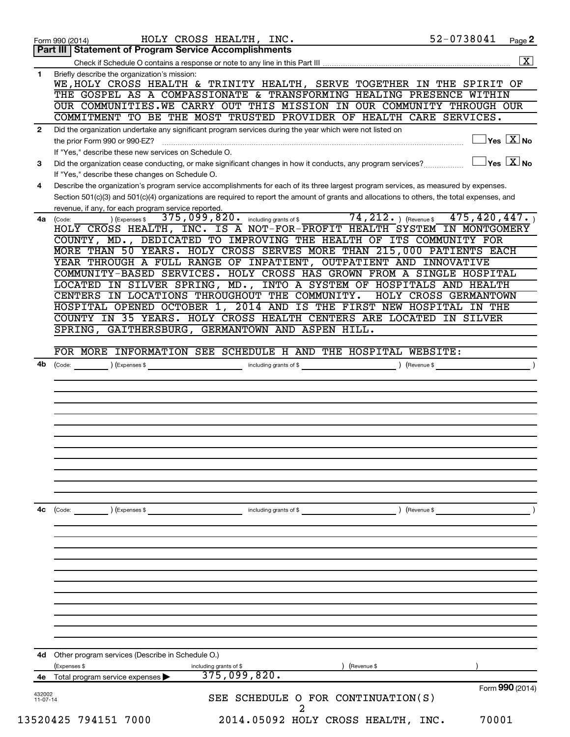Form 990 (2014) HOLY CROSS HEALTH, INC. 52-0738041 Page **2**

## Part III Statement of Program Service Accomplishments

Check if Schedule O contains a response or note to any line in this Part III .......... [X]

**1** Briefly describe the organization's mission:

WE,HOLY CROSS HEALTH & TRINITY HEALTH, SERVE TOGETHER IN THE SPIRIT OF THE GOSPEL AS A COMPASSIONATE & TRANSFORMING HEALING PRESENCE WITHIN OUR COMMUNITIES.WE CARRY OUT THIS MISSION IN OUR COMMUNITY THROUGH OUR COMMITMENT TO BE THE MOST TRUSTED PROVIDER OF HEALTH CARE SERVICES.

**2** Did the organization undertake any significant program services during the year which were not listed on the prior Form 990 or 990-EZ? .......... [ ] Yes [X] No

If "Yes," describe these new services on Schedule O.

**3** Did the organization cease conducting, or make significant changes in how it conducts, any program services? .......... [ ] Yes [X] No

If "Yes," describe these changes on Schedule O.

**4** Describe the organization's program service accomplishments for each of its three largest program services, as measured by expenses. Section 501(c)(3) and 501(c)(4) organizations are required to report the amount of grants and allocations to others, the total expenses, and revenue, if any, for each program service reported.

**4a** (Code: ) (Expenses $ 375,099,820. including grants of $ 74,212. ) (Revenue $ 475,420,447. )

HOLY CROSS HEALTH, INC. IS A NOT-FOR-PROFIT HEALTH SYSTEM IN MONTGOMERY COUNTY, MD., DEDICATED TO IMPROVING THE HEALTH OF ITS COMMUNITY FOR MORE THAN 50 YEARS. HOLY CROSS SERVES MORE THAN 215,000 PATIENTS EACH YEAR THROUGH A FULL RANGE OF INPATIENT, OUTPATIENT AND INNOVATIVE COMMUNITY-BASED SERVICES. HOLY CROSS HAS GROWN FROM A SINGLE HOSPITAL LOCATED IN SILVER SPRING, MD., INTO A SYSTEM OF HOSPITALS AND HEALTH CENTERS IN LOCATIONS THROUGHOUT THE COMMUNITY. HOLY CROSS GERMANTOWN HOSPITAL OPENED OCTOBER 1, 2014 AND IS THE FIRST NEW HOSPITAL IN THE COUNTY IN 35 YEARS. HOLY CROSS HEALTH CENTERS ARE LOCATED IN SILVER SPRING, GAITHERSBURG, GERMANTOWN AND ASPEN HILL.

FOR MORE INFORMATION SEE SCHEDULE H AND THE HOSPITAL WEBSITE:

**4b** (Code: ) (Expenses $ including grants of $ ) (Revenue $ )

**4c** (Code: ) (Expenses $ including grants of $ ) (Revenue $ )

**4d** Other program services (Describe in Schedule O.)

(Expenses $ including grants of $ ) (Revenue $ )

**4e** Total program service expenses ▶ 375,099,820.

SEE SCHEDULE O FOR CONTINUATION(S)

Form **990** (2014)

432002 11-07-14

13520425 794151 7000 2014.05092 HOLY CROSS HEALTH, INC. 70001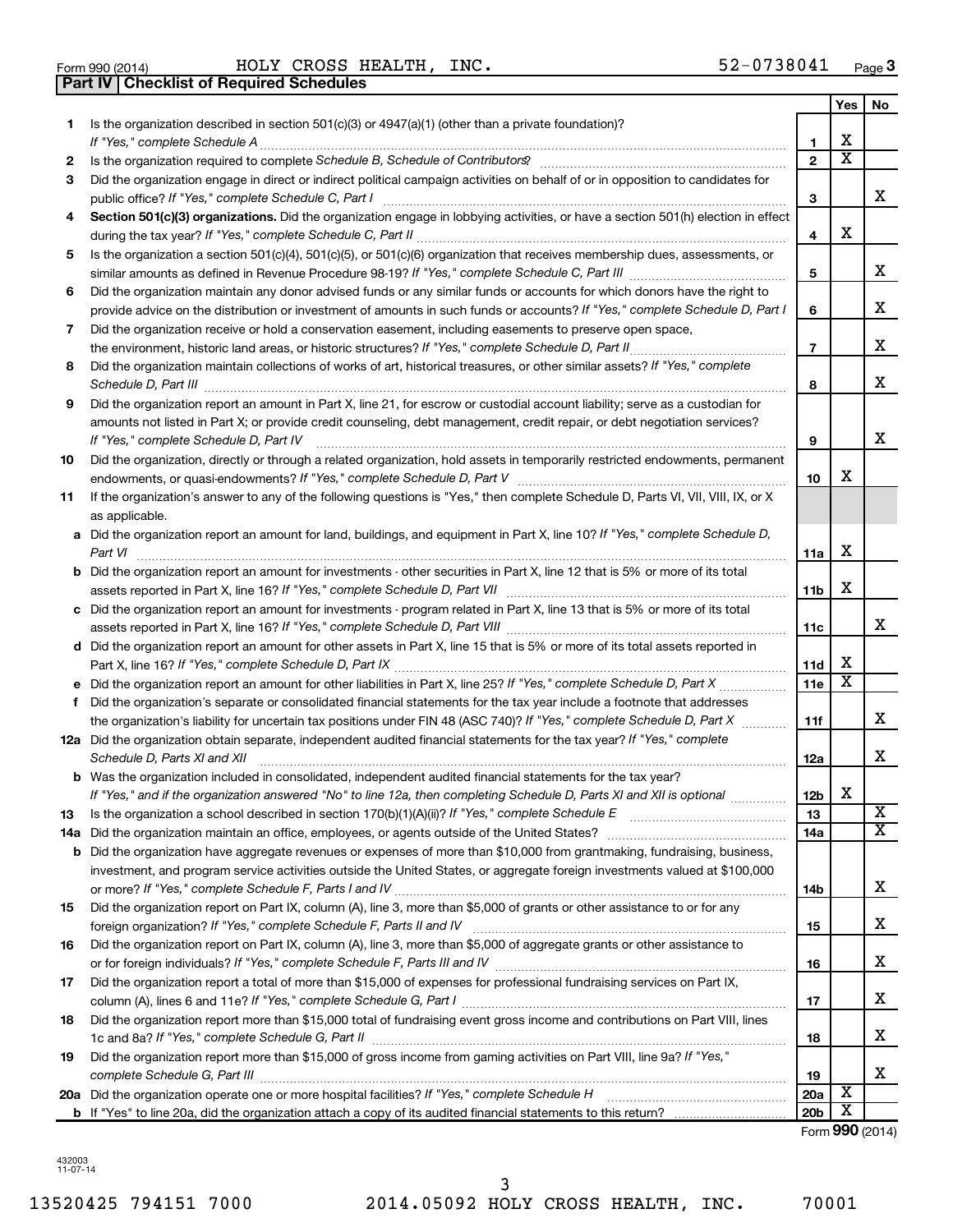Form 990 (2014) HOLY CROSS HEALTH, INC. 52-0738041 Page 3

## Part IV | Checklist of Required Schedules

| | | | Yes | No |
|---|---|---|---|---|
| 1 | Is the organization described in section 501(c)(3) or 4947(a)(1) (other than a private foundation)? *If "Yes," complete Schedule A* | 1 | X | |
| 2 | Is the organization required to complete *Schedule B, Schedule of Contributors*? | 2 | X | |
| 3 | Did the organization engage in direct or indirect political campaign activities on behalf of or in opposition to candidates for public office? *If "Yes," complete Schedule C, Part I* | 3 | | X |
| 4 | **Section 501(c)(3) organizations.** Did the organization engage in lobbying activities, or have a section 501(h) election in effect during the tax year? *If "Yes," complete Schedule C, Part II* | 4 | X | |
| 5 | Is the organization a section 501(c)(4), 501(c)(5), or 501(c)(6) organization that receives membership dues, assessments, or similar amounts as defined in Revenue Procedure 98-19? *If "Yes," complete Schedule C, Part III* | 5 | | X |
| 6 | Did the organization maintain any donor advised funds or any similar funds or accounts for which donors have the right to provide advice on the distribution or investment of amounts in such funds or accounts? *If "Yes," complete Schedule D, Part I* | 6 | | X |
| 7 | Did the organization receive or hold a conservation easement, including easements to preserve open space, the environment, historic land areas, or historic structures? *If "Yes," complete Schedule D, Part II* | 7 | | X |
| 8 | Did the organization maintain collections of works of art, historical treasures, or other similar assets? *If "Yes," complete Schedule D, Part III* | 8 | | X |
| 9 | Did the organization report an amount in Part X, line 21, for escrow or custodial account liability; serve as a custodian for amounts not listed in Part X; or provide credit counseling, debt management, credit repair, or debt negotiation services? *If "Yes," complete Schedule D, Part IV* | 9 | | X |
| 10 | Did the organization, directly or through a related organization, hold assets in temporarily restricted endowments, permanent endowments, or quasi-endowments? *If "Yes," complete Schedule D, Part V* | 10 | X | |
| 11 | If the organization's answer to any of the following questions is "Yes," then complete Schedule D, Parts VI, VII, VIII, IX, or X as applicable. | | | |
| a | Did the organization report an amount for land, buildings, and equipment in Part X, line 10? *If "Yes," complete Schedule D, Part VI* | 11a | X | |
| b | Did the organization report an amount for investments - other securities in Part X, line 12 that is 5% or more of its total assets reported in Part X, line 16? *If "Yes," complete Schedule D, Part VII* | 11b | X | |
| c | Did the organization report an amount for investments - program related in Part X, line 13 that is 5% or more of its total assets reported in Part X, line 16? *If "Yes," complete Schedule D, Part VIII* | 11c | | X |
| d | Did the organization report an amount for other assets in Part X, line 15 that is 5% or more of its total assets reported in Part X, line 16? *If "Yes," complete Schedule D, Part IX* | 11d | X | |
| e | Did the organization report an amount for other liabilities in Part X, line 25? *If "Yes," complete Schedule D, Part X* | 11e | X | |
| f | Did the organization's separate or consolidated financial statements for the tax year include a footnote that addresses the organization's liability for uncertain tax positions under FIN 48 (ASC 740)? *If "Yes," complete Schedule D, Part X* | 11f | | X |
| 12a | Did the organization obtain separate, independent audited financial statements for the tax year? *If "Yes," complete Schedule D, Parts XI and XII* | 12a | | X |
| b | Was the organization included in consolidated, independent audited financial statements for the tax year? *If "Yes," and if the organization answered "No" to line 12a, then completing Schedule D, Parts XI and XII is optional* | 12b | X | |
| 13 | Is the organization a school described in section 170(b)(1)(A)(ii)? *If "Yes," complete Schedule E* | 13 | | X |
| 14a | Did the organization maintain an office, employees, or agents outside of the United States? | 14a | | X |
| b | Did the organization have aggregate revenues or expenses of more than $10,000 from grantmaking, fundraising, business, investment, and program service activities outside the United States, or aggregate foreign investments valued at $100,000 or more? *If "Yes," complete Schedule F, Parts I and IV* | 14b | | X |
| 15 | Did the organization report on Part IX, column (A), line 3, more than $5,000 of grants or other assistance to or for any foreign organization? *If "Yes," complete Schedule F, Parts II and IV* | 15 | | X |
| 16 | Did the organization report on Part IX, column (A), line 3, more than $5,000 of aggregate grants or other assistance to or for foreign individuals? *If "Yes," complete Schedule F, Parts III and IV* | 16 | | X |
| 17 | Did the organization report a total of more than $15,000 of expenses for professional fundraising services on Part IX, column (A), lines 6 and 11e? *If "Yes," complete Schedule G, Part I* | 17 | | X |
| 18 | Did the organization report more than $15,000 total of fundraising event gross income and contributions on Part VIII, lines 1c and 8a? *If "Yes," complete Schedule G, Part II* | 18 | | X |
| 19 | Did the organization report more than $15,000 of gross income from gaming activities on Part VIII, line 9a? *If "Yes," complete Schedule G, Part III* | 19 | | X |
| 20a | Did the organization operate one or more hospital facilities? *If "Yes," complete Schedule H* | 20a | X | |
| b | If "Yes" to line 20a, did the organization attach a copy of its audited financial statements to this return? | 20b | X | |

Form **990** (2014)

432003 11-07-14

13520425 794151 7000 2014.05092 HOLY CROSS HEALTH, INC. 70001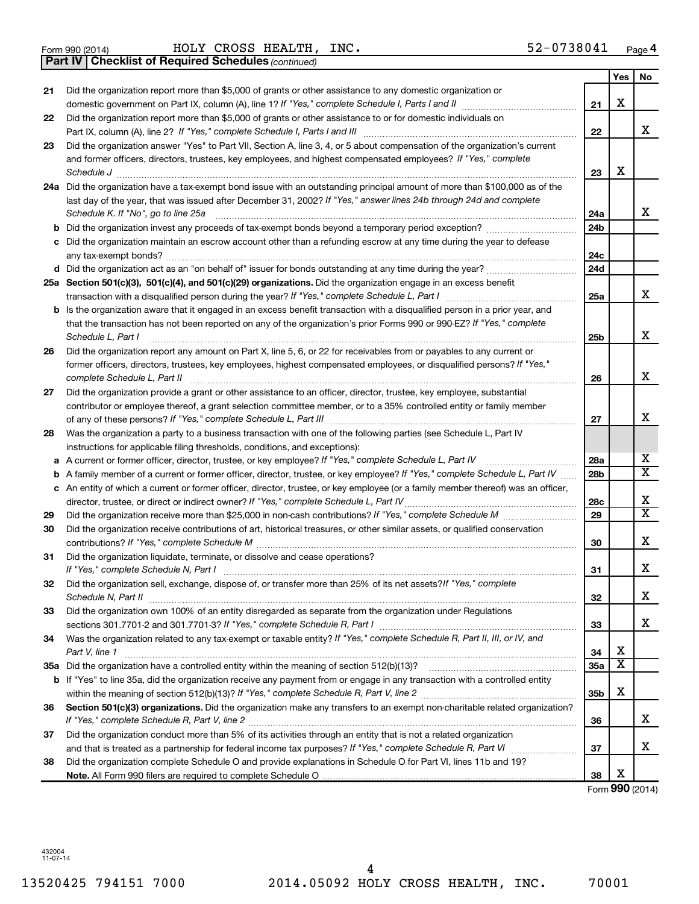Form 990 (2014) HOLY CROSS HEALTH, INC. 52-0738041 Page 4

**Part IV | Checklist of Required Schedules** *(continued)*

| | | | Yes | No |
|---|---|---|---|---|
| 21 | Did the organization report more than $5,000 of grants or other assistance to any domestic organization or domestic government on Part IX, column (A), line 1? *If "Yes," complete Schedule I, Parts I and II* | 21 | X | |
| 22 | Did the organization report more than $5,000 of grants or other assistance to or for domestic individuals on Part IX, column (A), line 2? *If "Yes," complete Schedule I, Parts I and III* | 22 | | X |
| 23 | Did the organization answer "Yes" to Part VII, Section A, line 3, 4, or 5 about compensation of the organization's current and former officers, directors, trustees, key employees, and highest compensated employees? *If "Yes," complete Schedule J* | 23 | X | |
| 24a | Did the organization have a tax-exempt bond issue with an outstanding principal amount of more than $100,000 as of the last day of the year, that was issued after December 31, 2002? *If "Yes," answer lines 24b through 24d and complete Schedule K. If "No", go to line 25a* | 24a | | X |
| b | Did the organization invest any proceeds of tax-exempt bonds beyond a temporary period exception? | 24b | | |
| c | Did the organization maintain an escrow account other than a refunding escrow at any time during the year to defease any tax-exempt bonds? | 24c | | |
| d | Did the organization act as an "on behalf of" issuer for bonds outstanding at any time during the year? | 24d | | |
| 25a | **Section 501(c)(3), 501(c)(4), and 501(c)(29) organizations.** Did the organization engage in an excess benefit transaction with a disqualified person during the year? *If "Yes," complete Schedule L, Part I* | 25a | | X |
| b | Is the organization aware that it engaged in an excess benefit transaction with a disqualified person in a prior year, and that the transaction has not been reported on any of the organization's prior Forms 990 or 990-EZ? *If "Yes," complete Schedule L, Part I* | 25b | | X |
| 26 | Did the organization report any amount on Part X, line 5, 6, or 22 for receivables from or payables to any current or former officers, directors, trustees, key employees, highest compensated employees, or disqualified persons? *If "Yes," complete Schedule L, Part II* | 26 | | X |
| 27 | Did the organization provide a grant or other assistance to an officer, director, trustee, key employee, substantial contributor or employee thereof, a grant selection committee member, or to a 35% controlled entity or family member of any of these persons? *If "Yes," complete Schedule L, Part III* | 27 | | X |
| 28 | Was the organization a party to a business transaction with one of the following parties (see Schedule L, Part IV instructions for applicable filing thresholds, conditions, and exceptions): | | | |
| a | A current or former officer, director, trustee, or key employee? *If "Yes," complete Schedule L, Part IV* | 28a | | X |
| b | A family member of a current or former officer, director, trustee, or key employee? *If "Yes," complete Schedule L, Part IV* | 28b | | X |
| c | An entity of which a current or former officer, director, trustee, or key employee (or a family member thereof) was an officer, director, trustee, or direct or indirect owner? *If "Yes," complete Schedule L, Part IV* | 28c | | X |
| 29 | Did the organization receive more than $25,000 in non-cash contributions? *If "Yes," complete Schedule M* | 29 | | X |
| 30 | Did the organization receive contributions of art, historical treasures, or other similar assets, or qualified conservation contributions? *If "Yes," complete Schedule M* | 30 | | X |
| 31 | Did the organization liquidate, terminate, or dissolve and cease operations? *If "Yes," complete Schedule N, Part I* | 31 | | X |
| 32 | Did the organization sell, exchange, dispose of, or transfer more than 25% of its net assets? *If "Yes," complete Schedule N, Part II* | 32 | | X |
| 33 | Did the organization own 100% of an entity disregarded as separate from the organization under Regulations sections 301.7701-2 and 301.7701-3? *If "Yes," complete Schedule R, Part I* | 33 | | X |
| 34 | Was the organization related to any tax-exempt or taxable entity? *If "Yes," complete Schedule R, Part II, III, or IV, and Part V, line 1* | 34 | X | |
| 35a | Did the organization have a controlled entity within the meaning of section 512(b)(13)? | 35a | X | |
| b | If "Yes" to line 35a, did the organization receive any payment from or engage in any transaction with a controlled entity within the meaning of section 512(b)(13)? *If "Yes," complete Schedule R, Part V, line 2* | 35b | X | |
| 36 | **Section 501(c)(3) organizations.** Did the organization make any transfers to an exempt non-charitable related organization? *If "Yes," complete Schedule R, Part V, line 2* | 36 | | X |
| 37 | Did the organization conduct more than 5% of its activities through an entity that is not a related organization and that is treated as a partnership for federal income tax purposes? *If "Yes," complete Schedule R, Part VI* | 37 | | X |
| 38 | Did the organization complete Schedule O and provide explanations in Schedule O for Part VI, lines 11b and 19? **Note.** All Form 990 filers are required to complete Schedule O | 38 | X | |

Form **990** (2014)

432004
11-07-14

13520425 794151 7000 2014.05092 HOLY CROSS HEALTH, INC. 70001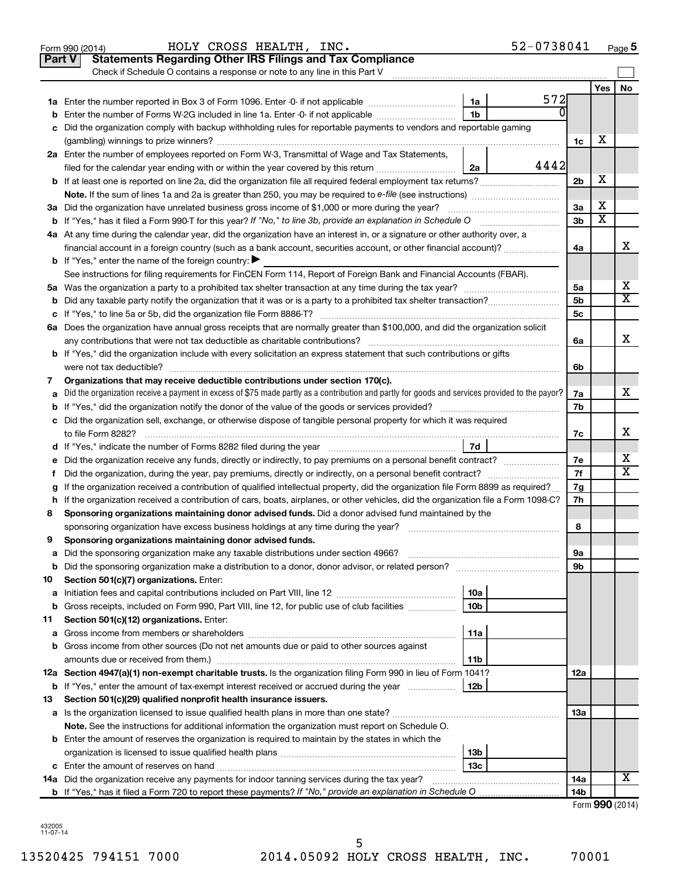Form 990 (2014) HOLY CROSS HEALTH, INC. 52-0738041

## Part V Statements Regarding Other IRS Filings and Tax Compliance

Check if Schedule O contains a response or note to any line in this Part V

| | | | | | Yes | No |
|---|---|---|---|---|---|---|
| **1a** | Enter the number reported in Box 3 of Form 1096. Enter -0- if not applicable | 1a | 572 | | | |
| **b** | Enter the number of Forms W-2G included in line 1a. Enter -0- if not applicable | 1b | 0 | | | |
| **c** | Did the organization comply with backup withholding rules for reportable payments to vendors and reportable gaming (gambling) winnings to prize winners? | | | 1c | X | |
| **2a** | Enter the number of employees reported on Form W-3, Transmittal of Wage and Tax Statements, filed for the calendar year ending with or within the year covered by this return | 2a | 4442 | | | |
| **b** | If at least one is reported on line 2a, did the organization file all required federal employment tax returns? | | | 2b | X | |
| | **Note.** If the sum of lines 1a and 2a is greater than 250, you may be required to *e-file* (see instructions) | | | | | |
| **3a** | Did the organization have unrelated business gross income of $1,000 or more during the year? | | | 3a | X | |
| **b** | If "Yes," has it filed a Form 990-T for this year? *If "No," to line 3b, provide an explanation in Schedule O* | | | 3b | X | |
| **4a** | At any time during the calendar year, did the organization have an interest in, or a signature or other authority over, a financial account in a foreign country (such as a bank account, securities account, or other financial account)? | | | 4a | | X |
| **b** | If "Yes," enter the name of the foreign country: ▶ | | | | | |
| | See instructions for filing requirements for FinCEN Form 114, Report of Foreign Bank and Financial Accounts (FBAR). | | | | | |
| **5a** | Was the organization a party to a prohibited tax shelter transaction at any time during the tax year? | | | 5a | | X |
| **b** | Did any taxable party notify the organization that it was or is a party to a prohibited tax shelter transaction? | | | 5b | | X |
| **c** | If "Yes," to line 5a or 5b, did the organization file Form 8886-T? | | | 5c | | |
| **6a** | Does the organization have annual gross receipts that are normally greater than $100,000, and did the organization solicit any contributions that were not tax deductible as charitable contributions? | | | 6a | | X |
| **b** | If "Yes," did the organization include with every solicitation an express statement that such contributions or gifts were not tax deductible? | | | 6b | | |
| **7** | **Organizations that may receive deductible contributions under section 170(c).** | | | | | |
| **a** | Did the organization receive a payment in excess of $75 made partly as a contribution and partly for goods and services provided to the payor? | | | 7a | | X |
| **b** | If "Yes," did the organization notify the donor of the value of the goods or services provided? | | | 7b | | |
| **c** | Did the organization sell, exchange, or otherwise dispose of tangible personal property for which it was required to file Form 8282? | | | 7c | | X |
| **d** | If "Yes," indicate the number of Forms 8282 filed during the year | 7d | | | | |
| **e** | Did the organization receive any funds, directly or indirectly, to pay premiums on a personal benefit contract? | | | 7e | | X |
| **f** | Did the organization, during the year, pay premiums, directly or indirectly, on a personal benefit contract? | | | 7f | | X |
| **g** | If the organization received a contribution of qualified intellectual property, did the organization file Form 8899 as required? | | | 7g | | |
| **h** | If the organization received a contribution of cars, boats, airplanes, or other vehicles, did the organization file a Form 1098-C? | | | 7h | | |
| **8** | **Sponsoring organizations maintaining donor advised funds.** Did a donor advised fund maintained by the sponsoring organization have excess business holdings at any time during the year? | | | 8 | | |
| **9** | **Sponsoring organizations maintaining donor advised funds.** | | | | | |
| **a** | Did the sponsoring organization make any taxable distributions under section 4966? | | | 9a | | |
| **b** | Did the sponsoring organization make a distribution to a donor, donor advisor, or related person? | | | 9b | | |
| **10** | **Section 501(c)(7) organizations.** Enter: | | | | | |
| **a** | Initiation fees and capital contributions included on Part VIII, line 12 | 10a | | | | |
| **b** | Gross receipts, included on Form 990, Part VIII, line 12, for public use of club facilities | 10b | | | | |
| **11** | **Section 501(c)(12) organizations.** Enter: | | | | | |
| **a** | Gross income from members or shareholders | 11a | | | | |
| **b** | Gross income from other sources (Do not net amounts due or paid to other sources against amounts due or received from them.) | 11b | | | | |
| **12a** | **Section 4947(a)(1) non-exempt charitable trusts.** Is the organization filing Form 990 in lieu of Form 1041? | | | 12a | | |
| **b** | If "Yes," enter the amount of tax-exempt interest received or accrued during the year | 12b | | | | |
| **13** | **Section 501(c)(29) qualified nonprofit health insurance issuers.** | | | | | |
| **a** | Is the organization licensed to issue qualified health plans in more than one state? | | | 13a | | |
| | **Note.** See the instructions for additional information the organization must report on Schedule O. | | | | | |
| **b** | Enter the amount of reserves the organization is required to maintain by the states in which the organization is licensed to issue qualified health plans | 13b | | | | |
| **c** | Enter the amount of reserves on hand | 13c | | | | |
| **14a** | Did the organization receive any payments for indoor tanning services during the tax year? | | | 14a | | X |
| **b** | If "Yes," has it filed a Form 720 to report these payments? *If "No," provide an explanation in Schedule O* | | | 14b | | |

Form **990** (2014)

432005 11-07-14

13520425 794151 7000 2014.05092 HOLY CROSS HEALTH, INC. 70001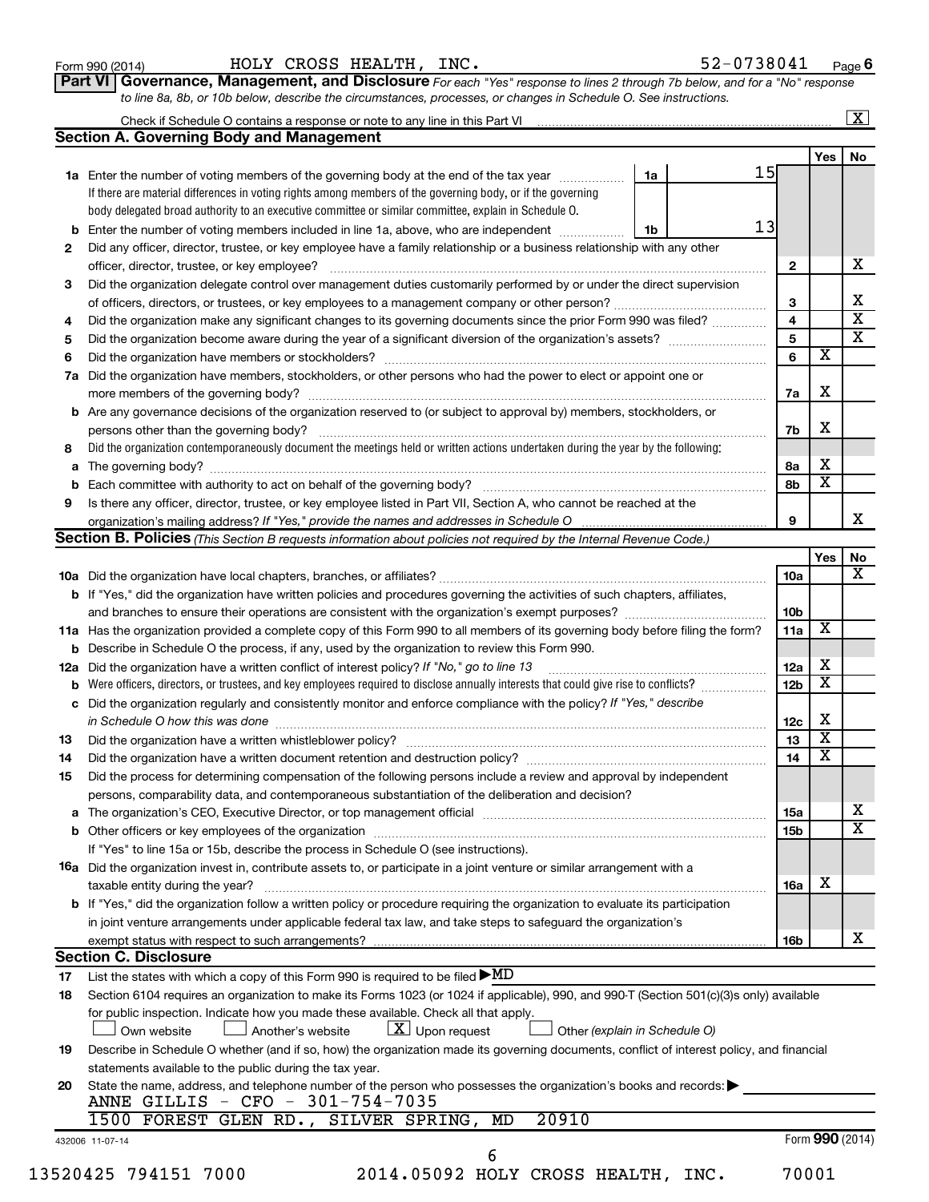Form 990 (2014) HOLY CROSS HEALTH, INC. 52-0738041 Page 6

**Part VI** **Governance, Management, and Disclosure** *For each "Yes" response to lines 2 through 7b below, and for a "No" response to line 8a, 8b, or 10b below, describe the circumstances, processes, or changes in Schedule O. See instructions.*

Check if Schedule O contains a response or note to any line in this Part VI ... [X]

## Section A. Governing Body and Management

| | | | | Yes | No |
|---|---|---|---|---|---|
| 1a | Enter the number of voting members of the governing body at the end of the tax year ... If there are material differences in voting rights among members of the governing body, or if the governing body delegated broad authority to an executive committee or similar committee, explain in Schedule O. | 1a | 15 | | |
| b | Enter the number of voting members included in line 1a, above, who are independent ... | 1b | 13 | | |
| 2 | Did any officer, director, trustee, or key employee have a family relationship or a business relationship with any other officer, director, trustee, or key employee? | | 2 | | X |
| 3 | Did the organization delegate control over management duties customarily performed by or under the direct supervision of officers, directors, or trustees, or key employees to a management company or other person? | | 3 | | X |
| 4 | Did the organization make any significant changes to its governing documents since the prior Form 990 was filed? | | 4 | | X |
| 5 | Did the organization become aware during the year of a significant diversion of the organization's assets? | | 5 | | X |
| 6 | Did the organization have members or stockholders? | | 6 | X | |
| 7a | Did the organization have members, stockholders, or other persons who had the power to elect or appoint one or more members of the governing body? | | 7a | X | |
| b | Are any governance decisions of the organization reserved to (or subject to approval by) members, stockholders, or persons other than the governing body? | | 7b | X | |
| 8 | Did the organization contemporaneously document the meetings held or written actions undertaken during the year by the following: | | | | |
| a | The governing body? | | 8a | X | |
| b | Each committee with authority to act on behalf of the governing body? | | 8b | X | |
| 9 | Is there any officer, director, trustee, or key employee listed in Part VII, Section A, who cannot be reached at the organization's mailing address? *If "Yes," provide the names and addresses in Schedule O* | | 9 | | X |

## Section B. Policies *(This Section B requests information about policies not required by the Internal Revenue Code.)*

| | | | Yes | No |
|---|---|---|---|---|
| 10a | Did the organization have local chapters, branches, or affiliates? | 10a | | X |
| b | If "Yes," did the organization have written policies and procedures governing the activities of such chapters, affiliates, and branches to ensure their operations are consistent with the organization's exempt purposes? | 10b | | |
| 11a | Has the organization provided a complete copy of this Form 990 to all members of its governing body before filing the form? | 11a | X | |
| b | Describe in Schedule O the process, if any, used by the organization to review this Form 990. | | | |
| 12a | Did the organization have a written conflict of interest policy? *If "No," go to line 13* | 12a | X | |
| b | Were officers, directors, or trustees, and key employees required to disclose annually interests that could give rise to conflicts? | 12b | X | |
| c | Did the organization regularly and consistently monitor and enforce compliance with the policy? *If "Yes," describe in Schedule O how this was done* | 12c | X | |
| 13 | Did the organization have a written whistleblower policy? | 13 | X | |
| 14 | Did the organization have a written document retention and destruction policy? | 14 | X | |
| 15 | Did the process for determining compensation of the following persons include a review and approval by independent persons, comparability data, and contemporaneous substantiation of the deliberation and decision? | | | |
| a | The organization's CEO, Executive Director, or top management official | 15a | | X |
| b | Other officers or key employees of the organization | 15b | | X |
| | If "Yes" to line 15a or 15b, describe the process in Schedule O (see instructions). | | | |
| 16a | Did the organization invest in, contribute assets to, or participate in a joint venture or similar arrangement with a taxable entity during the year? | 16a | X | |
| b | If "Yes," did the organization follow a written policy or procedure requiring the organization to evaluate its participation in joint venture arrangements under applicable federal tax law, and take steps to safeguard the organization's exempt status with respect to such arrangements? | 16b | | X |

## Section C. Disclosure

17 List the states with which a copy of this Form 990 is required to be filed ▶ MD

18 Section 6104 requires an organization to make its Forms 1023 (or 1024 if applicable), 990, and 990-T (Section 501(c)(3)s only) available for public inspection. Indicate how you made these available. Check all that apply.

[ ] Own website [ ] Another's website [X] Upon request [ ] Other *(explain in Schedule O)*

19 Describe in Schedule O whether (and if so, how) the organization made its governing documents, conflict of interest policy, and financial statements available to the public during the tax year.

20 State the name, address, and telephone number of the person who possesses the organization's books and records: ▶

ANNE GILLIS - CFO - 301-754-7035
1500 FOREST GLEN RD., SILVER SPRING, MD 20910

432006 11-07-14 Form **990** (2014)

13520425 794151 7000 2014.05092 HOLY CROSS HEALTH, INC. 70001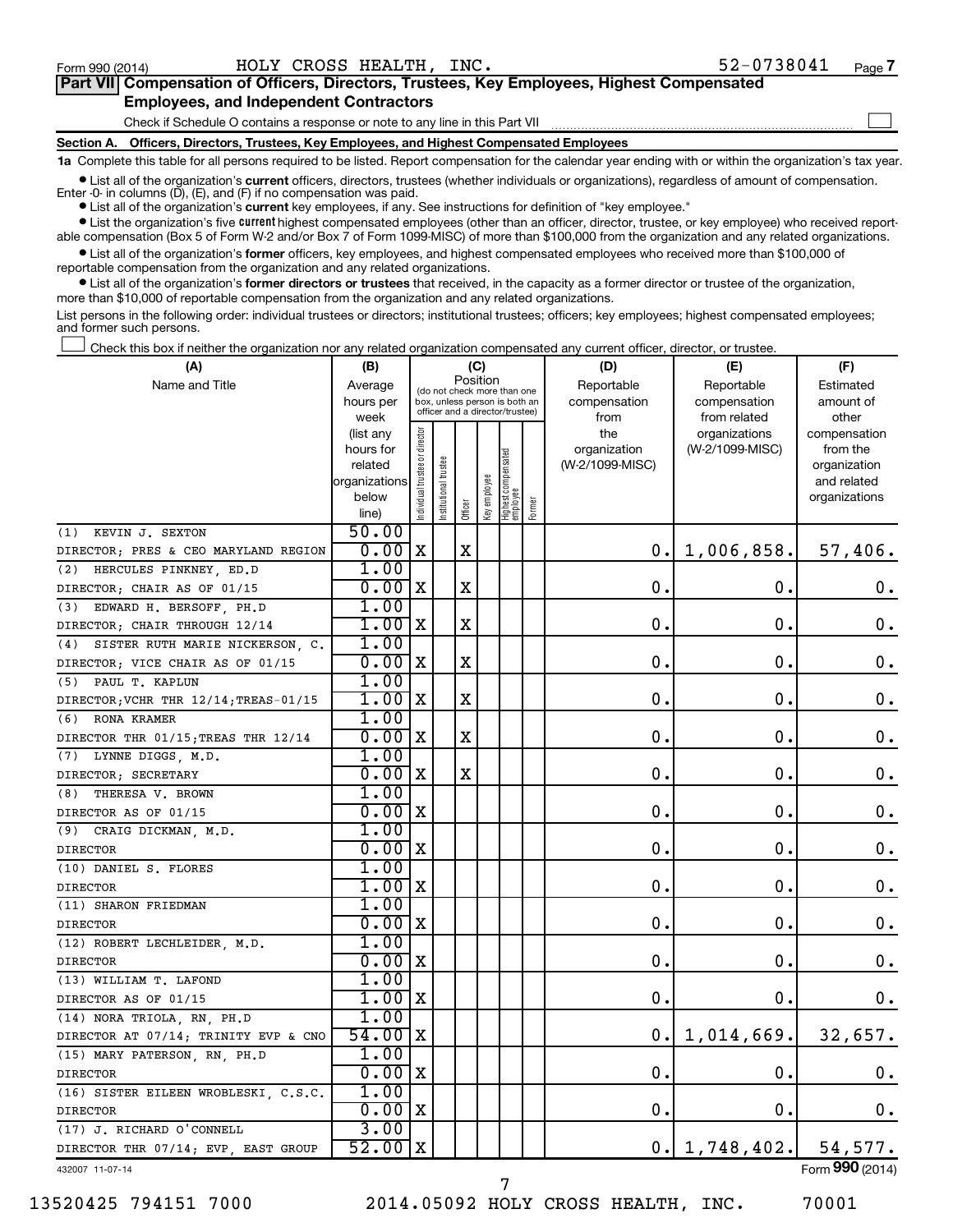Form 990 (2014) HOLY CROSS HEALTH, INC. 52-0738041 Page 7

## Part VII Compensation of Officers, Directors, Trustees, Key Employees, Highest Compensated Employees, and Independent Contractors

Check if Schedule O contains a response or note to any line in this Part VII ☐

### Section A. Officers, Directors, Trustees, Key Employees, and Highest Compensated Employees

**1a** Complete this table for all persons required to be listed. Report compensation for the calendar year ending with or within the organization's tax year.

- List all of the organization's **current** officers, directors, trustees (whether individuals or organizations), regardless of amount of compensation. Enter -0- in columns (D), (E), and (F) if no compensation was paid.
- List all of the organization's **current** key employees, if any. See instructions for definition of "key employee."
- List the organization's five **current** highest compensated employees (other than an officer, director, trustee, or key employee) who received reportable compensation (Box 5 of Form W-2 and/or Box 7 of Form 1099-MISC) of more than $100,000 from the organization and any related organizations.
- List all of the organization's **former** officers, key employees, and highest compensated employees who received more than $100,000 of reportable compensation from the organization and any related organizations.
- List all of the organization's **former directors or trustees** that received, in the capacity as a former director or trustee of the organization, more than $10,000 of reportable compensation from the organization and any related organizations.

List persons in the following order: individual trustees or directors; institutional trustees; officers; key employees; highest compensated employees; and former such persons.

☐ Check this box if neither the organization nor any related organization compensated any current officer, director, or trustee.

| (A) Name and Title | (B) Average hours per week (list any hours for related organizations below line) | (C) Position: Individual trustee or director | Institutional trustee | Officer | Key employee | Highest compensated employee | Former | (D) Reportable compensation from the organization (W-2/1099-MISC) | (E) Reportable compensation from related organizations (W-2/1099-MISC) | (F) Estimated amount of other compensation from the organization and related organizations |
|---|---|---|---|---|---|---|---|---|---|---|
| (1) KEVIN J. SEXTON<br>DIRECTOR; PRES & CEO MARYLAND REGION | 50.00<br>0.00 | X | | X | | | | 0. | 1,006,858. | 57,406. |
| (2) HERCULES PINKNEY, ED.D<br>DIRECTOR; CHAIR AS OF 01/15 | 1.00<br>0.00 | X | | X | | | | 0. | 0. | 0. |
| (3) EDWARD H. BERSOFF, PH.D<br>DIRECTOR; CHAIR THROUGH 12/14 | 1.00<br>1.00 | X | | X | | | | 0. | 0. | 0. |
| (4) SISTER RUTH MARIE NICKERSON, C.<br>DIRECTOR; VICE CHAIR AS OF 01/15 | 1.00<br>0.00 | X | | X | | | | 0. | 0. | 0. |
| (5) PAUL T. KAPLUN<br>DIRECTOR;VCHR THR 12/14;TREAS-01/15 | 1.00<br>1.00 | X | | X | | | | 0. | 0. | 0. |
| (6) RONA KRAMER<br>DIRECTOR THR 01/15;TREAS THR 12/14 | 1.00<br>0.00 | X | | X | | | | 0. | 0. | 0. |
| (7) LYNNE DIGGS, M.D.<br>DIRECTOR; SECRETARY | 1.00<br>0.00 | X | | X | | | | 0. | 0. | 0. |
| (8) THERESA V. BROWN<br>DIRECTOR AS OF 01/15 | 1.00<br>0.00 | X | | | | | | 0. | 0. | 0. |
| (9) CRAIG DICKMAN, M.D.<br>DIRECTOR | 1.00<br>0.00 | X | | | | | | 0. | 0. | 0. |
| (10) DANIEL S. FLORES<br>DIRECTOR | 1.00<br>1.00 | X | | | | | | 0. | 0. | 0. |
| (11) SHARON FRIEDMAN<br>DIRECTOR | 1.00<br>0.00 | X | | | | | | 0. | 0. | 0. |
| (12) ROBERT LECHLEIDER, M.D.<br>DIRECTOR | 1.00<br>0.00 | X | | | | | | 0. | 0. | 0. |
| (13) WILLIAM T. LAFOND<br>DIRECTOR AS OF 01/15 | 1.00<br>1.00 | X | | | | | | 0. | 0. | 0. |
| (14) NORA TRIOLA, RN, PH.D<br>DIRECTOR AT 07/14; TRINITY EVP & CNO | 1.00<br>54.00 | X | | | | | | 0. | 1,014,669. | 32,657. |
| (15) MARY PATERSON, RN, PH.D<br>DIRECTOR | 1.00<br>0.00 | X | | | | | | 0. | 0. | 0. |
| (16) SISTER EILEEN WROBLESKI, C.S.C.<br>DIRECTOR | 1.00<br>0.00 | X | | | | | | 0. | 0. | 0. |
| (17) J. RICHARD O'CONNELL<br>DIRECTOR THR 07/14; EVP, EAST GROUP | 3.00<br>52.00 | X | | | | | | 0. | 1,748,402. | 54,577. |

432007 11-07-14 Form **990** (2014)

13520425 794151 7000 2014.05092 HOLY CROSS HEALTH, INC. 70001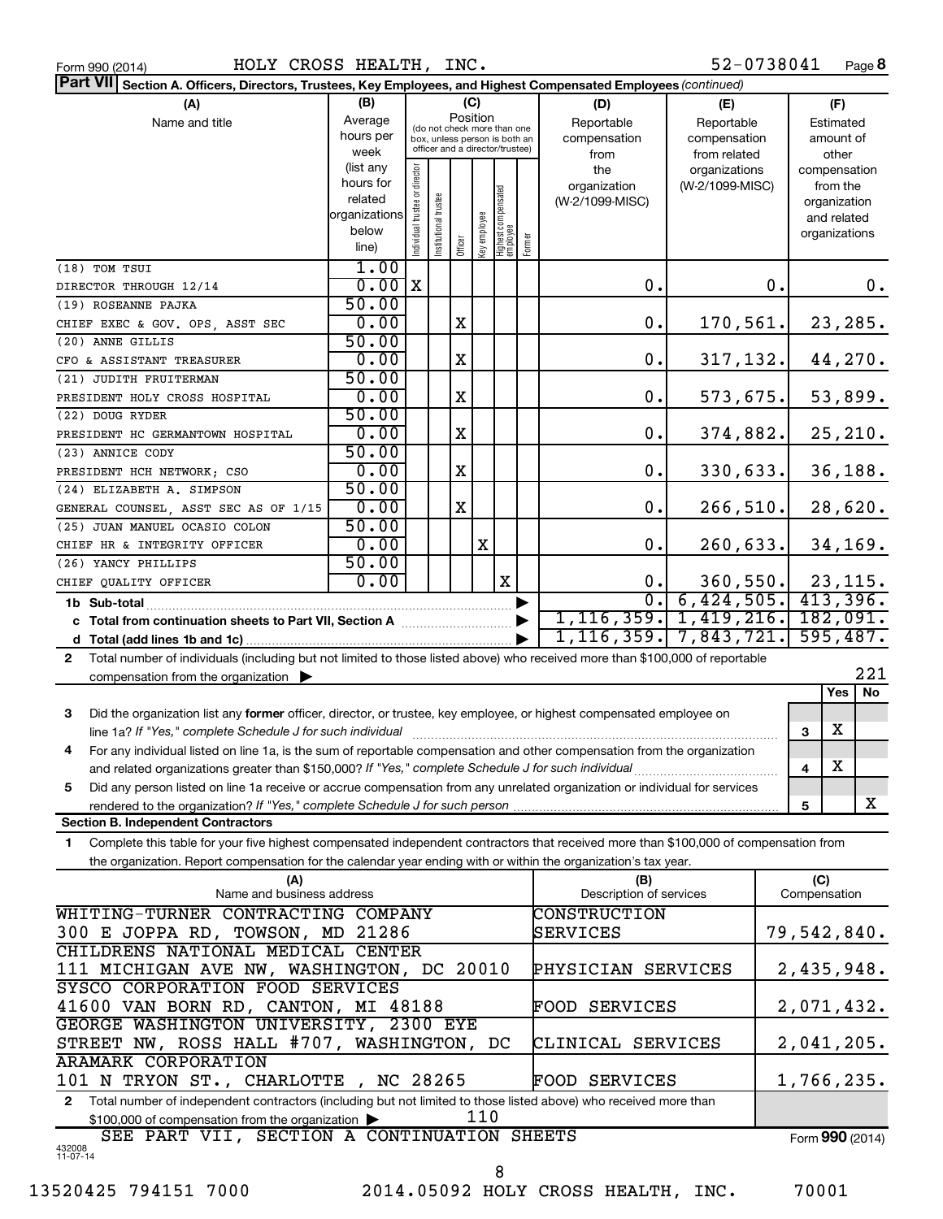Form 990 (2014) HOLY CROSS HEALTH, INC. 52-0738041 Page 8

**Part VII Section A. Officers, Directors, Trustees, Key Employees, and Highest Compensated Employees** *(continued)*

| (A) Name and title | (B) Average hours per week (list any hours for related organizations below line) | Individual trustee or director | Institutional trustee | Officer | Key employee | Highest compensated employee | Former | (D) Reportable compensation from the organization (W-2/1099-MISC) | (E) Reportable compensation from related organizations (W-2/1099-MISC) | (F) Estimated amount of other compensation from the organization and related organizations |
|---|---|---|---|---|---|---|---|---|---|---|
| (18) TOM TSUI<br>DIRECTOR THROUGH 12/14 | 1.00<br>0.00 | X | | | | | | 0. | 0. | 0. |
| (19) ROSEANNE PAJKA<br>CHIEF EXEC & GOV. OPS, ASST SEC | 50.00<br>0.00 | | | X | | | | 0. | 170,561. | 23,285. |
| (20) ANNE GILLIS<br>CFO & ASSISTANT TREASURER | 50.00<br>0.00 | | | X | | | | 0. | 317,132. | 44,270. |
| (21) JUDITH FRUITERMAN<br>PRESIDENT HOLY CROSS HOSPITAL | 50.00<br>0.00 | | | X | | | | 0. | 573,675. | 53,899. |
| (22) DOUG RYDER<br>PRESIDENT HC GERMANTOWN HOSPITAL | 50.00<br>0.00 | | | X | | | | 0. | 374,882. | 25,210. |
| (23) ANNICE CODY<br>PRESIDENT HCH NETWORK; CSO | 50.00<br>0.00 | | | X | | | | 0. | 330,633. | 36,188. |
| (24) ELIZABETH A. SIMPSON<br>GENERAL COUNSEL, ASST SEC AS OF 1/15 | 50.00<br>0.00 | | | X | | | | 0. | 266,510. | 28,620. |
| (25) JUAN MANUEL OCASIO COLON<br>CHIEF HR & INTEGRITY OFFICER | 50.00<br>0.00 | | | | X | | | 0. | 260,633. | 34,169. |
| (26) YANCY PHILLIPS<br>CHIEF QUALITY OFFICER | 50.00<br>0.00 | | | | | X | | 0. | 360,550. | 23,115. |
| **1b Sub-total** | | | | | | | | 0. | 6,424,505. | 413,396. |
| **c Total from continuation sheets to Part VII, Section A** | | | | | | | | 1,116,359. | 1,419,216. | 182,091. |
| **d Total (add lines 1b and 1c)** | | | | | | | | 1,116,359. | 7,843,721. | 595,487. |

**2** Total number of individuals (including but not limited to those listed above) who received more than $100,000 of reportable compensation from the organization ▶ 221

| | | | Yes | No |
|---|---|---|---|---|
| **3** | Did the organization list any **former** officer, director, or trustee, key employee, or highest compensated employee on line 1a? *If "Yes," complete Schedule J for such individual* | 3 | X | |
| **4** | For any individual listed on line 1a, is the sum of reportable compensation and other compensation from the organization and related organizations greater than $150,000? *If "Yes," complete Schedule J for such individual* | 4 | X | |
| **5** | Did any person listed on line 1a receive or accrue compensation from any unrelated organization or individual for services rendered to the organization? *If "Yes," complete Schedule J for such person* | 5 | | X |

**Section B. Independent Contractors**

**1** Complete this table for your five highest compensated independent contractors that received more than $100,000 of compensation from the organization. Report compensation for the calendar year ending with or within the organization's tax year.

| (A) Name and business address | (B) Description of services | (C) Compensation |
|---|---|---|
| WHITING-TURNER CONTRACTING COMPANY<br>300 E JOPPA RD, TOWSON, MD 21286 | CONSTRUCTION SERVICES | 79,542,840. |
| CHILDRENS NATIONAL MEDICAL CENTER<br>111 MICHIGAN AVE NW, WASHINGTON, DC 20010 | PHYSICIAN SERVICES | 2,435,948. |
| SYSCO CORPORATION FOOD SERVICES<br>41600 VAN BORN RD, CANTON, MI 48188 | FOOD SERVICES | 2,071,432. |
| GEORGE WASHINGTON UNIVERSITY, 2300 EYE<br>STREET NW, ROSS HALL #707, WASHINGTON, DC | CLINICAL SERVICES | 2,041,205. |
| ARAMARK CORPORATION<br>101 N TRYON ST., CHARLOTTE , NC 28265 | FOOD SERVICES | 1,766,235. |

**2** Total number of independent contractors (including but not limited to those listed above) who received more than $100,000 of compensation from the organization ▶ 110

SEE PART VII, SECTION A CONTINUATION SHEETS

Form **990** (2014)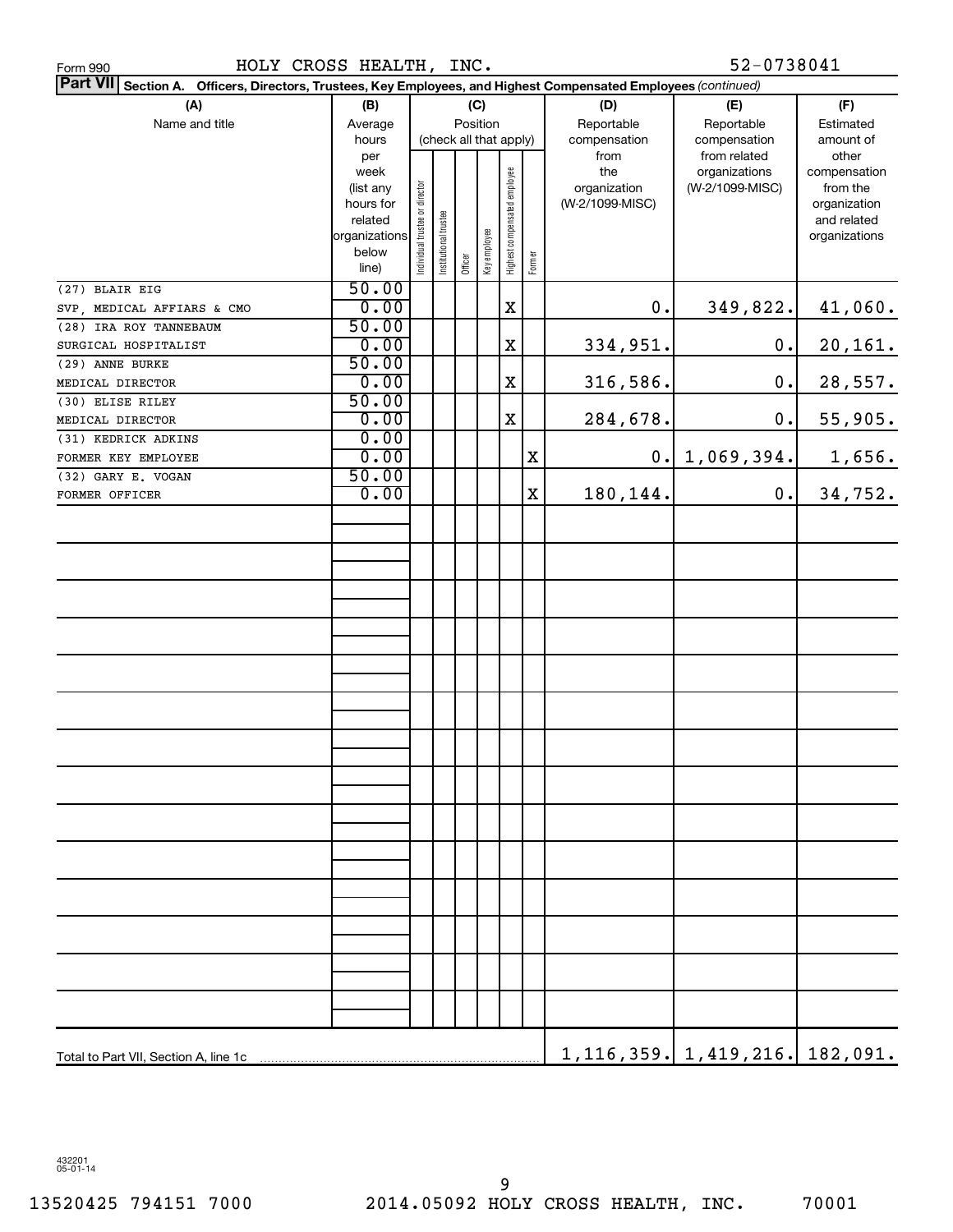Form 990 HOLY CROSS HEALTH, INC. 52-0738041

**Part VII** Section A. Officers, Directors, Trustees, Key Employees, and Highest Compensated Employees *(continued)*

| (A) Name and title | (B) Average hours per week (list any hours for related organizations below line) | (C) Position (check all that apply): Individual trustee or director | Institutional trustee | Officer | Key employee | Highest compensated employee | Former | (D) Reportable compensation from the organization (W-2/1099-MISC) | (E) Reportable compensation from related organizations (W-2/1099-MISC) | (F) Estimated amount of other compensation from the organization and related organizations |
|---|---|---|---|---|---|---|---|---|---|---|
| (27) BLAIR EIG<br>SVP, MEDICAL AFFIARS & CMO | 50.00<br>0.00 | | | | | X | | 0. | 349,822. | 41,060. |
| (28) IRA ROY TANNEBAUM<br>SURGICAL HOSPITALIST | 50.00<br>0.00 | | | | | X | | 334,951. | 0. | 20,161. |
| (29) ANNE BURKE<br>MEDICAL DIRECTOR | 50.00<br>0.00 | | | | | X | | 316,586. | 0. | 28,557. |
| (30) ELISE RILEY<br>MEDICAL DIRECTOR | 50.00<br>0.00 | | | | | X | | 284,678. | 0. | 55,905. |
| (31) KEDRICK ADKINS<br>FORMER KEY EMPLOYEE | 0.00<br>0.00 | | | | | | X | 0. | 1,069,394. | 1,656. |
| (32) GARY E. VOGAN<br>FORMER OFFICER | 50.00<br>0.00 | | | | | | X | 180,144. | 0. | 34,752. |
| Total to Part VII, Section A, line 1c | | | | | | | | 1,116,359. | 1,419,216. | 182,091. |

432201 05-01-14

13520425 794151 7000 2014.05092 HOLY CROSS HEALTH, INC. 70001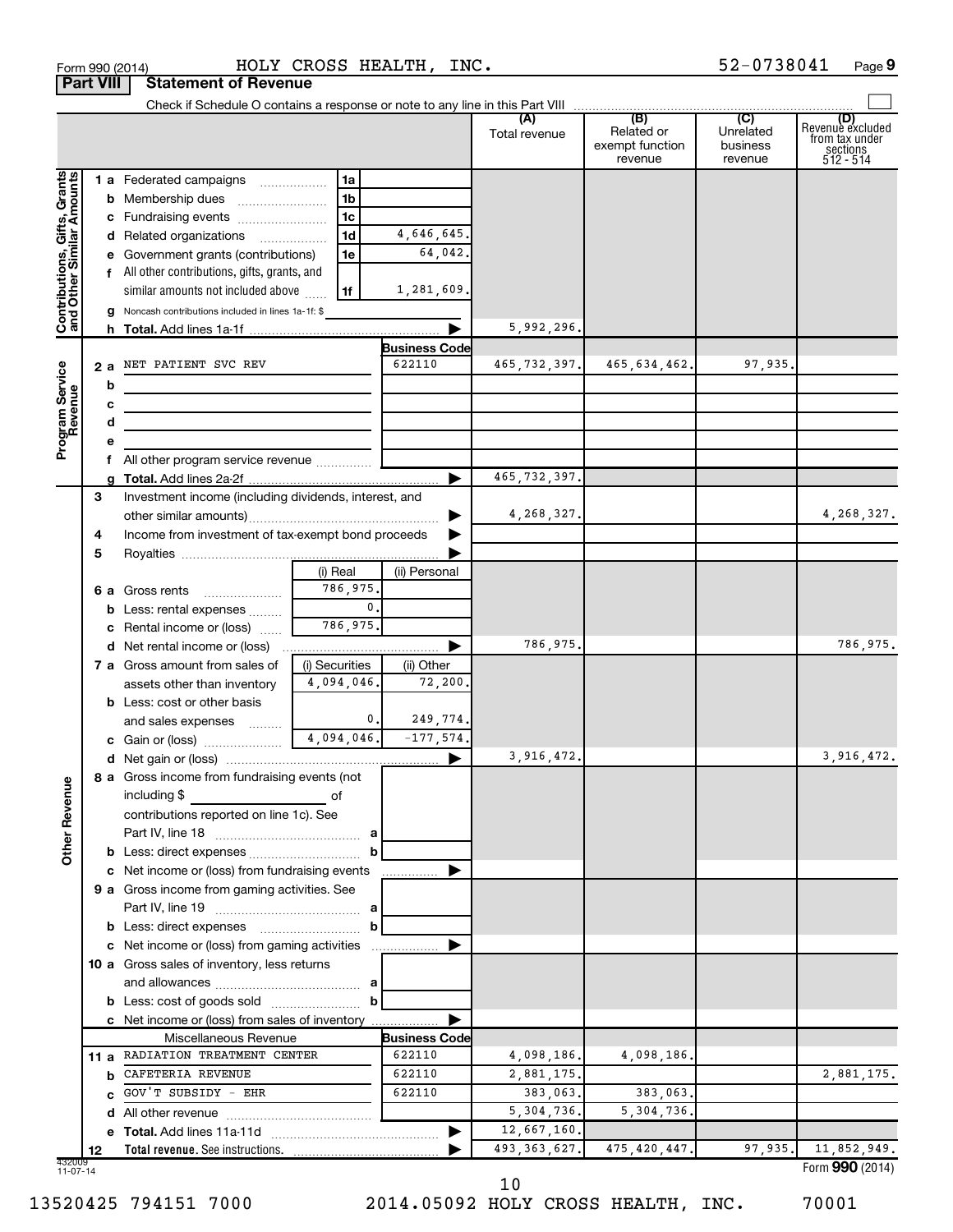Form 990 (2014) HOLY CROSS HEALTH, INC. 52-0738041 Page **9**

**Part VIII** **Statement of Revenue**

Check if Schedule O contains a response or note to any line in this Part VIII ☐

| | | | | (A) Total revenue | (B) Related or exempt function revenue | (C) Unrelated business revenue | (D) Revenue excluded from tax under sections 512 - 514 |
|---|---|---|---|---|---|---|---|
| **Contributions, Gifts, Grants and Other Similar Amounts** | 1 a Federated campaigns | 1a | | | | | |
| | b Membership dues | 1b | | | | | |
| | c Fundraising events | 1c | | | | | |
| | d Related organizations | 1d | 4,646,645. | | | | |
| | e Government grants (contributions) | 1e | 64,042. | | | | |
| | f All other contributions, gifts, grants, and similar amounts not included above | 1f | 1,281,609. | | | | |
| | g Noncash contributions included in lines 1a-1f: $ | | | | | | |
| | h **Total.** Add lines 1a-1f | | ▶ | 5,992,296. | | | |
| **Program Service Revenue** | | | **Business Code** | | | | |
| | 2 a NET PATIENT SVC REV | | 622110 | 465,732,397. | 465,634,462. | 97,935. | |
| | b | | | | | | |
| | c | | | | | | |
| | d | | | | | | |
| | e | | | | | | |
| | f All other program service revenue | | | | | | |
| | g **Total.** Add lines 2a-2f | | ▶ | 465,732,397. | | | |
| **Other Revenue** | 3 Investment income (including dividends, interest, and other similar amounts) | | ▶ | 4,268,327. | | | 4,268,327. |
| | 4 Income from investment of tax-exempt bond proceeds | | ▶ | | | | |
| | 5 Royalties | | ▶ | | | | |
| | | (i) Real | (ii) Personal | | | | |
| | 6 a Gross rents | 786,975. | | | | | |
| | b Less: rental expenses | 0. | | | | | |
| | c Rental income or (loss) | 786,975. | | | | | |
| | d Net rental income or (loss) | | ▶ | 786,975. | | | 786,975. |
| | 7 a Gross amount from sales of assets other than inventory | (i) Securities 4,094,046. | (ii) Other 72,200. | | | | |
| | b Less: cost or other basis and sales expenses | 0. | 249,774. | | | | |
| | c Gain or (loss) | 4,094,046. | -177,574. | | | | |
| | d Net gain or (loss) | | ▶ | 3,916,472. | | | 3,916,472. |
| | 8 a Gross income from fundraising events (not including $ of contributions reported on line 1c). See Part IV, line 18 | a | | | | | |
| | b Less: direct expenses | b | | | | | |
| | c Net income or (loss) from fundraising events | | ▶ | | | | |
| | 9 a Gross income from gaming activities. See Part IV, line 19 | a | | | | | |
| | b Less: direct expenses | b | | | | | |
| | c Net income or (loss) from gaming activities | | ▶ | | | | |
| | 10 a Gross sales of inventory, less returns and allowances | a | | | | | |
| | b Less: cost of goods sold | b | | | | | |
| | c Net income or (loss) from sales of inventory | | ▶ | | | | |
| | Miscellaneous Revenue | | **Business Code** | | | | |
| | 11 a RADIATION TREATMENT CENTER | | 622110 | 4,098,186. | 4,098,186. | | |
| | b CAFETERIA REVENUE | | 622110 | 2,881,175. | | | 2,881,175. |
| | c GOV'T SUBSIDY - EHR | | 622110 | 383,063. | 383,063. | | |
| | d All other revenue | | | 5,304,736. | 5,304,736. | | |
| | e **Total.** Add lines 11a-11d | | ▶ | 12,667,160. | | | |
| | 12 **Total revenue.** See instructions. | | ▶ | 493,363,627. | 475,420,447. | 97,935. | 11,852,949. |

432009 11-07-14

Form **990** (2014)

13520425 794151 7000 2014.05092 HOLY CROSS HEALTH, INC. 70001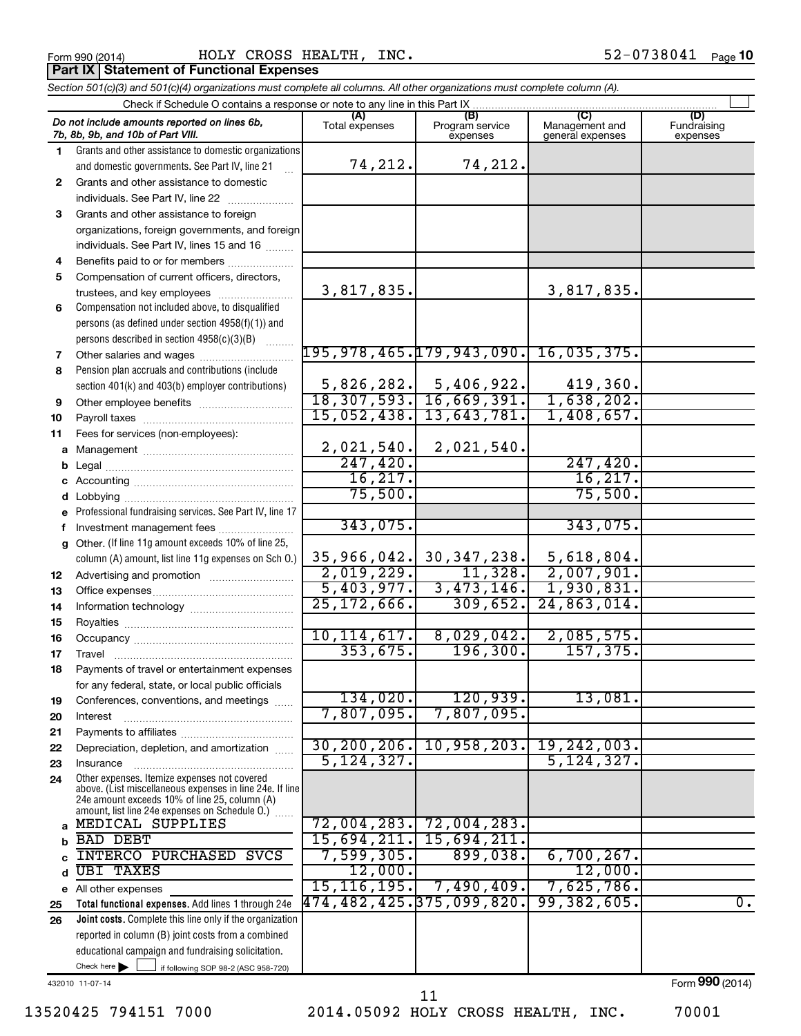Form 990 (2014) HOLY CROSS HEALTH, INC. 52-0738041 Page 10

**Part IX Statement of Functional Expenses**

*Section 501(c)(3) and 501(c)(4) organizations must complete all columns. All other organizations must complete column (A).*

Check if Schedule O contains a response or note to any line in this Part IX

| *Do not include amounts reported on lines 6b, 7b, 8b, 9b, and 10b of Part VIII.* | (A) Total expenses | (B) Program service expenses | (C) Management and general expenses | (D) Fundraising expenses |
|---|---|---|---|---|
| 1 Grants and other assistance to domestic organizations and domestic governments. See Part IV, line 21 | 74,212. | 74,212. | | |
| 2 Grants and other assistance to domestic individuals. See Part IV, line 22 | | | | |
| 3 Grants and other assistance to foreign organizations, foreign governments, and foreign individuals. See Part IV, lines 15 and 16 | | | | |
| 4 Benefits paid to or for members | | | | |
| 5 Compensation of current officers, directors, trustees, and key employees | 3,817,835. | | 3,817,835. | |
| 6 Compensation not included above, to disqualified persons (as defined under section 4958(f)(1)) and persons described in section 4958(c)(3)(B) | | | | |
| 7 Other salaries and wages | 195,978,465. | 179,943,090. | 16,035,375. | |
| 8 Pension plan accruals and contributions (include section 401(k) and 403(b) employer contributions) | 5,826,282. | 5,406,922. | 419,360. | |
| 9 Other employee benefits | 18,307,593. | 16,669,391. | 1,638,202. | |
| 10 Payroll taxes | 15,052,438. | 13,643,781. | 1,408,657. | |
| 11 Fees for services (non-employees): | | | | |
| a Management | 2,021,540. | 2,021,540. | | |
| b Legal | 247,420. | | 247,420. | |
| c Accounting | 16,217. | | 16,217. | |
| d Lobbying | 75,500. | | 75,500. | |
| e Professional fundraising services. See Part IV, line 17 | | | | |
| f Investment management fees | 343,075. | | 343,075. | |
| g Other. (If line 11g amount exceeds 10% of line 25, column (A) amount, list line 11g expenses on Sch O.) | 35,966,042. | 30,347,238. | 5,618,804. | |
| 12 Advertising and promotion | 2,019,229. | 11,328. | 2,007,901. | |
| 13 Office expenses | 5,403,977. | 3,473,146. | 1,930,831. | |
| 14 Information technology | 25,172,666. | 309,652. | 24,863,014. | |
| 15 Royalties | | | | |
| 16 Occupancy | 10,114,617. | 8,029,042. | 2,085,575. | |
| 17 Travel | 353,675. | 196,300. | 157,375. | |
| 18 Payments of travel or entertainment expenses for any federal, state, or local public officials | | | | |
| 19 Conferences, conventions, and meetings | 134,020. | 120,939. | 13,081. | |
| 20 Interest | 7,807,095. | 7,807,095. | | |
| 21 Payments to affiliates | | | | |
| 22 Depreciation, depletion, and amortization | 30,200,206. | 10,958,203. | 19,242,003. | |
| 23 Insurance | 5,124,327. | | 5,124,327. | |
| 24 Other expenses. Itemize expenses not covered above. (List miscellaneous expenses in line 24e. If line 24e amount exceeds 10% of line 25, column (A) amount, list line 24e expenses on Schedule O.) | | | | |
| a MEDICAL SUPPLIES | 72,004,283. | 72,004,283. | | |
| b BAD DEBT | 15,694,211. | 15,694,211. | | |
| c INTERCO PURCHASED SVCS | 7,599,305. | 899,038. | 6,700,267. | |
| d UBI TAXES | 12,000. | | 12,000. | |
| e All other expenses | 15,116,195. | 7,490,409. | 7,625,786. | |
| 25 **Total functional expenses.** Add lines 1 through 24e | 474,482,425. | 375,099,820. | 99,382,605. | 0. |
| 26 **Joint costs.** Complete this line only if the organization reported in column (B) joint costs from a combined educational campaign and fundraising solicitation. Check here ☐ if following SOP 98-2 (ASC 958-720) | | | | |

432010 11-07-14

Form **990** (2014)

13520425 794151 7000 2014.05092 HOLY CROSS HEALTH, INC. 70001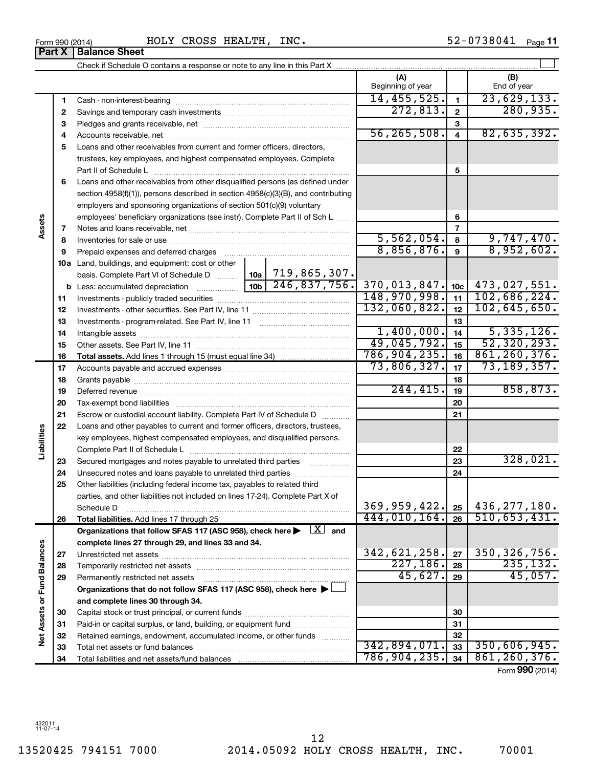Form 990 (2014) HOLY CROSS HEALTH, INC. 52-0738041 Page **11**

## Part X | Balance Sheet

Check if Schedule O contains a response or note to any line in this Part X ☐

| | | | | (A) Beginning of year | | (B) End of year |
|---|---|---|---|---|---|---|
| **Assets** | 1 | Cash - non-interest-bearing | | 14,455,525. | 1 | 23,629,133. |
| | 2 | Savings and temporary cash investments | | 272,813. | 2 | 280,935. |
| | 3 | Pledges and grants receivable, net | | | 3 | |
| | 4 | Accounts receivable, net | | 56,265,508. | 4 | 82,635,392. |
| | 5 | Loans and other receivables from current and former officers, directors, trustees, key employees, and highest compensated employees. Complete Part II of Schedule L | | | 5 | |
| | 6 | Loans and other receivables from other disqualified persons (as defined under section 4958(f)(1)), persons described in section 4958(c)(3)(B), and contributing employers and sponsoring organizations of section 501(c)(9) voluntary employees' beneficiary organizations (see instr). Complete Part II of Sch L | | | 6 | |
| | 7 | Notes and loans receivable, net | | | 7 | |
| | 8 | Inventories for sale or use | | 5,562,054. | 8 | 9,747,470. |
| | 9 | Prepaid expenses and deferred charges | | 8,856,876. | 9 | 8,952,602. |
| | 10a | Land, buildings, and equipment: cost or other basis. Complete Part VI of Schedule D | 10a 719,865,307. | | | |
| | b | Less: accumulated depreciation | 10b 246,837,756. | 370,013,847. | 10c | 473,027,551. |
| | 11 | Investments - publicly traded securities | | 148,970,998. | 11 | 102,686,224. |
| | 12 | Investments - other securities. See Part IV, line 11 | | 132,060,822. | 12 | 102,645,650. |
| | 13 | Investments - program-related. See Part IV, line 11 | | | 13 | |
| | 14 | Intangible assets | | 1,400,000. | 14 | 5,335,126. |
| | 15 | Other assets. See Part IV, line 11 | | 49,045,792. | 15 | 52,320,293. |
| | 16 | **Total assets.** Add lines 1 through 15 (must equal line 34) | | 786,904,235. | 16 | 861,260,376. |
| **Liabilities** | 17 | Accounts payable and accrued expenses | | 73,806,327. | 17 | 73,189,357. |
| | 18 | Grants payable | | | 18 | |
| | 19 | Deferred revenue | | 244,415. | 19 | 858,873. |
| | 20 | Tax-exempt bond liabilities | | | 20 | |
| | 21 | Escrow or custodial account liability. Complete Part IV of Schedule D | | | 21 | |
| | 22 | Loans and other payables to current and former officers, directors, trustees, key employees, highest compensated employees, and disqualified persons. Complete Part II of Schedule L | | | 22 | |
| | 23 | Secured mortgages and notes payable to unrelated third parties | | | 23 | 328,021. |
| | 24 | Unsecured notes and loans payable to unrelated third parties | | | 24 | |
| | 25 | Other liabilities (including federal income tax, payables to related third parties, and other liabilities not included on lines 17-24). Complete Part X of Schedule D | | 369,959,422. | 25 | 436,277,180. |
| | 26 | **Total liabilities.** Add lines 17 through 25 | | 444,010,164. | 26 | 510,653,431. |
| **Net Assets or Fund Balances** | | **Organizations that follow SFAS 117 (ASC 958), check here ▶ ☒ and complete lines 27 through 29, and lines 33 and 34.** | | | | |
| | 27 | Unrestricted net assets | | 342,621,258. | 27 | 350,326,756. |
| | 28 | Temporarily restricted net assets | | 227,186. | 28 | 235,132. |
| | 29 | Permanently restricted net assets | | 45,627. | 29 | 45,057. |
| | | **Organizations that do not follow SFAS 117 (ASC 958), check here ▶ ☐ and complete lines 30 through 34.** | | | | |
| | 30 | Capital stock or trust principal, or current funds | | | 30 | |
| | 31 | Paid-in or capital surplus, or land, building, or equipment fund | | | 31 | |
| | 32 | Retained earnings, endowment, accumulated income, or other funds | | | 32 | |
| | 33 | Total net assets or fund balances | | 342,894,071. | 33 | 350,606,945. |
| | 34 | Total liabilities and net assets/fund balances | | 786,904,235. | 34 | 861,260,376. |

Form **990** (2014)

432011 11-07-14

13520425 794151 7000 2014.05092 HOLY CROSS HEALTH, INC. 70001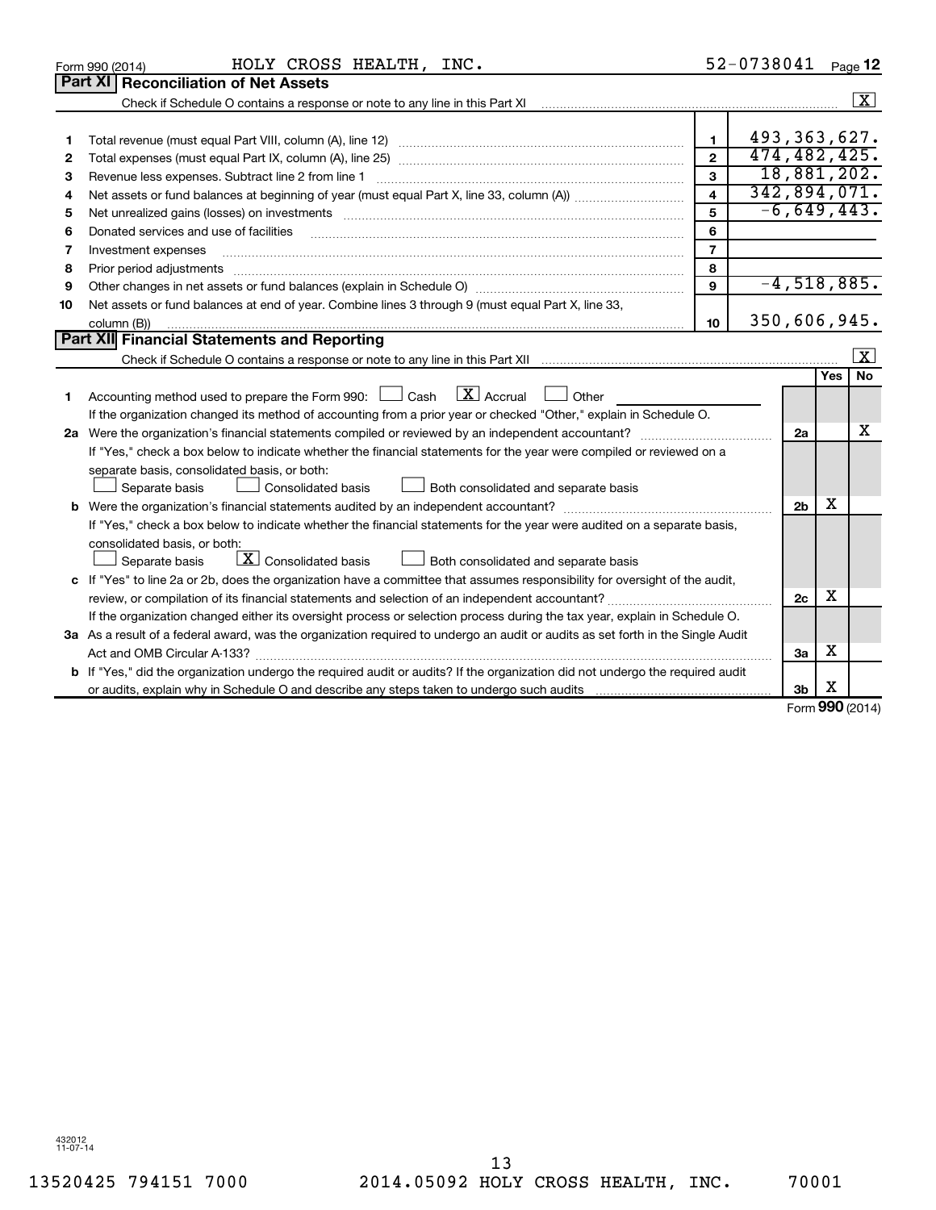Form 990 (2014) HOLY CROSS HEALTH, INC. 52-0738041 Page **12**

## Part XI Reconciliation of Net Assets

Check if Schedule O contains a response or note to any line in this Part XI .......... [X]

| | | | |
|---|---|---|---|
| 1 | Total revenue (must equal Part VIII, column (A), line 12) | 1 | 493,363,627. |
| 2 | Total expenses (must equal Part IX, column (A), line 25) | 2 | 474,482,425. |
| 3 | Revenue less expenses. Subtract line 2 from line 1 | 3 | 18,881,202. |
| 4 | Net assets or fund balances at beginning of year (must equal Part X, line 33, column (A)) | 4 | 342,894,071. |
| 5 | Net unrealized gains (losses) on investments | 5 | -6,649,443. |
| 6 | Donated services and use of facilities | 6 | |
| 7 | Investment expenses | 7 | |
| 8 | Prior period adjustments | 8 | |
| 9 | Other changes in net assets or fund balances (explain in Schedule O) | 9 | -4,518,885. |
| 10 | Net assets or fund balances at end of year. Combine lines 3 through 9 (must equal Part X, line 33, column (B)) | 10 | 350,606,945. |

## Part XII Financial Statements and Reporting

Check if Schedule O contains a response or note to any line in this Part XII .......... [X]

| | | | Yes | No |
|---|---|---|---|---|
| 1 | Accounting method used to prepare the Form 990: [ ] Cash [X] Accrual [ ] Other ____<br>If the organization changed its method of accounting from a prior year or checked "Other," explain in Schedule O. | | | |
| 2a | Were the organization's financial statements compiled or reviewed by an independent accountant?<br>If "Yes," check a box below to indicate whether the financial statements for the year were compiled or reviewed on a separate basis, consolidated basis, or both:<br>[ ] Separate basis [ ] Consolidated basis [ ] Both consolidated and separate basis | 2a | | X |
| b | Were the organization's financial statements audited by an independent accountant?<br>If "Yes," check a box below to indicate whether the financial statements for the year were audited on a separate basis, consolidated basis, or both:<br>[ ] Separate basis [X] Consolidated basis [ ] Both consolidated and separate basis | 2b | X | |
| c | If "Yes" to line 2a or 2b, does the organization have a committee that assumes responsibility for oversight of the audit, review, or compilation of its financial statements and selection of an independent accountant?<br>If the organization changed either its oversight process or selection process during the tax year, explain in Schedule O. | 2c | X | |
| 3a | As a result of a federal award, was the organization required to undergo an audit or audits as set forth in the Single Audit Act and OMB Circular A-133? | 3a | X | |
| b | If "Yes," did the organization undergo the required audit or audits? If the organization did not undergo the required audit or audits, explain why in Schedule O and describe any steps taken to undergo such audits | 3b | X | |

Form **990** (2014)

432012 11-07-14

13520425 794151 7000 2014.05092 HOLY CROSS HEALTH, INC. 70001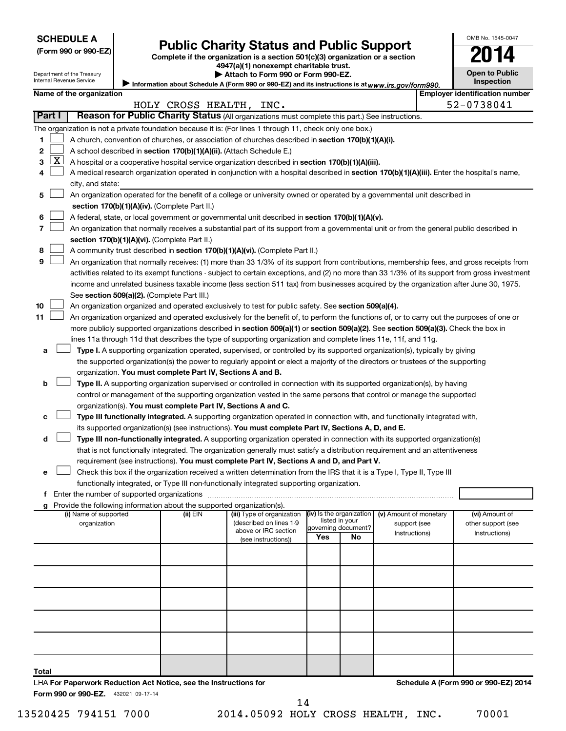**SCHEDULE A**
**(Form 990 or 990-EZ)**

Department of the Treasury
Internal Revenue Service

# Public Charity Status and Public Support

**Complete if the organization is a section 501(c)(3) organization or a section 4947(a)(1) nonexempt charitable trust.**
**▶ Attach to Form 990 or Form 990-EZ.**
▶ Information about Schedule A (Form 990 or 990-EZ) and its instructions is at *www.irs.gov/form990.*

OMB No. 1545-0047

**2014**

**Open to Public Inspection**

**Name of the organization**
HOLY CROSS HEALTH, INC.

**Employer identification number**
52-0738041

**Part I** **Reason for Public Charity Status** (All organizations must complete this part.) See instructions.

The organization is not a private foundation because it is: (For lines 1 through 11, check only one box.)

1 ☐ A church, convention of churches, or association of churches described in **section 170(b)(1)(A)(i).**

2 ☐ A school described in **section 170(b)(1)(A)(ii).** (Attach Schedule E.)

3 ☒ A hospital or a cooperative hospital service organization described in **section 170(b)(1)(A)(iii).**

4 ☐ A medical research organization operated in conjunction with a hospital described in **section 170(b)(1)(A)(iii).** Enter the hospital's name, city, and state:

5 ☐ An organization operated for the benefit of a college or university owned or operated by a governmental unit described in **section 170(b)(1)(A)(iv).** (Complete Part II.)

6 ☐ A federal, state, or local government or governmental unit described in **section 170(b)(1)(A)(v).**

7 ☐ An organization that normally receives a substantial part of its support from a governmental unit or from the general public described in **section 170(b)(1)(A)(vi).** (Complete Part II.)

8 ☐ A community trust described in **section 170(b)(1)(A)(vi).** (Complete Part II.)

9 ☐ An organization that normally receives: (1) more than 33 1/3% of its support from contributions, membership fees, and gross receipts from activities related to its exempt functions - subject to certain exceptions, and (2) no more than 33 1/3% of its support from gross investment income and unrelated business taxable income (less section 511 tax) from businesses acquired by the organization after June 30, 1975. See **section 509(a)(2).** (Complete Part III.)

10 ☐ An organization organized and operated exclusively to test for public safety. See **section 509(a)(4).**

11 ☐ An organization organized and operated exclusively for the benefit of, to perform the functions of, or to carry out the purposes of one or more publicly supported organizations described in **section 509(a)(1)** or **section 509(a)(2).** See **section 509(a)(3).** Check the box in lines 11a through 11d that describes the type of supporting organization and complete lines 11e, 11f, and 11g.

a ☐ **Type I.** A supporting organization operated, supervised, or controlled by its supported organization(s), typically by giving the supported organization(s) the power to regularly appoint or elect a majority of the directors or trustees of the supporting organization. **You must complete Part IV, Sections A and B.**

b ☐ **Type II.** A supporting organization supervised or controlled in connection with its supported organization(s), by having control or management of the supporting organization vested in the same persons that control or manage the supported organization(s). **You must complete Part IV, Sections A and C.**

c ☐ **Type III functionally integrated.** A supporting organization operated in connection with, and functionally integrated with, its supported organization(s) (see instructions). **You must complete Part IV, Sections A, D, and E.**

d ☐ **Type III non-functionally integrated.** A supporting organization operated in connection with its supported organization(s) that is not functionally integrated. The organization generally must satisfy a distribution requirement and an attentiveness requirement (see instructions). **You must complete Part IV, Sections A and D, and Part V.**

e ☐ Check this box if the organization received a written determination from the IRS that it is a Type I, Type II, Type III functionally integrated, or Type III non-functionally integrated supporting organization.

f Enter the number of supported organizations

g Provide the following information about the supported organization(s).

| (i) Name of supported organization | (ii) EIN | (iii) Type of organization (described on lines 1-9 above or IRC section (see instructions)) | (iv) Is the organization listed in your governing document? Yes | No | (v) Amount of monetary support (see Instructions) | (vi) Amount of other support (see Instructions) |
|---|---|---|---|---|---|---|
| | | | | | | |
| | | | | | | |
| | | | | | | |
| | | | | | | |
| | | | | | | |
| **Total** | | | | | | |

LHA **For Paperwork Reduction Act Notice, see the Instructions for Form 990 or 990-EZ.** 432021 09-17-14

**Schedule A (Form 990 or 990-EZ) 2014**

13520425 794151 7000 2014.05092 HOLY CROSS HEALTH, INC. 70001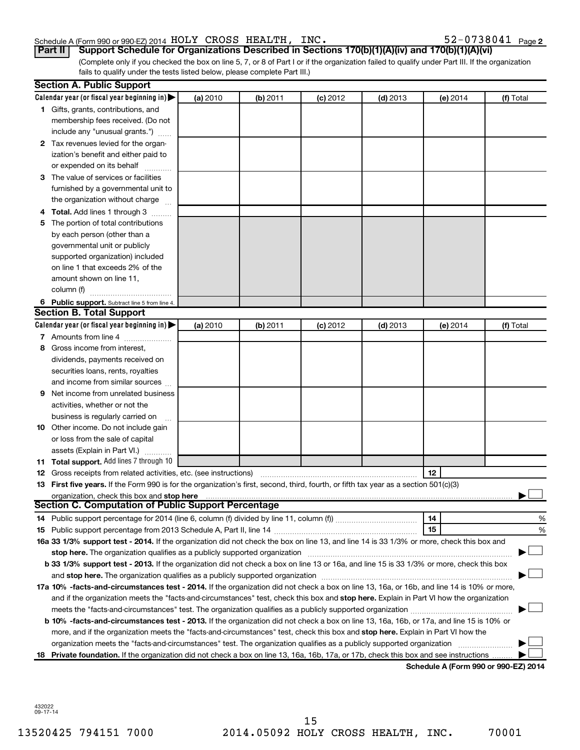Schedule A (Form 990 or 990-EZ) 2014 HOLY CROSS HEALTH, INC. 52-0738041 Page 2

**Part II** **Support Schedule for Organizations Described in Sections 170(b)(1)(A)(iv) and 170(b)(1)(A)(vi)**

(Complete only if you checked the box on line 5, 7, or 8 of Part I or if the organization failed to qualify under Part III. If the organization fails to qualify under the tests listed below, please complete Part III.)

**Section A. Public Support**

| Calendar year (or fiscal year beginning in) ▶ | (a) 2010 | (b) 2011 | (c) 2012 | (d) 2013 | (e) 2014 | (f) Total |
|---|---|---|---|---|---|---|
| **1** Gifts, grants, contributions, and membership fees received. (Do not include any "unusual grants.") | | | | | | |
| **2** Tax revenues levied for the organization's benefit and either paid to or expended on its behalf | | | | | | |
| **3** The value of services or facilities furnished by a governmental unit to the organization without charge | | | | | | |
| **4 Total.** Add lines 1 through 3 | | | | | | |
| **5** The portion of total contributions by each person (other than a governmental unit or publicly supported organization) included on line 1 that exceeds 2% of the amount shown on line 11, column (f) | | | | | | |
| **6 Public support.** Subtract line 5 from line 4. | | | | | | |

**Section B. Total Support**

| Calendar year (or fiscal year beginning in) ▶ | (a) 2010 | (b) 2011 | (c) 2012 | (d) 2013 | (e) 2014 | (f) Total |
|---|---|---|---|---|---|---|
| **7** Amounts from line 4 | | | | | | |
| **8** Gross income from interest, dividends, payments received on securities loans, rents, royalties and income from similar sources | | | | | | |
| **9** Net income from unrelated business activities, whether or not the business is regularly carried on | | | | | | |
| **10** Other income. Do not include gain or loss from the sale of capital assets (Explain in Part VI.) | | | | | | |
| **11 Total support.** Add lines 7 through 10 | | | | | | |

**12** Gross receipts from related activities, etc. (see instructions) | **12** |

**13 First five years.** If the Form 990 is for the organization's first, second, third, fourth, or fifth tax year as a section 501(c)(3) organization, check this box and **stop here** ▶ ☐

**Section C. Computation of Public Support Percentage**

**14** Public support percentage for 2014 (line 6, column (f) divided by line 11, column (f)) | **14** | %

**15** Public support percentage from 2013 Schedule A, Part II, line 14 | **15** | %

**16a 33 1/3% support test - 2014.** If the organization did not check the box on line 13, and line 14 is 33 1/3% or more, check this box and **stop here.** The organization qualifies as a publicly supported organization ▶ ☐

**b 33 1/3% support test - 2013.** If the organization did not check a box on line 13 or 16a, and line 15 is 33 1/3% or more, check this box and **stop here.** The organization qualifies as a publicly supported organization ▶ ☐

**17a 10% -facts-and-circumstances test - 2014.** If the organization did not check a box on line 13, 16a, or 16b, and line 14 is 10% or more, and if the organization meets the "facts-and-circumstances" test, check this box and **stop here.** Explain in Part VI how the organization meets the "facts-and-circumstances" test. The organization qualifies as a publicly supported organization ▶ ☐

**b 10% -facts-and-circumstances test - 2013.** If the organization did not check a box on line 13, 16a, 16b, or 17a, and line 15 is 10% or more, and if the organization meets the "facts-and-circumstances" test, check this box and **stop here.** Explain in Part VI how the organization meets the "facts-and-circumstances" test. The organization qualifies as a publicly supported organization ▶ ☐

**18 Private foundation.** If the organization did not check a box on line 13, 16a, 16b, 17a, or 17b, check this box and see instructions ▶ ☐

**Schedule A (Form 990 or 990-EZ) 2014**

432022 09-17-14

13520425 794151 7000 2014.05092 HOLY CROSS HEALTH, INC. 70001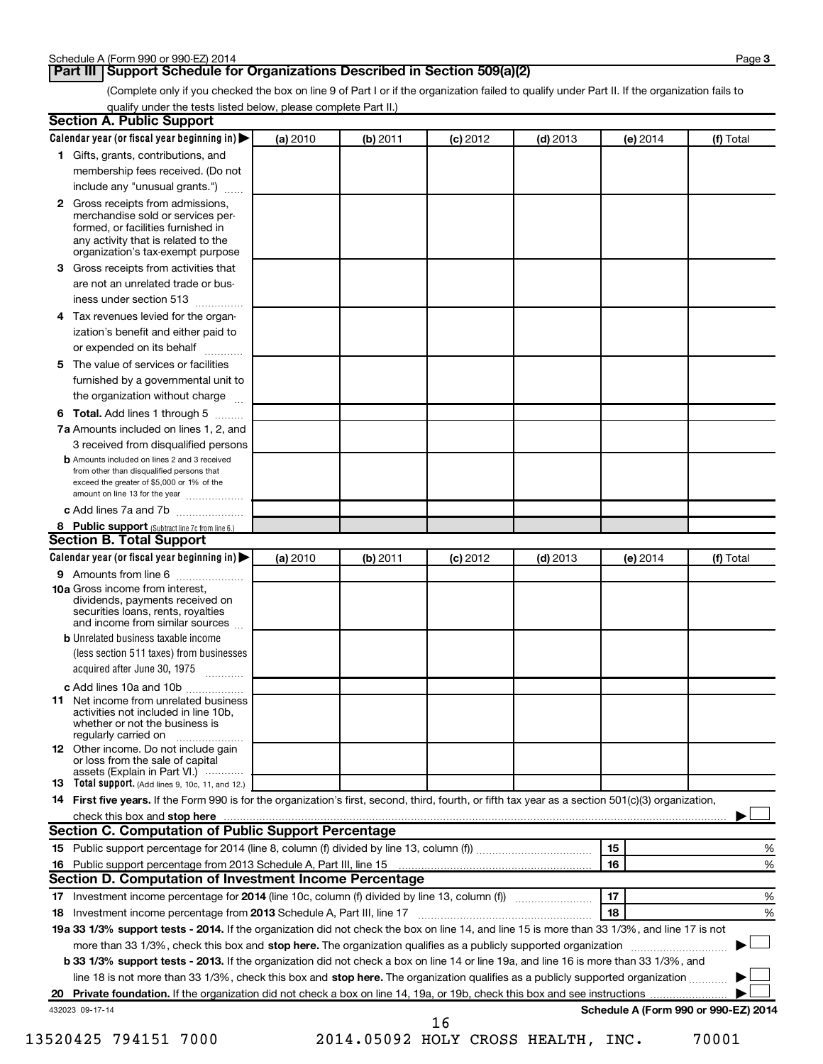## Part III Support Schedule for Organizations Described in Section 509(a)(2)

(Complete only if you checked the box on line 9 of Part I or if the organization failed to qualify under Part II. If the organization fails to qualify under the tests listed below, please complete Part II.)

### Section A. Public Support

| Calendar year (or fiscal year beginning in) ▶ | (a) 2010 | (b) 2011 | (c) 2012 | (d) 2013 | (e) 2014 | (f) Total |
|---|---|---|---|---|---|---|
| 1 Gifts, grants, contributions, and membership fees received. (Do not include any "unusual grants.") | | | | | | |
| 2 Gross receipts from admissions, merchandise sold or services performed, or facilities furnished in any activity that is related to the organization's tax-exempt purpose | | | | | | |
| 3 Gross receipts from activities that are not an unrelated trade or business under section 513 | | | | | | |
| 4 Tax revenues levied for the organization's benefit and either paid to or expended on its behalf | | | | | | |
| 5 The value of services or facilities furnished by a governmental unit to the organization without charge | | | | | | |
| 6 **Total.** Add lines 1 through 5 | | | | | | |
| 7a Amounts included on lines 1, 2, and 3 received from disqualified persons | | | | | | |
| b Amounts included on lines 2 and 3 received from other than disqualified persons that exceed the greater of $5,000 or 1% of the amount on line 13 for the year | | | | | | |
| c Add lines 7a and 7b | | | | | | |
| 8 **Public support** (Subtract line 7c from line 6.) | | | | | | |

### Section B. Total Support

| Calendar year (or fiscal year beginning in) ▶ | (a) 2010 | (b) 2011 | (c) 2012 | (d) 2013 | (e) 2014 | (f) Total |
|---|---|---|---|---|---|---|
| 9 Amounts from line 6 | | | | | | |
| 10a Gross income from interest, dividends, payments received on securities loans, rents, royalties and income from similar sources | | | | | | |
| b Unrelated business taxable income (less section 511 taxes) from businesses acquired after June 30, 1975 | | | | | | |
| c Add lines 10a and 10b | | | | | | |
| 11 Net income from unrelated business activities not included in line 10b, whether or not the business is regularly carried on | | | | | | |
| 12 Other income. Do not include gain or loss from the sale of capital assets (Explain in Part VI.) | | | | | | |
| 13 **Total support.** (Add lines 9, 10c, 11, and 12.) | | | | | | |

14 **First five years.** If the Form 990 is for the organization's first, second, third, fourth, or fifth tax year as a section 501(c)(3) organization, check this box and **stop here** ▶ ☐

### Section C. Computation of Public Support Percentage

| | | |
|---|---|---|
| 15 Public support percentage for 2014 (line 8, column (f) divided by line 13, column (f)) | 15 | % |
| 16 Public support percentage from 2013 Schedule A, Part III, line 15 | 16 | % |

### Section D. Computation of Investment Income Percentage

| | | |
|---|---|---|
| 17 Investment income percentage for **2014** (line 10c, column (f) divided by line 13, column (f)) | 17 | % |
| 18 Investment income percentage from **2013** Schedule A, Part III, line 17 | 18 | % |

**19a 33 1/3% support tests - 2014.** If the organization did not check the box on line 14, and line 15 is more than 33 1/3%, and line 17 is not more than 33 1/3%, check this box and **stop here.** The organization qualifies as a publicly supported organization ▶ ☐

**b 33 1/3% support tests - 2013.** If the organization did not check a box on line 14 or line 19a, and line 16 is more than 33 1/3%, and line 18 is not more than 33 1/3%, check this box and **stop here.** The organization qualifies as a publicly supported organization ▶ ☐

**20 Private foundation.** If the organization did not check a box on line 14, 19a, or 19b, check this box and see instructions ▶ ☐

432023 09-17-14

**Schedule A (Form 990 or 990-EZ) 2014**

13520425 794151 7000 2014.05092 HOLY CROSS HEALTH, INC. 70001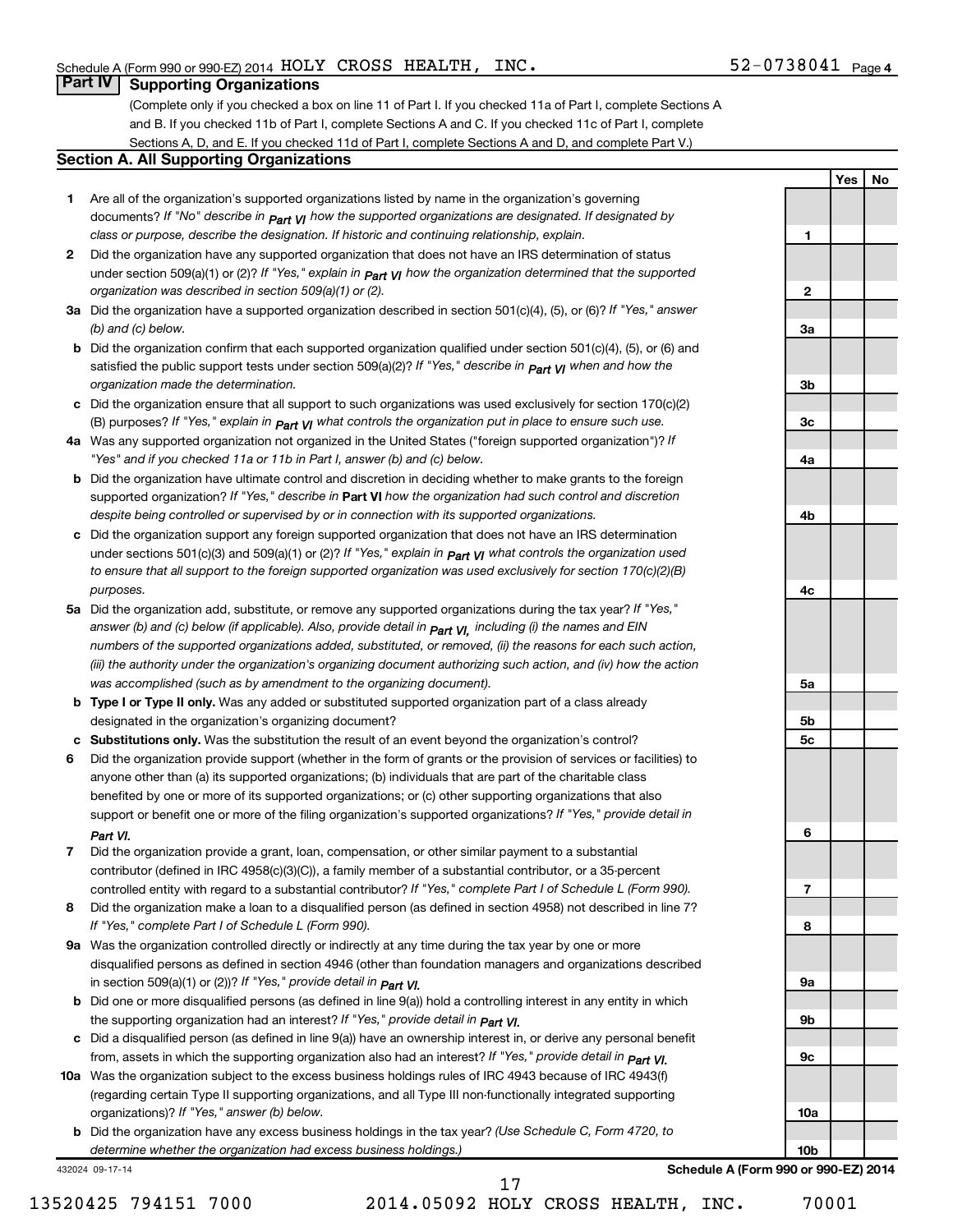Schedule A (Form 990 or 990-EZ) 2014 HOLY CROSS HEALTH, INC. 52-0738041 Page 4

## Part IV Supporting Organizations

(Complete only if you checked a box on line 11 of Part I. If you checked 11a of Part I, complete Sections A and B. If you checked 11b of Part I, complete Sections A and C. If you checked 11c of Part I, complete Sections A, D, and E. If you checked 11d of Part I, complete Sections A and D, and complete Part V.)

### Section A. All Supporting Organizations

| | | | Yes | No |
|---|---|---|---|---|
| **1** | Are all of the organization's supported organizations listed by name in the organization's governing documents? *If "No" describe in* ***Part VI*** *how the supported organizations are designated. If designated by class or purpose, describe the designation. If historic and continuing relationship, explain.* | 1 | | |
| **2** | Did the organization have any supported organization that does not have an IRS determination of status under section 509(a)(1) or (2)? *If "Yes," explain in* ***Part VI*** *how the organization determined that the supported organization was described in section 509(a)(1) or (2).* | 2 | | |
| **3a** | Did the organization have a supported organization described in section 501(c)(4), (5), or (6)? *If "Yes," answer (b) and (c) below.* | 3a | | |
| **b** | Did the organization confirm that each supported organization qualified under section 501(c)(4), (5), or (6) and satisfied the public support tests under section 509(a)(2)? *If "Yes," describe in* ***Part VI*** *when and how the organization made the determination.* | 3b | | |
| **c** | Did the organization ensure that all support to such organizations was used exclusively for section 170(c)(2)(B) purposes? *If "Yes," explain in* ***Part VI*** *what controls the organization put in place to ensure such use.* | 3c | | |
| **4a** | Was any supported organization not organized in the United States ("foreign supported organization")? *If "Yes" and if you checked 11a or 11b in Part I, answer (b) and (c) below.* | 4a | | |
| **b** | Did the organization have ultimate control and discretion in deciding whether to make grants to the foreign supported organization? *If "Yes," describe in* **Part VI** *how the organization had such control and discretion despite being controlled or supervised by or in connection with its supported organizations.* | 4b | | |
| **c** | Did the organization support any foreign supported organization that does not have an IRS determination under sections 501(c)(3) and 509(a)(1) or (2)? *If "Yes," explain in* ***Part VI*** *what controls the organization used to ensure that all support to the foreign supported organization was used exclusively for section 170(c)(2)(B) purposes.* | 4c | | |
| **5a** | Did the organization add, substitute, or remove any supported organizations during the tax year? *If "Yes," answer (b) and (c) below (if applicable). Also, provide detail in* ***Part VI,*** *including (i) the names and EIN numbers of the supported organizations added, substituted, or removed, (ii) the reasons for each such action, (iii) the authority under the organization's organizing document authorizing such action, and (iv) how the action was accomplished (such as by amendment to the organizing document).* | 5a | | |
| **b** | **Type I or Type II only.** Was any added or substituted supported organization part of a class already designated in the organization's organizing document? | 5b | | |
| **c** | **Substitutions only.** Was the substitution the result of an event beyond the organization's control? | 5c | | |
| **6** | Did the organization provide support (whether in the form of grants or the provision of services or facilities) to anyone other than (a) its supported organizations; (b) individuals that are part of the charitable class benefited by one or more of its supported organizations; or (c) other supporting organizations that also support or benefit one or more of the filing organization's supported organizations? *If "Yes," provide detail in* ***Part VI.*** | 6 | | |
| **7** | Did the organization provide a grant, loan, compensation, or other similar payment to a substantial contributor (defined in IRC 4958(c)(3)(C)), a family member of a substantial contributor, or a 35-percent controlled entity with regard to a substantial contributor? *If "Yes," complete Part I of Schedule L (Form 990).* | 7 | | |
| **8** | Did the organization make a loan to a disqualified person (as defined in section 4958) not described in line 7? *If "Yes," complete Part I of Schedule L (Form 990).* | 8 | | |
| **9a** | Was the organization controlled directly or indirectly at any time during the tax year by one or more disqualified persons as defined in section 4946 (other than foundation managers and organizations described in section 509(a)(1) or (2))? *If "Yes," provide detail in* ***Part VI.*** | 9a | | |
| **b** | Did one or more disqualified persons (as defined in line 9(a)) hold a controlling interest in any entity in which the supporting organization had an interest? *If "Yes," provide detail in* ***Part VI.*** | 9b | | |
| **c** | Did a disqualified person (as defined in line 9(a)) have an ownership interest in, or derive any personal benefit from, assets in which the supporting organization also had an interest? *If "Yes," provide detail in* ***Part VI.*** | 9c | | |
| **10a** | Was the organization subject to the excess business holdings rules of IRC 4943 because of IRC 4943(f) (regarding certain Type II supporting organizations, and all Type III non-functionally integrated supporting organizations)? *If "Yes," answer (b) below.* | 10a | | |
| **b** | Did the organization have any excess business holdings in the tax year? *(Use Schedule C, Form 4720, to determine whether the organization had excess business holdings.)* | 10b | | |

432024 09-17-14 **Schedule A (Form 990 or 990-EZ) 2014**

13520425 794151 7000 2014.05092 HOLY CROSS HEALTH, INC. 70001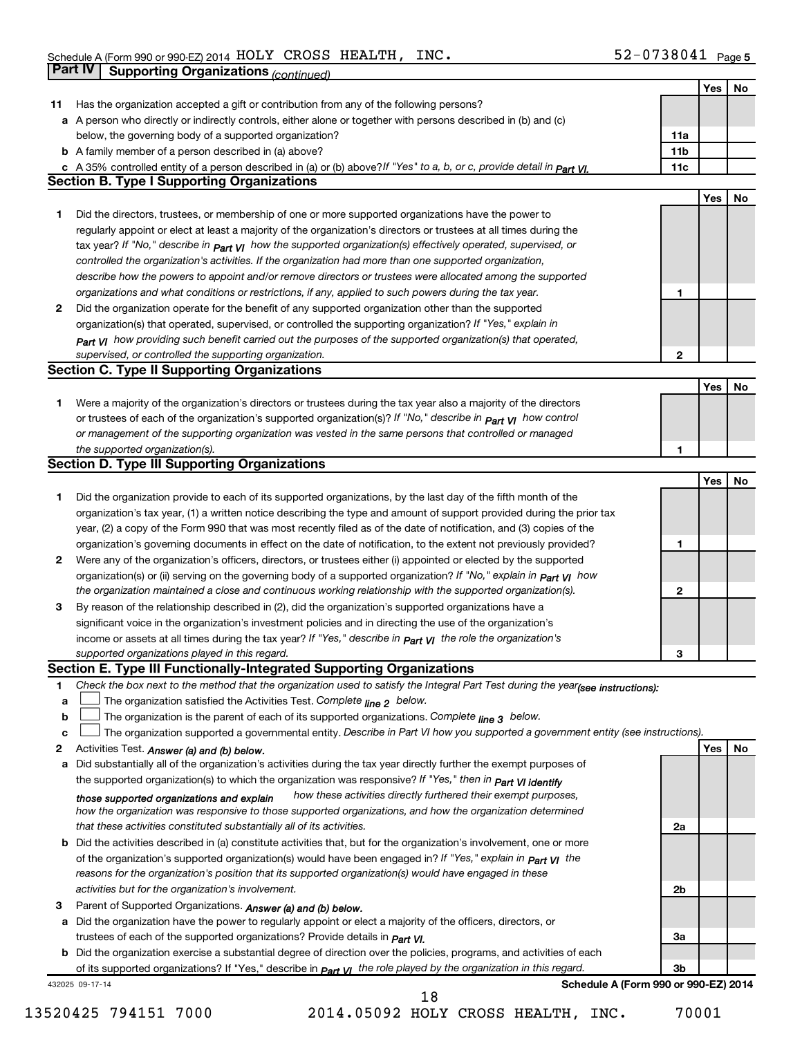Schedule A (Form 990 or 990-EZ) 2014 HOLY CROSS HEALTH, INC. 52-0738041

## Part IV Supporting Organizations *(continued)*

| | | | Yes | No |
|---|---|---|---|---|
| 11 | Has the organization accepted a gift or contribution from any of the following persons? | | | |
| a | A person who directly or indirectly controls, either alone or together with persons described in (b) and (c) below, the governing body of a supported organization? | 11a | | |
| b | A family member of a person described in (a) above? | 11b | | |
| c | A 35% controlled entity of a person described in (a) or (b) above? *If "Yes" to a, b, or c, provide detail in Part VI.* | 11c | | |

### Section B. Type I Supporting Organizations

| | | | Yes | No |
|---|---|---|---|---|
| 1 | Did the directors, trustees, or membership of one or more supported organizations have the power to regularly appoint or elect at least a majority of the organization's directors or trustees at all times during the tax year? *If "No," describe in Part VI how the supported organization(s) effectively operated, supervised, or controlled the organization's activities. If the organization had more than one supported organization, describe how the powers to appoint and/or remove directors or trustees were allocated among the supported organizations and what conditions or restrictions, if any, applied to such powers during the tax year.* | 1 | | |
| 2 | Did the organization operate for the benefit of any supported organization other than the supported organization(s) that operated, supervised, or controlled the supporting organization? *If "Yes," explain in Part VI how providing such benefit carried out the purposes of the supported organization(s) that operated, supervised, or controlled the supporting organization.* | 2 | | |

### Section C. Type II Supporting Organizations

| | | | Yes | No |
|---|---|---|---|---|
| 1 | Were a majority of the organization's directors or trustees during the tax year also a majority of the directors or trustees of each of the organization's supported organization(s)? *If "No," describe in Part VI how control or management of the supporting organization was vested in the same persons that controlled or managed the supported organization(s).* | 1 | | |

### Section D. Type III Supporting Organizations

| | | | Yes | No |
|---|---|---|---|---|
| 1 | Did the organization provide to each of its supported organizations, by the last day of the fifth month of the organization's tax year, (1) a written notice describing the type and amount of support provided during the prior tax year, (2) a copy of the Form 990 that was most recently filed as of the date of notification, and (3) copies of the organization's governing documents in effect on the date of notification, to the extent not previously provided? | 1 | | |
| 2 | Were any of the organization's officers, directors, or trustees either (i) appointed or elected by the supported organization(s) or (ii) serving on the governing body of a supported organization? *If "No," explain in Part VI how the organization maintained a close and continuous working relationship with the supported organization(s).* | 2 | | |
| 3 | By reason of the relationship described in (2), did the organization's supported organizations have a significant voice in the organization's investment policies and in directing the use of the organization's income or assets at all times during the tax year? *If "Yes," describe in Part VI the role the organization's supported organizations played in this regard.* | 3 | | |

### Section E. Type III Functionally-Integrated Supporting Organizations

1 *Check the box next to the method that the organization used to satisfy the Integral Part Test during the year* ***(see instructions):***

a ☐ The organization satisfied the Activities Test. *Complete line 2 below.*

b ☐ The organization is the parent of each of its supported organizations. *Complete line 3 below.*

c ☐ The organization supported a governmental entity. *Describe in Part VI how you supported a government entity (see instructions).*

| | | | Yes | No |
|---|---|---|---|---|
| 2 | Activities Test. ***Answer (a) and (b) below.*** | | | |
| a | Did substantially all of the organization's activities during the tax year directly further the exempt purposes of the supported organization(s) to which the organization was responsive? *If "Yes," then in Part VI identify those supported organizations and explain how these activities directly furthered their exempt purposes, how the organization was responsive to those supported organizations, and how the organization determined that these activities constituted substantially all of its activities.* | 2a | | |
| b | Did the activities described in (a) constitute activities that, but for the organization's involvement, one or more of the organization's supported organization(s) would have been engaged in? *If "Yes," explain in Part VI the reasons for the organization's position that its supported organization(s) would have engaged in these activities but for the organization's involvement.* | 2b | | |
| 3 | Parent of Supported Organizations. ***Answer (a) and (b) below.*** | | | |
| a | Did the organization have the power to regularly appoint or elect a majority of the officers, directors, or trustees of each of the supported organizations? Provide details in *Part VI.* | 3a | | |
| b | Did the organization exercise a substantial degree of direction over the policies, programs, and activities of each of its supported organizations? If "Yes," describe in *Part VI the role played by the organization in this regard.* | 3b | | |

432025 09-17-14 **Schedule A (Form 990 or 990-EZ) 2014**

13520425 794151 7000 2014.05092 HOLY CROSS HEALTH, INC. 70001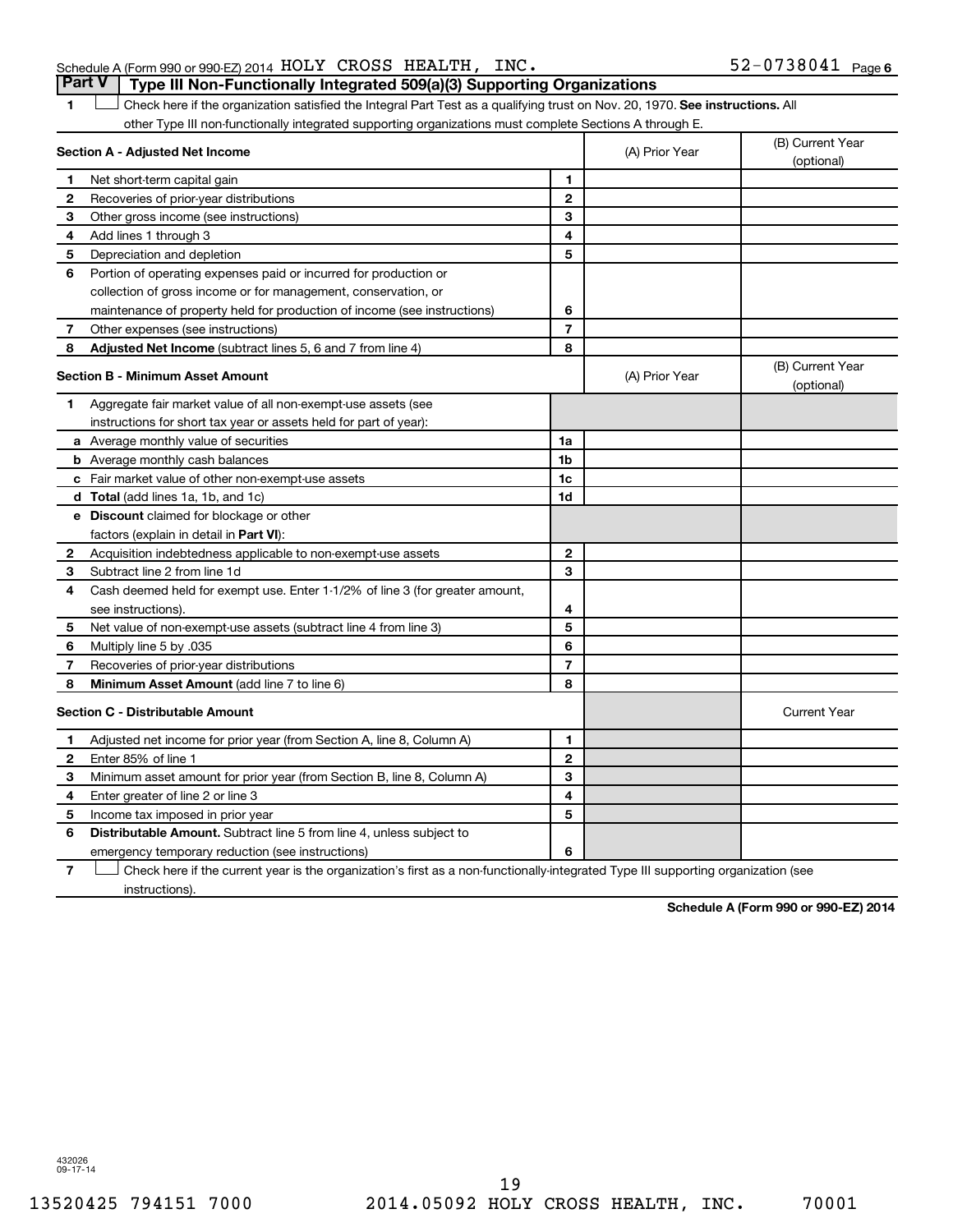Schedule A (Form 990 or 990-EZ) 2014 HOLY CROSS HEALTH, INC. 52-0738041 Page 6

## Part V Type III Non-Functionally Integrated 509(a)(3) Supporting Organizations

1 ☐ Check here if the organization satisfied the Integral Part Test as a qualifying trust on Nov. 20, 1970. **See instructions.** All other Type III non-functionally integrated supporting organizations must complete Sections A through E.

| Section A - Adjusted Net Income | | | (A) Prior Year | (B) Current Year (optional) |
|---|---|---|---|---|
| 1 | Net short-term capital gain | 1 | | |
| 2 | Recoveries of prior-year distributions | 2 | | |
| 3 | Other gross income (see instructions) | 3 | | |
| 4 | Add lines 1 through 3 | 4 | | |
| 5 | Depreciation and depletion | 5 | | |
| 6 | Portion of operating expenses paid or incurred for production or collection of gross income or for management, conservation, or maintenance of property held for production of income (see instructions) | 6 | | |
| 7 | Other expenses (see instructions) | 7 | | |
| 8 | **Adjusted Net Income** (subtract lines 5, 6 and 7 from line 4) | 8 | | |

| Section B - Minimum Asset Amount | | | (A) Prior Year | (B) Current Year (optional) |
|---|---|---|---|---|
| 1 | Aggregate fair market value of all non-exempt-use assets (see instructions for short tax year or assets held for part of year): | | | |
| a | Average monthly value of securities | 1a | | |
| b | Average monthly cash balances | 1b | | |
| c | Fair market value of other non-exempt-use assets | 1c | | |
| d | **Total** (add lines 1a, 1b, and 1c) | 1d | | |
| e | **Discount** claimed for blockage or other factors (explain in detail in **Part VI**): | | | |
| 2 | Acquisition indebtedness applicable to non-exempt-use assets | 2 | | |
| 3 | Subtract line 2 from line 1d | 3 | | |
| 4 | Cash deemed held for exempt use. Enter 1-1/2% of line 3 (for greater amount, see instructions). | 4 | | |
| 5 | Net value of non-exempt-use assets (subtract line 4 from line 3) | 5 | | |
| 6 | Multiply line 5 by .035 | 6 | | |
| 7 | Recoveries of prior-year distributions | 7 | | |
| 8 | **Minimum Asset Amount** (add line 7 to line 6) | 8 | | |

| Section C - Distributable Amount | | | | Current Year |
|---|---|---|---|---|
| 1 | Adjusted net income for prior year (from Section A, line 8, Column A) | 1 | | |
| 2 | Enter 85% of line 1 | 2 | | |
| 3 | Minimum asset amount for prior year (from Section B, line 8, Column A) | 3 | | |
| 4 | Enter greater of line 2 or line 3 | 4 | | |
| 5 | Income tax imposed in prior year | 5 | | |
| 6 | **Distributable Amount.** Subtract line 5 from line 4, unless subject to emergency temporary reduction (see instructions) | 6 | | |

7 ☐ Check here if the current year is the organization's first as a non-functionally-integrated Type III supporting organization (see instructions).

**Schedule A (Form 990 or 990-EZ) 2014**

432026 09-17-14

13520425 794151 7000 2014.05092 HOLY CROSS HEALTH, INC. 70001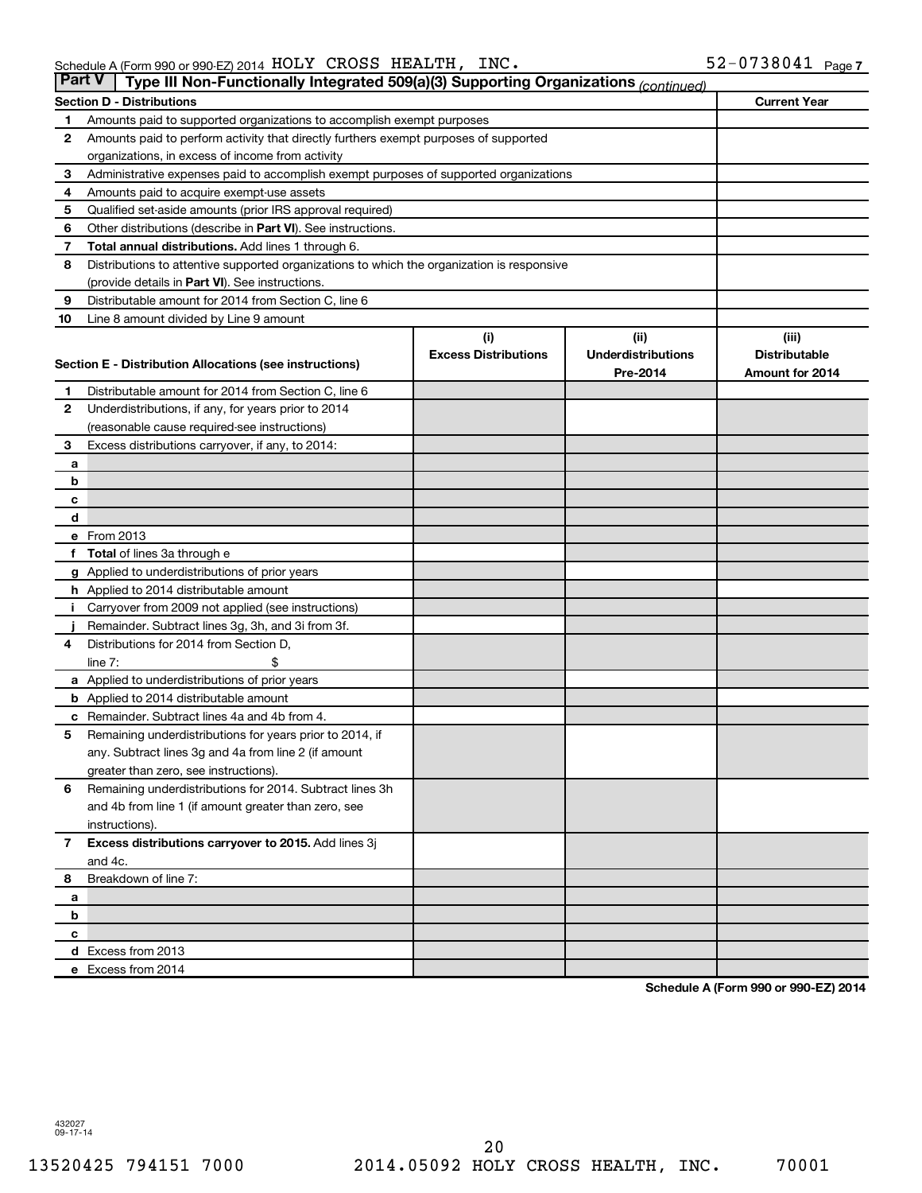Schedule A (Form 990 or 990-EZ) 2014 HOLY CROSS HEALTH, INC. 52-0738041 Page 7

## Part V Type III Non-Functionally Integrated 509(a)(3) Supporting Organizations *(continued)*

| Section D - Distributions | | Current Year |
|---|---|---|
| 1 | Amounts paid to supported organizations to accomplish exempt purposes | |
| 2 | Amounts paid to perform activity that directly furthers exempt purposes of supported organizations, in excess of income from activity | |
| 3 | Administrative expenses paid to accomplish exempt purposes of supported organizations | |
| 4 | Amounts paid to acquire exempt-use assets | |
| 5 | Qualified set-aside amounts (prior IRS approval required) | |
| 6 | Other distributions (describe in **Part VI**). See instructions. | |
| 7 | **Total annual distributions.** Add lines 1 through 6. | |
| 8 | Distributions to attentive supported organizations to which the organization is responsive (provide details in **Part VI**). See instructions. | |
| 9 | Distributable amount for 2014 from Section C, line 6 | |
| 10 | Line 8 amount divided by Line 9 amount | |

| Section E - Distribution Allocations (see instructions) | | (i) Excess Distributions | (ii) Underdistributions Pre-2014 | (iii) Distributable Amount for 2014 |
|---|---|---|---|---|
| 1 | Distributable amount for 2014 from Section C, line 6 | | | |
| 2 | Underdistributions, if any, for years prior to 2014 (reasonable cause required-see instructions) | | | |
| 3 | Excess distributions carryover, if any, to 2014: | | | |
| a | | | | |
| b | | | | |
| c | | | | |
| d | | | | |
| e | From 2013 | | | |
| f | **Total** of lines 3a through e | | | |
| g | Applied to underdistributions of prior years | | | |
| h | Applied to 2014 distributable amount | | | |
| i | Carryover from 2009 not applied (see instructions) | | | |
| j | Remainder. Subtract lines 3g, 3h, and 3i from 3f. | | | |
| 4 | Distributions for 2014 from Section D, line 7: $ | | | |
| a | Applied to underdistributions of prior years | | | |
| b | Applied to 2014 distributable amount | | | |
| c | Remainder. Subtract lines 4a and 4b from 4. | | | |
| 5 | Remaining underdistributions for years prior to 2014, if any. Subtract lines 3g and 4a from line 2 (if amount greater than zero, see instructions). | | | |
| 6 | Remaining underdistributions for 2014. Subtract lines 3h and 4b from line 1 (if amount greater than zero, see instructions). | | | |
| 7 | **Excess distributions carryover to 2015.** Add lines 3j and 4c. | | | |
| 8 | Breakdown of line 7: | | | |
| a | | | | |
| b | | | | |
| c | | | | |
| d | Excess from 2013 | | | |
| e | Excess from 2014 | | | |

**Schedule A (Form 990 or 990-EZ) 2014**

432027 09-17-14

13520425 794151 7000 2014.05092 HOLY CROSS HEALTH, INC. 70001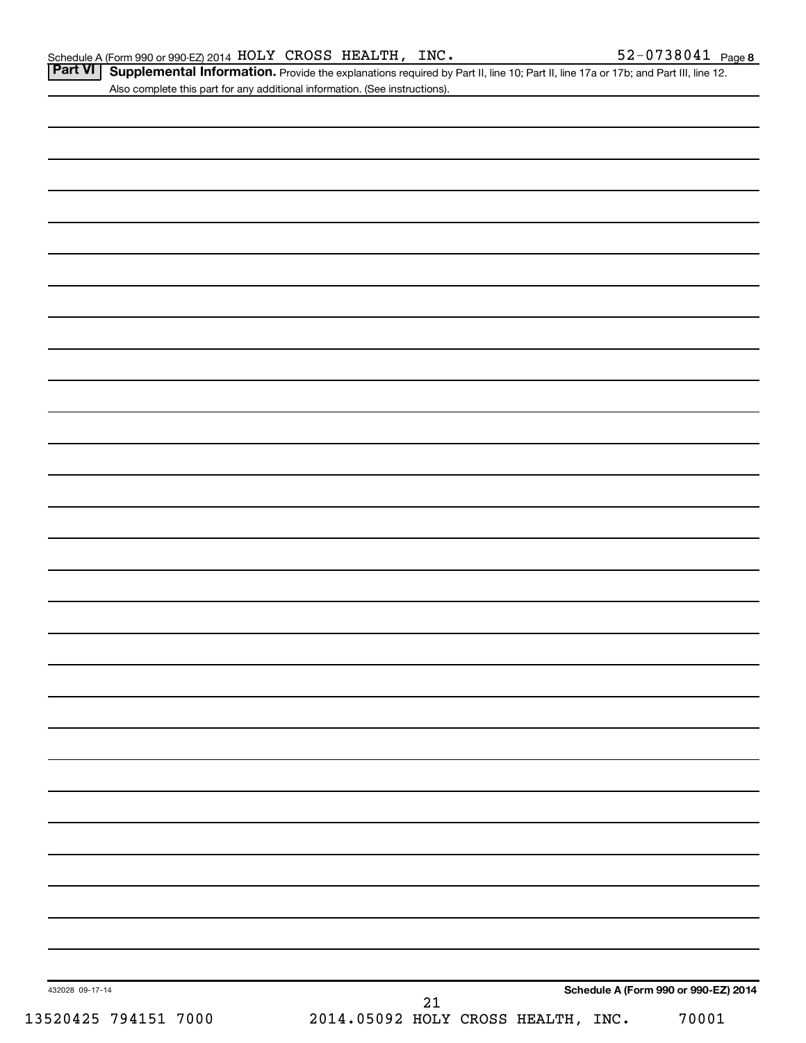Schedule A (Form 990 or 990-EZ) 2014 HOLY CROSS HEALTH, INC. 52-0738041 Page 8

## Part VI Supplemental Information.

Provide the explanations required by Part II, line 10; Part II, line 17a or 17b; and Part III, line 12. Also complete this part for any additional information. (See instructions).

432028 09-17-14

**Schedule A (Form 990 or 990-EZ) 2014**

13520425 794151 7000 2014.05092 HOLY CROSS HEALTH, INC. 70001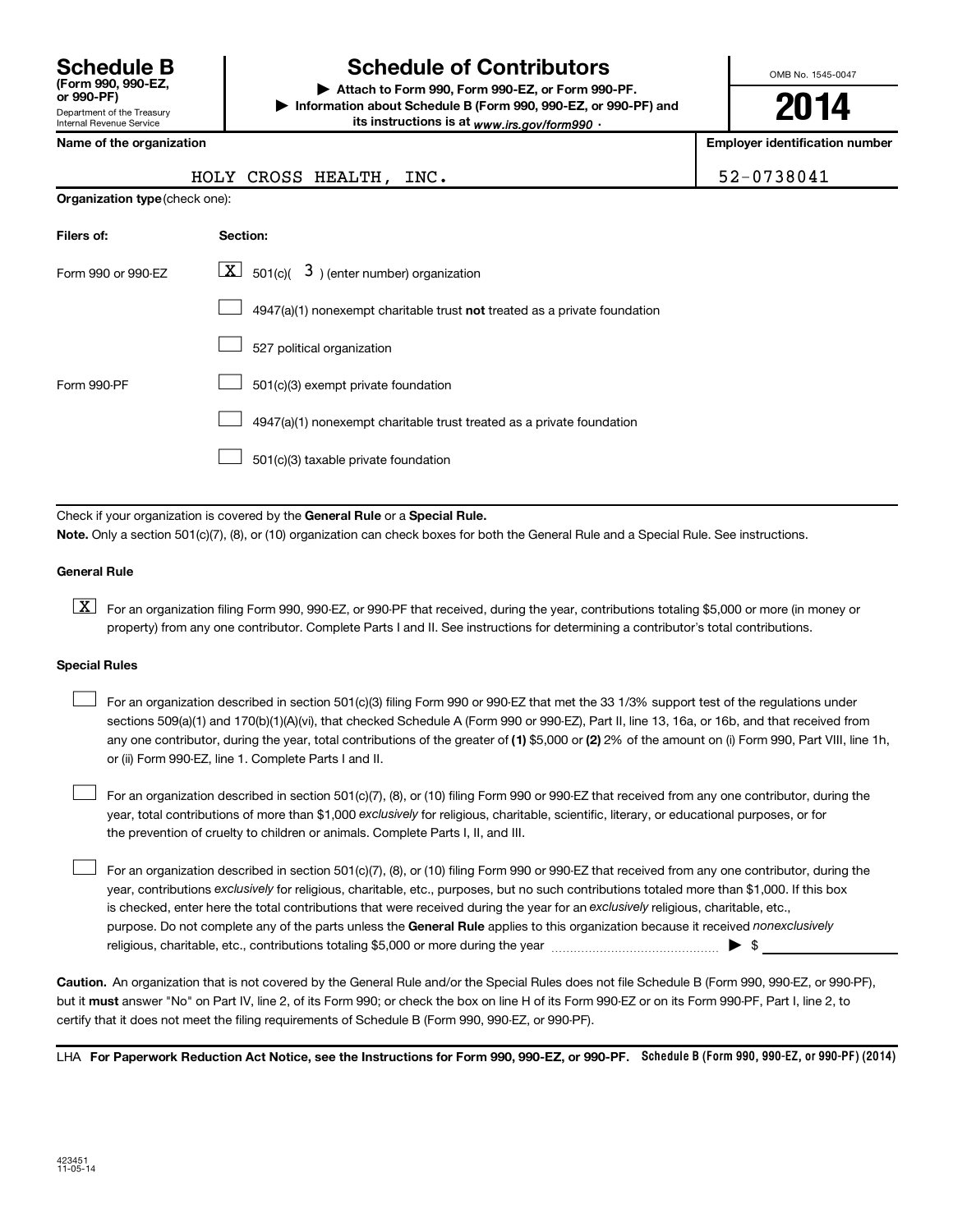# Schedule B

**(Form 990, 990-EZ, or 990-PF)**

Department of the Treasury
Internal Revenue Service

# Schedule of Contributors

▶ **Attach to Form 990, Form 990-EZ, or Form 990-PF.**

▶ **Information about Schedule B (Form 990, 990-EZ, or 990-PF) and its instructions is at** *www.irs.gov/form990* .

OMB No. 1545-0047

**2014**

| **Name of the organization** | **Employer identification number** |
|---|---|
| HOLY CROSS HEALTH, INC. | 52-0738041 |

**Organization type** (check one):

| **Filers of:** | **Section:** |
|---|---|
| Form 990 or 990-EZ | [X] 501(c)( 3 ) (enter number) organization |
| | [ ] 4947(a)(1) nonexempt charitable trust **not** treated as a private foundation |
| | [ ] 527 political organization |
| Form 990-PF | [ ] 501(c)(3) exempt private foundation |
| | [ ] 4947(a)(1) nonexempt charitable trust treated as a private foundation |
| | [ ] 501(c)(3) taxable private foundation |

Check if your organization is covered by the **General Rule** or a **Special Rule.**

**Note.** Only a section 501(c)(7), (8), or (10) organization can check boxes for both the General Rule and a Special Rule. See instructions.

**General Rule**

[X] For an organization filing Form 990, 990-EZ, or 990-PF that received, during the year, contributions totaling $5,000 or more (in money or property) from any one contributor. Complete Parts I and II. See instructions for determining a contributor's total contributions.

**Special Rules**

[ ] For an organization described in section 501(c)(3) filing Form 990 or 990-EZ that met the 33 1/3% support test of the regulations under sections 509(a)(1) and 170(b)(1)(A)(vi), that checked Schedule A (Form 990 or 990-EZ), Part II, line 13, 16a, or 16b, and that received from any one contributor, during the year, total contributions of the greater of **(1)** $5,000 or **(2)** 2% of the amount on (i) Form 990, Part VIII, line 1h, or (ii) Form 990-EZ, line 1. Complete Parts I and II.

[ ] For an organization described in section 501(c)(7), (8), or (10) filing Form 990 or 990-EZ that received from any one contributor, during the year, total contributions of more than $1,000 *exclusively* for religious, charitable, scientific, literary, or educational purposes, or for the prevention of cruelty to children or animals. Complete Parts I, II, and III.

[ ] For an organization described in section 501(c)(7), (8), or (10) filing Form 990 or 990-EZ that received from any one contributor, during the year, contributions *exclusively* for religious, charitable, etc., purposes, but no such contributions totaled more than $1,000. If this box is checked, enter here the total contributions that were received during the year for an *exclusively* religious, charitable, etc., purpose. Do not complete any of the parts unless the **General Rule** applies to this organization because it received *nonexclusively* religious, charitable, etc., contributions totaling $5,000 or more during the year .......... ▶ $ ________

**Caution.** An organization that is not covered by the General Rule and/or the Special Rules does not file Schedule B (Form 990, 990-EZ, or 990-PF), but it **must** answer "No" on Part IV, line 2, of its Form 990; or check the box on line H of its Form 990-EZ or on its Form 990-PF, Part I, line 2, to certify that it does not meet the filing requirements of Schedule B (Form 990, 990-EZ, or 990-PF).

LHA **For Paperwork Reduction Act Notice, see the Instructions for Form 990, 990-EZ, or 990-PF.** **Schedule B (Form 990, 990-EZ, or 990-PF) (2014)**

423451
11-05-14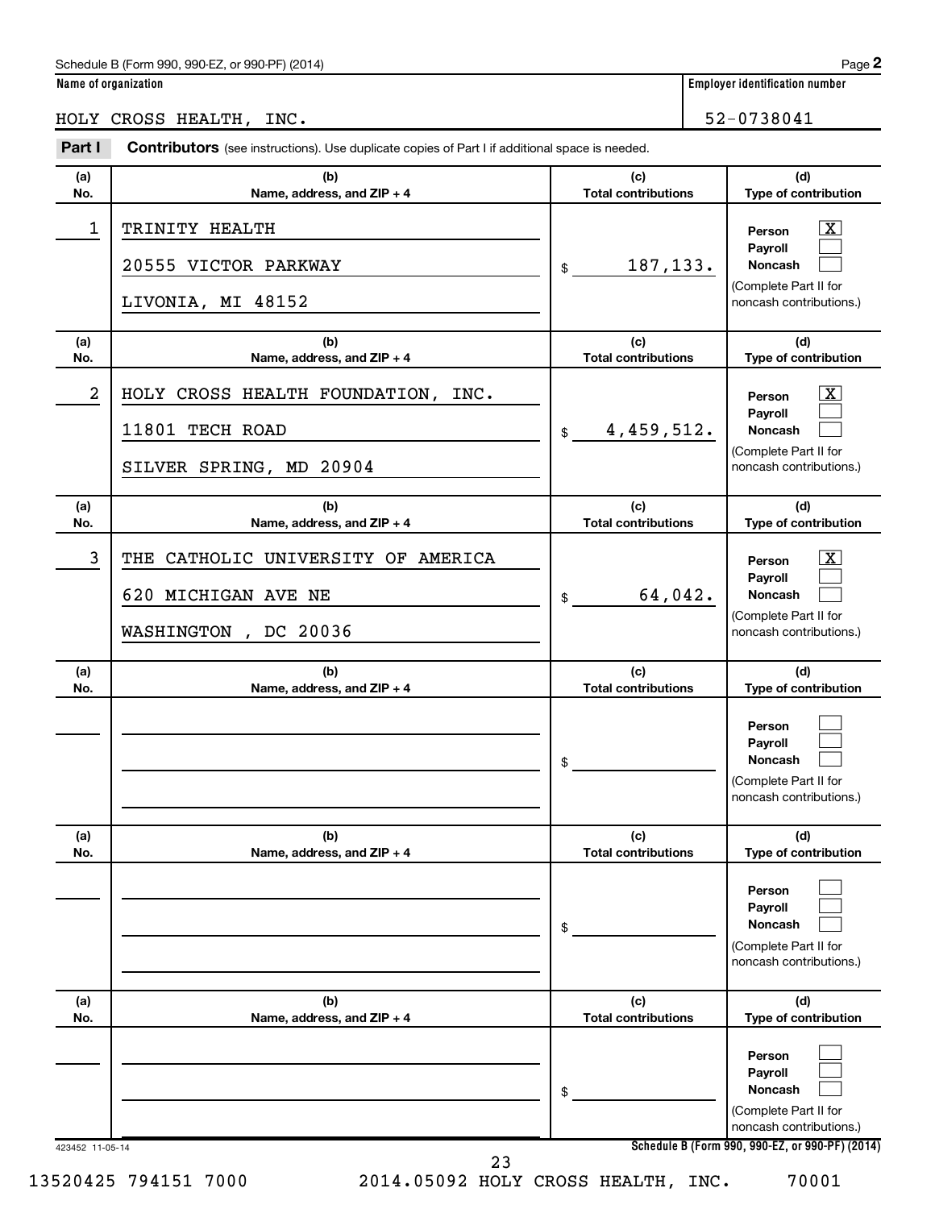Schedule B (Form 990, 990-EZ, or 990-PF) (2014) Page **2**

**Name of organization** | **Employer identification number**

HOLY CROSS HEALTH, INC. | 52-0738041

**Part I** **Contributors** (see instructions). Use duplicate copies of Part I if additional space is needed.

| (a) No. | (b) Name, address, and ZIP + 4 | (c) Total contributions | (d) Type of contribution |
|---|---|---|---|
| 1 | TRINITY HEALTH<br>20555 VICTOR PARKWAY<br>LIVONIA, MI 48152 | $ 187,133. | Person [X]<br>Payroll [ ]<br>Noncash [ ]<br>(Complete Part II for noncash contributions.) |
| 2 | HOLY CROSS HEALTH FOUNDATION, INC.<br>11801 TECH ROAD<br>SILVER SPRING, MD 20904 | $ 4,459,512. | Person [X]<br>Payroll [ ]<br>Noncash [ ]<br>(Complete Part II for noncash contributions.) |
| 3 | THE CATHOLIC UNIVERSITY OF AMERICA<br>620 MICHIGAN AVE NE<br>WASHINGTON , DC 20036 | $ 64,042. | Person [X]<br>Payroll [ ]<br>Noncash [ ]<br>(Complete Part II for noncash contributions.) |
| | | $ | Person [ ]<br>Payroll [ ]<br>Noncash [ ]<br>(Complete Part II for noncash contributions.) |
| | | $ | Person [ ]<br>Payroll [ ]<br>Noncash [ ]<br>(Complete Part II for noncash contributions.) |
| | | $ | Person [ ]<br>Payroll [ ]<br>Noncash [ ]<br>(Complete Part II for noncash contributions.) |

423452 11-05-14 **Schedule B (Form 990, 990-EZ, or 990-PF) (2014)**

13520425 794151 7000 2014.05092 HOLY CROSS HEALTH, INC. 70001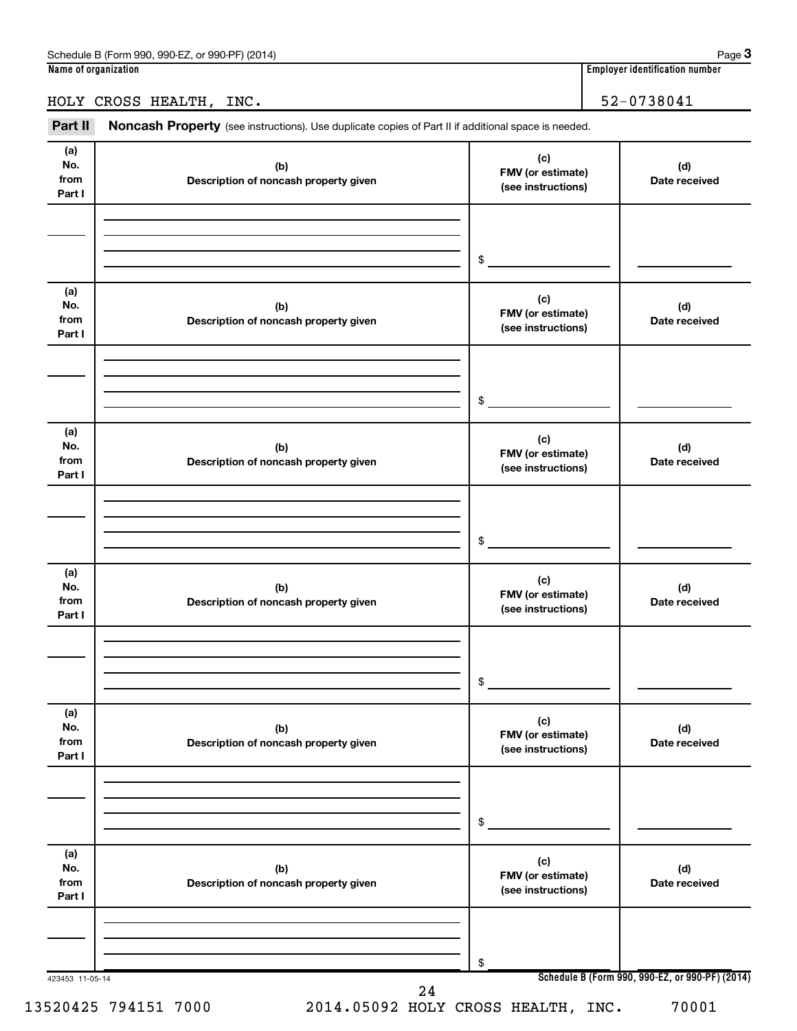Name of organization

HOLY CROSS HEALTH, INC.

Employer identification number

52-0738041

**Part II** **Noncash Property** (see instructions). Use duplicate copies of Part II if additional space is needed.

| (a) No. from Part I | (b) Description of noncash property given | (c) FMV (or estimate) (see instructions) | (d) Date received |
|---|---|---|---|
| | | $ | |

| (a) No. from Part I | (b) Description of noncash property given | (c) FMV (or estimate) (see instructions) | (d) Date received |
|---|---|---|---|
| | | $ | |

| (a) No. from Part I | (b) Description of noncash property given | (c) FMV (or estimate) (see instructions) | (d) Date received |
|---|---|---|---|
| | | $ | |

| (a) No. from Part I | (b) Description of noncash property given | (c) FMV (or estimate) (see instructions) | (d) Date received |
|---|---|---|---|
| | | $ | |

| (a) No. from Part I | (b) Description of noncash property given | (c) FMV (or estimate) (see instructions) | (d) Date received |
|---|---|---|---|
| | | $ | |

| (a) No. from Part I | (b) Description of noncash property given | (c) FMV (or estimate) (see instructions) | (d) Date received |
|---|---|---|---|
| | | $ | |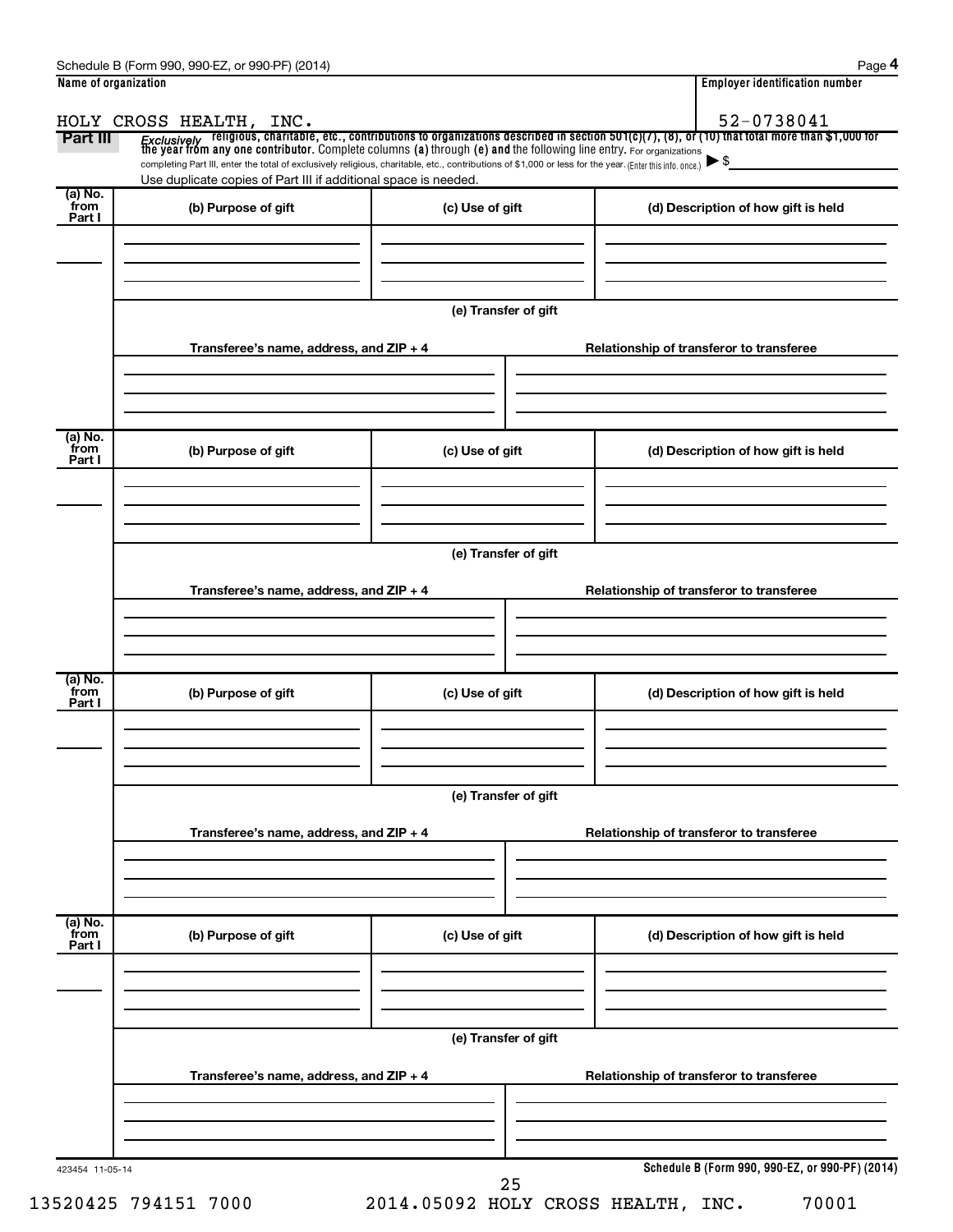Schedule B (Form 990, 990-EZ, or 990-PF) (2014) Page **4**

| Name of organization | Employer identification number |
|---|---|
| HOLY CROSS HEALTH, INC. | 52-0738041 |

**Part III** *Exclusively* religious, charitable, etc., contributions to organizations described in section 501(c)(7), (8), or (10) that total more than $1,000 for the year from any one contributor. Complete columns **(a)** through **(e)** and the following line entry. For organizations completing Part III, enter the total of exclusively religious, charitable, etc., contributions of $1,000 or less for the year. (Enter this info. once.) ▶ $

Use duplicate copies of Part III if additional space is needed.

| (a) No. from Part I | (b) Purpose of gift | (c) Use of gift | (d) Description of how gift is held |
|---|---|---|---|
| | | | |

**(e) Transfer of gift**

| Transferee's name, address, and ZIP + 4 | Relationship of transferor to transferee |
|---|---|
| | |

| (a) No. from Part I | (b) Purpose of gift | (c) Use of gift | (d) Description of how gift is held |
|---|---|---|---|
| | | | |

**(e) Transfer of gift**

| Transferee's name, address, and ZIP + 4 | Relationship of transferor to transferee |
|---|---|
| | |

| (a) No. from Part I | (b) Purpose of gift | (c) Use of gift | (d) Description of how gift is held |
|---|---|---|---|
| | | | |

**(e) Transfer of gift**

| Transferee's name, address, and ZIP + 4 | Relationship of transferor to transferee |
|---|---|
| | |

| (a) No. from Part I | (b) Purpose of gift | (c) Use of gift | (d) Description of how gift is held |
|---|---|---|---|
| | | | |

**(e) Transfer of gift**

| Transferee's name, address, and ZIP + 4 | Relationship of transferor to transferee |
|---|---|
| | |

423454 11-05-14

**Schedule B (Form 990, 990-EZ, or 990-PF) (2014)**

13520425 794151 7000 2014.05092 HOLY CROSS HEALTH, INC. 70001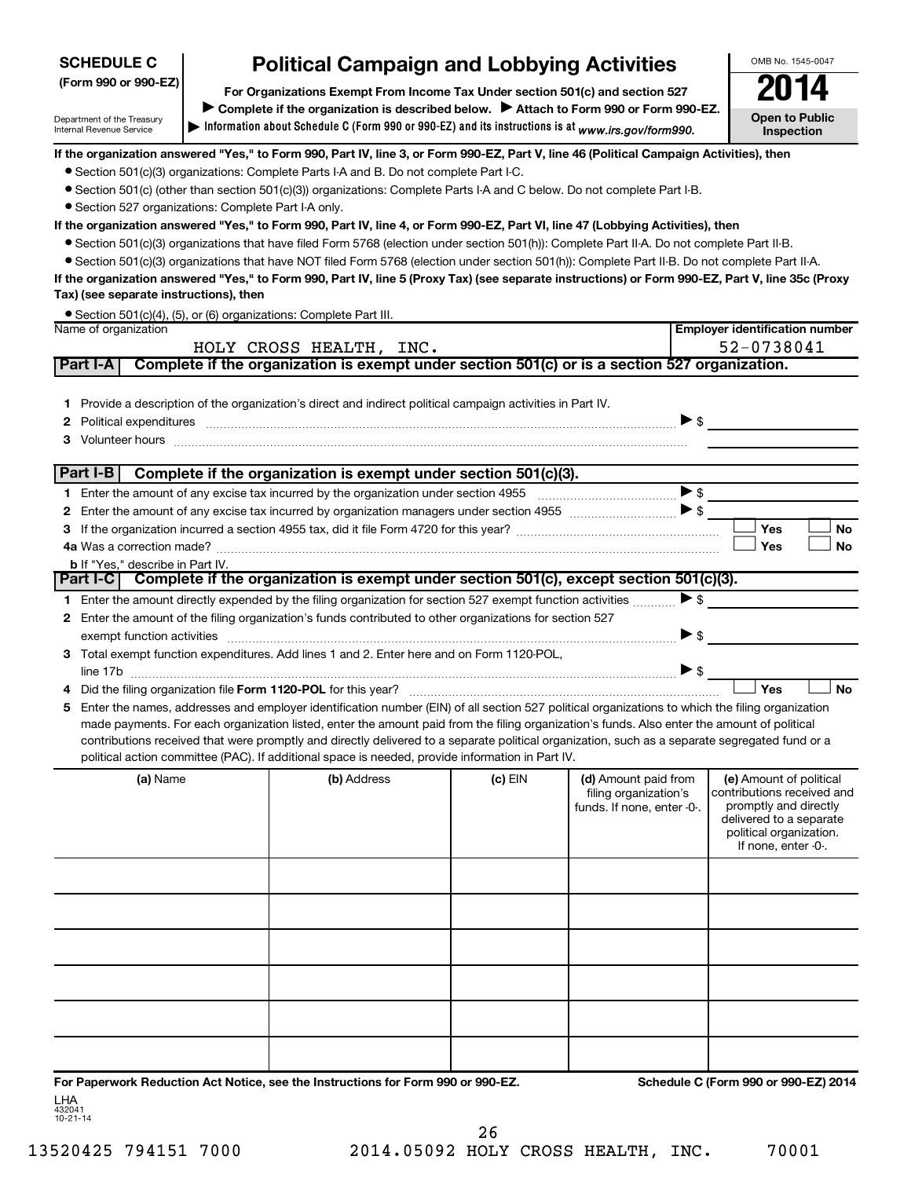**SCHEDULE C**
**(Form 990 or 990-EZ)**

Department of the Treasury
Internal Revenue Service

# Political Campaign and Lobbying Activities

**For Organizations Exempt From Income Tax Under section 501(c) and section 527**

▶ **Complete if the organization is described below.** ▶ **Attach to Form 990 or Form 990-EZ.**

▶ **Information about Schedule C (Form 990 or 990-EZ) and its instructions is at** *www.irs.gov/form990.*

OMB No. 1545-0047

**2014**

**Open to Public Inspection**

**If the organization answered "Yes," to Form 990, Part IV, line 3, or Form 990-EZ, Part V, line 46 (Political Campaign Activities), then**

- Section 501(c)(3) organizations: Complete Parts I-A and B. Do not complete Part I-C.
- Section 501(c) (other than section 501(c)(3)) organizations: Complete Parts I-A and C below. Do not complete Part I-B.
- Section 527 organizations: Complete Part I-A only.

**If the organization answered "Yes," to Form 990, Part IV, line 4, or Form 990-EZ, Part VI, line 47 (Lobbying Activities), then**

- Section 501(c)(3) organizations that have filed Form 5768 (election under section 501(h)): Complete Part II-A. Do not complete Part II-B.
- Section 501(c)(3) organizations that have NOT filed Form 5768 (election under section 501(h)): Complete Part II-B. Do not complete Part II-A.

**If the organization answered "Yes," to Form 990, Part IV, line 5 (Proxy Tax) (see separate instructions) or Form 990-EZ, Part V, line 35c (Proxy Tax) (see separate instructions), then**

- Section 501(c)(4), (5), or (6) organizations: Complete Part III.

| Name of organization | Employer identification number |
|---|---|
| HOLY CROSS HEALTH, INC. | 52-0738041 |

## Part I-A Complete if the organization is exempt under section 501(c) or is a section 527 organization.

1 Provide a description of the organization's direct and indirect political campaign activities in Part IV.

2 Political expenditures ▶ $

3 Volunteer hours

## Part I-B Complete if the organization is exempt under section 501(c)(3).

1 Enter the amount of any excise tax incurred by the organization under section 4955 ▶ $

2 Enter the amount of any excise tax incurred by organization managers under section 4955 ▶ $

3 If the organization incurred a section 4955 tax, did it file Form 4720 for this year? ☐ Yes ☐ No

4a Was a correction made? ☐ Yes ☐ No

b If "Yes," describe in Part IV.

## Part I-C Complete if the organization is exempt under section 501(c), except section 501(c)(3).

1 Enter the amount directly expended by the filing organization for section 527 exempt function activities ▶ $

2 Enter the amount of the filing organization's funds contributed to other organizations for section 527 exempt function activities ▶ $

3 Total exempt function expenditures. Add lines 1 and 2. Enter here and on Form 1120-POL, line 17b ▶ $

4 Did the filing organization file **Form 1120-POL** for this year? ☐ Yes ☐ No

5 Enter the names, addresses and employer identification number (EIN) of all section 527 political organizations to which the filing organization made payments. For each organization listed, enter the amount paid from the filing organization's funds. Also enter the amount of political contributions received that were promptly and directly delivered to a separate political organization, such as a separate segregated fund or a political action committee (PAC). If additional space is needed, provide information in Part IV.

| (a) Name | (b) Address | (c) EIN | (d) Amount paid from filing organization's funds. If none, enter -0-. | (e) Amount of political contributions received and promptly and directly delivered to a separate political organization. If none, enter -0-. |
|---|---|---|---|---|
| | | | | |
| | | | | |
| | | | | |
| | | | | |
| | | | | |
| | | | | |

**For Paperwork Reduction Act Notice, see the Instructions for Form 990 or 990-EZ.** **Schedule C (Form 990 or 990-EZ) 2014**

LHA
432041
10-21-14

13520425 794151 7000 2014.05092 HOLY CROSS HEALTH, INC. 70001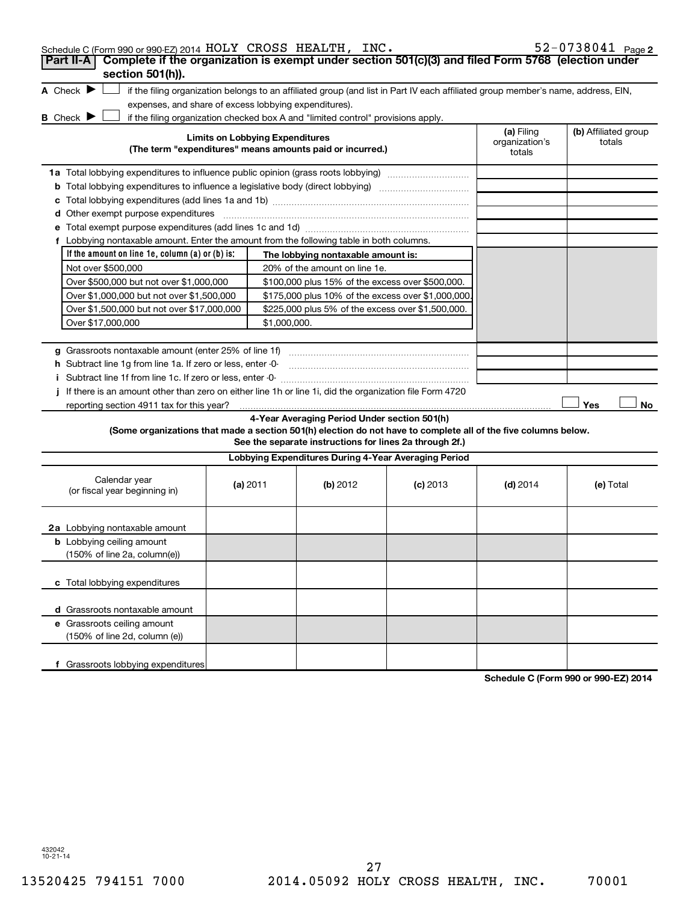Schedule C (Form 990 or 990-EZ) 2014 HOLY CROSS HEALTH, INC. 52-0738041 Page 2

**Part II-A** **Complete if the organization is exempt under section 501(c)(3) and filed Form 5768 (election under section 501(h)).**

A Check ▶ ☐ if the filing organization belongs to an affiliated group (and list in Part IV each affiliated group member's name, address, EIN, expenses, and share of excess lobbying expenditures).

B Check ▶ ☐ if the filing organization checked box A and "limited control" provisions apply.

| Limits on Lobbying Expenditures (The term "expenditures" means amounts paid or incurred.) | (a) Filing organization's totals | (b) Affiliated group totals |
|---|---|---|
| 1a Total lobbying expenditures to influence public opinion (grass roots lobbying) | | |
| b Total lobbying expenditures to influence a legislative body (direct lobbying) | | |
| c Total lobbying expenditures (add lines 1a and 1b) | | |
| d Other exempt purpose expenditures | | |
| e Total exempt purpose expenditures (add lines 1c and 1d) | | |
| f Lobbying nontaxable amount. Enter the amount from the following table in both columns. | | |

| If the amount on line 1e, column (a) or (b) is: | The lobbying nontaxable amount is: |
|---|---|
| Not over $500,000 | 20% of the amount on line 1e. |
| Over $500,000 but not over $1,000,000 | $100,000 plus 15% of the excess over $500,000. |
| Over $1,000,000 but not over $1,500,000 | $175,000 plus 10% of the excess over $1,000,000. |
| Over $1,500,000 but not over $17,000,000 | $225,000 plus 5% of the excess over $1,500,000. |
| Over $17,000,000 | $1,000,000. |

| | (a) Filing organization's totals | (b) Affiliated group totals |
|---|---|---|
| g Grassroots nontaxable amount (enter 25% of line 1f) | | |
| h Subtract line 1g from line 1a. If zero or less, enter -0- | | |
| i Subtract line 1f from line 1c. If zero or less, enter -0- | | |

j If there is an amount other than zero on either line 1h or line 1i, did the organization file Form 4720 reporting section 4911 tax for this year? ☐ Yes ☐ No

**4-Year Averaging Period Under section 501(h)**

**(Some organizations that made a section 501(h) election do not have to complete all of the five columns below. See the separate instructions for lines 2a through 2f.)**

**Lobbying Expenditures During 4-Year Averaging Period**

| Calendar year (or fiscal year beginning in) | (a) 2011 | (b) 2012 | (c) 2013 | (d) 2014 | (e) Total |
|---|---|---|---|---|---|
| 2a Lobbying nontaxable amount | | | | | |
| b Lobbying ceiling amount (150% of line 2a, column(e)) | | | | | |
| c Total lobbying expenditures | | | | | |
| d Grassroots nontaxable amount | | | | | |
| e Grassroots ceiling amount (150% of line 2d, column (e)) | | | | | |
| f Grassroots lobbying expenditures | | | | | |

**Schedule C (Form 990 or 990-EZ) 2014**

432042 10-21-14

13520425 794151 7000 2014.05092 HOLY CROSS HEALTH, INC. 70001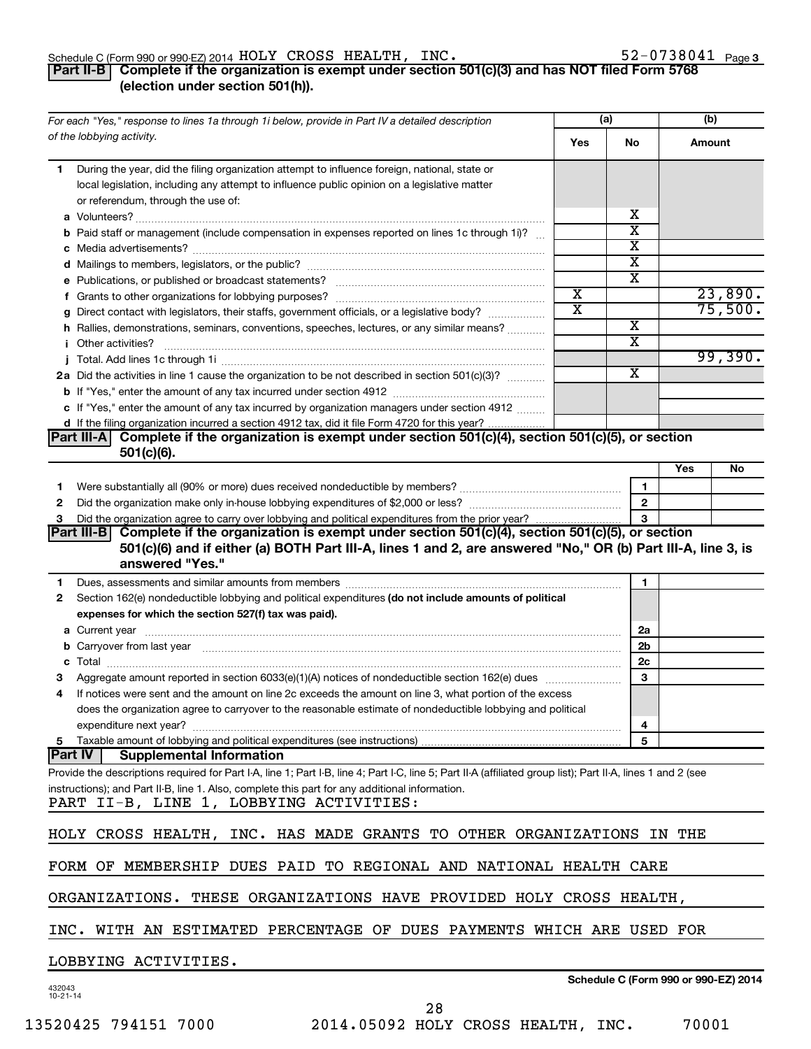Schedule C (Form 990 or 990-EZ) 2014 HOLY CROSS HEALTH, INC. 52-0738041 Page 3

**Part II-B** **Complete if the organization is exempt under section 501(c)(3) and has NOT filed Form 5768 (election under section 501(h)).**

| For each "Yes," response to lines 1a through 1i below, provide in Part IV a detailed description of the lobbying activity. | (a) Yes | (a) No | (b) Amount |
|---|---|---|---|
| **1** During the year, did the filing organization attempt to influence foreign, national, state or local legislation, including any attempt to influence public opinion on a legislative matter or referendum, through the use of: | | | |
| **a** Volunteers? | | X | |
| **b** Paid staff or management (include compensation in expenses reported on lines 1c through 1i)? | | X | |
| **c** Media advertisements? | | X | |
| **d** Mailings to members, legislators, or the public? | | X | |
| **e** Publications, or published or broadcast statements? | | X | |
| **f** Grants to other organizations for lobbying purposes? | X | | 23,890. |
| **g** Direct contact with legislators, their staffs, government officials, or a legislative body? | X | | 75,500. |
| **h** Rallies, demonstrations, seminars, conventions, speeches, lectures, or any similar means? | | X | |
| **i** Other activities? | | X | |
| **j** Total. Add lines 1c through 1i | | | 99,390. |
| **2a** Did the activities in line 1 cause the organization to be not described in section 501(c)(3)? | | X | |
| **b** If "Yes," enter the amount of any tax incurred under section 4912 | | | |
| **c** If "Yes," enter the amount of any tax incurred by organization managers under section 4912 | | | |
| **d** If the filing organization incurred a section 4912 tax, did it file Form 4720 for this year? | | | |

**Part III-A** **Complete if the organization is exempt under section 501(c)(4), section 501(c)(5), or section 501(c)(6).**

| | | Yes | No |
|---|---|---|---|
| **1** Were substantially all (90% or more) dues received nondeductible by members? | 1 | | |
| **2** Did the organization make only in-house lobbying expenditures of $2,000 or less? | 2 | | |
| **3** Did the organization agree to carry over lobbying and political expenditures from the prior year? | 3 | | |

**Part III-B** **Complete if the organization is exempt under section 501(c)(4), section 501(c)(5), or section 501(c)(6) and if either (a) BOTH Part III-A, lines 1 and 2, are answered "No," OR (b) Part III-A, line 3, is answered "Yes."**

| | | |
|---|---|---|
| **1** Dues, assessments and similar amounts from members | 1 | |
| **2** Section 162(e) nondeductible lobbying and political expenditures **(do not include amounts of political expenses for which the section 527(f) tax was paid).** | | |
| **a** Current year | 2a | |
| **b** Carryover from last year | 2b | |
| **c** Total | 2c | |
| **3** Aggregate amount reported in section 6033(e)(1)(A) notices of nondeductible section 162(e) dues | 3 | |
| **4** If notices were sent and the amount on line 2c exceeds the amount on line 3, what portion of the excess does the organization agree to carryover to the reasonable estimate of nondeductible lobbying and political expenditure next year? | 4 | |
| **5** Taxable amount of lobbying and political expenditures (see instructions) | 5 | |

**Part IV** **Supplemental Information**

Provide the descriptions required for Part I-A, line 1; Part I-B, line 4; Part I-C, line 5; Part II-A (affiliated group list); Part II-A, lines 1 and 2 (see instructions); and Part II-B, line 1. Also, complete this part for any additional information.

PART II-B, LINE 1, LOBBYING ACTIVITIES:

HOLY CROSS HEALTH, INC. HAS MADE GRANTS TO OTHER ORGANIZATIONS IN THE FORM OF MEMBERSHIP DUES PAID TO REGIONAL AND NATIONAL HEALTH CARE ORGANIZATIONS. THESE ORGANIZATIONS HAVE PROVIDED HOLY CROSS HEALTH, INC. WITH AN ESTIMATED PERCENTAGE OF DUES PAYMENTS WHICH ARE USED FOR LOBBYING ACTIVITIES.

Schedule C (Form 990 or 990-EZ) 2014

432043 10-21-14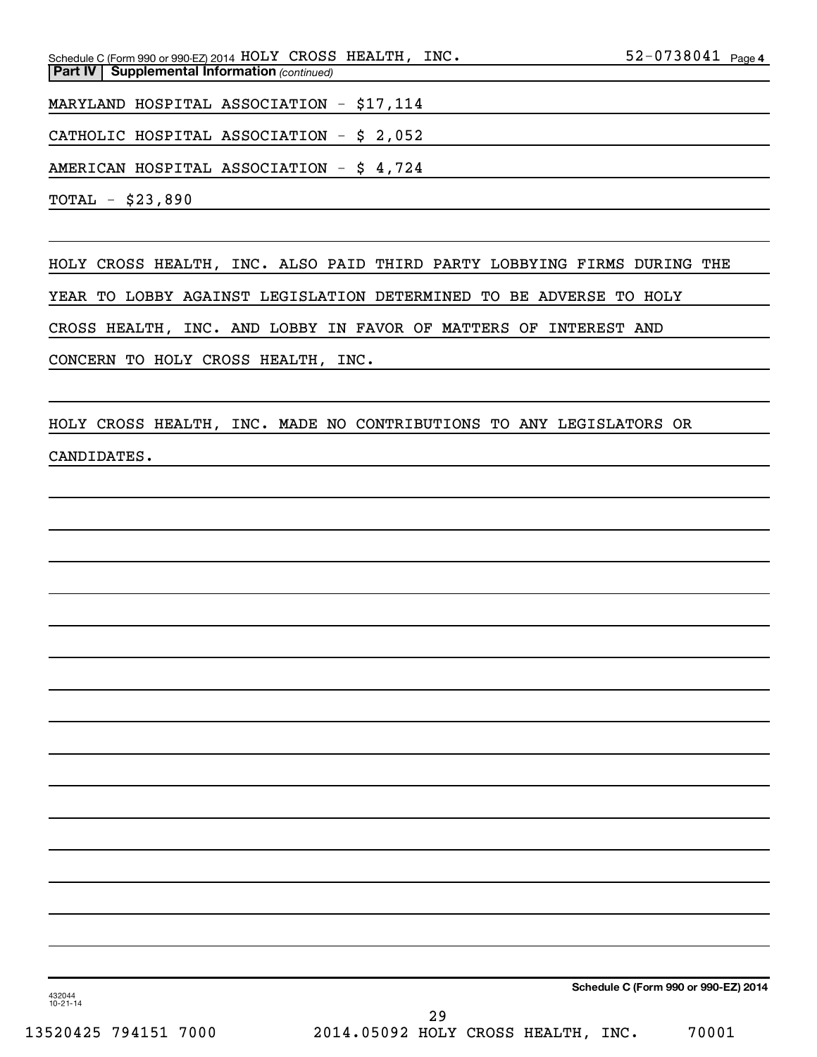Schedule C (Form 990 or 990-EZ) 2014 HOLY CROSS HEALTH, INC. 52-0738041 Page 4

**Part IV | Supplemental Information** *(continued)*

MARYLAND HOSPITAL ASSOCIATION - $17,114

CATHOLIC HOSPITAL ASSOCIATION - $ 2,052

AMERICAN HOSPITAL ASSOCIATION - $ 4,724

TOTAL - $23,890

HOLY CROSS HEALTH, INC. ALSO PAID THIRD PARTY LOBBYING FIRMS DURING THE YEAR TO LOBBY AGAINST LEGISLATION DETERMINED TO BE ADVERSE TO HOLY CROSS HEALTH, INC. AND LOBBY IN FAVOR OF MATTERS OF INTEREST AND CONCERN TO HOLY CROSS HEALTH, INC.

HOLY CROSS HEALTH, INC. MADE NO CONTRIBUTIONS TO ANY LEGISLATORS OR CANDIDATES.

432044
10-21-14

**Schedule C (Form 990 or 990-EZ) 2014**

13520425 794151 7000 2014.05092 HOLY CROSS HEALTH, INC. 70001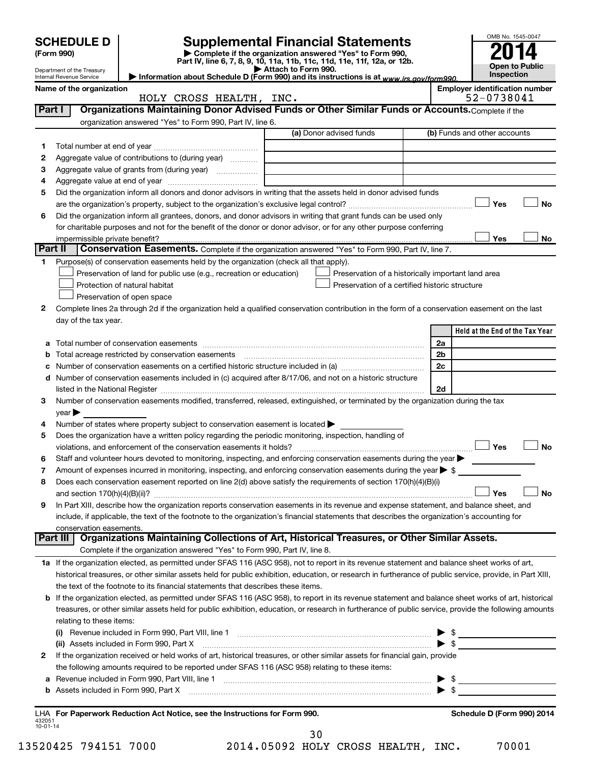**SCHEDULE D** (Form 990)

Department of the Treasury
Internal Revenue Service

# Supplemental Financial Statements

▶ Complete if the organization answered "Yes" to Form 990, Part IV, line 6, 7, 8, 9, 10, 11a, 11b, 11c, 11d, 11e, 11f, 12a, or 12b.
▶ Attach to Form 990.
▶ Information about Schedule D (Form 990) and its instructions is at *www.irs.gov/form990*.

OMB No. 1545-0047
**2014**
**Open to Public Inspection**

**Name of the organization**
HOLY CROSS HEALTH, INC.

**Employer identification number**
52-0738041

## Part I — Organizations Maintaining Donor Advised Funds or Other Similar Funds or Accounts.

Complete if the organization answered "Yes" to Form 990, Part IV, line 6.

| | | (a) Donor advised funds | (b) Funds and other accounts |
|---|---|---|---|
| 1 | Total number at end of year | | |
| 2 | Aggregate value of contributions to (during year) | | |
| 3 | Aggregate value of grants from (during year) | | |
| 4 | Aggregate value at end of year | | |

5 Did the organization inform all donors and donor advisors in writing that the assets held in donor advised funds are the organization's property, subject to the organization's exclusive legal control? ☐ Yes ☐ No

6 Did the organization inform all grantees, donors, and donor advisors in writing that grant funds can be used only for charitable purposes and not for the benefit of the donor or donor advisor, or for any other purpose conferring impermissible private benefit? ☐ Yes ☐ No

## Part II — Conservation Easements.

Complete if the organization answered "Yes" to Form 990, Part IV, line 7.

1 Purpose(s) of conservation easements held by the organization (check all that apply).

- ☐ Preservation of land for public use (e.g., recreation or education)
- ☐ Protection of natural habitat
- ☐ Preservation of open space
- ☐ Preservation of a historically important land area
- ☐ Preservation of a certified historic structure

2 Complete lines 2a through 2d if the organization held a qualified conservation contribution in the form of a conservation easement on the last day of the tax year.

| | | | Held at the End of the Tax Year |
|---|---|---|---|
| a | Total number of conservation easements | 2a | |
| b | Total acreage restricted by conservation easements | 2b | |
| c | Number of conservation easements on a certified historic structure included in (a) | 2c | |
| d | Number of conservation easements included in (c) acquired after 8/17/06, and not on a historic structure listed in the National Register | 2d | |

3 Number of conservation easements modified, transferred, released, extinguished, or terminated by the organization during the tax year ▶

4 Number of states where property subject to conservation easement is located ▶

5 Does the organization have a written policy regarding the periodic monitoring, inspection, handling of violations, and enforcement of the conservation easements it holds? ☐ Yes ☐ No

6 Staff and volunteer hours devoted to monitoring, inspecting, and enforcing conservation easements during the year ▶

7 Amount of expenses incurred in monitoring, inspecting, and enforcing conservation easements during the year ▶ $

8 Does each conservation easement reported on line 2(d) above satisfy the requirements of section 170(h)(4)(B)(i) and section 170(h)(4)(B)(ii)? ☐ Yes ☐ No

9 In Part XIII, describe how the organization reports conservation easements in its revenue and expense statement, and balance sheet, and include, if applicable, the text of the footnote to the organization's financial statements that describes the organization's accounting for conservation easements.

## Part III — Organizations Maintaining Collections of Art, Historical Treasures, or Other Similar Assets.

Complete if the organization answered "Yes" to Form 990, Part IV, line 8.

1a If the organization elected, as permitted under SFAS 116 (ASC 958), not to report in its revenue statement and balance sheet works of art, historical treasures, or other similar assets held for public exhibition, education, or research in furtherance of public service, provide, in Part XIII, the text of the footnote to its financial statements that describes these items.

b If the organization elected, as permitted under SFAS 116 (ASC 958), to report in its revenue statement and balance sheet works of art, historical treasures, or other similar assets held for public exhibition, education, or research in furtherance of public service, provide the following amounts relating to these items:

(i) Revenue included in Form 990, Part VIII, line 1 ▶ $

(ii) Assets included in Form 990, Part X ▶ $

2 If the organization received or held works of art, historical treasures, or other similar assets for financial gain, provide the following amounts required to be reported under SFAS 116 (ASC 958) relating to these items:

a Revenue included in Form 990, Part VIII, line 1 ▶ $

b Assets included in Form 990, Part X ▶ $

LHA **For Paperwork Reduction Act Notice, see the Instructions for Form 990.** **Schedule D (Form 990) 2014**

432051
10-01-14

13520425 794151 7000 2014.05092 HOLY CROSS HEALTH, INC. 70001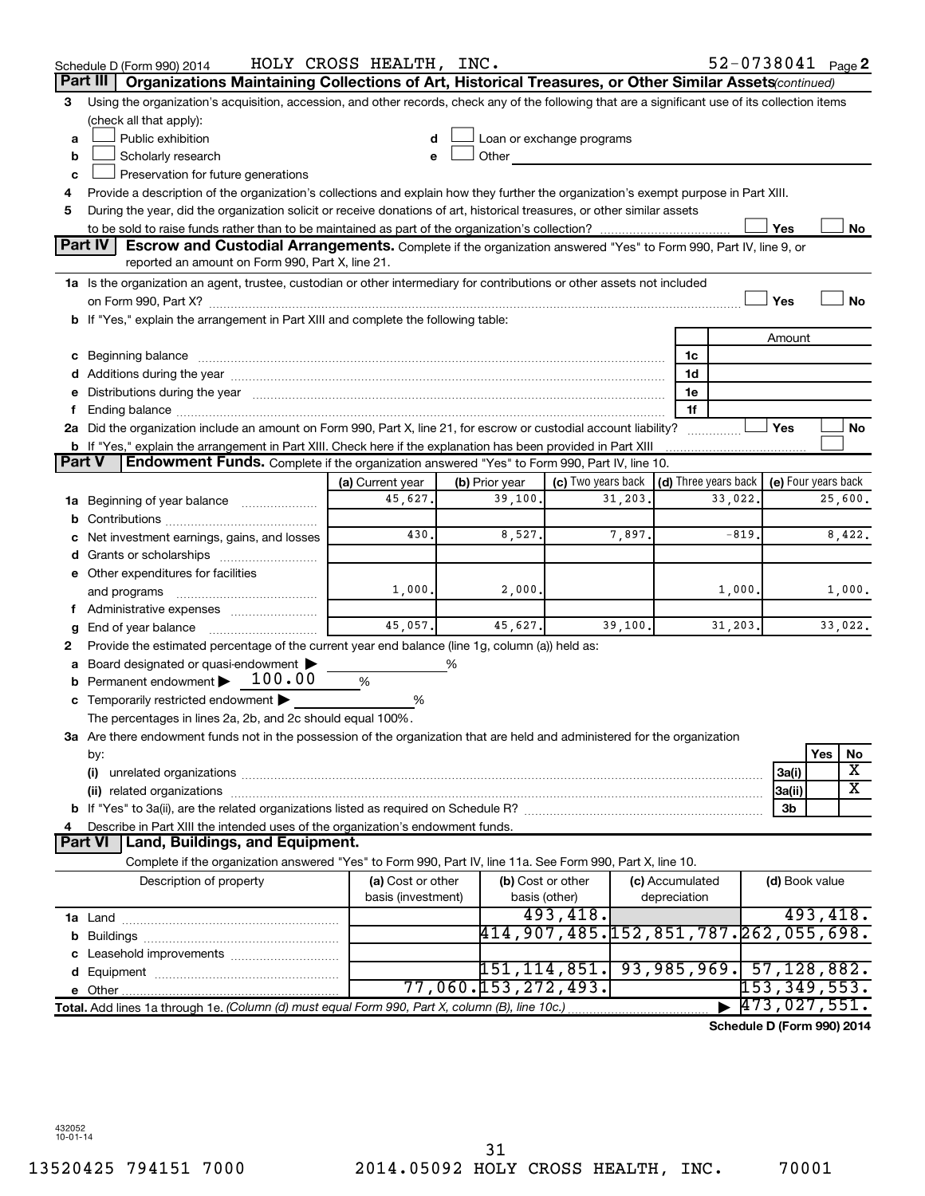Schedule D (Form 990) 2014 HOLY CROSS HEALTH, INC. 52-0738041 Page 2

**Part III | Organizations Maintaining Collections of Art, Historical Treasures, or Other Similar Assets** *(continued)*

3 Using the organization's acquisition, accession, and other records, check any of the following that are a significant use of its collection items (check all that apply):

a ☐ Public exhibition
b ☐ Scholarly research
c ☐ Preservation for future generations
d ☐ Loan or exchange programs
e ☐ Other

4 Provide a description of the organization's collections and explain how they further the organization's exempt purpose in Part XIII.

5 During the year, did the organization solicit or receive donations of art, historical treasures, or other similar assets to be sold to raise funds rather than to be maintained as part of the organization's collection? ☐ Yes ☐ No

**Part IV | Escrow and Custodial Arrangements.** Complete if the organization answered "Yes" to Form 990, Part IV, line 9, or reported an amount on Form 990, Part X, line 21.

1a Is the organization an agent, trustee, custodian or other intermediary for contributions or other assets not included on Form 990, Part X? ☐ Yes ☐ No

b If "Yes," explain the arrangement in Part XIII and complete the following table:

| | | Amount |
|---|---|---|
| c Beginning balance | 1c | |
| d Additions during the year | 1d | |
| e Distributions during the year | 1e | |
| f Ending balance | 1f | |

2a Did the organization include an amount on Form 990, Part X, line 21, for escrow or custodial account liability? ☐ Yes ☐ No

b If "Yes," explain the arrangement in Part XIII. Check here if the explanation has been provided in Part XIII ☐

**Part V | Endowment Funds.** Complete if the organization answered "Yes" to Form 990, Part IV, line 10.

| | (a) Current year | (b) Prior year | (c) Two years back | (d) Three years back | (e) Four years back |
|---|---|---|---|---|---|
| 1a Beginning of year balance | 45,627. | 39,100. | 31,203. | 33,022. | 25,600. |
| b Contributions | | | | | |
| c Net investment earnings, gains, and losses | 430. | 8,527. | 7,897. | -819. | 8,422. |
| d Grants or scholarships | | | | | |
| e Other expenditures for facilities and programs | 1,000. | 2,000. | | 1,000. | 1,000. |
| f Administrative expenses | | | | | |
| g End of year balance | 45,057. | 45,627. | 39,100. | 31,203. | 33,022. |

2 Provide the estimated percentage of the current year end balance (line 1g, column (a)) held as:

a Board designated or quasi-endowment ▶ ______ %
b Permanent endowment ▶ 100.00 %
c Temporarily restricted endowment ▶ ______ %

The percentages in lines 2a, 2b, and 2c should equal 100%.

3a Are there endowment funds not in the possession of the organization that are held and administered for the organization by:

| | | Yes | No |
|---|---|---|---|
| (i) unrelated organizations | 3a(i) | | X |
| (ii) related organizations | 3a(ii) | | X |
| b If "Yes" to 3a(ii), are the related organizations listed as required on Schedule R? | 3b | | |

4 Describe in Part XIII the intended uses of the organization's endowment funds.

**Part VI | Land, Buildings, and Equipment.**

Complete if the organization answered "Yes" to Form 990, Part IV, line 11a. See Form 990, Part X, line 10.

| Description of property | (a) Cost or other basis (investment) | (b) Cost or other basis (other) | (c) Accumulated depreciation | (d) Book value |
|---|---|---|---|---|
| 1a Land | | 493,418. | | 493,418. |
| b Buildings | | 414,907,485. | 152,851,787. | 262,055,698. |
| c Leasehold improvements | | | | |
| d Equipment | | 151,114,851. | 93,985,969. | 57,128,882. |
| e Other | 77,060. | 153,272,493. | | 153,349,553. |
| **Total.** Add lines 1a through 1e. *(Column (d) must equal Form 990, Part X, column (B), line 10c.)* | | | ▶ | 473,027,551. |

**Schedule D (Form 990) 2014**

432052 10-01-14

13520425 794151 7000 2014.05092 HOLY CROSS HEALTH, INC. 70001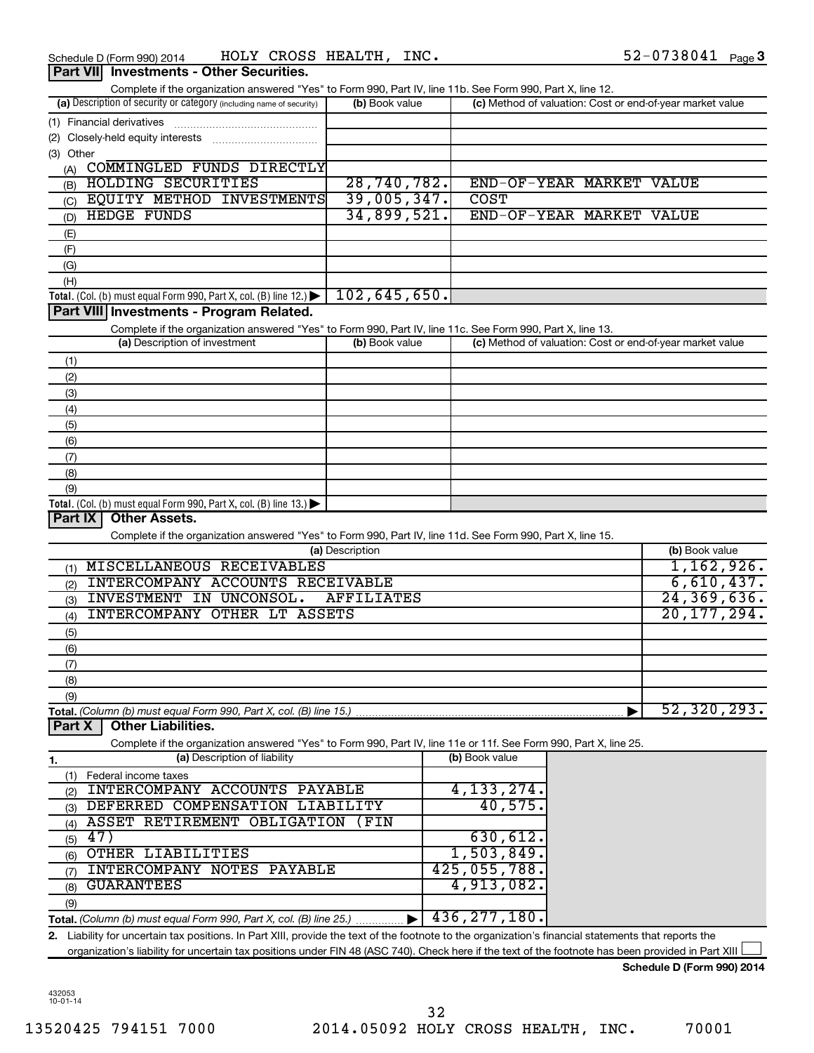Schedule D (Form 990) 2014 HOLY CROSS HEALTH, INC. 52-0738041

## Part VII Investments - Other Securities.

Complete if the organization answered "Yes" to Form 990, Part IV, line 11b. See Form 990, Part X, line 12.

| (a) Description of security or category (including name of security) | (b) Book value | (c) Method of valuation: Cost or end-of-year market value |
|---|---|---|
| (1) Financial derivatives | | |
| (2) Closely-held equity interests | | |
| (3) Other | | |
| (A) COMMINGLED FUNDS DIRECTLY | | |
| (B) HOLDING SECURITIES | 28,740,782. | END-OF-YEAR MARKET VALUE |
| (C) EQUITY METHOD INVESTMENTS | 39,005,347. | COST |
| (D) HEDGE FUNDS | 34,899,521. | END-OF-YEAR MARKET VALUE |
| (E) | | |
| (F) | | |
| (G) | | |
| (H) | | |
| **Total.** (Col. (b) must equal Form 990, Part X, col. (B) line 12.) | 102,645,650. | |

## Part VIII Investments - Program Related.

Complete if the organization answered "Yes" to Form 990, Part IV, line 11c. See Form 990, Part X, line 13.

| (a) Description of investment | (b) Book value | (c) Method of valuation: Cost or end-of-year market value |
|---|---|---|
| (1) | | |
| (2) | | |
| (3) | | |
| (4) | | |
| (5) | | |
| (6) | | |
| (7) | | |
| (8) | | |
| (9) | | |
| **Total.** (Col. (b) must equal Form 990, Part X, col. (B) line 13.) | | |

## Part IX Other Assets.

Complete if the organization answered "Yes" to Form 990, Part IV, line 11d. See Form 990, Part X, line 15.

| (a) Description | (b) Book value |
|---|---|
| (1) MISCELLANEOUS RECEIVABLES | 1,162,926. |
| (2) INTERCOMPANY ACCOUNTS RECEIVABLE | 6,610,437. |
| (3) INVESTMENT IN UNCONSOL. AFFILIATES | 24,369,636. |
| (4) INTERCOMPANY OTHER LT ASSETS | 20,177,294. |
| (5) | |
| (6) | |
| (7) | |
| (8) | |
| (9) | |
| **Total.** (Column (b) must equal Form 990, Part X, col. (B) line 15.) | 52,320,293. |

## Part X Other Liabilities.

Complete if the organization answered "Yes" to Form 990, Part IV, line 11e or 11f. See Form 990, Part X, line 25.

| 1. (a) Description of liability | (b) Book value |
|---|---|
| (1) Federal income taxes | |
| (2) INTERCOMPANY ACCOUNTS PAYABLE | 4,133,274. |
| (3) DEFERRED COMPENSATION LIABILITY | 40,575. |
| (4) ASSET RETIREMENT OBLIGATION (FIN | |
| (5) 47) | 630,612. |
| (6) OTHER LIABILITIES | 1,503,849. |
| (7) INTERCOMPANY NOTES PAYABLE | 425,055,788. |
| (8) GUARANTEES | 4,913,082. |
| (9) | |
| **Total.** (Column (b) must equal Form 990, Part X, col. (B) line 25.) | 436,277,180. |

2. Liability for uncertain tax positions. In Part XIII, provide the text of the footnote to the organization's financial statements that reports the organization's liability for uncertain tax positions under FIN 48 (ASC 740). Check here if the text of the footnote has been provided in Part XIII ☐

Schedule D (Form 990) 2014

432053 10-01-14

13520425 794151 7000 2014.05092 HOLY CROSS HEALTH, INC. 70001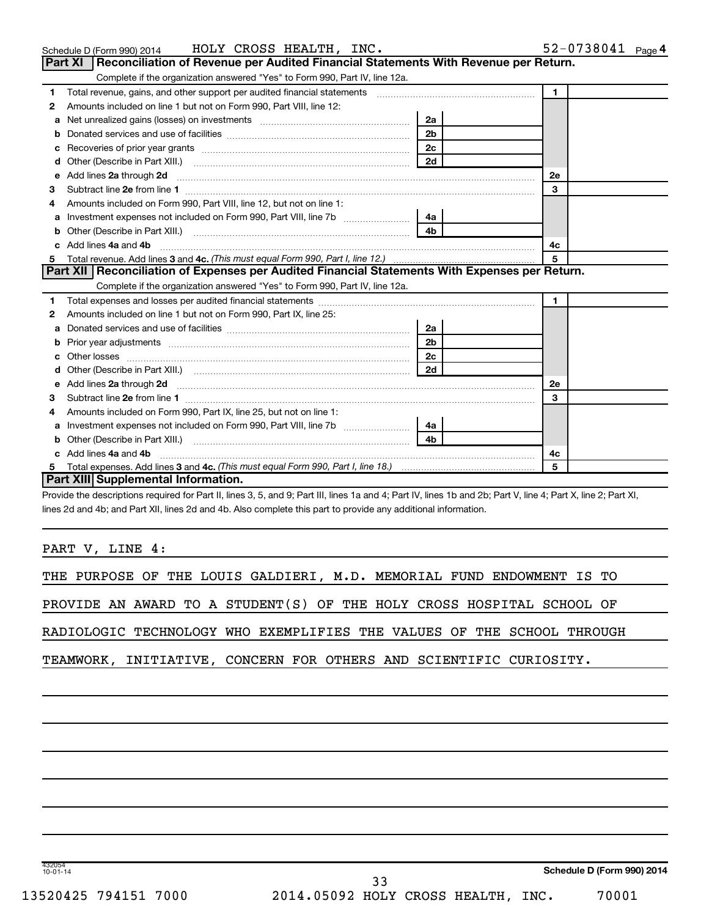Schedule D (Form 990) 2014 HOLY CROSS HEALTH, INC. 52-0738041 Page 4

## Part XI Reconciliation of Revenue per Audited Financial Statements With Revenue per Return.

Complete if the organization answered "Yes" to Form 990, Part IV, line 12a.

| | | | | | |
|---|---|---|---|---|---|
| 1 | Total revenue, gains, and other support per audited financial statements | | | 1 | |
| 2 | Amounts included on line 1 but not on Form 990, Part VIII, line 12: | | | | |
| a | Net unrealized gains (losses) on investments | 2a | | | |
| b | Donated services and use of facilities | 2b | | | |
| c | Recoveries of prior year grants | 2c | | | |
| d | Other (Describe in Part XIII.) | 2d | | | |
| e | Add lines **2a** through **2d** | | | 2e | |
| 3 | Subtract line **2e** from line **1** | | | 3 | |
| 4 | Amounts included on Form 990, Part VIII, line 12, but not on line 1: | | | | |
| a | Investment expenses not included on Form 990, Part VIII, line 7b | 4a | | | |
| b | Other (Describe in Part XIII.) | 4b | | | |
| c | Add lines **4a** and **4b** | | | 4c | |
| 5 | Total revenue. Add lines **3** and **4c.** *(This must equal Form 990, Part I, line 12.)* | | | 5 | |

## Part XII Reconciliation of Expenses per Audited Financial Statements With Expenses per Return.

Complete if the organization answered "Yes" to Form 990, Part IV, line 12a.

| | | | | | |
|---|---|---|---|---|---|
| 1 | Total expenses and losses per audited financial statements | | | 1 | |
| 2 | Amounts included on line 1 but not on Form 990, Part IX, line 25: | | | | |
| a | Donated services and use of facilities | 2a | | | |
| b | Prior year adjustments | 2b | | | |
| c | Other losses | 2c | | | |
| d | Other (Describe in Part XIII.) | 2d | | | |
| e | Add lines **2a** through **2d** | | | 2e | |
| 3 | Subtract line **2e** from line **1** | | | 3 | |
| 4 | Amounts included on Form 990, Part IX, line 25, but not on line 1: | | | | |
| a | Investment expenses not included on Form 990, Part VIII, line 7b | 4a | | | |
| b | Other (Describe in Part XIII.) | 4b | | | |
| c | Add lines **4a** and **4b** | | | 4c | |
| 5 | Total expenses. Add lines **3** and **4c.** *(This must equal Form 990, Part I, line 18.)* | | | 5 | |

## Part XIII Supplemental Information.

Provide the descriptions required for Part II, lines 3, 5, and 9; Part III, lines 1a and 4; Part IV, lines 1b and 2b; Part V, line 4; Part X, line 2; Part XI, lines 2d and 4b; and Part XII, lines 2d and 4b. Also complete this part to provide any additional information.

PART V, LINE 4:

THE PURPOSE OF THE LOUIS GALDIERI, M.D. MEMORIAL FUND ENDOWMENT IS TO PROVIDE AN AWARD TO A STUDENT(S) OF THE HOLY CROSS HOSPITAL SCHOOL OF RADIOLOGIC TECHNOLOGY WHO EXEMPLIFIES THE VALUES OF THE SCHOOL THROUGH TEAMWORK, INITIATIVE, CONCERN FOR OTHERS AND SCIENTIFIC CURIOSITY.

432054 10-01-14

**Schedule D (Form 990) 2014**

13520425 794151 7000 2014.05092 HOLY CROSS HEALTH, INC. 70001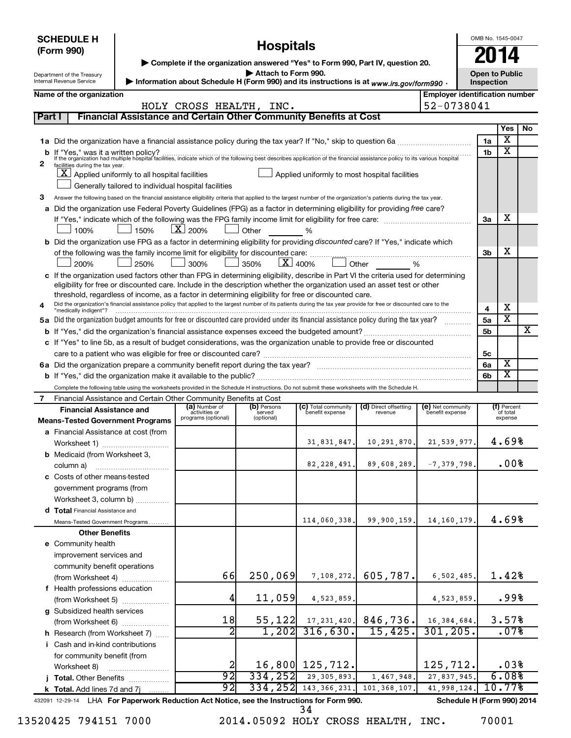**SCHEDULE H (Form 990)**

Department of the Treasury
Internal Revenue Service

# Hospitals

▶ Complete if the organization answered "Yes" to Form 990, Part IV, question 20.
▶ Attach to Form 990.
▶ Information about Schedule H (Form 990) and its instructions is at *www.irs.gov/form990*.

OMB No. 1545-0047

**2014**

**Open to Public Inspection**

**Name of the organization:** HOLY CROSS HEALTH, INC.

**Employer identification number:** 52-0738041

## Part I Financial Assistance and Certain Other Community Benefits at Cost

| | | | Yes | No |
|---|---|---|---|---|
| **1a** | Did the organization have a financial assistance policy during the tax year? If "No," skip to question 6a | 1a | X | |
| **b** | If "Yes," was it a written policy? | 1b | X | |
| **2** | If the organization had multiple hospital facilities, indicate which of the following best describes application of the financial assistance policy to its various hospital facilities during the tax year.<br>[X] Applied uniformly to all hospital facilities [ ] Applied uniformly to most hospital facilities<br>[ ] Generally tailored to individual hospital facilities | | | |
| **3** | Answer the following based on the financial assistance eligibility criteria that applied to the largest number of the organization's patients during the tax year. | | | |
| **a** | Did the organization use Federal Poverty Guidelines (FPG) as a factor in determining eligibility for providing *free* care? If "Yes," indicate which of the following was the FPG family income limit for eligibility for free care:<br>[ ] 100% [ ] 150% [X] 200% [ ] Other ____ % | 3a | X | |
| **b** | Did the organization use FPG as a factor in determining eligibility for providing *discounted* care? If "Yes," indicate which of the following was the family income limit for eligibility for discounted care:<br>[ ] 200% [ ] 250% [ ] 300% [ ] 350% [X] 400% [ ] Other ____ % | 3b | X | |
| **c** | If the organization used factors other than FPG in determining eligibility, describe in Part VI the criteria used for determining eligibility for free or discounted care. Include in the description whether the organization used an asset test or other threshold, regardless of income, as a factor in determining eligibility for free or discounted care. | | | |
| **4** | Did the organization's financial assistance policy that applied to the largest number of its patients during the tax year provide for free or discounted care to the "medically indigent"? | 4 | X | |
| **5a** | Did the organization budget amounts for free or discounted care provided under its financial assistance policy during the tax year? | 5a | X | |
| **b** | If "Yes," did the organization's financial assistance expenses exceed the budgeted amount? | 5b | | X |
| **c** | If "Yes" to line 5b, as a result of budget considerations, was the organization unable to provide free or discounted care to a patient who was eligible for free or discounted care? | 5c | | |
| **6a** | Did the organization prepare a community benefit report during the tax year? | 6a | X | |
| **b** | If "Yes," did the organization make it available to the public? | 6b | X | |

Complete the following table using the worksheets provided in the Schedule H instructions. Do not submit these worksheets with the Schedule H.

**7** Financial Assistance and Certain Other Community Benefits at Cost

| Financial Assistance and Means-Tested Government Programs | (a) Number of activities or programs (optional) | (b) Persons served (optional) | (c) Total community benefit expense | (d) Direct offsetting revenue | (e) Net community benefit expense | (f) Percent of total expense |
|---|---|---|---|---|---|---|
| **a** Financial Assistance at cost (from Worksheet 1) | | | 31,831,847. | 10,291,870. | 21,539,977. | 4.69% |
| **b** Medicaid (from Worksheet 3, column a) | | | 82,228,491. | 89,608,289. | -7,379,798. | .00% |
| **c** Costs of other means-tested government programs (from Worksheet 3, column b) | | | | | | |
| **d Total** Financial Assistance and Means-Tested Government Programs | | | 114,060,338. | 99,900,159. | 14,160,179. | 4.69% |
| **Other Benefits** | | | | | | |
| **e** Community health improvement services and community benefit operations (from Worksheet 4) | 66 | 250,069 | 7,108,272. | 605,787. | 6,502,485. | 1.42% |
| **f** Health professions education (from Worksheet 5) | 4 | 11,059 | 4,523,859. | | 4,523,859. | .99% |
| **g** Subsidized health services (from Worksheet 6) | 18 | 55,122 | 17,231,420. | 846,736. | 16,384,684. | 3.57% |
| **h** Research (from Worksheet 7) | 2 | 1,202 | 316,630. | 15,425. | 301,205. | .07% |
| **i** Cash and in-kind contributions for community benefit (from Worksheet 8) | 2 | 16,800 | 125,712. | | 125,712. | .03% |
| **j Total.** Other Benefits | 92 | 334,252 | 29,305,893. | 1,467,948. | 27,837,945. | 6.08% |
| **k Total.** Add lines 7d and 7j | 92 | 334,252 | 143,366,231. | 101,368,107. | 41,998,124. | 10.77% |

432091 12-29-14 LHA For Paperwork Reduction Act Notice, see the Instructions for Form 990. Schedule H (Form 990) 2014

13520425 794151 7000 2014.05092 HOLY CROSS HEALTH, INC. 70001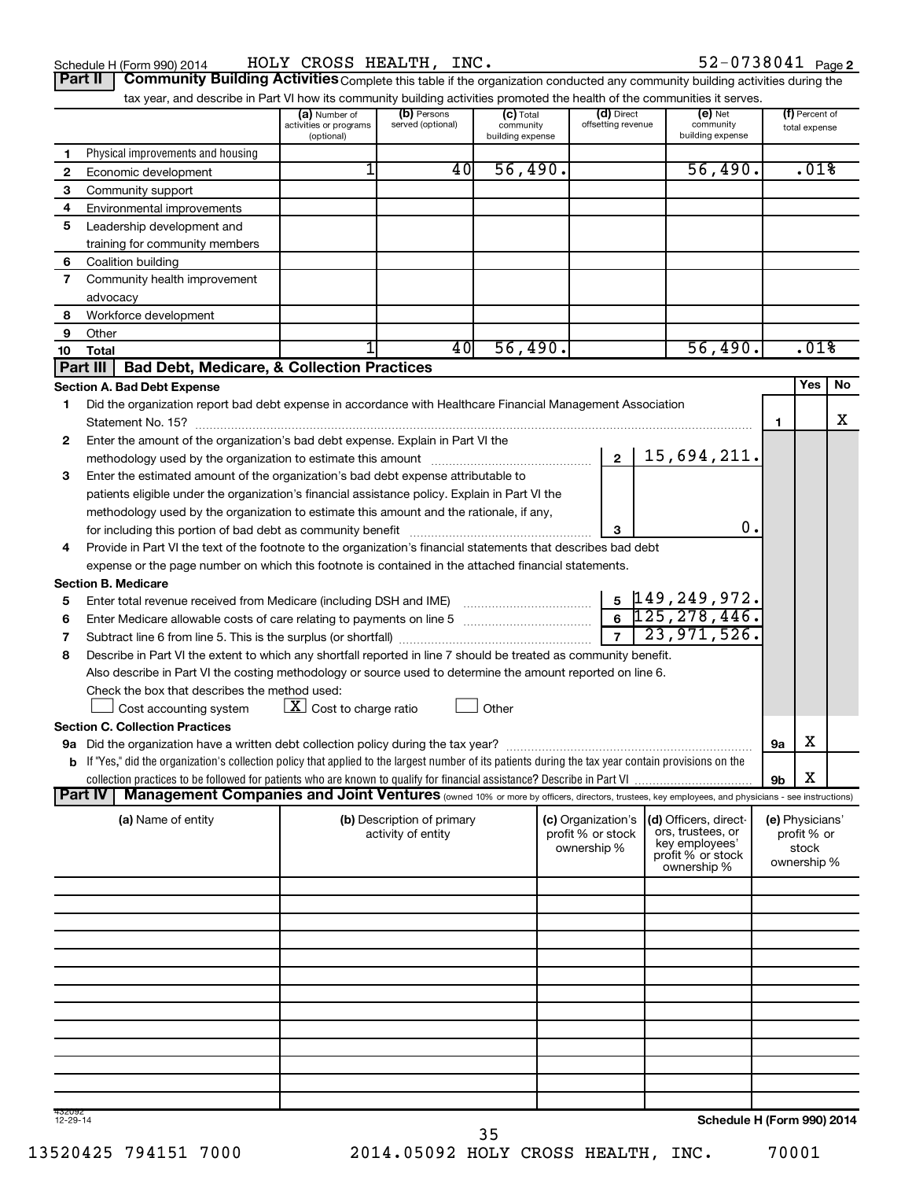Schedule H (Form 990) 2014 HOLY CROSS HEALTH, INC. 52-0738041 Page 2

## Part II Community Building Activities

Complete this table if the organization conducted any community building activities during the tax year, and describe in Part VI how its community building activities promoted the health of the communities it serves.

| | | (a) Number of activities or programs (optional) | (b) Persons served (optional) | (c) Total community building expense | (d) Direct offsetting revenue | (e) Net community building expense | (f) Percent of total expense |
|---|---|---|---|---|---|---|---|
| 1 | Physical improvements and housing | | | | | | |
| 2 | Economic development | 1 | 40 | 56,490. | | 56,490. | .01% |
| 3 | Community support | | | | | | |
| 4 | Environmental improvements | | | | | | |
| 5 | Leadership development and training for community members | | | | | | |
| 6 | Coalition building | | | | | | |
| 7 | Community health improvement advocacy | | | | | | |
| 8 | Workforce development | | | | | | |
| 9 | Other | | | | | | |
| 10 | Total | 1 | 40 | 56,490. | | 56,490. | .01% |

## Part III Bad Debt, Medicare, & Collection Practices

### Section A. Bad Debt Expense

| | | | | Yes | No |
|---|---|---|---|---|---|
| 1 | Did the organization report bad debt expense in accordance with Healthcare Financial Management Association Statement No. 15? | | 1 | | X |
| 2 | Enter the amount of the organization's bad debt expense. Explain in Part VI the methodology used by the organization to estimate this amount | 2 | 15,694,211. | | |
| 3 | Enter the estimated amount of the organization's bad debt expense attributable to patients eligible under the organization's financial assistance policy. Explain in Part VI the methodology used by the organization to estimate this amount and the rationale, if any, for including this portion of bad debt as community benefit | 3 | 0. | | |
| 4 | Provide in Part VI the text of the footnote to the organization's financial statements that describes bad debt expense or the page number on which this footnote is contained in the attached financial statements. | | | | |

### Section B. Medicare

| | | | |
|---|---|---|---|
| 5 | Enter total revenue received from Medicare (including DSH and IME) | 5 | 149,249,972. |
| 6 | Enter Medicare allowable costs of care relating to payments on line 5 | 6 | 125,278,446. |
| 7 | Subtract line 6 from line 5. This is the surplus (or shortfall) | 7 | 23,971,526. |

8 Describe in Part VI the extent to which any shortfall reported in line 7 should be treated as community benefit. Also describe in Part VI the costing methodology or source used to determine the amount reported on line 6.

Check the box that describes the method used:

☐ Cost accounting system ☒ Cost to charge ratio ☐ Other

### Section C. Collection Practices

| | | | Yes | No |
|---|---|---|---|---|
| 9a | Did the organization have a written debt collection policy during the tax year? | 9a | X | |
| b | If "Yes," did the organization's collection policy that applied to the largest number of its patients during the tax year contain provisions on the collection practices to be followed for patients who are known to qualify for financial assistance? Describe in Part VI | 9b | X | |

## Part IV Management Companies and Joint Ventures

(owned 10% or more by officers, directors, trustees, key employees, and physicians - see instructions)

| (a) Name of entity | (b) Description of primary activity of entity | (c) Organization's profit % or stock ownership % | (d) Officers, directors, trustees, or key employees' profit % or stock ownership % | (e) Physicians' profit % or stock ownership % |
|---|---|---|---|---|
| | | | | |
| | | | | |
| | | | | |
| | | | | |
| | | | | |
| | | | | |
| | | | | |
| | | | | |
| | | | | |
| | | | | |
| | | | | |
| | | | | |
| | | | | |

Schedule H (Form 990) 2014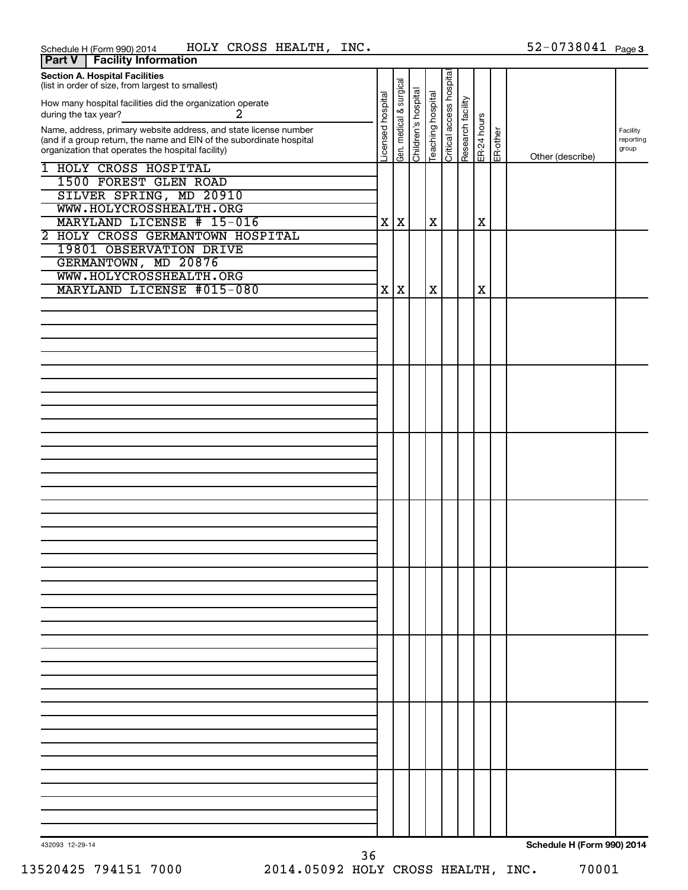Schedule H (Form 990) 2014 HOLY CROSS HEALTH, INC. 52-0738041 Page 3

**Part V | Facility Information**

**Section A. Hospital Facilities**
(list in order of size, from largest to smallest)

How many hospital facilities did the organization operate during the tax year? 2

| Name, address, primary website address, and state license number (and if a group return, the name and EIN of the subordinate hospital organization that operates the hospital facility) | Licensed hospital | Gen. medical & surgical | Children's hospital | Teaching hospital | Critical access hospital | Research facility | ER-24 hours | ER-other | Other (describe) | Facility reporting group |
|---|---|---|---|---|---|---|---|---|---|---|
| 1 HOLY CROSS HOSPITAL<br>1500 FOREST GLEN ROAD<br>SILVER SPRING, MD 20910<br>WWW.HOLYCROSSHEALTH.ORG<br>MARYLAND LICENSE # 15-016 | X | X | | X | | | X | | | |
| 2 HOLY CROSS GERMANTOWN HOSPITAL<br>19801 OBSERVATION DRIVE<br>GERMANTOWN, MD 20876<br>WWW.HOLYCROSSHEALTH.ORG<br>MARYLAND LICENSE #015-080 | X | X | | X | | | X | | | |

432093 12-29-14 **Schedule H (Form 990) 2014**

13520425 794151 7000 2014.05092 HOLY CROSS HEALTH, INC. 70001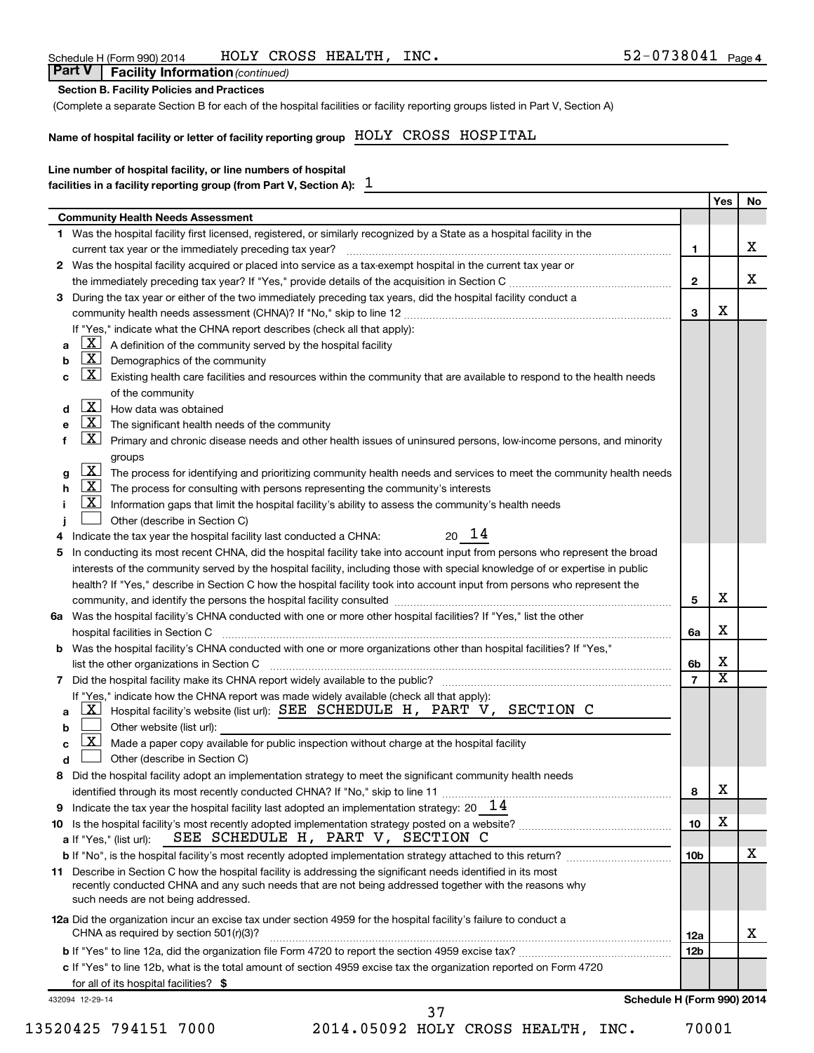Schedule H (Form 990) 2014 HOLY CROSS HEALTH, INC. 52-0738041 Page 4

## Part V Facility Information *(continued)*

**Section B. Facility Policies and Practices**

(Complete a separate Section B for each of the hospital facilities or facility reporting groups listed in Part V, Section A)

**Name of hospital facility or letter of facility reporting group** HOLY CROSS HOSPITAL

**Line number of hospital facility, or line numbers of hospital facilities in a facility reporting group (from Part V, Section A):** 1

| | | Yes | No |
|---|---|---|---|
| **Community Health Needs Assessment** | | | |
| **1** Was the hospital facility first licensed, registered, or similarly recognized by a State as a hospital facility in the current tax year or the immediately preceding tax year? | 1 | | X |
| **2** Was the hospital facility acquired or placed into service as a tax-exempt hospital in the current tax year or the immediately preceding tax year? If "Yes," provide details of the acquisition in Section C | 2 | | X |
| **3** During the tax year or either of the two immediately preceding tax years, did the hospital facility conduct a community health needs assessment (CHNA)? If "No," skip to line 12 | 3 | X | |
| If "Yes," indicate what the CHNA report describes (check all that apply): | | | |
| **a** [X] A definition of the community served by the hospital facility | | | |
| **b** [X] Demographics of the community | | | |
| **c** [X] Existing health care facilities and resources within the community that are available to respond to the health needs of the community | | | |
| **d** [X] How data was obtained | | | |
| **e** [X] The significant health needs of the community | | | |
| **f** [X] Primary and chronic disease needs and other health issues of uninsured persons, low-income persons, and minority groups | | | |
| **g** [X] The process for identifying and prioritizing community health needs and services to meet the community health needs | | | |
| **h** [X] The process for consulting with persons representing the community's interests | | | |
| **i** [X] Information gaps that limit the hospital facility's ability to assess the community's health needs | | | |
| **j** [ ] Other (describe in Section C) | | | |
| **4** Indicate the tax year the hospital facility last conducted a CHNA: 20 14 | | | |
| **5** In conducting its most recent CHNA, did the hospital facility take into account input from persons who represent the broad interests of the community served by the hospital facility, including those with special knowledge of or expertise in public health? If "Yes," describe in Section C how the hospital facility took into account input from persons who represent the community, and identify the persons the hospital facility consulted | 5 | X | |
| **6a** Was the hospital facility's CHNA conducted with one or more other hospital facilities? If "Yes," list the other hospital facilities in Section C | 6a | X | |
| **b** Was the hospital facility's CHNA conducted with one or more organizations other than hospital facilities? If "Yes," list the other organizations in Section C | 6b | X | |
| **7** Did the hospital facility make its CHNA report widely available to the public? | 7 | X | |
| If "Yes," indicate how the CHNA report was made widely available (check all that apply): | | | |
| **a** [X] Hospital facility's website (list url): SEE SCHEDULE H, PART V, SECTION C | | | |
| **b** [ ] Other website (list url): | | | |
| **c** [X] Made a paper copy available for public inspection without charge at the hospital facility | | | |
| **d** [ ] Other (describe in Section C) | | | |
| **8** Did the hospital facility adopt an implementation strategy to meet the significant community health needs identified through its most recently conducted CHNA? If "No," skip to line 11 | 8 | X | |
| **9** Indicate the tax year the hospital facility last adopted an implementation strategy: 20 14 | | | |
| **10** Is the hospital facility's most recently adopted implementation strategy posted on a website? | 10 | X | |
| **a** If "Yes," (list url): SEE SCHEDULE H, PART V, SECTION C | | | |
| **b** If "No", is the hospital facility's most recently adopted implementation strategy attached to this return? | 10b | | X |
| **11** Describe in Section C how the hospital facility is addressing the significant needs identified in its most recently conducted CHNA and any such needs that are not being addressed together with the reasons why such needs are not being addressed. | | | |
| **12a** Did the organization incur an excise tax under section 4959 for the hospital facility's failure to conduct a CHNA as required by section 501(r)(3)? | 12a | | X |
| **b** If "Yes" to line 12a, did the organization file Form 4720 to report the section 4959 excise tax? | 12b | | |
| **c** If "Yes" to line 12b, what is the total amount of section 4959 excise tax the organization reported on Form 4720 for all of its hospital facilities? $ | | | |

432094 12-29-14 **Schedule H (Form 990) 2014**

13520425 794151 7000 2014.05092 HOLY CROSS HEALTH, INC. 70001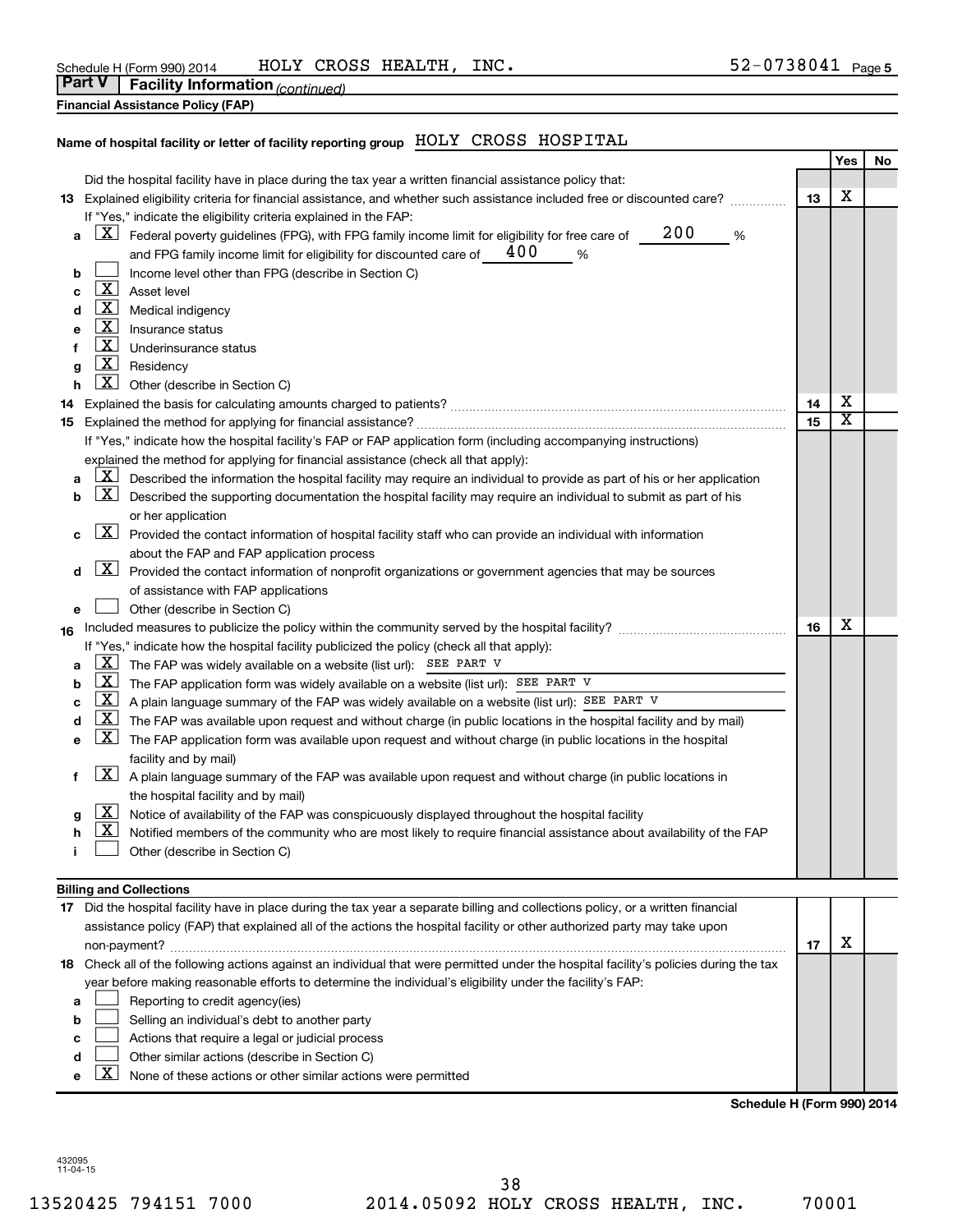Schedule H (Form 990) 2014 HOLY CROSS HEALTH, INC. 52-0738041 Page 5

## Part V Facility Information *(continued)*

**Financial Assistance Policy (FAP)**

**Name of hospital facility or letter of facility reporting group** HOLY CROSS HOSPITAL

| | | | Yes | No |
|---|---|---|---|---|
| | Did the hospital facility have in place during the tax year a written financial assistance policy that: | | | |
| 13 | Explained eligibility criteria for financial assistance, and whether such assistance included free or discounted care? | 13 | X | |
| | If "Yes," indicate the eligibility criteria explained in the FAP: | | | |
| a | [X] Federal poverty guidelines (FPG), with FPG family income limit for eligibility for free care of 200 % and FPG family income limit for eligibility for discounted care of 400 % | | | |
| b | [ ] Income level other than FPG (describe in Section C) | | | |
| c | [X] Asset level | | | |
| d | [X] Medical indigency | | | |
| e | [X] Insurance status | | | |
| f | [X] Underinsurance status | | | |
| g | [X] Residency | | | |
| h | [X] Other (describe in Section C) | | | |
| 14 | Explained the basis for calculating amounts charged to patients? | 14 | X | |
| 15 | Explained the method for applying for financial assistance? | 15 | X | |
| | If "Yes," indicate how the hospital facility's FAP or FAP application form (including accompanying instructions) explained the method for applying for financial assistance (check all that apply): | | | |
| a | [X] Described the information the hospital facility may require an individual to provide as part of his or her application | | | |
| b | [X] Described the supporting documentation the hospital facility may require an individual to submit as part of his or her application | | | |
| c | [X] Provided the contact information of hospital facility staff who can provide an individual with information about the FAP and FAP application process | | | |
| d | [X] Provided the contact information of nonprofit organizations or government agencies that may be sources of assistance with FAP applications | | | |
| e | [ ] Other (describe in Section C) | | | |
| 16 | Included measures to publicize the policy within the community served by the hospital facility? | 16 | X | |
| | If "Yes," indicate how the hospital facility publicized the policy (check all that apply): | | | |
| a | [X] The FAP was widely available on a website (list url): SEE PART V | | | |
| b | [X] The FAP application form was widely available on a website (list url): SEE PART V | | | |
| c | [X] A plain language summary of the FAP was widely available on a website (list url): SEE PART V | | | |
| d | [X] The FAP was available upon request and without charge (in public locations in the hospital facility and by mail) | | | |
| e | [X] The FAP application form was available upon request and without charge (in public locations in the hospital facility and by mail) | | | |
| f | [X] A plain language summary of the FAP was available upon request and without charge (in public locations in the hospital facility and by mail) | | | |
| g | [X] Notice of availability of the FAP was conspicuously displayed throughout the hospital facility | | | |
| h | [X] Notified members of the community who are most likely to require financial assistance about availability of the FAP | | | |
| i | [ ] Other (describe in Section C) | | | |

**Billing and Collections**

| | | | Yes | No |
|---|---|---|---|---|
| 17 | Did the hospital facility have in place during the tax year a separate billing and collections policy, or a written financial assistance policy (FAP) that explained all of the actions the hospital facility or other authorized party may take upon non-payment? | 17 | X | |
| 18 | Check all of the following actions against an individual that were permitted under the hospital facility's policies during the tax year before making reasonable efforts to determine the individual's eligibility under the facility's FAP: | | | |
| a | [ ] Reporting to credit agency(ies) | | | |
| b | [ ] Selling an individual's debt to another party | | | |
| c | [ ] Actions that require a legal or judicial process | | | |
| d | [ ] Other similar actions (describe in Section C) | | | |
| e | [X] None of these actions or other similar actions were permitted | | | |

**Schedule H (Form 990) 2014**

432095 11-04-15

13520425 794151 7000 2014.05092 HOLY CROSS HEALTH, INC. 70001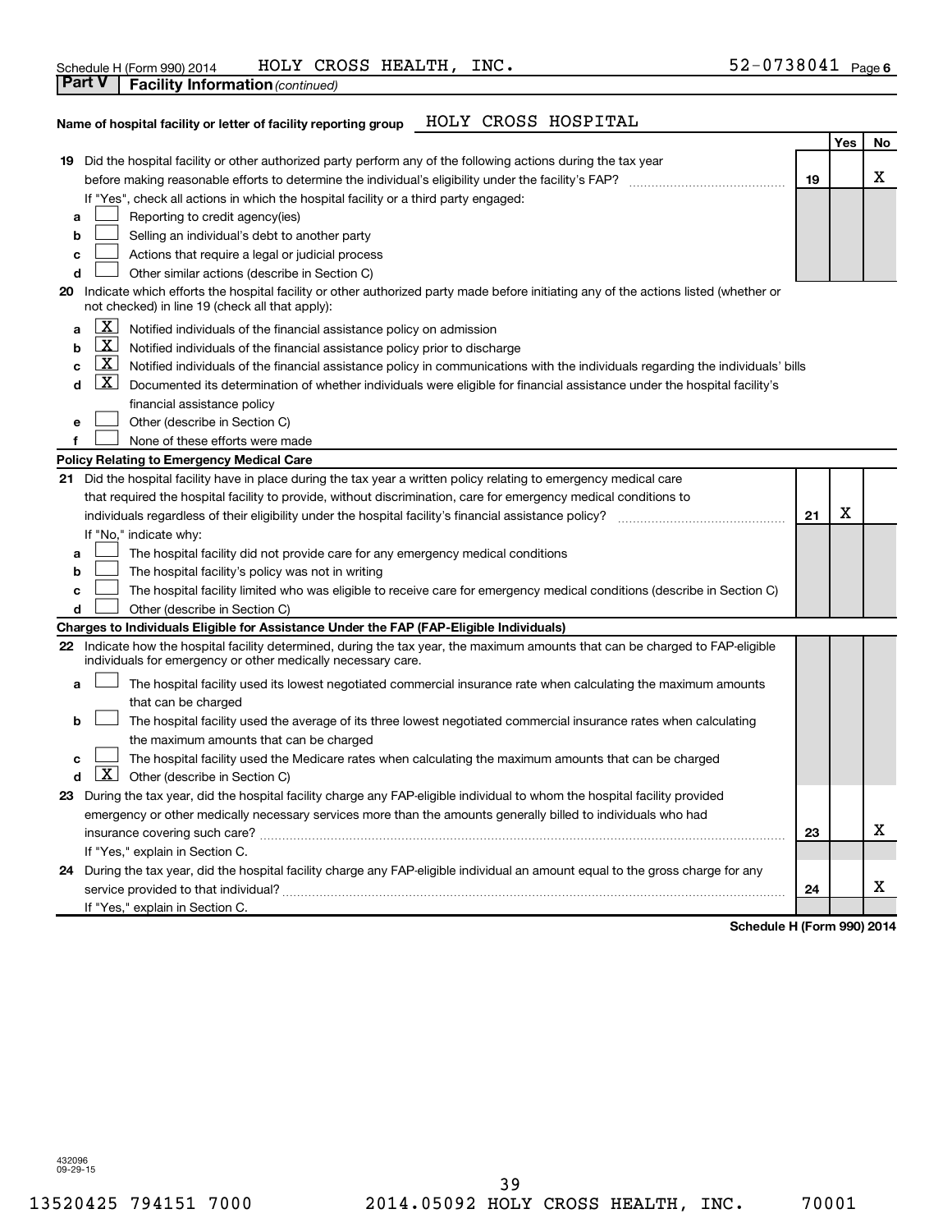Schedule H (Form 990) 2014 HOLY CROSS HEALTH, INC. 52-0738041 Page 6

**Part V | Facility Information** *(continued)*

**Name of hospital facility or letter of facility reporting group** HOLY CROSS HOSPITAL

| | | | Yes | No |
|---|---|---|---|---|
| **19** | Did the hospital facility or other authorized party perform any of the following actions during the tax year before making reasonable efforts to determine the individual's eligibility under the facility's FAP? | **19** | | X |
| | If "Yes", check all actions in which the hospital facility or a third party engaged: | | | |
| **a** | ☐ Reporting to credit agency(ies) | | | |
| **b** | ☐ Selling an individual's debt to another party | | | |
| **c** | ☐ Actions that require a legal or judicial process | | | |
| **d** | ☐ Other similar actions (describe in Section C) | | | |
| **20** | Indicate which efforts the hospital facility or other authorized party made before initiating any of the actions listed (whether or not checked) in line 19 (check all that apply): | | | |
| **a** | ☒ Notified individuals of the financial assistance policy on admission | | | |
| **b** | ☒ Notified individuals of the financial assistance policy prior to discharge | | | |
| **c** | ☒ Notified individuals of the financial assistance policy in communications with the individuals regarding the individuals' bills | | | |
| **d** | ☒ Documented its determination of whether individuals were eligible for financial assistance under the hospital facility's financial assistance policy | | | |
| **e** | ☐ Other (describe in Section C) | | | |
| **f** | ☐ None of these efforts were made | | | |
| | **Policy Relating to Emergency Medical Care** | | | |
| **21** | Did the hospital facility have in place during the tax year a written policy relating to emergency medical care that required the hospital facility to provide, without discrimination, care for emergency medical conditions to individuals regardless of their eligibility under the hospital facility's financial assistance policy? | **21** | X | |
| | If "No," indicate why: | | | |
| **a** | ☐ The hospital facility did not provide care for any emergency medical conditions | | | |
| **b** | ☐ The hospital facility's policy was not in writing | | | |
| **c** | ☐ The hospital facility limited who was eligible to receive care for emergency medical conditions (describe in Section C) | | | |
| **d** | ☐ Other (describe in Section C) | | | |
| | **Charges to Individuals Eligible for Assistance Under the FAP (FAP-Eligible Individuals)** | | | |
| **22** | Indicate how the hospital facility determined, during the tax year, the maximum amounts that can be charged to FAP-eligible individuals for emergency or other medically necessary care. | | | |
| **a** | ☐ The hospital facility used its lowest negotiated commercial insurance rate when calculating the maximum amounts that can be charged | | | |
| **b** | ☐ The hospital facility used the average of its three lowest negotiated commercial insurance rates when calculating the maximum amounts that can be charged | | | |
| **c** | ☐ The hospital facility used the Medicare rates when calculating the maximum amounts that can be charged | | | |
| **d** | ☒ Other (describe in Section C) | | | |
| **23** | During the tax year, did the hospital facility charge any FAP-eligible individual to whom the hospital facility provided emergency or other medically necessary services more than the amounts generally billed to individuals who had insurance covering such care? | **23** | | X |
| | If "Yes," explain in Section C. | | | |
| **24** | During the tax year, did the hospital facility charge any FAP-eligible individual an amount equal to the gross charge for any service provided to that individual? | **24** | | X |
| | If "Yes," explain in Section C. | | | |

**Schedule H (Form 990) 2014**

432096
09-29-15

13520425 794151 7000 2014.05092 HOLY CROSS HEALTH, INC. 70001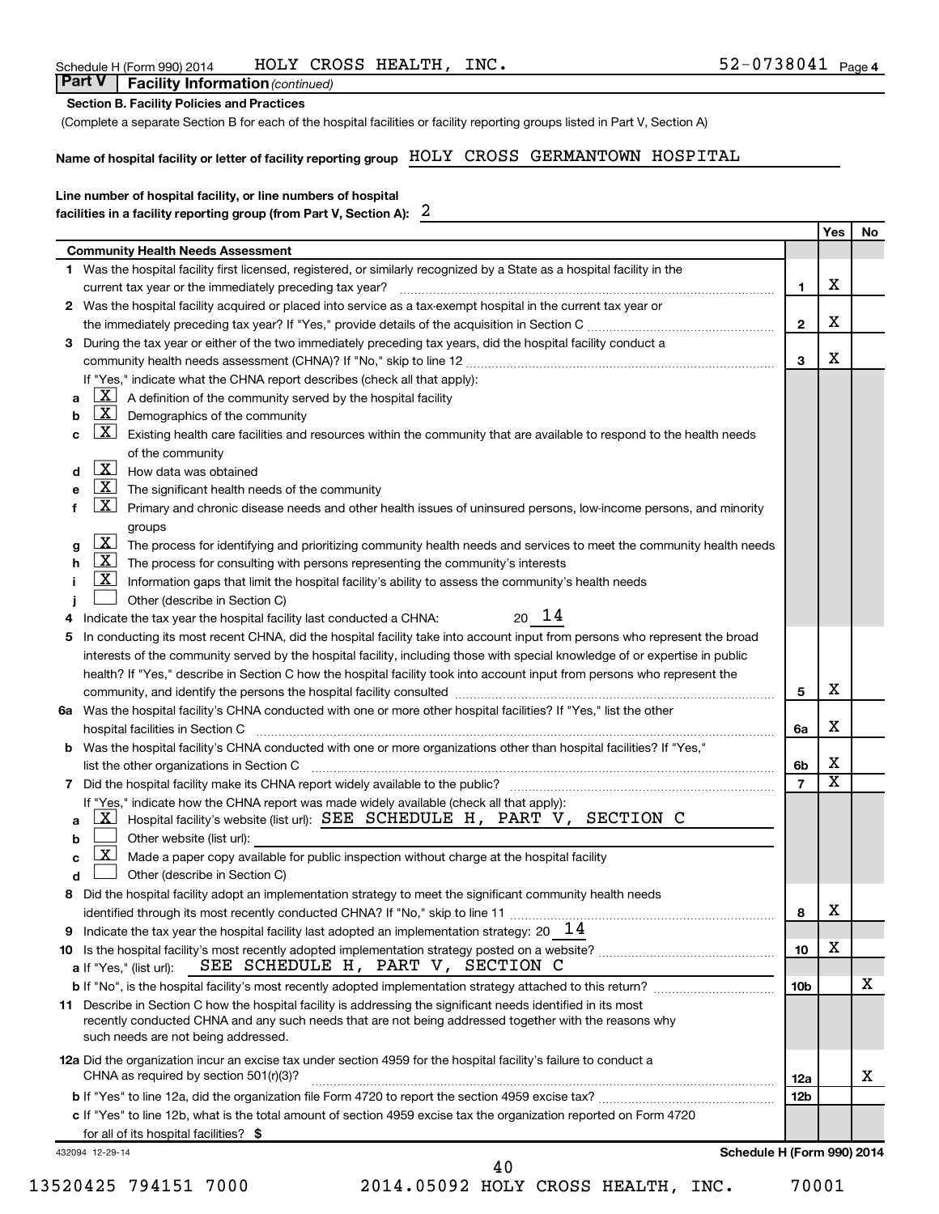Schedule H (Form 990) 2014 HOLY CROSS HEALTH, INC. 52-0738041 Page 4

## Part V | Facility Information *(continued)*

**Section B. Facility Policies and Practices**

(Complete a separate Section B for each of the hospital facilities or facility reporting groups listed in Part V, Section A)

**Name of hospital facility or letter of facility reporting group** HOLY CROSS GERMANTOWN HOSPITAL

**Line number of hospital facility, or line numbers of hospital facilities in a facility reporting group (from Part V, Section A):** 2

| | | Yes | No |
|---|---|---|---|
| **Community Health Needs Assessment** | | | |
| **1** Was the hospital facility first licensed, registered, or similarly recognized by a State as a hospital facility in the current tax year or the immediately preceding tax year? | 1 | X | |
| **2** Was the hospital facility acquired or placed into service as a tax-exempt hospital in the current tax year or the immediately preceding tax year? If "Yes," provide details of the acquisition in Section C | 2 | X | |
| **3** During the tax year or either of the two immediately preceding tax years, did the hospital facility conduct a community health needs assessment (CHNA)? If "No," skip to line 12 | 3 | X | |
| If "Yes," indicate what the CHNA report describes (check all that apply): | | | |
| **a** [X] A definition of the community served by the hospital facility | | | |
| **b** [X] Demographics of the community | | | |
| **c** [X] Existing health care facilities and resources within the community that are available to respond to the health needs of the community | | | |
| **d** [X] How data was obtained | | | |
| **e** [X] The significant health needs of the community | | | |
| **f** [X] Primary and chronic disease needs and other health issues of uninsured persons, low-income persons, and minority groups | | | |
| **g** [X] The process for identifying and prioritizing community health needs and services to meet the community health needs | | | |
| **h** [X] The process for consulting with persons representing the community's interests | | | |
| **i** [X] Information gaps that limit the hospital facility's ability to assess the community's health needs | | | |
| **j** [ ] Other (describe in Section C) | | | |
| **4** Indicate the tax year the hospital facility last conducted a CHNA: 20 14 | | | |
| **5** In conducting its most recent CHNA, did the hospital facility take into account input from persons who represent the broad interests of the community served by the hospital facility, including those with special knowledge of or expertise in public health? If "Yes," describe in Section C how the hospital facility took into account input from persons who represent the community, and identify the persons the hospital facility consulted | 5 | X | |
| **6a** Was the hospital facility's CHNA conducted with one or more other hospital facilities? If "Yes," list the other hospital facilities in Section C | 6a | X | |
| **b** Was the hospital facility's CHNA conducted with one or more organizations other than hospital facilities? If "Yes," list the other organizations in Section C | 6b | X | |
| **7** Did the hospital facility make its CHNA report widely available to the public? | 7 | X | |
| If "Yes," indicate how the CHNA report was made widely available (check all that apply): | | | |
| **a** [X] Hospital facility's website (list url): SEE SCHEDULE H, PART V, SECTION C | | | |
| **b** [ ] Other website (list url): | | | |
| **c** [X] Made a paper copy available for public inspection without charge at the hospital facility | | | |
| **d** [ ] Other (describe in Section C) | | | |
| **8** Did the hospital facility adopt an implementation strategy to meet the significant community health needs identified through its most recently conducted CHNA? If "No," skip to line 11 | 8 | X | |
| **9** Indicate the tax year the hospital facility last adopted an implementation strategy: 20 14 | | | |
| **10** Is the hospital facility's most recently adopted implementation strategy posted on a website? | 10 | X | |
| **a** If "Yes," (list url): SEE SCHEDULE H, PART V, SECTION C | | | |
| **b** If "No", is the hospital facility's most recently adopted implementation strategy attached to this return? | 10b | | X |
| **11** Describe in Section C how the hospital facility is addressing the significant needs identified in its most recently conducted CHNA and any such needs that are not being addressed together with the reasons why such needs are not being addressed. | | | |
| **12a** Did the organization incur an excise tax under section 4959 for the hospital facility's failure to conduct a CHNA as required by section 501(r)(3)? | 12a | | X |
| **b** If "Yes" to line 12a, did the organization file Form 4720 to report the section 4959 excise tax? | 12b | | |
| **c** If "Yes" to line 12b, what is the total amount of section 4959 excise tax the organization reported on Form 4720 for all of its hospital facilities? $ | | | |

432094 12-29-14 **Schedule H (Form 990) 2014**

13520425 794151 7000 2014.05092 HOLY CROSS HEALTH, INC. 70001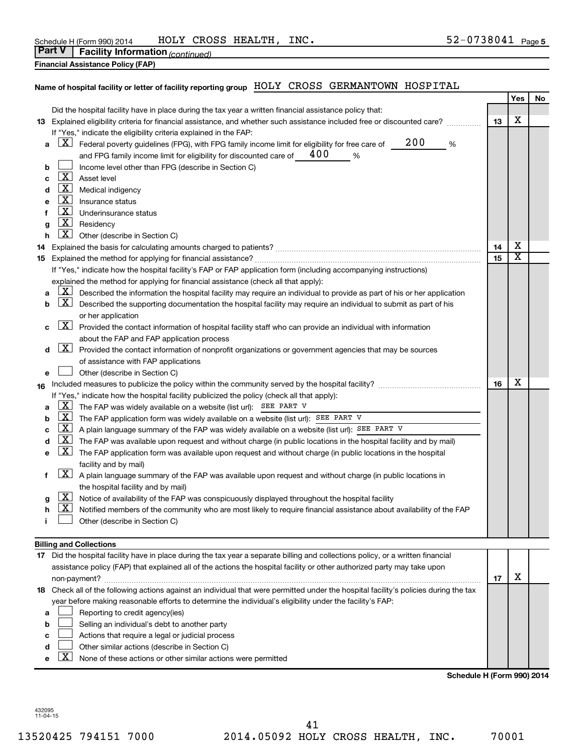Schedule H (Form 990) 2014 HOLY CROSS HEALTH, INC. 52-0738041 Page 5

## Part V Facility Information *(continued)*

### Financial Assistance Policy (FAP)

Name of hospital facility or letter of facility reporting group HOLY CROSS GERMANTOWN HOSPITAL

| | | | Yes | No |
|---|---|---|---|---|
| | Did the hospital facility have in place during the tax year a written financial assistance policy that: | | | |
| **13** | Explained eligibility criteria for financial assistance, and whether such assistance included free or discounted care? | 13 | X | |
| | If "Yes," indicate the eligibility criteria explained in the FAP: | | | |
| a | [X] Federal poverty guidelines (FPG), with FPG family income limit for eligibility for free care of 200 % and FPG family income limit for eligibility for discounted care of 400 % | | | |
| b | [ ] Income level other than FPG (describe in Section C) | | | |
| c | [X] Asset level | | | |
| d | [X] Medical indigency | | | |
| e | [X] Insurance status | | | |
| f | [X] Underinsurance status | | | |
| g | [X] Residency | | | |
| h | [X] Other (describe in Section C) | | | |
| **14** | Explained the basis for calculating amounts charged to patients? | 14 | X | |
| **15** | Explained the method for applying for financial assistance? | 15 | X | |
| | If "Yes," indicate how the hospital facility's FAP or FAP application form (including accompanying instructions) explained the method for applying for financial assistance (check all that apply): | | | |
| a | [X] Described the information the hospital facility may require an individual to provide as part of his or her application | | | |
| b | [X] Described the supporting documentation the hospital facility may require an individual to submit as part of his or her application | | | |
| c | [X] Provided the contact information of hospital facility staff who can provide an individual with information about the FAP and FAP application process | | | |
| d | [X] Provided the contact information of nonprofit organizations or government agencies that may be sources of assistance with FAP applications | | | |
| e | [ ] Other (describe in Section C) | | | |
| **16** | Included measures to publicize the policy within the community served by the hospital facility? | 16 | X | |
| | If "Yes," indicate how the hospital facility publicized the policy (check all that apply): | | | |
| a | [X] The FAP was widely available on a website (list url): SEE PART V | | | |
| b | [X] The FAP application form was widely available on a website (list url): SEE PART V | | | |
| c | [X] A plain language summary of the FAP was widely available on a website (list url): SEE PART V | | | |
| d | [X] The FAP was available upon request and without charge (in public locations in the hospital facility and by mail) | | | |
| e | [X] The FAP application form was available upon request and without charge (in public locations in the hospital facility and by mail) | | | |
| f | [X] A plain language summary of the FAP was available upon request and without charge (in public locations in the hospital facility and by mail) | | | |
| g | [X] Notice of availability of the FAP was conspicuously displayed throughout the hospital facility | | | |
| h | [X] Notified members of the community who are most likely to require financial assistance about availability of the FAP | | | |
| i | [ ] Other (describe in Section C) | | | |

### Billing and Collections

| | | | Yes | No |
|---|---|---|---|---|
| **17** | Did the hospital facility have in place during the tax year a separate billing and collections policy, or a written financial assistance policy (FAP) that explained all of the actions the hospital facility or other authorized party may take upon non-payment? | 17 | X | |
| **18** | Check all of the following actions against an individual that were permitted under the hospital facility's policies during the tax year before making reasonable efforts to determine the individual's eligibility under the facility's FAP: | | | |
| a | [ ] Reporting to credit agency(ies) | | | |
| b | [ ] Selling an individual's debt to another party | | | |
| c | [ ] Actions that require a legal or judicial process | | | |
| d | [ ] Other similar actions (describe in Section C) | | | |
| e | [X] None of these actions or other similar actions were permitted | | | |

Schedule H (Form 990) 2014

432095 11-04-15

13520425 794151 7000 2014.05092 HOLY CROSS HEALTH, INC. 70001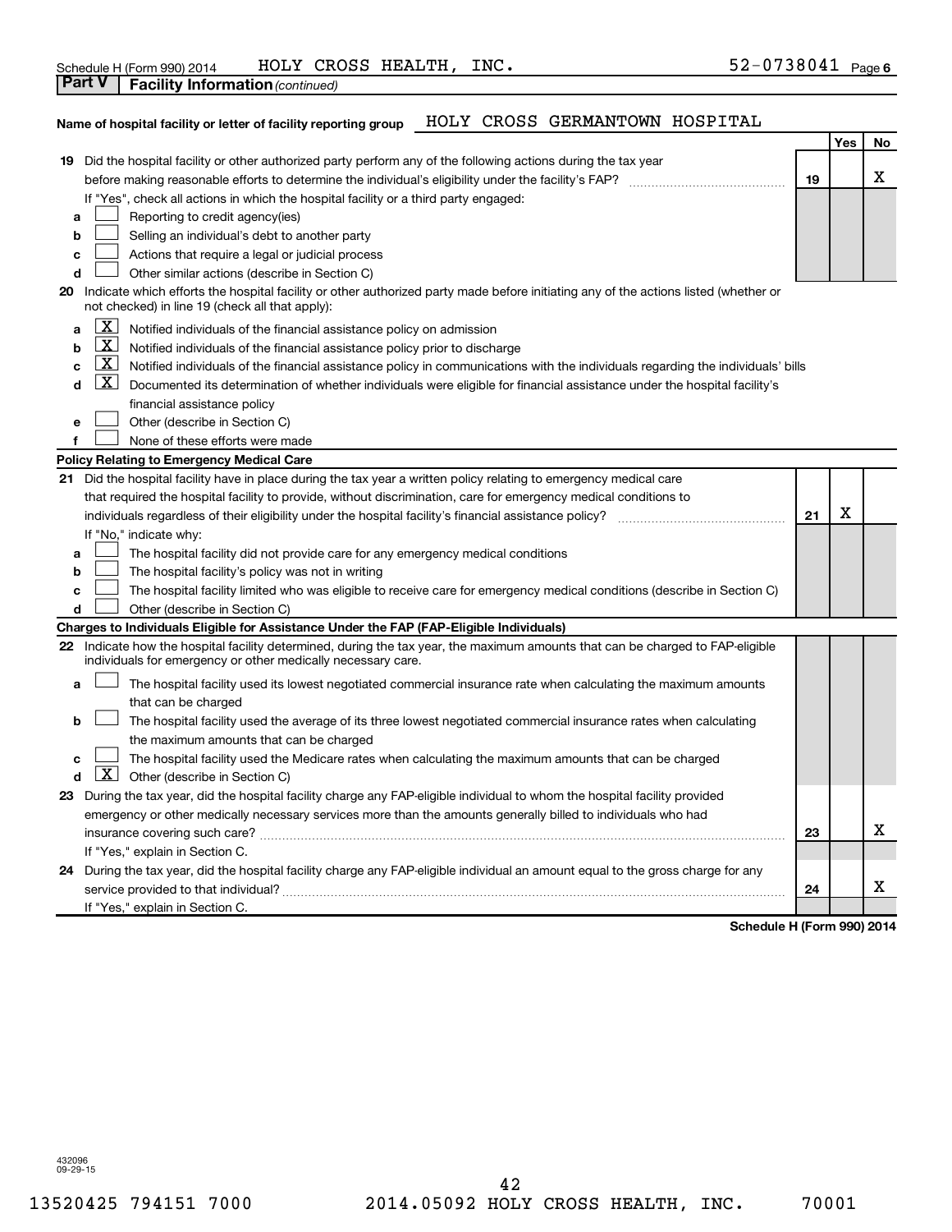Schedule H (Form 990) 2014 HOLY CROSS HEALTH, INC. 52-0738041 Page 6

**Part V | Facility Information** *(continued)*

**Name of hospital facility or letter of facility reporting group** HOLY CROSS GERMANTOWN HOSPITAL

| | | | Yes | No |
|---|---|---|---|---|
| **19** | Did the hospital facility or other authorized party perform any of the following actions during the tax year before making reasonable efforts to determine the individual's eligibility under the facility's FAP? | **19** | | X |
| | If "Yes", check all actions in which the hospital facility or a third party engaged: | | | |
| **a** | ☐ Reporting to credit agency(ies) | | | |
| **b** | ☐ Selling an individual's debt to another party | | | |
| **c** | ☐ Actions that require a legal or judicial process | | | |
| **d** | ☐ Other similar actions (describe in Section C) | | | |
| **20** | Indicate which efforts the hospital facility or other authorized party made before initiating any of the actions listed (whether or not checked) in line 19 (check all that apply): | | | |
| **a** | ☒ Notified individuals of the financial assistance policy on admission | | | |
| **b** | ☒ Notified individuals of the financial assistance policy prior to discharge | | | |
| **c** | ☒ Notified individuals of the financial assistance policy in communications with the individuals regarding the individuals' bills | | | |
| **d** | ☒ Documented its determination of whether individuals were eligible for financial assistance under the hospital facility's financial assistance policy | | | |
| **e** | ☐ Other (describe in Section C) | | | |
| **f** | ☐ None of these efforts were made | | | |
| | **Policy Relating to Emergency Medical Care** | | | |
| **21** | Did the hospital facility have in place during the tax year a written policy relating to emergency medical care that required the hospital facility to provide, without discrimination, care for emergency medical conditions to individuals regardless of their eligibility under the hospital facility's financial assistance policy? | **21** | X | |
| | If "No," indicate why: | | | |
| **a** | ☐ The hospital facility did not provide care for any emergency medical conditions | | | |
| **b** | ☐ The hospital facility's policy was not in writing | | | |
| **c** | ☐ The hospital facility limited who was eligible to receive care for emergency medical conditions (describe in Section C) | | | |
| **d** | ☐ Other (describe in Section C) | | | |
| | **Charges to Individuals Eligible for Assistance Under the FAP (FAP-Eligible Individuals)** | | | |
| **22** | Indicate how the hospital facility determined, during the tax year, the maximum amounts that can be charged to FAP-eligible individuals for emergency or other medically necessary care. | | | |
| **a** | ☐ The hospital facility used its lowest negotiated commercial insurance rate when calculating the maximum amounts that can be charged | | | |
| **b** | ☐ The hospital facility used the average of its three lowest negotiated commercial insurance rates when calculating the maximum amounts that can be charged | | | |
| **c** | ☐ The hospital facility used the Medicare rates when calculating the maximum amounts that can be charged | | | |
| **d** | ☒ Other (describe in Section C) | | | |
| **23** | During the tax year, did the hospital facility charge any FAP-eligible individual to whom the hospital facility provided emergency or other medically necessary services more than the amounts generally billed to individuals who had insurance covering such care? | **23** | | X |
| | If "Yes," explain in Section C. | | | |
| **24** | During the tax year, did the hospital facility charge any FAP-eligible individual an amount equal to the gross charge for any service provided to that individual? | **24** | | X |
| | If "Yes," explain in Section C. | | | |

**Schedule H (Form 990) 2014**

432096
09-29-15

13520425 794151 7000 2014.05092 HOLY CROSS HEALTH, INC. 70001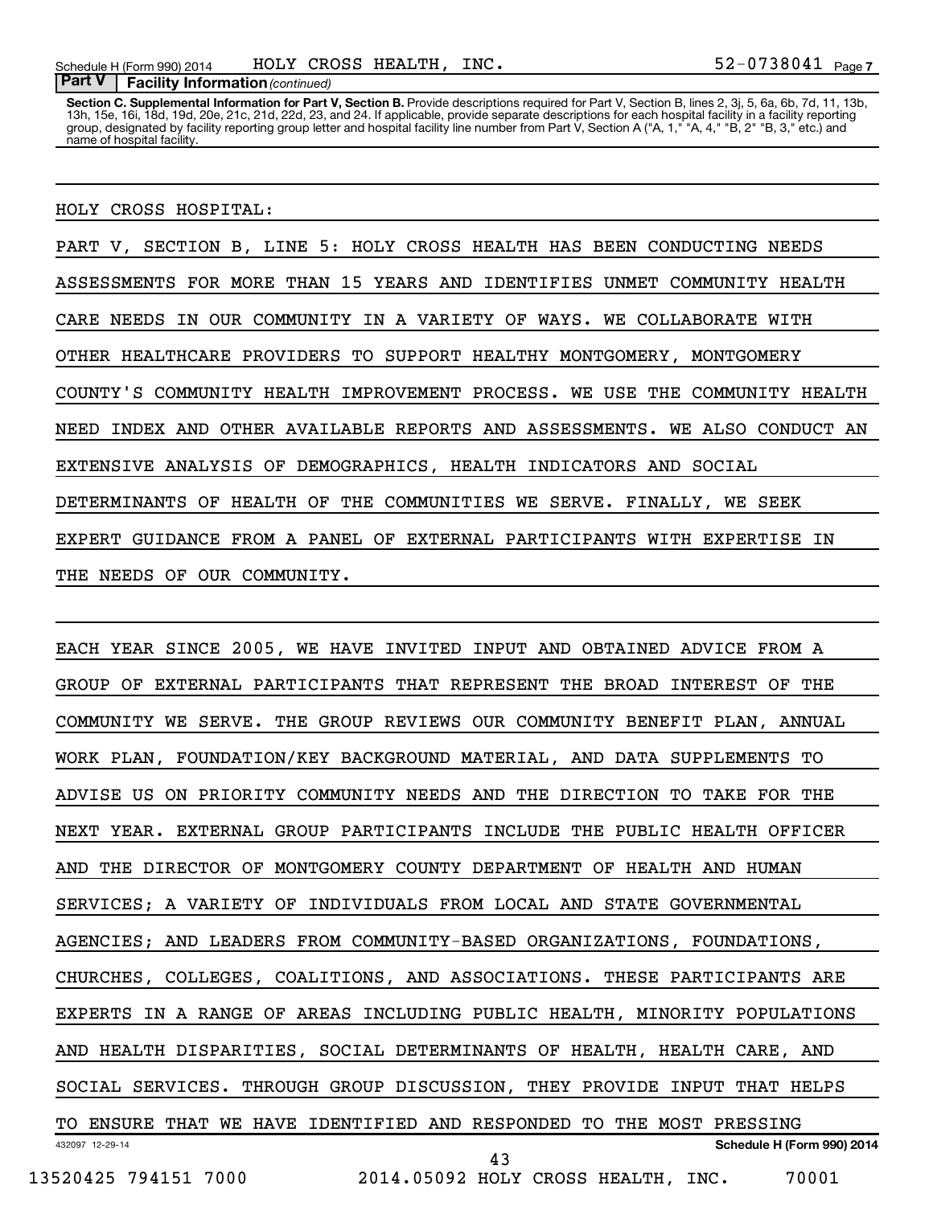**Part V | Facility Information** *(continued)*

**Section C. Supplemental Information for Part V, Section B.** Provide descriptions required for Part V, Section B, lines 2, 3j, 5, 6a, 6b, 7d, 11, 13b, 13h, 15e, 16i, 18d, 19d, 20e, 21c, 21d, 22d, 23, and 24. If applicable, provide separate descriptions for each hospital facility in a facility reporting group, designated by facility reporting group letter and hospital facility line number from Part V, Section A ("A, 1," "A, 4," "B, 2" "B, 3," etc.) and name of hospital facility.

HOLY CROSS HOSPITAL:

PART V, SECTION B, LINE 5: HOLY CROSS HEALTH HAS BEEN CONDUCTING NEEDS ASSESSMENTS FOR MORE THAN 15 YEARS AND IDENTIFIES UNMET COMMUNITY HEALTH CARE NEEDS IN OUR COMMUNITY IN A VARIETY OF WAYS. WE COLLABORATE WITH OTHER HEALTHCARE PROVIDERS TO SUPPORT HEALTHY MONTGOMERY, MONTGOMERY COUNTY'S COMMUNITY HEALTH IMPROVEMENT PROCESS. WE USE THE COMMUNITY HEALTH NEED INDEX AND OTHER AVAILABLE REPORTS AND ASSESSMENTS. WE ALSO CONDUCT AN EXTENSIVE ANALYSIS OF DEMOGRAPHICS, HEALTH INDICATORS AND SOCIAL DETERMINANTS OF HEALTH OF THE COMMUNITIES WE SERVE. FINALLY, WE SEEK EXPERT GUIDANCE FROM A PANEL OF EXTERNAL PARTICIPANTS WITH EXPERTISE IN THE NEEDS OF OUR COMMUNITY.

EACH YEAR SINCE 2005, WE HAVE INVITED INPUT AND OBTAINED ADVICE FROM A GROUP OF EXTERNAL PARTICIPANTS THAT REPRESENT THE BROAD INTEREST OF THE COMMUNITY WE SERVE. THE GROUP REVIEWS OUR COMMUNITY BENEFIT PLAN, ANNUAL WORK PLAN, FOUNDATION/KEY BACKGROUND MATERIAL, AND DATA SUPPLEMENTS TO ADVISE US ON PRIORITY COMMUNITY NEEDS AND THE DIRECTION TO TAKE FOR THE NEXT YEAR. EXTERNAL GROUP PARTICIPANTS INCLUDE THE PUBLIC HEALTH OFFICER AND THE DIRECTOR OF MONTGOMERY COUNTY DEPARTMENT OF HEALTH AND HUMAN SERVICES; A VARIETY OF INDIVIDUALS FROM LOCAL AND STATE GOVERNMENTAL AGENCIES; AND LEADERS FROM COMMUNITY-BASED ORGANIZATIONS, FOUNDATIONS, CHURCHES, COLLEGES, COALITIONS, AND ASSOCIATIONS. THESE PARTICIPANTS ARE EXPERTS IN A RANGE OF AREAS INCLUDING PUBLIC HEALTH, MINORITY POPULATIONS AND HEALTH DISPARITIES, SOCIAL DETERMINANTS OF HEALTH, HEALTH CARE, AND SOCIAL SERVICES. THROUGH GROUP DISCUSSION, THEY PROVIDE INPUT THAT HELPS TO ENSURE THAT WE HAVE IDENTIFIED AND RESPONDED TO THE MOST PRESSING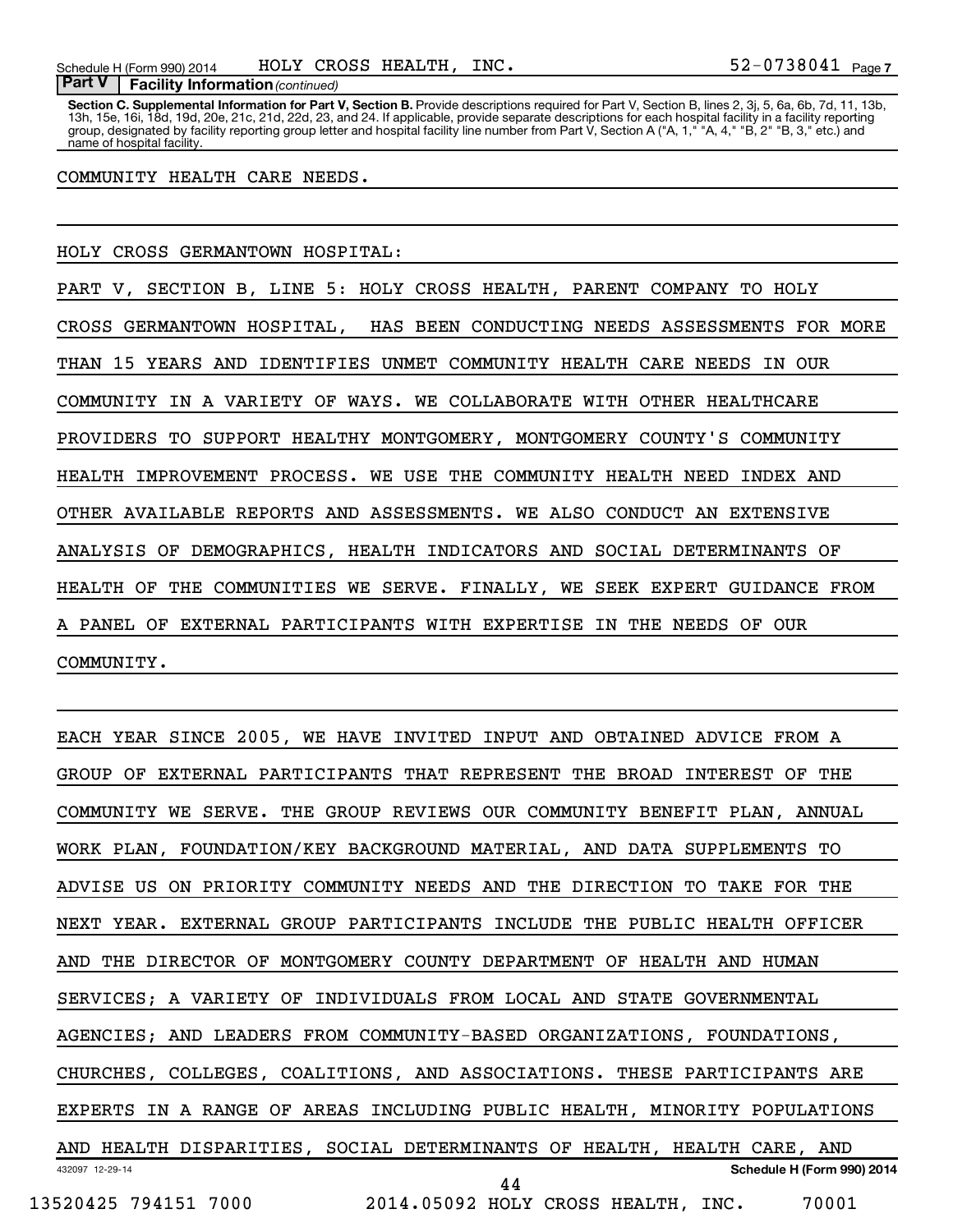**Part V | Facility Information** *(continued)*

**Section C. Supplemental Information for Part V, Section B.** Provide descriptions required for Part V, Section B, lines 2, 3j, 5, 6a, 6b, 7d, 11, 13b, 13h, 15e, 16i, 18d, 19d, 20e, 21c, 21d, 22d, 23, and 24. If applicable, provide separate descriptions for each hospital facility in a facility reporting group, designated by facility reporting group letter and hospital facility line number from Part V, Section A ("A, 1," "A, 4," "B, 2" "B, 3," etc.) and name of hospital facility.

COMMUNITY HEALTH CARE NEEDS.

HOLY CROSS GERMANTOWN HOSPITAL:

PART V, SECTION B, LINE 5: HOLY CROSS HEALTH, PARENT COMPANY TO HOLY CROSS GERMANTOWN HOSPITAL, HAS BEEN CONDUCTING NEEDS ASSESSMENTS FOR MORE THAN 15 YEARS AND IDENTIFIES UNMET COMMUNITY HEALTH CARE NEEDS IN OUR COMMUNITY IN A VARIETY OF WAYS. WE COLLABORATE WITH OTHER HEALTHCARE PROVIDERS TO SUPPORT HEALTHY MONTGOMERY, MONTGOMERY COUNTY'S COMMUNITY HEALTH IMPROVEMENT PROCESS. WE USE THE COMMUNITY HEALTH NEED INDEX AND OTHER AVAILABLE REPORTS AND ASSESSMENTS. WE ALSO CONDUCT AN EXTENSIVE ANALYSIS OF DEMOGRAPHICS, HEALTH INDICATORS AND SOCIAL DETERMINANTS OF HEALTH OF THE COMMUNITIES WE SERVE. FINALLY, WE SEEK EXPERT GUIDANCE FROM A PANEL OF EXTERNAL PARTICIPANTS WITH EXPERTISE IN THE NEEDS OF OUR COMMUNITY.

EACH YEAR SINCE 2005, WE HAVE INVITED INPUT AND OBTAINED ADVICE FROM A GROUP OF EXTERNAL PARTICIPANTS THAT REPRESENT THE BROAD INTEREST OF THE COMMUNITY WE SERVE. THE GROUP REVIEWS OUR COMMUNITY BENEFIT PLAN, ANNUAL WORK PLAN, FOUNDATION/KEY BACKGROUND MATERIAL, AND DATA SUPPLEMENTS TO ADVISE US ON PRIORITY COMMUNITY NEEDS AND THE DIRECTION TO TAKE FOR THE NEXT YEAR. EXTERNAL GROUP PARTICIPANTS INCLUDE THE PUBLIC HEALTH OFFICER AND THE DIRECTOR OF MONTGOMERY COUNTY DEPARTMENT OF HEALTH AND HUMAN SERVICES; A VARIETY OF INDIVIDUALS FROM LOCAL AND STATE GOVERNMENTAL AGENCIES; AND LEADERS FROM COMMUNITY-BASED ORGANIZATIONS, FOUNDATIONS, CHURCHES, COLLEGES, COALITIONS, AND ASSOCIATIONS. THESE PARTICIPANTS ARE EXPERTS IN A RANGE OF AREAS INCLUDING PUBLIC HEALTH, MINORITY POPULATIONS AND HEALTH DISPARITIES, SOCIAL DETERMINANTS OF HEALTH, HEALTH CARE, AND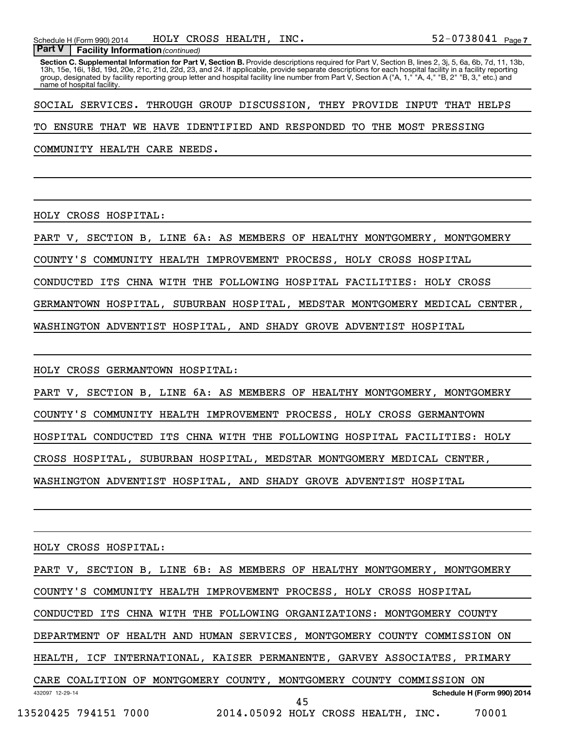**Part V** | **Facility Information** *(continued)*

**Section C. Supplemental Information for Part V, Section B.** Provide descriptions required for Part V, Section B, lines 2, 3j, 5, 6a, 6b, 7d, 11, 13b, 13h, 15e, 16i, 18d, 19d, 20e, 21c, 21d, 22d, 23, and 24. If applicable, provide separate descriptions for each hospital facility in a facility reporting group, designated by facility reporting group letter and hospital facility line number from Part V, Section A ("A, 1," "A, 4," "B, 2" "B, 3," etc.) and name of hospital facility.

SOCIAL SERVICES. THROUGH GROUP DISCUSSION, THEY PROVIDE INPUT THAT HELPS TO ENSURE THAT WE HAVE IDENTIFIED AND RESPONDED TO THE MOST PRESSING COMMUNITY HEALTH CARE NEEDS.

HOLY CROSS HOSPITAL:

PART V, SECTION B, LINE 6A: AS MEMBERS OF HEALTHY MONTGOMERY, MONTGOMERY COUNTY'S COMMUNITY HEALTH IMPROVEMENT PROCESS, HOLY CROSS HOSPITAL CONDUCTED ITS CHNA WITH THE FOLLOWING HOSPITAL FACILITIES: HOLY CROSS GERMANTOWN HOSPITAL, SUBURBAN HOSPITAL, MEDSTAR MONTGOMERY MEDICAL CENTER, WASHINGTON ADVENTIST HOSPITAL, AND SHADY GROVE ADVENTIST HOSPITAL

HOLY CROSS GERMANTOWN HOSPITAL:

PART V, SECTION B, LINE 6A: AS MEMBERS OF HEALTHY MONTGOMERY, MONTGOMERY COUNTY'S COMMUNITY HEALTH IMPROVEMENT PROCESS, HOLY CROSS GERMANTOWN HOSPITAL CONDUCTED ITS CHNA WITH THE FOLLOWING HOSPITAL FACILITIES: HOLY CROSS HOSPITAL, SUBURBAN HOSPITAL, MEDSTAR MONTGOMERY MEDICAL CENTER, WASHINGTON ADVENTIST HOSPITAL, AND SHADY GROVE ADVENTIST HOSPITAL

HOLY CROSS HOSPITAL:

PART V, SECTION B, LINE 6B: AS MEMBERS OF HEALTHY MONTGOMERY, MONTGOMERY COUNTY'S COMMUNITY HEALTH IMPROVEMENT PROCESS, HOLY CROSS HOSPITAL CONDUCTED ITS CHNA WITH THE FOLLOWING ORGANIZATIONS: MONTGOMERY COUNTY DEPARTMENT OF HEALTH AND HUMAN SERVICES, MONTGOMERY COUNTY COMMISSION ON HEALTH, ICF INTERNATIONAL, KAISER PERMANENTE, GARVEY ASSOCIATES, PRIMARY CARE COALITION OF MONTGOMERY COUNTY, MONTGOMERY COUNTY COMMISSION ON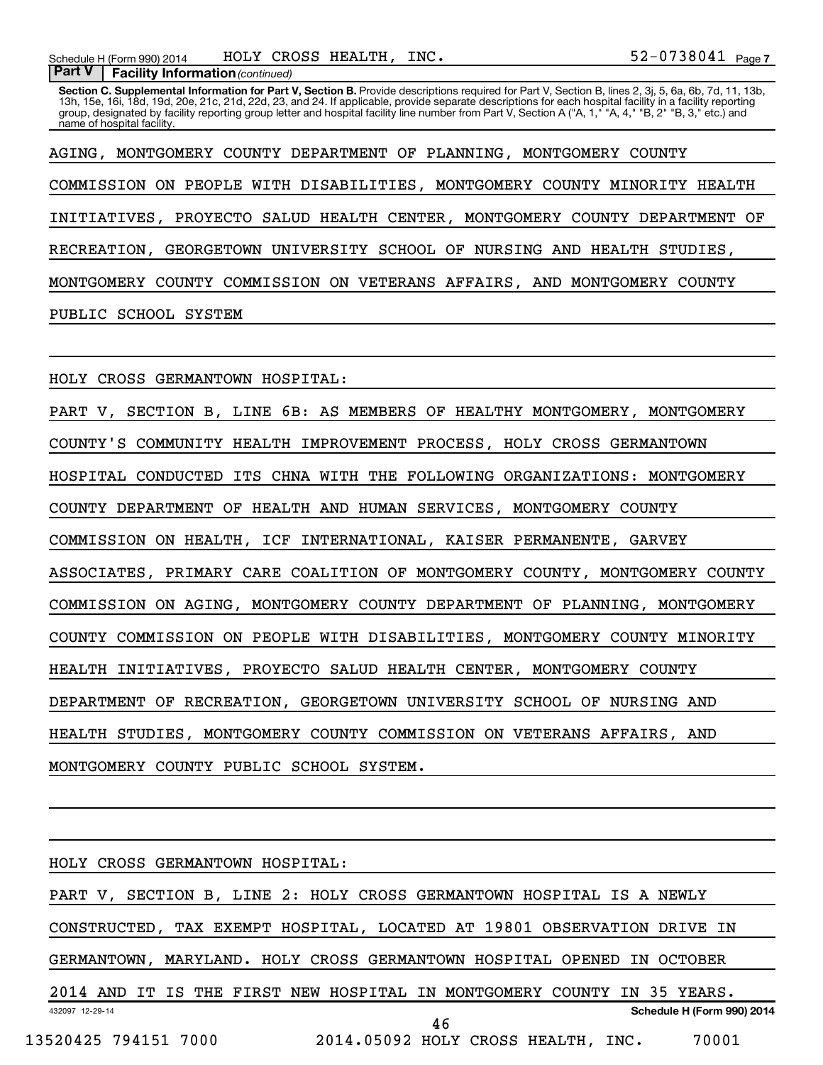**Part V | Facility Information** *(continued)*

**Section C. Supplemental Information for Part V, Section B.** Provide descriptions required for Part V, Section B, lines 2, 3j, 5, 6a, 6b, 7d, 11, 13b, 13h, 15e, 16i, 18d, 19d, 20e, 21c, 21d, 22d, 23, and 24. If applicable, provide separate descriptions for each hospital facility in a facility reporting group, designated by facility reporting group letter and hospital facility line number from Part V, Section A ("A, 1," "A, 4," "B, 2" "B, 3," etc.) and name of hospital facility.

AGING, MONTGOMERY COUNTY DEPARTMENT OF PLANNING, MONTGOMERY COUNTY COMMISSION ON PEOPLE WITH DISABILITIES, MONTGOMERY COUNTY MINORITY HEALTH INITIATIVES, PROYECTO SALUD HEALTH CENTER, MONTGOMERY COUNTY DEPARTMENT OF RECREATION, GEORGETOWN UNIVERSITY SCHOOL OF NURSING AND HEALTH STUDIES, MONTGOMERY COUNTY COMMISSION ON VETERANS AFFAIRS, AND MONTGOMERY COUNTY PUBLIC SCHOOL SYSTEM

HOLY CROSS GERMANTOWN HOSPITAL:

PART V, SECTION B, LINE 6B: AS MEMBERS OF HEALTHY MONTGOMERY, MONTGOMERY COUNTY'S COMMUNITY HEALTH IMPROVEMENT PROCESS, HOLY CROSS GERMANTOWN HOSPITAL CONDUCTED ITS CHNA WITH THE FOLLOWING ORGANIZATIONS: MONTGOMERY COUNTY DEPARTMENT OF HEALTH AND HUMAN SERVICES, MONTGOMERY COUNTY COMMISSION ON HEALTH, ICF INTERNATIONAL, KAISER PERMANENTE, GARVEY ASSOCIATES, PRIMARY CARE COALITION OF MONTGOMERY COUNTY, MONTGOMERY COUNTY COMMISSION ON AGING, MONTGOMERY COUNTY DEPARTMENT OF PLANNING, MONTGOMERY COUNTY COMMISSION ON PEOPLE WITH DISABILITIES, MONTGOMERY COUNTY MINORITY HEALTH INITIATIVES, PROYECTO SALUD HEALTH CENTER, MONTGOMERY COUNTY DEPARTMENT OF RECREATION, GEORGETOWN UNIVERSITY SCHOOL OF NURSING AND HEALTH STUDIES, MONTGOMERY COUNTY COMMISSION ON VETERANS AFFAIRS, AND MONTGOMERY COUNTY PUBLIC SCHOOL SYSTEM.

HOLY CROSS GERMANTOWN HOSPITAL:

PART V, SECTION B, LINE 2: HOLY CROSS GERMANTOWN HOSPITAL IS A NEWLY CONSTRUCTED, TAX EXEMPT HOSPITAL, LOCATED AT 19801 OBSERVATION DRIVE IN GERMANTOWN, MARYLAND. HOLY CROSS GERMANTOWN HOSPITAL OPENED IN OCTOBER 2014 AND IT IS THE FIRST NEW HOSPITAL IN MONTGOMERY COUNTY IN 35 YEARS.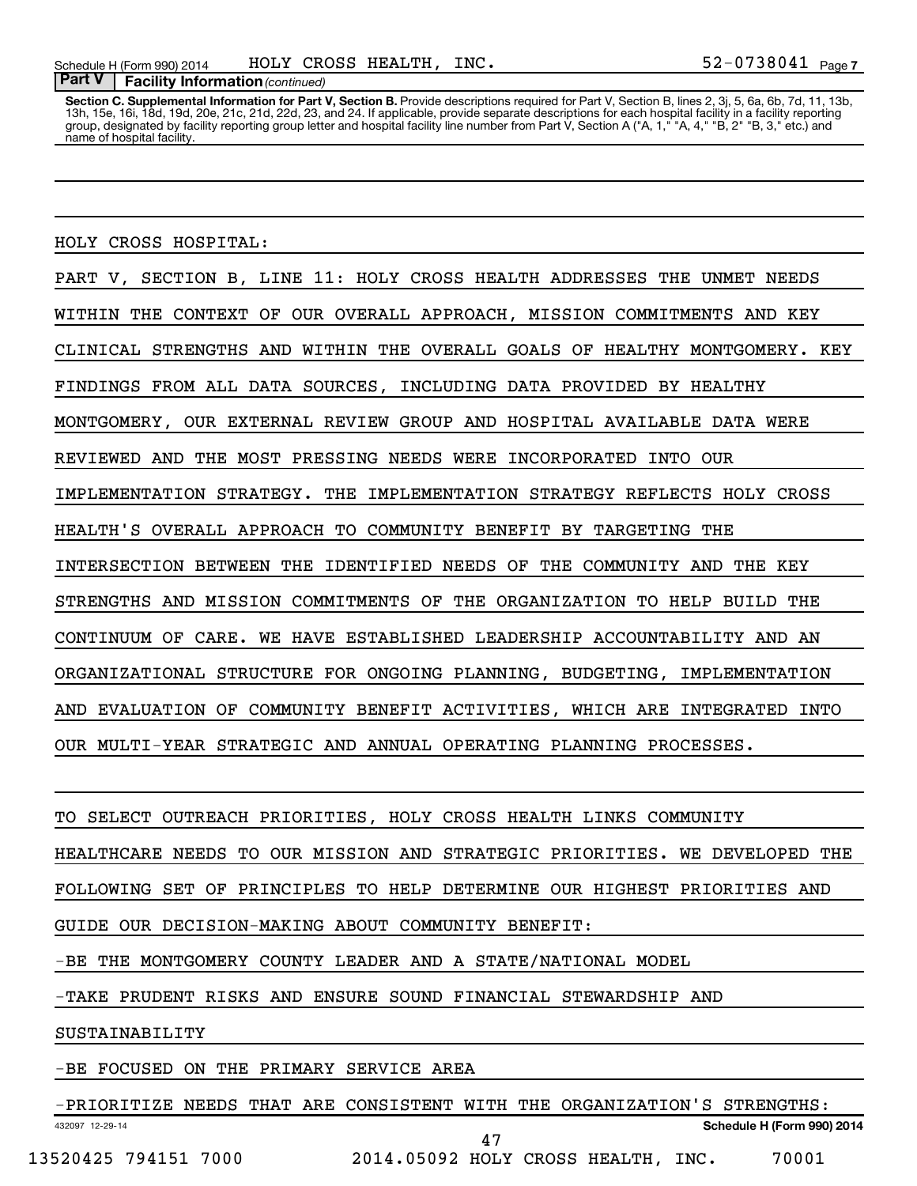**Part V | Facility Information** *(continued)*

**Section C. Supplemental Information for Part V, Section B.** Provide descriptions required for Part V, Section B, lines 2, 3j, 5, 6a, 6b, 7d, 11, 13b, 13h, 15e, 16i, 18d, 19d, 20e, 21c, 21d, 22d, 23, and 24. If applicable, provide separate descriptions for each hospital facility in a facility reporting group, designated by facility reporting group letter and hospital facility line number from Part V, Section A ("A, 1," "A, 4," "B, 2" "B, 3," etc.) and name of hospital facility.

HOLY CROSS HOSPITAL:

PART V, SECTION B, LINE 11: HOLY CROSS HEALTH ADDRESSES THE UNMET NEEDS WITHIN THE CONTEXT OF OUR OVERALL APPROACH, MISSION COMMITMENTS AND KEY CLINICAL STRENGTHS AND WITHIN THE OVERALL GOALS OF HEALTHY MONTGOMERY. KEY FINDINGS FROM ALL DATA SOURCES, INCLUDING DATA PROVIDED BY HEALTHY MONTGOMERY, OUR EXTERNAL REVIEW GROUP AND HOSPITAL AVAILABLE DATA WERE REVIEWED AND THE MOST PRESSING NEEDS WERE INCORPORATED INTO OUR IMPLEMENTATION STRATEGY. THE IMPLEMENTATION STRATEGY REFLECTS HOLY CROSS HEALTH'S OVERALL APPROACH TO COMMUNITY BENEFIT BY TARGETING THE INTERSECTION BETWEEN THE IDENTIFIED NEEDS OF THE COMMUNITY AND THE KEY STRENGTHS AND MISSION COMMITMENTS OF THE ORGANIZATION TO HELP BUILD THE CONTINUUM OF CARE. WE HAVE ESTABLISHED LEADERSHIP ACCOUNTABILITY AND AN ORGANIZATIONAL STRUCTURE FOR ONGOING PLANNING, BUDGETING, IMPLEMENTATION AND EVALUATION OF COMMUNITY BENEFIT ACTIVITIES, WHICH ARE INTEGRATED INTO OUR MULTI-YEAR STRATEGIC AND ANNUAL OPERATING PLANNING PROCESSES.

TO SELECT OUTREACH PRIORITIES, HOLY CROSS HEALTH LINKS COMMUNITY HEALTHCARE NEEDS TO OUR MISSION AND STRATEGIC PRIORITIES. WE DEVELOPED THE FOLLOWING SET OF PRINCIPLES TO HELP DETERMINE OUR HIGHEST PRIORITIES AND GUIDE OUR DECISION-MAKING ABOUT COMMUNITY BENEFIT:

-BE THE MONTGOMERY COUNTY LEADER AND A STATE/NATIONAL MODEL

-TAKE PRUDENT RISKS AND ENSURE SOUND FINANCIAL STEWARDSHIP AND SUSTAINABILITY

-BE FOCUSED ON THE PRIMARY SERVICE AREA

-PRIORITIZE NEEDS THAT ARE CONSISTENT WITH THE ORGANIZATION'S STRENGTHS: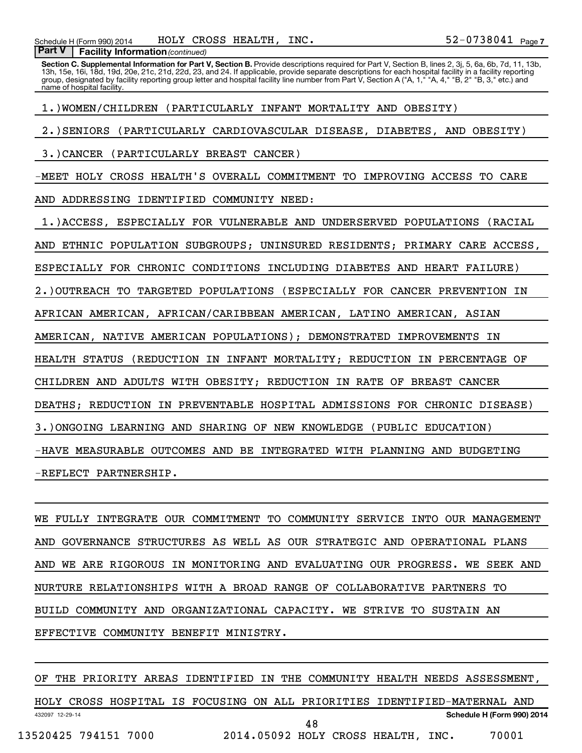**Part V | Facility Information** *(continued)*

**Section C. Supplemental Information for Part V, Section B.** Provide descriptions required for Part V, Section B, lines 2, 3j, 5, 6a, 6b, 7d, 11, 13b, 13h, 15e, 16i, 18d, 19d, 20e, 21c, 21d, 22d, 23, and 24. If applicable, provide separate descriptions for each hospital facility in a facility reporting group, designated by facility reporting group letter and hospital facility line number from Part V, Section A ("A, 1," "A, 4," "B, 2" "B, 3," etc.) and name of hospital facility.

1.)WOMEN/CHILDREN (PARTICULARLY INFANT MORTALITY AND OBESITY)

2.)SENIORS (PARTICULARLY CARDIOVASCULAR DISEASE, DIABETES, AND OBESITY)

3.)CANCER (PARTICULARLY BREAST CANCER)

-MEET HOLY CROSS HEALTH'S OVERALL COMMITMENT TO IMPROVING ACCESS TO CARE AND ADDRESSING IDENTIFIED COMMUNITY NEED:

1.)ACCESS, ESPECIALLY FOR VULNERABLE AND UNDERSERVED POPULATIONS (RACIAL AND ETHNIC POPULATION SUBGROUPS; UNINSURED RESIDENTS; PRIMARY CARE ACCESS, ESPECIALLY FOR CHRONIC CONDITIONS INCLUDING DIABETES AND HEART FAILURE)

2.)OUTREACH TO TARGETED POPULATIONS (ESPECIALLY FOR CANCER PREVENTION IN AFRICAN AMERICAN, AFRICAN/CARIBBEAN AMERICAN, LATINO AMERICAN, ASIAN AMERICAN, NATIVE AMERICAN POPULATIONS); DEMONSTRATED IMPROVEMENTS IN HEALTH STATUS (REDUCTION IN INFANT MORTALITY; REDUCTION IN PERCENTAGE OF CHILDREN AND ADULTS WITH OBESITY; REDUCTION IN RATE OF BREAST CANCER DEATHS; REDUCTION IN PREVENTABLE HOSPITAL ADMISSIONS FOR CHRONIC DISEASE)

3.)ONGOING LEARNING AND SHARING OF NEW KNOWLEDGE (PUBLIC EDUCATION)

-HAVE MEASURABLE OUTCOMES AND BE INTEGRATED WITH PLANNING AND BUDGETING

-REFLECT PARTNERSHIP.

WE FULLY INTEGRATE OUR COMMITMENT TO COMMUNITY SERVICE INTO OUR MANAGEMENT AND GOVERNANCE STRUCTURES AS WELL AS OUR STRATEGIC AND OPERATIONAL PLANS AND WE ARE RIGOROUS IN MONITORING AND EVALUATING OUR PROGRESS. WE SEEK AND NURTURE RELATIONSHIPS WITH A BROAD RANGE OF COLLABORATIVE PARTNERS TO BUILD COMMUNITY AND ORGANIZATIONAL CAPACITY. WE STRIVE TO SUSTAIN AN EFFECTIVE COMMUNITY BENEFIT MINISTRY.

OF THE PRIORITY AREAS IDENTIFIED IN THE COMMUNITY HEALTH NEEDS ASSESSMENT, HOLY CROSS HOSPITAL IS FOCUSING ON ALL PRIORITIES IDENTIFIED-MATERNAL AND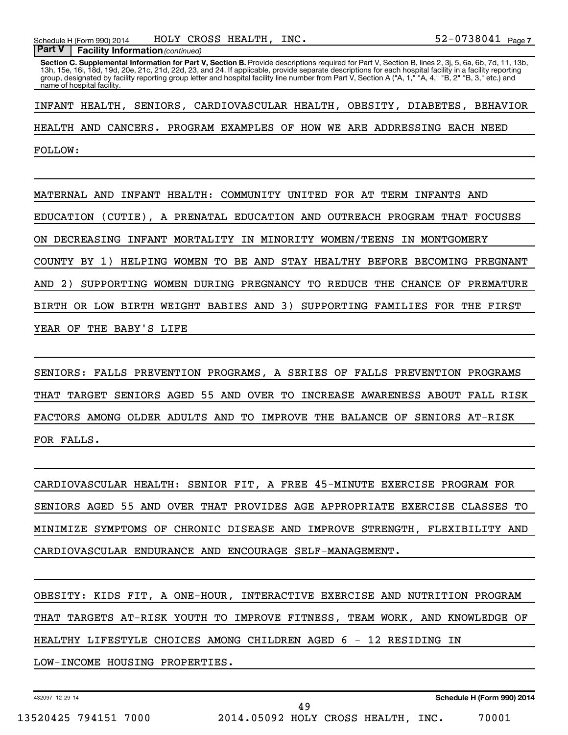**Part V | Facility Information** *(continued)*

**Section C. Supplemental Information for Part V, Section B.** Provide descriptions required for Part V, Section B, lines 2, 3j, 5, 6a, 6b, 7d, 11, 13b, 13h, 15e, 16i, 18d, 19d, 20e, 21c, 21d, 22d, 23, and 24. If applicable, provide separate descriptions for each hospital facility in a facility reporting group, designated by facility reporting group letter and hospital facility line number from Part V, Section A ("A, 1," "A, 4," "B, 2" "B, 3," etc.) and name of hospital facility.

INFANT HEALTH, SENIORS, CARDIOVASCULAR HEALTH, OBESITY, DIABETES, BEHAVIOR HEALTH AND CANCERS. PROGRAM EXAMPLES OF HOW WE ARE ADDRESSING EACH NEED FOLLOW:

MATERNAL AND INFANT HEALTH: COMMUNITY UNITED FOR AT TERM INFANTS AND EDUCATION (CUTIE), A PRENATAL EDUCATION AND OUTREACH PROGRAM THAT FOCUSES ON DECREASING INFANT MORTALITY IN MINORITY WOMEN/TEENS IN MONTGOMERY COUNTY BY 1) HELPING WOMEN TO BE AND STAY HEALTHY BEFORE BECOMING PREGNANT AND 2) SUPPORTING WOMEN DURING PREGNANCY TO REDUCE THE CHANCE OF PREMATURE BIRTH OR LOW BIRTH WEIGHT BABIES AND 3) SUPPORTING FAMILIES FOR THE FIRST YEAR OF THE BABY'S LIFE

SENIORS: FALLS PREVENTION PROGRAMS, A SERIES OF FALLS PREVENTION PROGRAMS THAT TARGET SENIORS AGED 55 AND OVER TO INCREASE AWARENESS ABOUT FALL RISK FACTORS AMONG OLDER ADULTS AND TO IMPROVE THE BALANCE OF SENIORS AT-RISK FOR FALLS.

CARDIOVASCULAR HEALTH: SENIOR FIT, A FREE 45-MINUTE EXERCISE PROGRAM FOR SENIORS AGED 55 AND OVER THAT PROVIDES AGE APPROPRIATE EXERCISE CLASSES TO MINIMIZE SYMPTOMS OF CHRONIC DISEASE AND IMPROVE STRENGTH, FLEXIBILITY AND CARDIOVASCULAR ENDURANCE AND ENCOURAGE SELF-MANAGEMENT.

OBESITY: KIDS FIT, A ONE-HOUR, INTERACTIVE EXERCISE AND NUTRITION PROGRAM THAT TARGETS AT-RISK YOUTH TO IMPROVE FITNESS, TEAM WORK, AND KNOWLEDGE OF HEALTHY LIFESTYLE CHOICES AMONG CHILDREN AGED 6 - 12 RESIDING IN LOW-INCOME HOUSING PROPERTIES.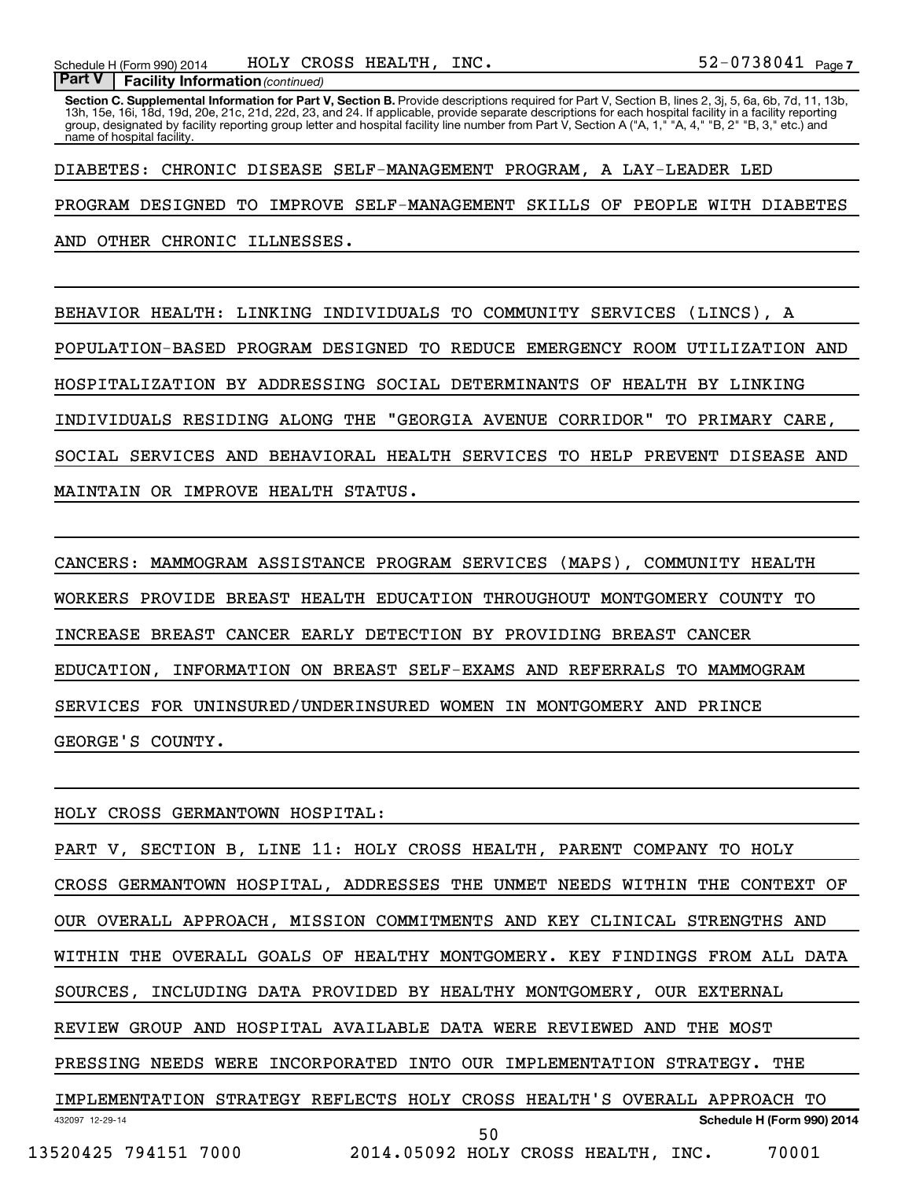**Part V | Facility Information** *(continued)*

**Section C. Supplemental Information for Part V, Section B.** Provide descriptions required for Part V, Section B, lines 2, 3j, 5, 6a, 6b, 7d, 11, 13b, 13h, 15e, 16i, 18d, 19d, 20e, 21c, 21d, 22d, 23, and 24. If applicable, provide separate descriptions for each hospital facility in a facility reporting group, designated by facility reporting group letter and hospital facility line number from Part V, Section A ("A, 1," "A, 4," "B, 2" "B, 3," etc.) and name of hospital facility.

DIABETES: CHRONIC DISEASE SELF-MANAGEMENT PROGRAM, A LAY-LEADER LED PROGRAM DESIGNED TO IMPROVE SELF-MANAGEMENT SKILLS OF PEOPLE WITH DIABETES AND OTHER CHRONIC ILLNESSES.

BEHAVIOR HEALTH: LINKING INDIVIDUALS TO COMMUNITY SERVICES (LINCS), A POPULATION-BASED PROGRAM DESIGNED TO REDUCE EMERGENCY ROOM UTILIZATION AND HOSPITALIZATION BY ADDRESSING SOCIAL DETERMINANTS OF HEALTH BY LINKING INDIVIDUALS RESIDING ALONG THE "GEORGIA AVENUE CORRIDOR" TO PRIMARY CARE, SOCIAL SERVICES AND BEHAVIORAL HEALTH SERVICES TO HELP PREVENT DISEASE AND MAINTAIN OR IMPROVE HEALTH STATUS.

CANCERS: MAMMOGRAM ASSISTANCE PROGRAM SERVICES (MAPS), COMMUNITY HEALTH WORKERS PROVIDE BREAST HEALTH EDUCATION THROUGHOUT MONTGOMERY COUNTY TO INCREASE BREAST CANCER EARLY DETECTION BY PROVIDING BREAST CANCER EDUCATION, INFORMATION ON BREAST SELF-EXAMS AND REFERRALS TO MAMMOGRAM SERVICES FOR UNINSURED/UNDERINSURED WOMEN IN MONTGOMERY AND PRINCE GEORGE'S COUNTY.

HOLY CROSS GERMANTOWN HOSPITAL:

PART V, SECTION B, LINE 11: HOLY CROSS HEALTH, PARENT COMPANY TO HOLY CROSS GERMANTOWN HOSPITAL, ADDRESSES THE UNMET NEEDS WITHIN THE CONTEXT OF OUR OVERALL APPROACH, MISSION COMMITMENTS AND KEY CLINICAL STRENGTHS AND WITHIN THE OVERALL GOALS OF HEALTHY MONTGOMERY. KEY FINDINGS FROM ALL DATA SOURCES, INCLUDING DATA PROVIDED BY HEALTHY MONTGOMERY, OUR EXTERNAL REVIEW GROUP AND HOSPITAL AVAILABLE DATA WERE REVIEWED AND THE MOST PRESSING NEEDS WERE INCORPORATED INTO OUR IMPLEMENTATION STRATEGY. THE IMPLEMENTATION STRATEGY REFLECTS HOLY CROSS HEALTH'S OVERALL APPROACH TO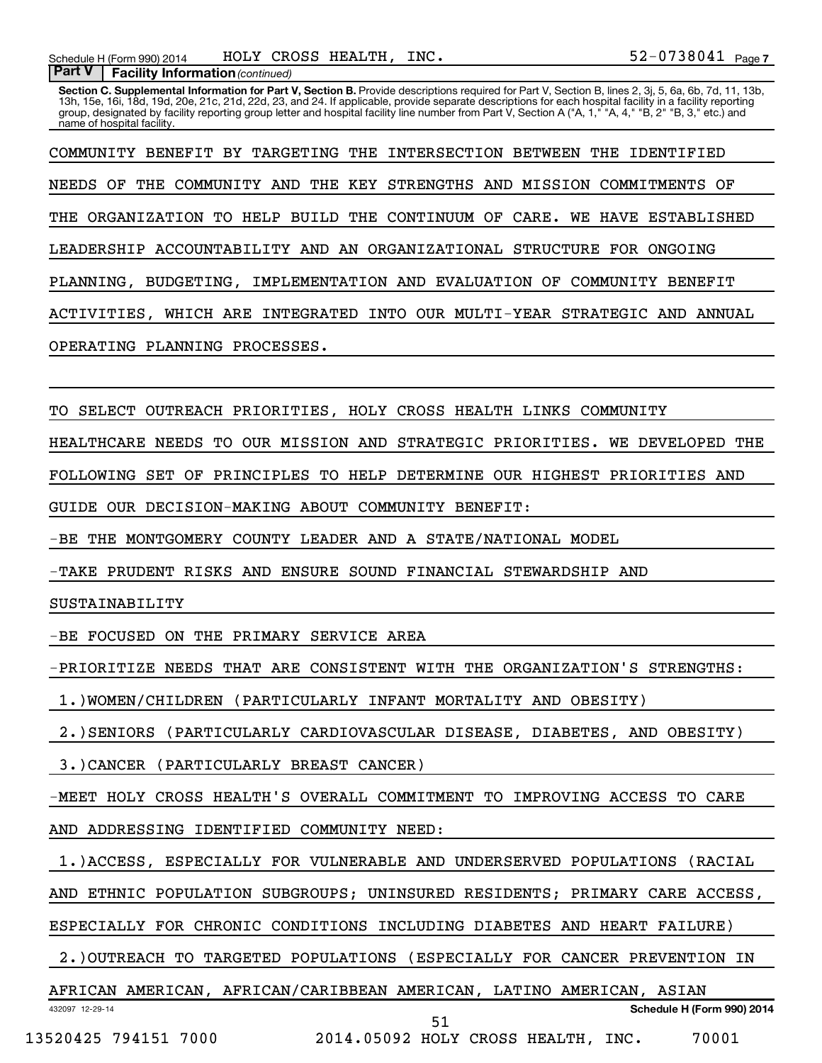**Part V | Facility Information** *(continued)*

**Section C. Supplemental Information for Part V, Section B.** Provide descriptions required for Part V, Section B, lines 2, 3j, 5, 6a, 6b, 7d, 11, 13b, 13h, 15e, 16i, 18d, 19d, 20e, 21c, 21d, 22d, 23, and 24. If applicable, provide separate descriptions for each hospital facility in a facility reporting group, designated by facility reporting group letter and hospital facility line number from Part V, Section A ("A, 1," "A, 4," "B, 2" "B, 3," etc.) and name of hospital facility.

COMMUNITY BENEFIT BY TARGETING THE INTERSECTION BETWEEN THE IDENTIFIED NEEDS OF THE COMMUNITY AND THE KEY STRENGTHS AND MISSION COMMITMENTS OF THE ORGANIZATION TO HELP BUILD THE CONTINUUM OF CARE. WE HAVE ESTABLISHED LEADERSHIP ACCOUNTABILITY AND AN ORGANIZATIONAL STRUCTURE FOR ONGOING PLANNING, BUDGETING, IMPLEMENTATION AND EVALUATION OF COMMUNITY BENEFIT ACTIVITIES, WHICH ARE INTEGRATED INTO OUR MULTI-YEAR STRATEGIC AND ANNUAL OPERATING PLANNING PROCESSES.

TO SELECT OUTREACH PRIORITIES, HOLY CROSS HEALTH LINKS COMMUNITY HEALTHCARE NEEDS TO OUR MISSION AND STRATEGIC PRIORITIES. WE DEVELOPED THE FOLLOWING SET OF PRINCIPLES TO HELP DETERMINE OUR HIGHEST PRIORITIES AND GUIDE OUR DECISION-MAKING ABOUT COMMUNITY BENEFIT:

-BE THE MONTGOMERY COUNTY LEADER AND A STATE/NATIONAL MODEL

-TAKE PRUDENT RISKS AND ENSURE SOUND FINANCIAL STEWARDSHIP AND SUSTAINABILITY

-BE FOCUSED ON THE PRIMARY SERVICE AREA

-PRIORITIZE NEEDS THAT ARE CONSISTENT WITH THE ORGANIZATION'S STRENGTHS:

1.)WOMEN/CHILDREN (PARTICULARLY INFANT MORTALITY AND OBESITY)

2.)SENIORS (PARTICULARLY CARDIOVASCULAR DISEASE, DIABETES, AND OBESITY)

3.)CANCER (PARTICULARLY BREAST CANCER)

-MEET HOLY CROSS HEALTH'S OVERALL COMMITMENT TO IMPROVING ACCESS TO CARE AND ADDRESSING IDENTIFIED COMMUNITY NEED:

1.)ACCESS, ESPECIALLY FOR VULNERABLE AND UNDERSERVED POPULATIONS (RACIAL AND ETHNIC POPULATION SUBGROUPS; UNINSURED RESIDENTS; PRIMARY CARE ACCESS, ESPECIALLY FOR CHRONIC CONDITIONS INCLUDING DIABETES AND HEART FAILURE)

2.)OUTREACH TO TARGETED POPULATIONS (ESPECIALLY FOR CANCER PREVENTION IN AFRICAN AMERICAN, AFRICAN/CARIBBEAN AMERICAN, LATINO AMERICAN, ASIAN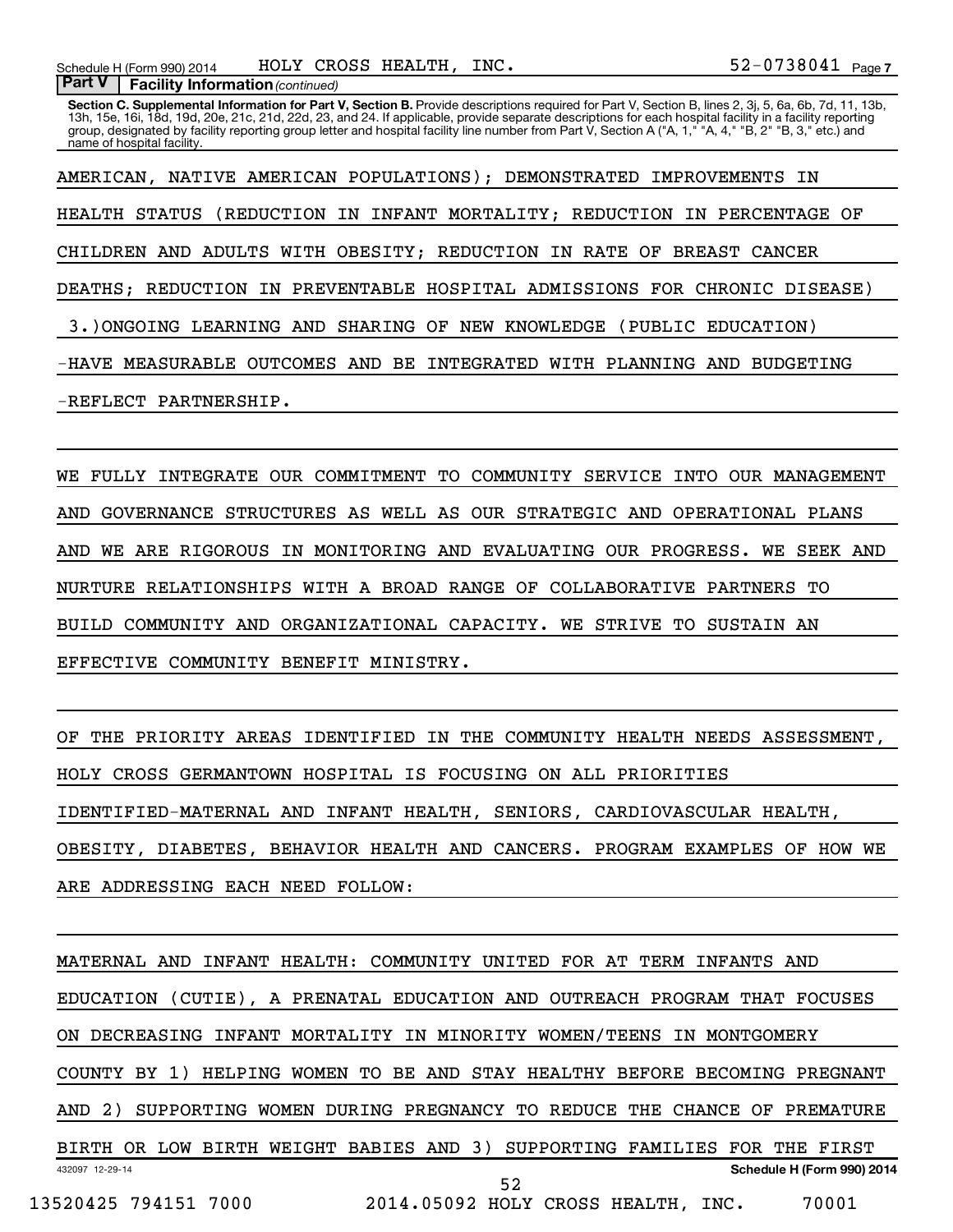**Part V | Facility Information** *(continued)*

**Section C. Supplemental Information for Part V, Section B.** Provide descriptions required for Part V, Section B, lines 2, 3j, 5, 6a, 6b, 7d, 11, 13b, 13h, 15e, 16i, 18d, 19d, 20e, 21c, 21d, 22d, 23, and 24. If applicable, provide separate descriptions for each hospital facility in a facility reporting group, designated by facility reporting group letter and hospital facility line number from Part V, Section A ("A, 1," "A, 4," "B, 2" "B, 3," etc.) and name of hospital facility.

AMERICAN, NATIVE AMERICAN POPULATIONS); DEMONSTRATED IMPROVEMENTS IN HEALTH STATUS (REDUCTION IN INFANT MORTALITY; REDUCTION IN PERCENTAGE OF CHILDREN AND ADULTS WITH OBESITY; REDUCTION IN RATE OF BREAST CANCER DEATHS; REDUCTION IN PREVENTABLE HOSPITAL ADMISSIONS FOR CHRONIC DISEASE)

3.)ONGOING LEARNING AND SHARING OF NEW KNOWLEDGE (PUBLIC EDUCATION)

-HAVE MEASURABLE OUTCOMES AND BE INTEGRATED WITH PLANNING AND BUDGETING

-REFLECT PARTNERSHIP.

WE FULLY INTEGRATE OUR COMMITMENT TO COMMUNITY SERVICE INTO OUR MANAGEMENT AND GOVERNANCE STRUCTURES AS WELL AS OUR STRATEGIC AND OPERATIONAL PLANS AND WE ARE RIGOROUS IN MONITORING AND EVALUATING OUR PROGRESS. WE SEEK AND NURTURE RELATIONSHIPS WITH A BROAD RANGE OF COLLABORATIVE PARTNERS TO BUILD COMMUNITY AND ORGANIZATIONAL CAPACITY. WE STRIVE TO SUSTAIN AN EFFECTIVE COMMUNITY BENEFIT MINISTRY.

OF THE PRIORITY AREAS IDENTIFIED IN THE COMMUNITY HEALTH NEEDS ASSESSMENT, HOLY CROSS GERMANTOWN HOSPITAL IS FOCUSING ON ALL PRIORITIES IDENTIFIED-MATERNAL AND INFANT HEALTH, SENIORS, CARDIOVASCULAR HEALTH, OBESITY, DIABETES, BEHAVIOR HEALTH AND CANCERS. PROGRAM EXAMPLES OF HOW WE ARE ADDRESSING EACH NEED FOLLOW:

MATERNAL AND INFANT HEALTH: COMMUNITY UNITED FOR AT TERM INFANTS AND EDUCATION (CUTIE), A PRENATAL EDUCATION AND OUTREACH PROGRAM THAT FOCUSES ON DECREASING INFANT MORTALITY IN MINORITY WOMEN/TEENS IN MONTGOMERY COUNTY BY 1) HELPING WOMEN TO BE AND STAY HEALTHY BEFORE BECOMING PREGNANT AND 2) SUPPORTING WOMEN DURING PREGNANCY TO REDUCE THE CHANCE OF PREMATURE BIRTH OR LOW BIRTH WEIGHT BABIES AND 3) SUPPORTING FAMILIES FOR THE FIRST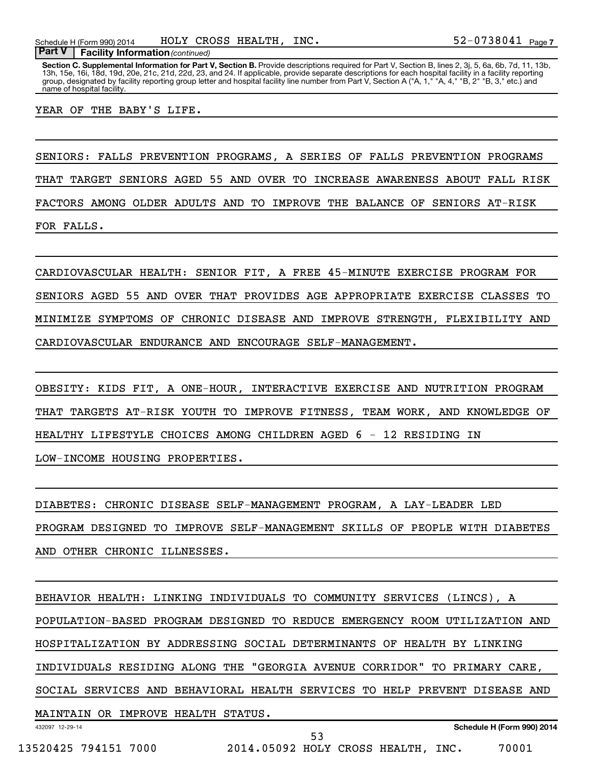**Part V** | **Facility Information** *(continued)*

**Section C. Supplemental Information for Part V, Section B.** Provide descriptions required for Part V, Section B, lines 2, 3j, 5, 6a, 6b, 7d, 11, 13b, 13h, 15e, 16i, 18d, 19d, 20e, 21c, 21d, 22d, 23, and 24. If applicable, provide separate descriptions for each hospital facility in a facility reporting group, designated by facility reporting group letter and hospital facility line number from Part V, Section A ("A, 1," "A, 4," "B, 2" "B, 3," etc.) and name of hospital facility.

YEAR OF THE BABY'S LIFE.

SENIORS: FALLS PREVENTION PROGRAMS, A SERIES OF FALLS PREVENTION PROGRAMS THAT TARGET SENIORS AGED 55 AND OVER TO INCREASE AWARENESS ABOUT FALL RISK FACTORS AMONG OLDER ADULTS AND TO IMPROVE THE BALANCE OF SENIORS AT-RISK FOR FALLS.

CARDIOVASCULAR HEALTH: SENIOR FIT, A FREE 45-MINUTE EXERCISE PROGRAM FOR SENIORS AGED 55 AND OVER THAT PROVIDES AGE APPROPRIATE EXERCISE CLASSES TO MINIMIZE SYMPTOMS OF CHRONIC DISEASE AND IMPROVE STRENGTH, FLEXIBILITY AND CARDIOVASCULAR ENDURANCE AND ENCOURAGE SELF-MANAGEMENT.

OBESITY: KIDS FIT, A ONE-HOUR, INTERACTIVE EXERCISE AND NUTRITION PROGRAM THAT TARGETS AT-RISK YOUTH TO IMPROVE FITNESS, TEAM WORK, AND KNOWLEDGE OF HEALTHY LIFESTYLE CHOICES AMONG CHILDREN AGED 6 - 12 RESIDING IN LOW-INCOME HOUSING PROPERTIES.

DIABETES: CHRONIC DISEASE SELF-MANAGEMENT PROGRAM, A LAY-LEADER LED PROGRAM DESIGNED TO IMPROVE SELF-MANAGEMENT SKILLS OF PEOPLE WITH DIABETES AND OTHER CHRONIC ILLNESSES.

BEHAVIOR HEALTH: LINKING INDIVIDUALS TO COMMUNITY SERVICES (LINCS), A POPULATION-BASED PROGRAM DESIGNED TO REDUCE EMERGENCY ROOM UTILIZATION AND HOSPITALIZATION BY ADDRESSING SOCIAL DETERMINANTS OF HEALTH BY LINKING INDIVIDUALS RESIDING ALONG THE "GEORGIA AVENUE CORRIDOR" TO PRIMARY CARE, SOCIAL SERVICES AND BEHAVIORAL HEALTH SERVICES TO HELP PREVENT DISEASE AND MAINTAIN OR IMPROVE HEALTH STATUS.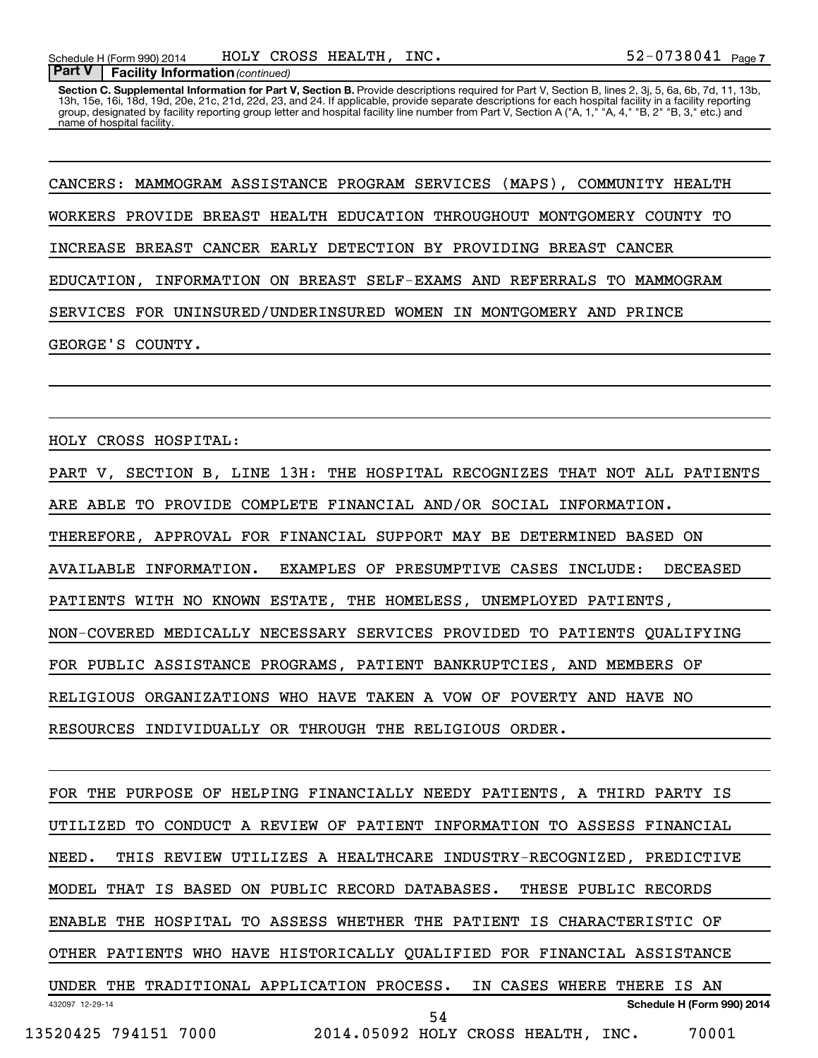**Part V — Facility Information** *(continued)*

**Section C. Supplemental Information for Part V, Section B.** Provide descriptions required for Part V, Section B, lines 2, 3j, 5, 6a, 6b, 7d, 11, 13b, 13h, 15e, 16i, 18d, 19d, 20e, 21c, 21d, 22d, 23, and 24. If applicable, provide separate descriptions for each hospital facility in a facility reporting group, designated by facility reporting group letter and hospital facility line number from Part V, Section A ("A, 1," "A, 4," "B, 2" "B, 3," etc.) and name of hospital facility.

CANCERS: MAMMOGRAM ASSISTANCE PROGRAM SERVICES (MAPS), COMMUNITY HEALTH WORKERS PROVIDE BREAST HEALTH EDUCATION THROUGHOUT MONTGOMERY COUNTY TO INCREASE BREAST CANCER EARLY DETECTION BY PROVIDING BREAST CANCER EDUCATION, INFORMATION ON BREAST SELF-EXAMS AND REFERRALS TO MAMMOGRAM SERVICES FOR UNINSURED/UNDERINSURED WOMEN IN MONTGOMERY AND PRINCE GEORGE'S COUNTY.

HOLY CROSS HOSPITAL:

PART V, SECTION B, LINE 13H: THE HOSPITAL RECOGNIZES THAT NOT ALL PATIENTS ARE ABLE TO PROVIDE COMPLETE FINANCIAL AND/OR SOCIAL INFORMATION. THEREFORE, APPROVAL FOR FINANCIAL SUPPORT MAY BE DETERMINED BASED ON AVAILABLE INFORMATION. EXAMPLES OF PRESUMPTIVE CASES INCLUDE: DECEASED PATIENTS WITH NO KNOWN ESTATE, THE HOMELESS, UNEMPLOYED PATIENTS, NON-COVERED MEDICALLY NECESSARY SERVICES PROVIDED TO PATIENTS QUALIFYING FOR PUBLIC ASSISTANCE PROGRAMS, PATIENT BANKRUPTCIES, AND MEMBERS OF RELIGIOUS ORGANIZATIONS WHO HAVE TAKEN A VOW OF POVERTY AND HAVE NO RESOURCES INDIVIDUALLY OR THROUGH THE RELIGIOUS ORDER.

FOR THE PURPOSE OF HELPING FINANCIALLY NEEDY PATIENTS, A THIRD PARTY IS UTILIZED TO CONDUCT A REVIEW OF PATIENT INFORMATION TO ASSESS FINANCIAL NEED. THIS REVIEW UTILIZES A HEALTHCARE INDUSTRY-RECOGNIZED, PREDICTIVE MODEL THAT IS BASED ON PUBLIC RECORD DATABASES. THESE PUBLIC RECORDS ENABLE THE HOSPITAL TO ASSESS WHETHER THE PATIENT IS CHARACTERISTIC OF OTHER PATIENTS WHO HAVE HISTORICALLY QUALIFIED FOR FINANCIAL ASSISTANCE UNDER THE TRADITIONAL APPLICATION PROCESS. IN CASES WHERE THERE IS AN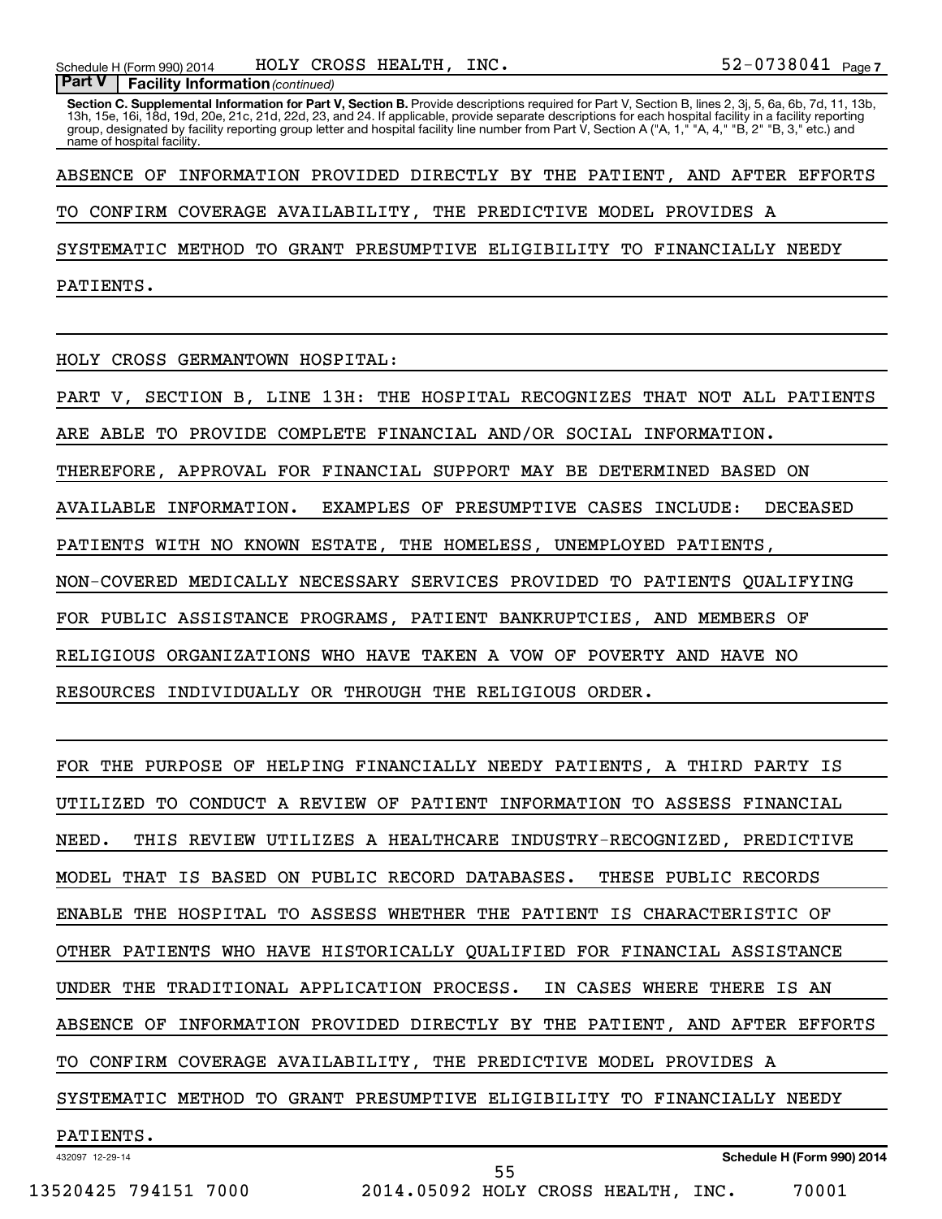**Part V | Facility Information** *(continued)*

**Section C. Supplemental Information for Part V, Section B.** Provide descriptions required for Part V, Section B, lines 2, 3j, 5, 6a, 6b, 7d, 11, 13b, 13h, 15e, 16i, 18d, 19d, 20e, 21c, 21d, 22d, 23, and 24. If applicable, provide separate descriptions for each hospital facility in a facility reporting group, designated by facility reporting group letter and hospital facility line number from Part V, Section A ("A, 1," "A, 4," "B, 2" "B, 3," etc.) and name of hospital facility.

ABSENCE OF INFORMATION PROVIDED DIRECTLY BY THE PATIENT, AND AFTER EFFORTS TO CONFIRM COVERAGE AVAILABILITY, THE PREDICTIVE MODEL PROVIDES A SYSTEMATIC METHOD TO GRANT PRESUMPTIVE ELIGIBILITY TO FINANCIALLY NEEDY PATIENTS.

HOLY CROSS GERMANTOWN HOSPITAL:

PART V, SECTION B, LINE 13H: THE HOSPITAL RECOGNIZES THAT NOT ALL PATIENTS ARE ABLE TO PROVIDE COMPLETE FINANCIAL AND/OR SOCIAL INFORMATION. THEREFORE, APPROVAL FOR FINANCIAL SUPPORT MAY BE DETERMINED BASED ON AVAILABLE INFORMATION. EXAMPLES OF PRESUMPTIVE CASES INCLUDE: DECEASED PATIENTS WITH NO KNOWN ESTATE, THE HOMELESS, UNEMPLOYED PATIENTS, NON-COVERED MEDICALLY NECESSARY SERVICES PROVIDED TO PATIENTS QUALIFYING FOR PUBLIC ASSISTANCE PROGRAMS, PATIENT BANKRUPTCIES, AND MEMBERS OF RELIGIOUS ORGANIZATIONS WHO HAVE TAKEN A VOW OF POVERTY AND HAVE NO RESOURCES INDIVIDUALLY OR THROUGH THE RELIGIOUS ORDER.

FOR THE PURPOSE OF HELPING FINANCIALLY NEEDY PATIENTS, A THIRD PARTY IS UTILIZED TO CONDUCT A REVIEW OF PATIENT INFORMATION TO ASSESS FINANCIAL NEED. THIS REVIEW UTILIZES A HEALTHCARE INDUSTRY-RECOGNIZED, PREDICTIVE MODEL THAT IS BASED ON PUBLIC RECORD DATABASES. THESE PUBLIC RECORDS ENABLE THE HOSPITAL TO ASSESS WHETHER THE PATIENT IS CHARACTERISTIC OF OTHER PATIENTS WHO HAVE HISTORICALLY QUALIFIED FOR FINANCIAL ASSISTANCE UNDER THE TRADITIONAL APPLICATION PROCESS. IN CASES WHERE THERE IS AN ABSENCE OF INFORMATION PROVIDED DIRECTLY BY THE PATIENT, AND AFTER EFFORTS TO CONFIRM COVERAGE AVAILABILITY, THE PREDICTIVE MODEL PROVIDES A SYSTEMATIC METHOD TO GRANT PRESUMPTIVE ELIGIBILITY TO FINANCIALLY NEEDY PATIENTS.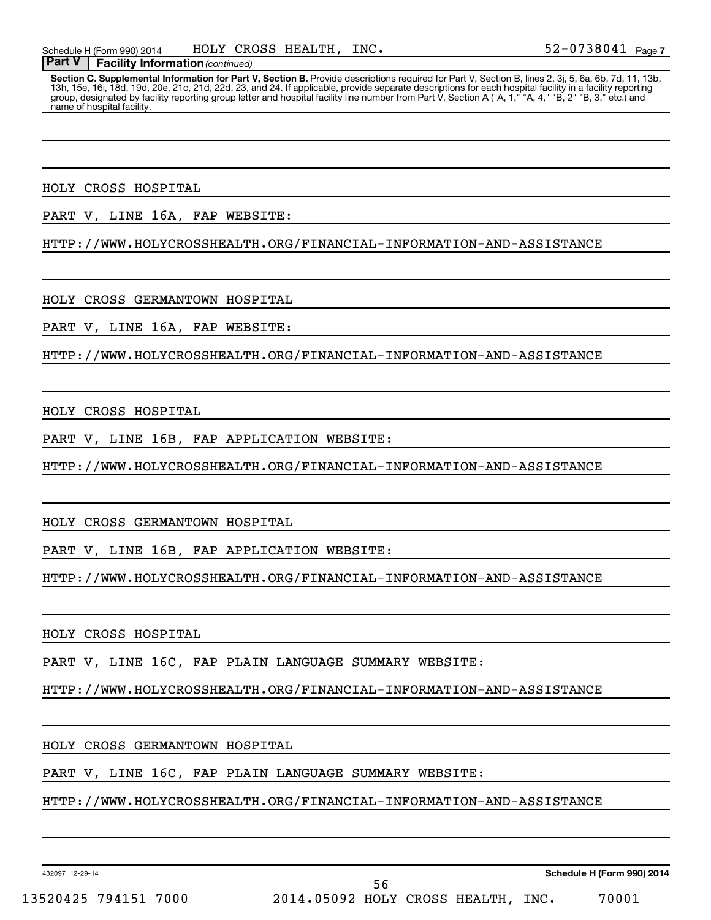Schedule H (Form 990) 2014 HOLY CROSS HEALTH, INC. 52-0738041 Page 7

**Part V | Facility Information** *(continued)*

**Section C. Supplemental Information for Part V, Section B.** Provide descriptions required for Part V, Section B, lines 2, 3j, 5, 6a, 6b, 7d, 11, 13b, 13h, 15e, 16i, 18d, 19d, 20e, 21c, 21d, 22d, 23, and 24. If applicable, provide separate descriptions for each hospital facility in a facility reporting group, designated by facility reporting group letter and hospital facility line number from Part V, Section A ("A, 1," "A, 4," "B, 2" "B, 3," etc.) and name of hospital facility.

HOLY CROSS HOSPITAL

PART V, LINE 16A, FAP WEBSITE:

HTTP://WWW.HOLYCROSSHEALTH.ORG/FINANCIAL-INFORMATION-AND-ASSISTANCE

HOLY CROSS GERMANTOWN HOSPITAL

PART V, LINE 16A, FAP WEBSITE:

HTTP://WWW.HOLYCROSSHEALTH.ORG/FINANCIAL-INFORMATION-AND-ASSISTANCE

HOLY CROSS HOSPITAL

PART V, LINE 16B, FAP APPLICATION WEBSITE:

HTTP://WWW.HOLYCROSSHEALTH.ORG/FINANCIAL-INFORMATION-AND-ASSISTANCE

HOLY CROSS GERMANTOWN HOSPITAL

PART V, LINE 16B, FAP APPLICATION WEBSITE:

HTTP://WWW.HOLYCROSSHEALTH.ORG/FINANCIAL-INFORMATION-AND-ASSISTANCE

HOLY CROSS HOSPITAL

PART V, LINE 16C, FAP PLAIN LANGUAGE SUMMARY WEBSITE:

HTTP://WWW.HOLYCROSSHEALTH.ORG/FINANCIAL-INFORMATION-AND-ASSISTANCE

HOLY CROSS GERMANTOWN HOSPITAL

PART V, LINE 16C, FAP PLAIN LANGUAGE SUMMARY WEBSITE:

HTTP://WWW.HOLYCROSSHEALTH.ORG/FINANCIAL-INFORMATION-AND-ASSISTANCE

432097 12-29-14 **Schedule H (Form 990) 2014**

13520425 794151 7000 2014.05092 HOLY CROSS HEALTH, INC. 70001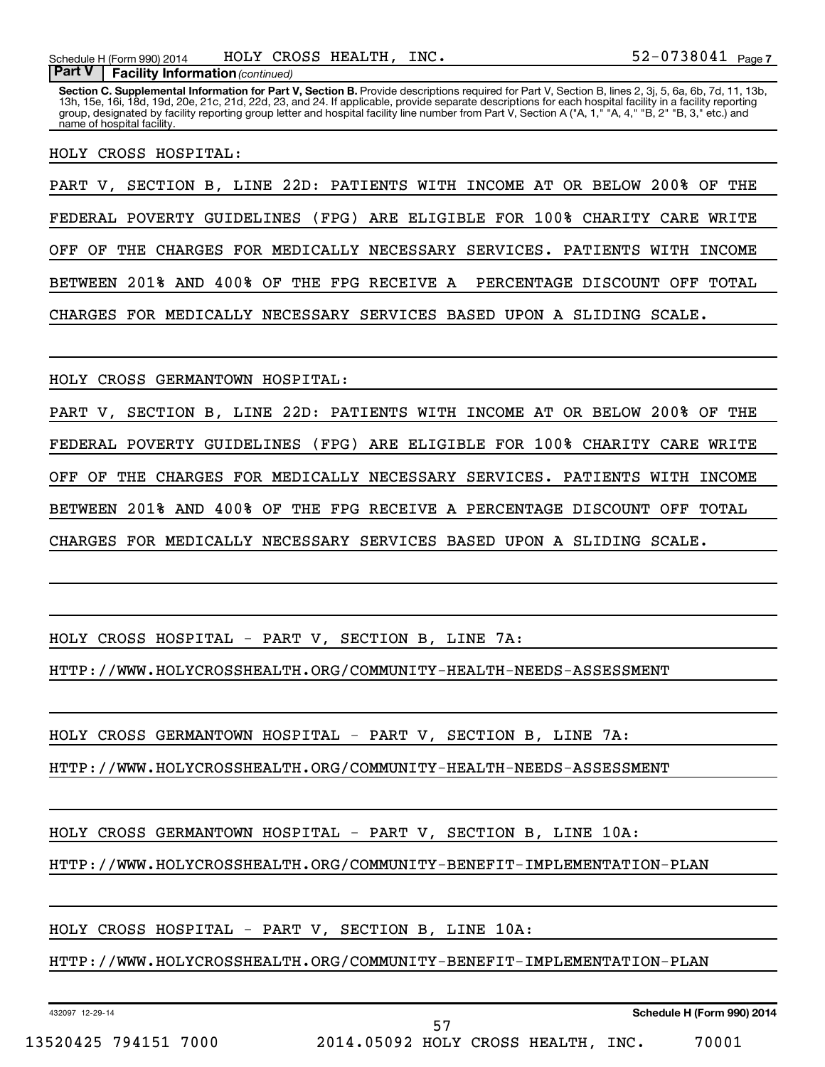Schedule H (Form 990) 2014 HOLY CROSS HEALTH, INC. 52-0738041 Page 7

**Part V | Facility Information** *(continued)*

**Section C. Supplemental Information for Part V, Section B.** Provide descriptions required for Part V, Section B, lines 2, 3j, 5, 6a, 6b, 7d, 11, 13b, 13h, 15e, 16i, 18d, 19d, 20e, 21c, 21d, 22d, 23, and 24. If applicable, provide separate descriptions for each hospital facility in a facility reporting group, designated by facility reporting group letter and hospital facility line number from Part V, Section A ("A, 1," "A, 4," "B, 2" "B, 3," etc.) and name of hospital facility.

HOLY CROSS HOSPITAL:

PART V, SECTION B, LINE 22D: PATIENTS WITH INCOME AT OR BELOW 200% OF THE FEDERAL POVERTY GUIDELINES (FPG) ARE ELIGIBLE FOR 100% CHARITY CARE WRITE OFF OF THE CHARGES FOR MEDICALLY NECESSARY SERVICES. PATIENTS WITH INCOME BETWEEN 201% AND 400% OF THE FPG RECEIVE A PERCENTAGE DISCOUNT OFF TOTAL CHARGES FOR MEDICALLY NECESSARY SERVICES BASED UPON A SLIDING SCALE.

HOLY CROSS GERMANTOWN HOSPITAL:

PART V, SECTION B, LINE 22D: PATIENTS WITH INCOME AT OR BELOW 200% OF THE FEDERAL POVERTY GUIDELINES (FPG) ARE ELIGIBLE FOR 100% CHARITY CARE WRITE OFF OF THE CHARGES FOR MEDICALLY NECESSARY SERVICES. PATIENTS WITH INCOME BETWEEN 201% AND 400% OF THE FPG RECEIVE A PERCENTAGE DISCOUNT OFF TOTAL CHARGES FOR MEDICALLY NECESSARY SERVICES BASED UPON A SLIDING SCALE.

HOLY CROSS HOSPITAL - PART V, SECTION B, LINE 7A:

HTTP://WWW.HOLYCROSSHEALTH.ORG/COMMUNITY-HEALTH-NEEDS-ASSESSMENT

HOLY CROSS GERMANTOWN HOSPITAL - PART V, SECTION B, LINE 7A:

HTTP://WWW.HOLYCROSSHEALTH.ORG/COMMUNITY-HEALTH-NEEDS-ASSESSMENT

HOLY CROSS GERMANTOWN HOSPITAL - PART V, SECTION B, LINE 10A:

HTTP://WWW.HOLYCROSSHEALTH.ORG/COMMUNITY-BENEFIT-IMPLEMENTATION-PLAN

HOLY CROSS HOSPITAL - PART V, SECTION B, LINE 10A:

HTTP://WWW.HOLYCROSSHEALTH.ORG/COMMUNITY-BENEFIT-IMPLEMENTATION-PLAN

432097 12-29-14 **Schedule H (Form 990) 2014**

13520425 794151 7000 2014.05092 HOLY CROSS HEALTH, INC. 70001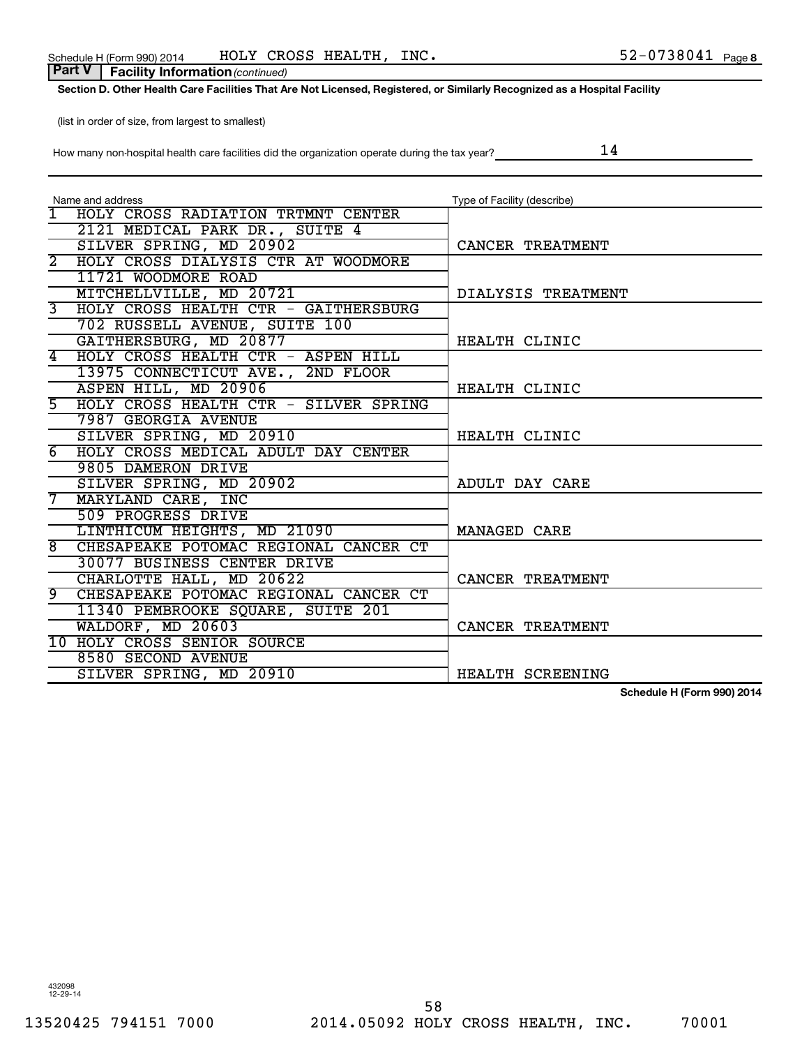Schedule H (Form 990) 2014 HOLY CROSS HEALTH, INC. 52-0738041 Page 8

**Part V** **Facility Information** *(continued)*

**Section D. Other Health Care Facilities That Are Not Licensed, Registered, or Similarly Recognized as a Hospital Facility**

(list in order of size, from largest to smallest)

How many non-hospital health care facilities did the organization operate during the tax year? 14

| | Name and address | Type of Facility (describe) |
|---|---|---|
| 1 | HOLY CROSS RADIATION TRTMNT CENTER<br>2121 MEDICAL PARK DR., SUITE 4<br>SILVER SPRING, MD 20902 | CANCER TREATMENT |
| 2 | HOLY CROSS DIALYSIS CTR AT WOODMORE<br>11721 WOODMORE ROAD<br>MITCHELLVILLE, MD 20721 | DIALYSIS TREATMENT |
| 3 | HOLY CROSS HEALTH CTR - GAITHERSBURG<br>702 RUSSELL AVENUE, SUITE 100<br>GAITHERSBURG, MD 20877 | HEALTH CLINIC |
| 4 | HOLY CROSS HEALTH CTR - ASPEN HILL<br>13975 CONNECTICUT AVE., 2ND FLOOR<br>ASPEN HILL, MD 20906 | HEALTH CLINIC |
| 5 | HOLY CROSS HEALTH CTR - SILVER SPRING<br>7987 GEORGIA AVENUE<br>SILVER SPRING, MD 20910 | HEALTH CLINIC |
| 6 | HOLY CROSS MEDICAL ADULT DAY CENTER<br>9805 DAMERON DRIVE<br>SILVER SPRING, MD 20902 | ADULT DAY CARE |
| 7 | MARYLAND CARE, INC<br>509 PROGRESS DRIVE<br>LINTHICUM HEIGHTS, MD 21090 | MANAGED CARE |
| 8 | CHESAPEAKE POTOMAC REGIONAL CANCER CT<br>30077 BUSINESS CENTER DRIVE<br>CHARLOTTE HALL, MD 20622 | CANCER TREATMENT |
| 9 | CHESAPEAKE POTOMAC REGIONAL CANCER CT<br>11340 PEMBROOKE SQUARE, SUITE 201<br>WALDORF, MD 20603 | CANCER TREATMENT |
| 10 | HOLY CROSS SENIOR SOURCE<br>8580 SECOND AVENUE<br>SILVER SPRING, MD 20910 | HEALTH SCREENING |

Schedule H (Form 990) 2014

432098
12-29-14

13520425 794151 7000 2014.05092 HOLY CROSS HEALTH, INC. 70001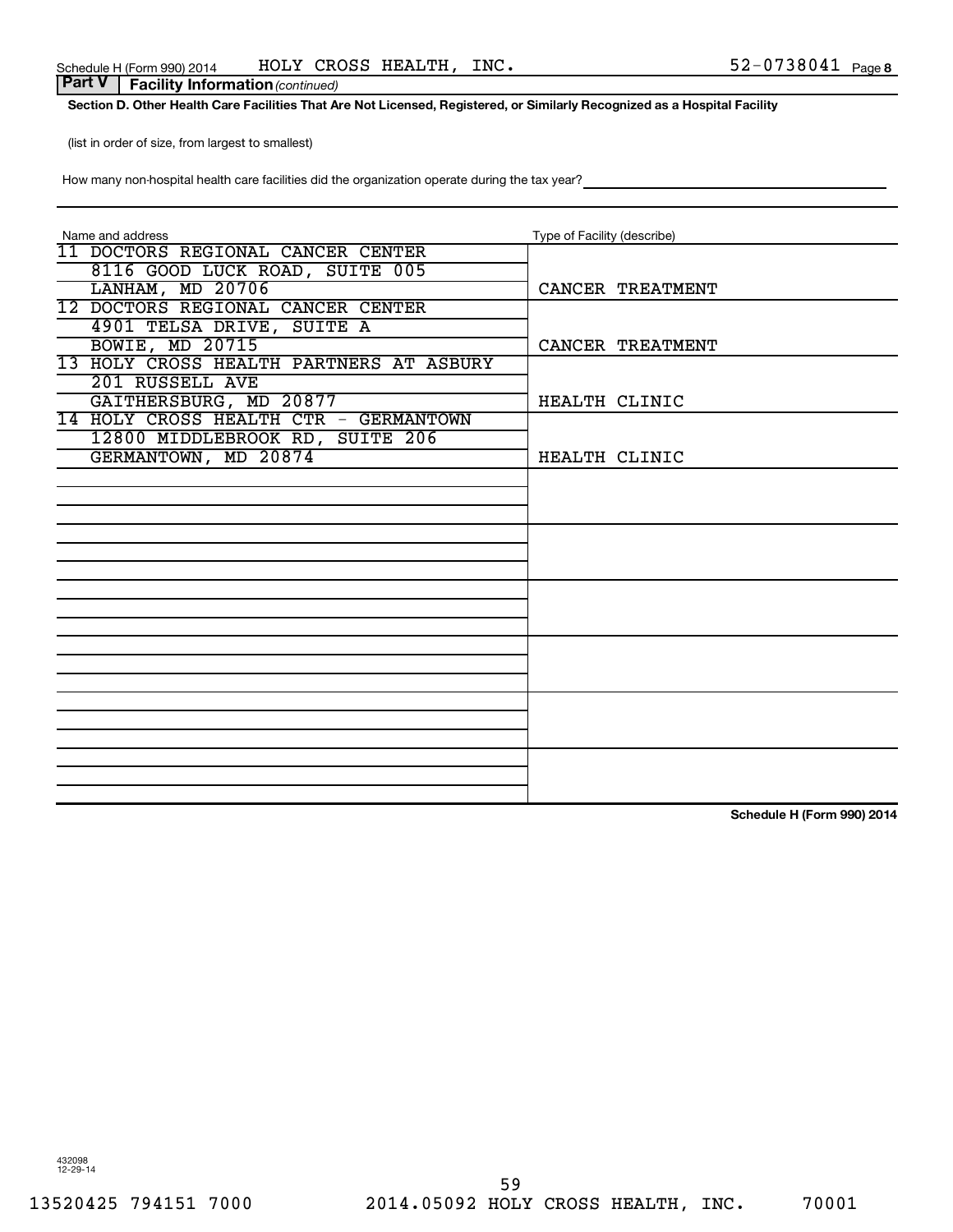Schedule H (Form 990) 2014    HOLY CROSS HEALTH, INC.    52-0738041 Page 8

**Part V | Facility Information** *(continued)*

**Section D. Other Health Care Facilities That Are Not Licensed, Registered, or Similarly Recognized as a Hospital Facility**

(list in order of size, from largest to smallest)

How many non-hospital health care facilities did the organization operate during the tax year? \_\_\_\_\_\_\_\_\_\_

| Name and address | Type of Facility (describe) |
|---|---|
| 11 DOCTORS REGIONAL CANCER CENTER<br>8116 GOOD LUCK ROAD, SUITE 005<br>LANHAM, MD 20706 | CANCER TREATMENT |
| 12 DOCTORS REGIONAL CANCER CENTER<br>4901 TELSA DRIVE, SUITE A<br>BOWIE, MD 20715 | CANCER TREATMENT |
| 13 HOLY CROSS HEALTH PARTNERS AT ASBURY<br>201 RUSSELL AVE<br>GAITHERSBURG, MD 20877 | HEALTH CLINIC |
| 14 HOLY CROSS HEALTH CTR - GERMANTOWN<br>12800 MIDDLEBROOK RD, SUITE 206<br>GERMANTOWN, MD 20874 | HEALTH CLINIC |
| | |
| | |
| | |
| | |
| | |
| | |

**Schedule H (Form 990) 2014**

432098 12-29-14

13520425 794151 7000    2014.05092 HOLY CROSS HEALTH, INC.    70001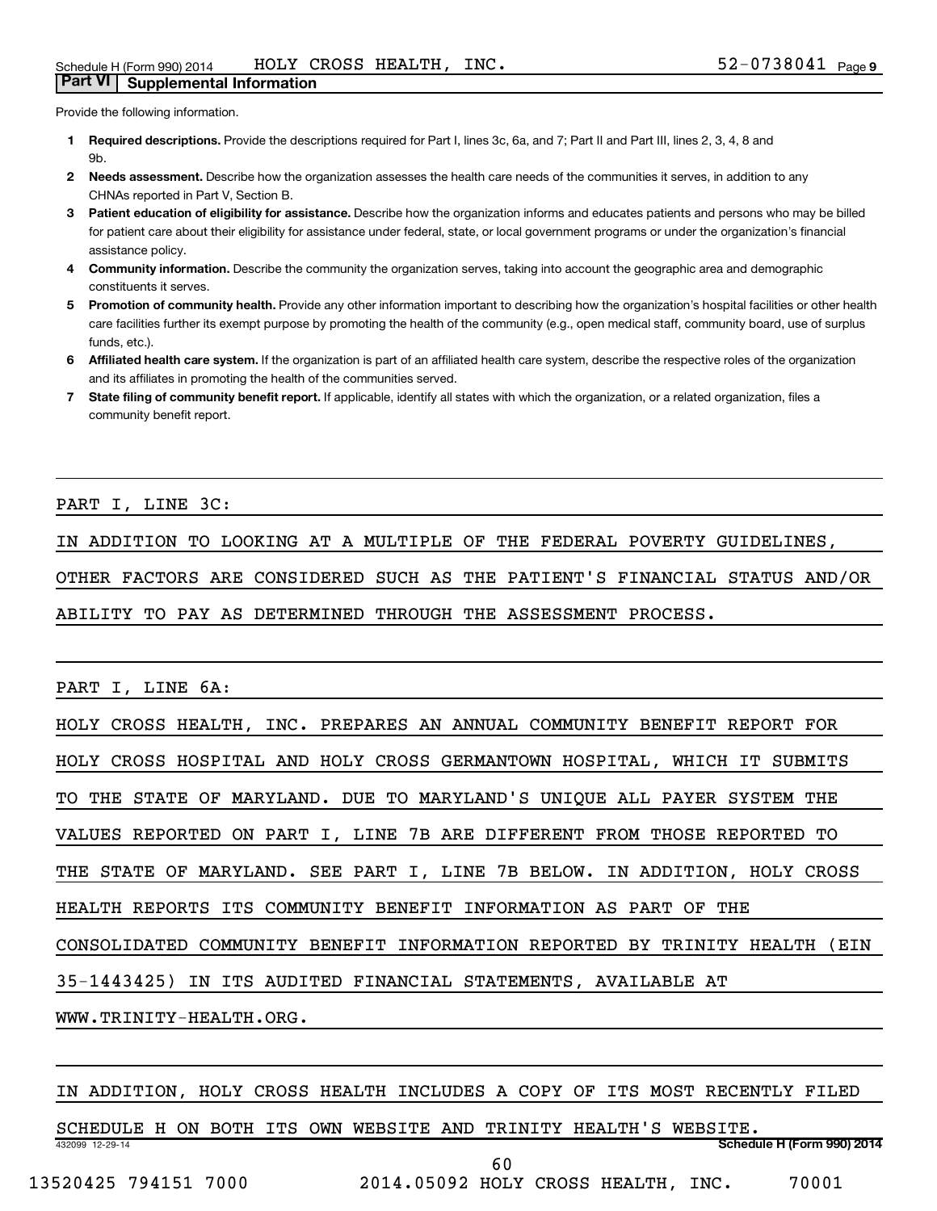## Part VI | Supplemental Information

Provide the following information.

1. **Required descriptions.** Provide the descriptions required for Part I, lines 3c, 6a, and 7; Part II and Part III, lines 2, 3, 4, 8 and 9b.
2. **Needs assessment.** Describe how the organization assesses the health care needs of the communities it serves, in addition to any CHNAs reported in Part V, Section B.
3. **Patient education of eligibility for assistance.** Describe how the organization informs and educates patients and persons who may be billed for patient care about their eligibility for assistance under federal, state, or local government programs or under the organization's financial assistance policy.
4. **Community information.** Describe the community the organization serves, taking into account the geographic area and demographic constituents it serves.
5. **Promotion of community health.** Provide any other information important to describing how the organization's hospital facilities or other health care facilities further its exempt purpose by promoting the health of the community (e.g., open medical staff, community board, use of surplus funds, etc.).
6. **Affiliated health care system.** If the organization is part of an affiliated health care system, describe the respective roles of the organization and its affiliates in promoting the health of the communities served.
7. **State filing of community benefit report.** If applicable, identify all states with which the organization, or a related organization, files a community benefit report.

PART I, LINE 3C:

IN ADDITION TO LOOKING AT A MULTIPLE OF THE FEDERAL POVERTY GUIDELINES, OTHER FACTORS ARE CONSIDERED SUCH AS THE PATIENT'S FINANCIAL STATUS AND/OR ABILITY TO PAY AS DETERMINED THROUGH THE ASSESSMENT PROCESS.

PART I, LINE 6A:

HOLY CROSS HEALTH, INC. PREPARES AN ANNUAL COMMUNITY BENEFIT REPORT FOR HOLY CROSS HOSPITAL AND HOLY CROSS GERMANTOWN HOSPITAL, WHICH IT SUBMITS TO THE STATE OF MARYLAND. DUE TO MARYLAND'S UNIQUE ALL PAYER SYSTEM THE VALUES REPORTED ON PART I, LINE 7B ARE DIFFERENT FROM THOSE REPORTED TO THE STATE OF MARYLAND. SEE PART I, LINE 7B BELOW. IN ADDITION, HOLY CROSS HEALTH REPORTS ITS COMMUNITY BENEFIT INFORMATION AS PART OF THE CONSOLIDATED COMMUNITY BENEFIT INFORMATION REPORTED BY TRINITY HEALTH (EIN 35-1443425) IN ITS AUDITED FINANCIAL STATEMENTS, AVAILABLE AT WWW.TRINITY-HEALTH.ORG.

IN ADDITION, HOLY CROSS HEALTH INCLUDES A COPY OF ITS MOST RECENTLY FILED SCHEDULE H ON BOTH ITS OWN WEBSITE AND TRINITY HEALTH'S WEBSITE.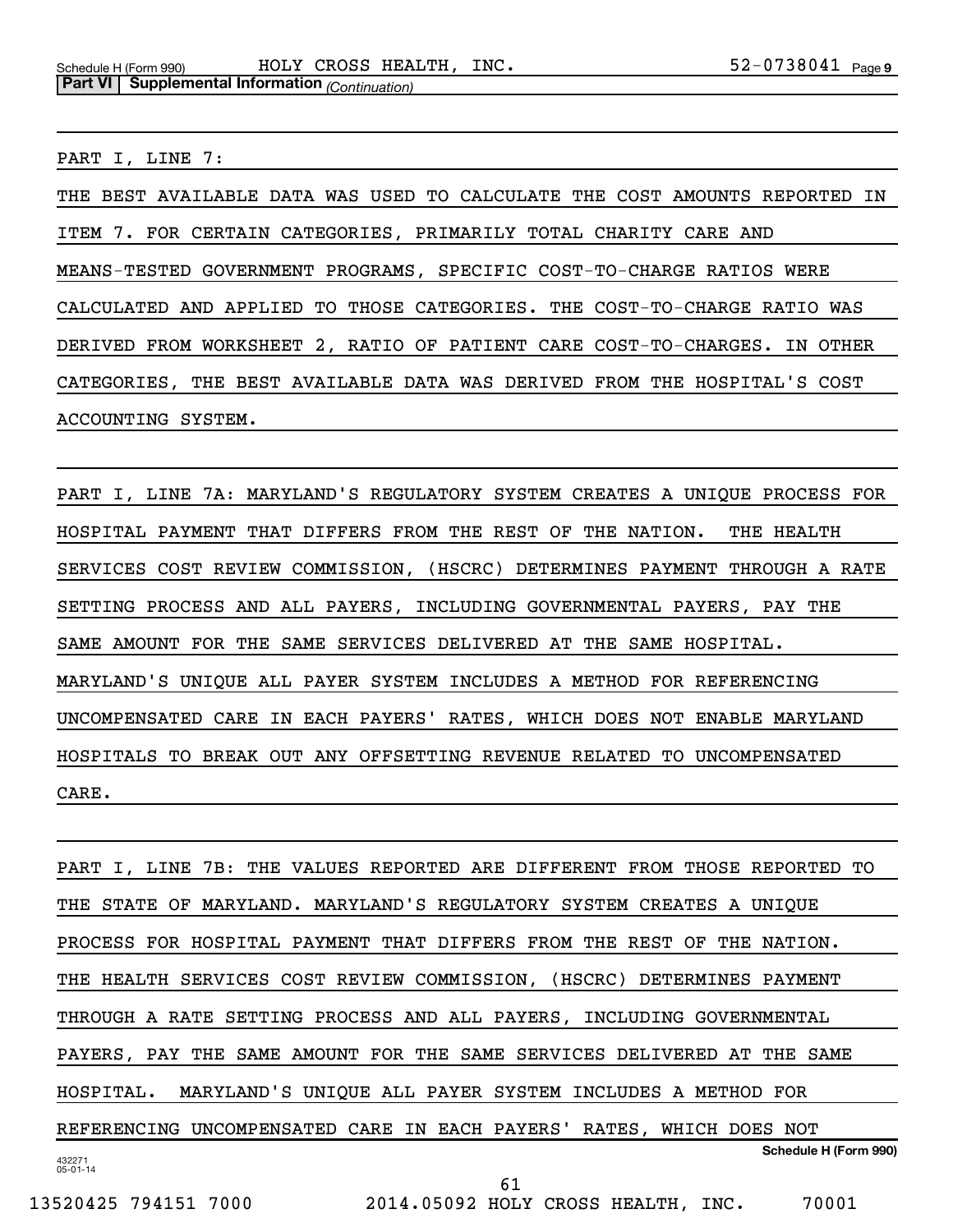PART I, LINE 7:

THE BEST AVAILABLE DATA WAS USED TO CALCULATE THE COST AMOUNTS REPORTED IN ITEM 7. FOR CERTAIN CATEGORIES, PRIMARILY TOTAL CHARITY CARE AND MEANS-TESTED GOVERNMENT PROGRAMS, SPECIFIC COST-TO-CHARGE RATIOS WERE CALCULATED AND APPLIED TO THOSE CATEGORIES. THE COST-TO-CHARGE RATIO WAS DERIVED FROM WORKSHEET 2, RATIO OF PATIENT CARE COST-TO-CHARGES. IN OTHER CATEGORIES, THE BEST AVAILABLE DATA WAS DERIVED FROM THE HOSPITAL'S COST ACCOUNTING SYSTEM.

PART I, LINE 7A: MARYLAND'S REGULATORY SYSTEM CREATES A UNIQUE PROCESS FOR HOSPITAL PAYMENT THAT DIFFERS FROM THE REST OF THE NATION. THE HEALTH SERVICES COST REVIEW COMMISSION, (HSCRC) DETERMINES PAYMENT THROUGH A RATE SETTING PROCESS AND ALL PAYERS, INCLUDING GOVERNMENTAL PAYERS, PAY THE SAME AMOUNT FOR THE SAME SERVICES DELIVERED AT THE SAME HOSPITAL. MARYLAND'S UNIQUE ALL PAYER SYSTEM INCLUDES A METHOD FOR REFERENCING UNCOMPENSATED CARE IN EACH PAYERS' RATES, WHICH DOES NOT ENABLE MARYLAND HOSPITALS TO BREAK OUT ANY OFFSETTING REVENUE RELATED TO UNCOMPENSATED CARE.

PART I, LINE 7B: THE VALUES REPORTED ARE DIFFERENT FROM THOSE REPORTED TO THE STATE OF MARYLAND. MARYLAND'S REGULATORY SYSTEM CREATES A UNIQUE PROCESS FOR HOSPITAL PAYMENT THAT DIFFERS FROM THE REST OF THE NATION. THE HEALTH SERVICES COST REVIEW COMMISSION, (HSCRC) DETERMINES PAYMENT THROUGH A RATE SETTING PROCESS AND ALL PAYERS, INCLUDING GOVERNMENTAL PAYERS, PAY THE SAME AMOUNT FOR THE SAME SERVICES DELIVERED AT THE SAME HOSPITAL. MARYLAND'S UNIQUE ALL PAYER SYSTEM INCLUDES A METHOD FOR REFERENCING UNCOMPENSATED CARE IN EACH PAYERS' RATES, WHICH DOES NOT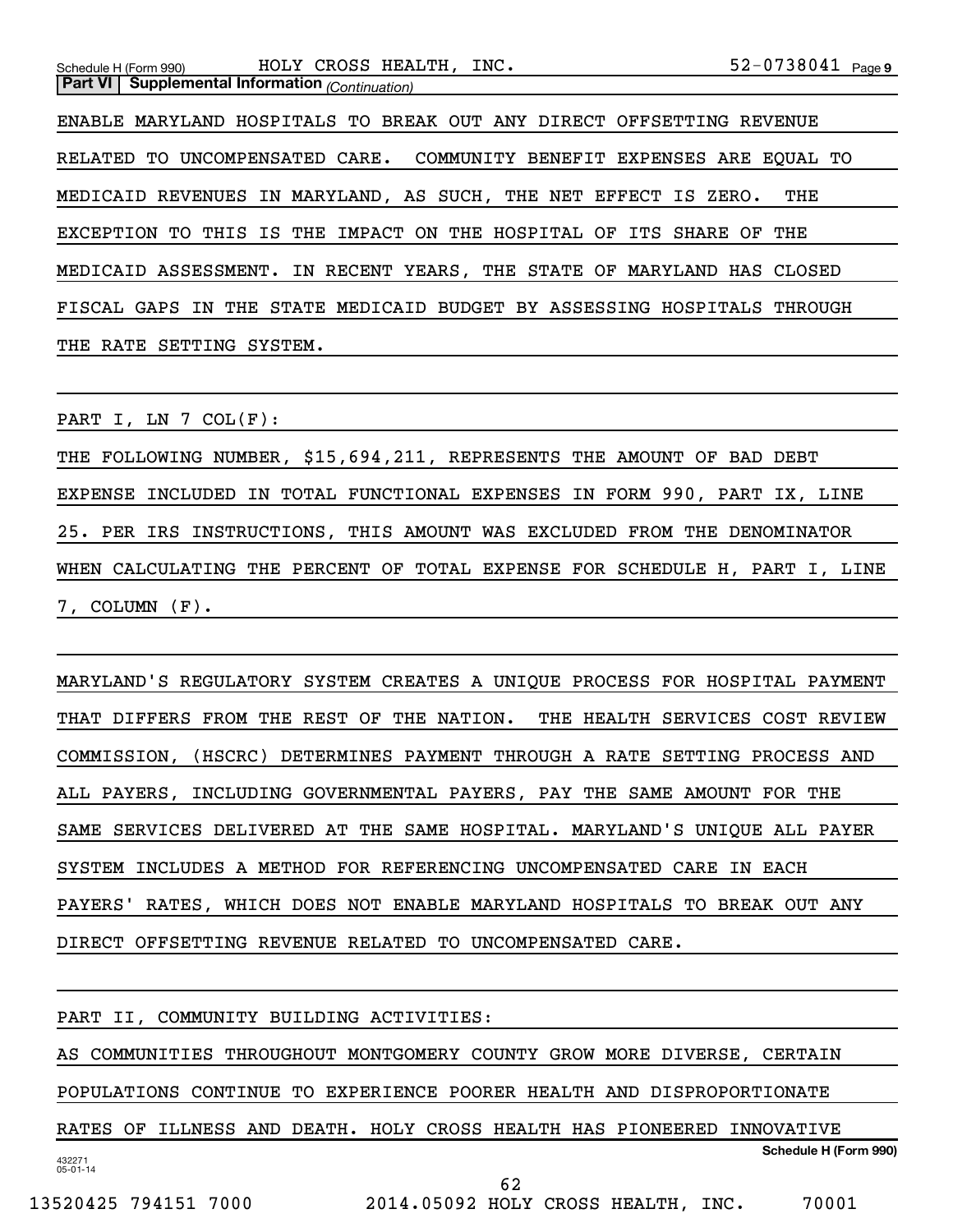Schedule H (Form 990) HOLY CROSS HEALTH, INC. 52-0738041

**Part VI | Supplemental Information** *(Continuation)*

ENABLE MARYLAND HOSPITALS TO BREAK OUT ANY DIRECT OFFSETTING REVENUE RELATED TO UNCOMPENSATED CARE. COMMUNITY BENEFIT EXPENSES ARE EQUAL TO MEDICAID REVENUES IN MARYLAND, AS SUCH, THE NET EFFECT IS ZERO. THE EXCEPTION TO THIS IS THE IMPACT ON THE HOSPITAL OF ITS SHARE OF THE MEDICAID ASSESSMENT. IN RECENT YEARS, THE STATE OF MARYLAND HAS CLOSED FISCAL GAPS IN THE STATE MEDICAID BUDGET BY ASSESSING HOSPITALS THROUGH THE RATE SETTING SYSTEM.

PART I, LN 7 COL(F):

THE FOLLOWING NUMBER, $15,694,211, REPRESENTS THE AMOUNT OF BAD DEBT EXPENSE INCLUDED IN TOTAL FUNCTIONAL EXPENSES IN FORM 990, PART IX, LINE 25. PER IRS INSTRUCTIONS, THIS AMOUNT WAS EXCLUDED FROM THE DENOMINATOR WHEN CALCULATING THE PERCENT OF TOTAL EXPENSE FOR SCHEDULE H, PART I, LINE 7, COLUMN (F).

MARYLAND'S REGULATORY SYSTEM CREATES A UNIQUE PROCESS FOR HOSPITAL PAYMENT THAT DIFFERS FROM THE REST OF THE NATION. THE HEALTH SERVICES COST REVIEW COMMISSION, (HSCRC) DETERMINES PAYMENT THROUGH A RATE SETTING PROCESS AND ALL PAYERS, INCLUDING GOVERNMENTAL PAYERS, PAY THE SAME AMOUNT FOR THE SAME SERVICES DELIVERED AT THE SAME HOSPITAL. MARYLAND'S UNIQUE ALL PAYER SYSTEM INCLUDES A METHOD FOR REFERENCING UNCOMPENSATED CARE IN EACH PAYERS' RATES, WHICH DOES NOT ENABLE MARYLAND HOSPITALS TO BREAK OUT ANY DIRECT OFFSETTING REVENUE RELATED TO UNCOMPENSATED CARE.

PART II, COMMUNITY BUILDING ACTIVITIES:

AS COMMUNITIES THROUGHOUT MONTGOMERY COUNTY GROW MORE DIVERSE, CERTAIN POPULATIONS CONTINUE TO EXPERIENCE POORER HEALTH AND DISPROPORTIONATE RATES OF ILLNESS AND DEATH. HOLY CROSS HEALTH HAS PIONEERED INNOVATIVE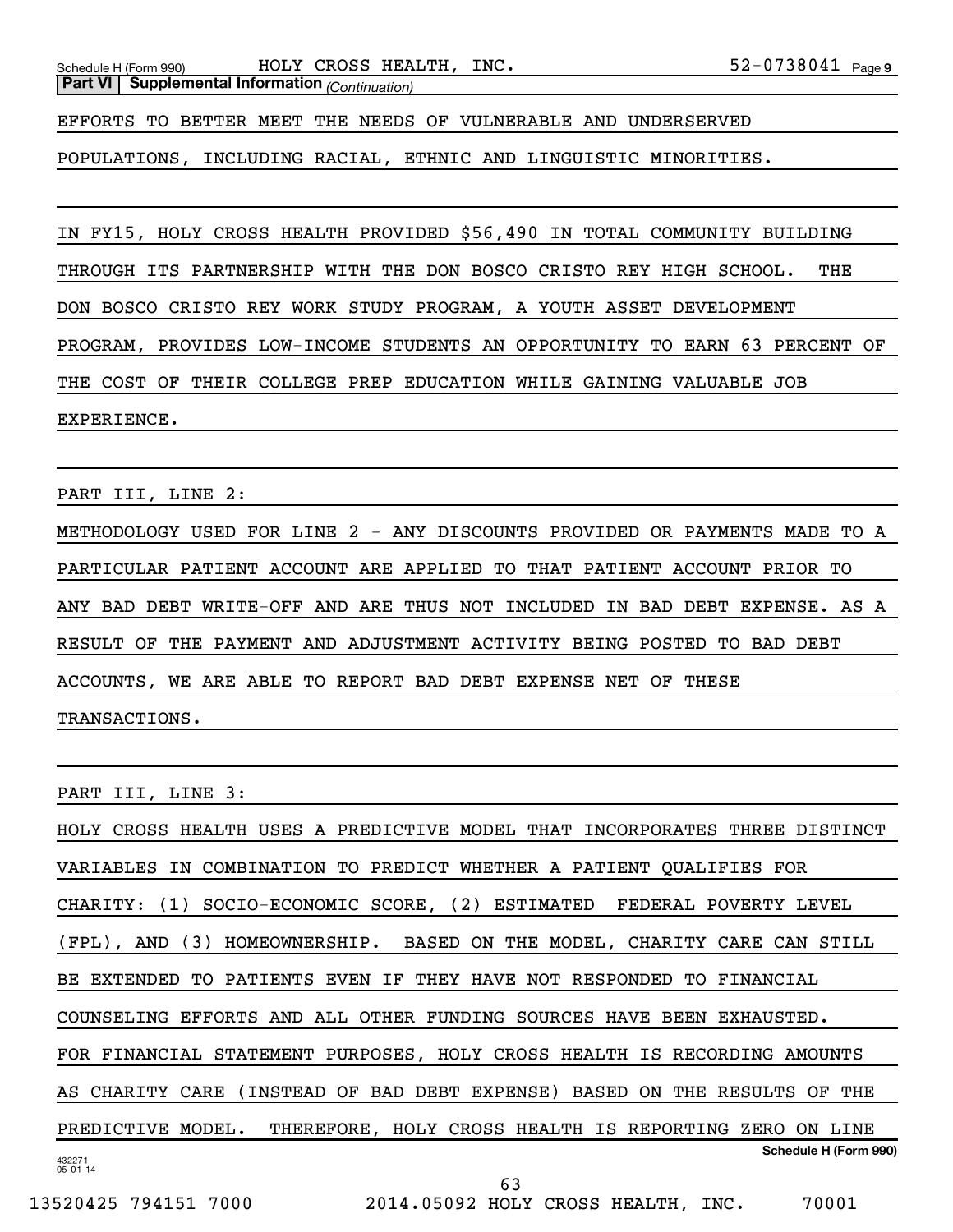**Part VI | Supplemental Information** *(Continuation)*

EFFORTS TO BETTER MEET THE NEEDS OF VULNERABLE AND UNDERSERVED POPULATIONS, INCLUDING RACIAL, ETHNIC AND LINGUISTIC MINORITIES.

IN FY15, HOLY CROSS HEALTH PROVIDED $56,490 IN TOTAL COMMUNITY BUILDING THROUGH ITS PARTNERSHIP WITH THE DON BOSCO CRISTO REY HIGH SCHOOL. THE DON BOSCO CRISTO REY WORK STUDY PROGRAM, A YOUTH ASSET DEVELOPMENT PROGRAM, PROVIDES LOW-INCOME STUDENTS AN OPPORTUNITY TO EARN 63 PERCENT OF THE COST OF THEIR COLLEGE PREP EDUCATION WHILE GAINING VALUABLE JOB EXPERIENCE.

PART III, LINE 2:

METHODOLOGY USED FOR LINE 2 - ANY DISCOUNTS PROVIDED OR PAYMENTS MADE TO A PARTICULAR PATIENT ACCOUNT ARE APPLIED TO THAT PATIENT ACCOUNT PRIOR TO ANY BAD DEBT WRITE-OFF AND ARE THUS NOT INCLUDED IN BAD DEBT EXPENSE. AS A RESULT OF THE PAYMENT AND ADJUSTMENT ACTIVITY BEING POSTED TO BAD DEBT ACCOUNTS, WE ARE ABLE TO REPORT BAD DEBT EXPENSE NET OF THESE TRANSACTIONS.

PART III, LINE 3:

HOLY CROSS HEALTH USES A PREDICTIVE MODEL THAT INCORPORATES THREE DISTINCT VARIABLES IN COMBINATION TO PREDICT WHETHER A PATIENT QUALIFIES FOR CHARITY: (1) SOCIO-ECONOMIC SCORE, (2) ESTIMATED FEDERAL POVERTY LEVEL (FPL), AND (3) HOMEOWNERSHIP. BASED ON THE MODEL, CHARITY CARE CAN STILL BE EXTENDED TO PATIENTS EVEN IF THEY HAVE NOT RESPONDED TO FINANCIAL COUNSELING EFFORTS AND ALL OTHER FUNDING SOURCES HAVE BEEN EXHAUSTED. FOR FINANCIAL STATEMENT PURPOSES, HOLY CROSS HEALTH IS RECORDING AMOUNTS AS CHARITY CARE (INSTEAD OF BAD DEBT EXPENSE) BASED ON THE RESULTS OF THE PREDICTIVE MODEL. THEREFORE, HOLY CROSS HEALTH IS REPORTING ZERO ON LINE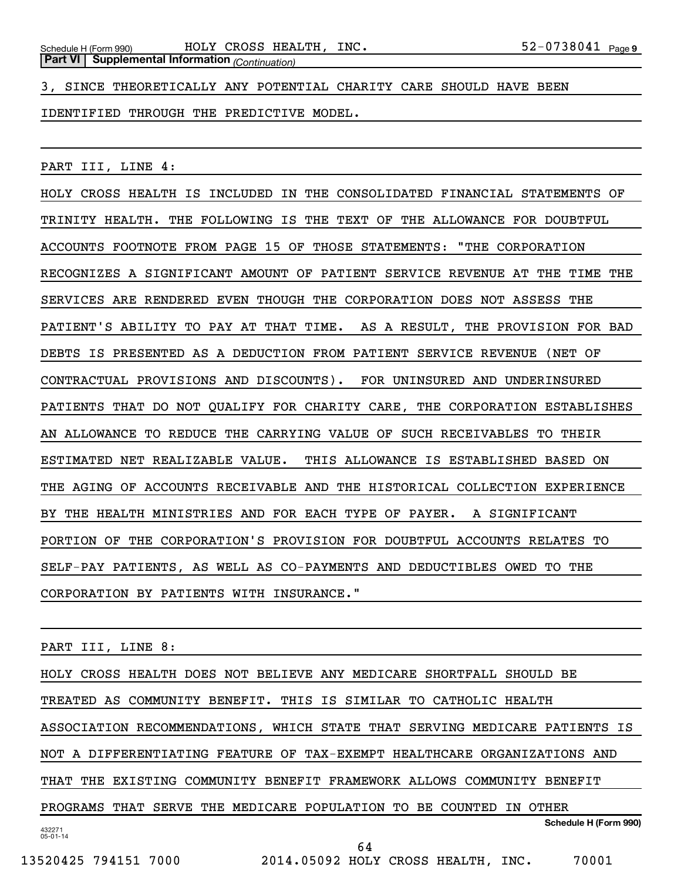3, SINCE THEORETICALLY ANY POTENTIAL CHARITY CARE SHOULD HAVE BEEN IDENTIFIED THROUGH THE PREDICTIVE MODEL.

PART III, LINE 4:

HOLY CROSS HEALTH IS INCLUDED IN THE CONSOLIDATED FINANCIAL STATEMENTS OF TRINITY HEALTH. THE FOLLOWING IS THE TEXT OF THE ALLOWANCE FOR DOUBTFUL ACCOUNTS FOOTNOTE FROM PAGE 15 OF THOSE STATEMENTS: "THE CORPORATION RECOGNIZES A SIGNIFICANT AMOUNT OF PATIENT SERVICE REVENUE AT THE TIME THE SERVICES ARE RENDERED EVEN THOUGH THE CORPORATION DOES NOT ASSESS THE PATIENT'S ABILITY TO PAY AT THAT TIME. AS A RESULT, THE PROVISION FOR BAD DEBTS IS PRESENTED AS A DEDUCTION FROM PATIENT SERVICE REVENUE (NET OF CONTRACTUAL PROVISIONS AND DISCOUNTS). FOR UNINSURED AND UNDERINSURED PATIENTS THAT DO NOT QUALIFY FOR CHARITY CARE, THE CORPORATION ESTABLISHES AN ALLOWANCE TO REDUCE THE CARRYING VALUE OF SUCH RECEIVABLES TO THEIR ESTIMATED NET REALIZABLE VALUE. THIS ALLOWANCE IS ESTABLISHED BASED ON THE AGING OF ACCOUNTS RECEIVABLE AND THE HISTORICAL COLLECTION EXPERIENCE BY THE HEALTH MINISTRIES AND FOR EACH TYPE OF PAYER. A SIGNIFICANT PORTION OF THE CORPORATION'S PROVISION FOR DOUBTFUL ACCOUNTS RELATES TO SELF-PAY PATIENTS, AS WELL AS CO-PAYMENTS AND DEDUCTIBLES OWED TO THE CORPORATION BY PATIENTS WITH INSURANCE."

PART III, LINE 8:

HOLY CROSS HEALTH DOES NOT BELIEVE ANY MEDICARE SHORTFALL SHOULD BE TREATED AS COMMUNITY BENEFIT. THIS IS SIMILAR TO CATHOLIC HEALTH ASSOCIATION RECOMMENDATIONS, WHICH STATE THAT SERVING MEDICARE PATIENTS IS NOT A DIFFERENTIATING FEATURE OF TAX-EXEMPT HEALTHCARE ORGANIZATIONS AND THAT THE EXISTING COMMUNITY BENEFIT FRAMEWORK ALLOWS COMMUNITY BENEFIT PROGRAMS THAT SERVE THE MEDICARE POPULATION TO BE COUNTED IN OTHER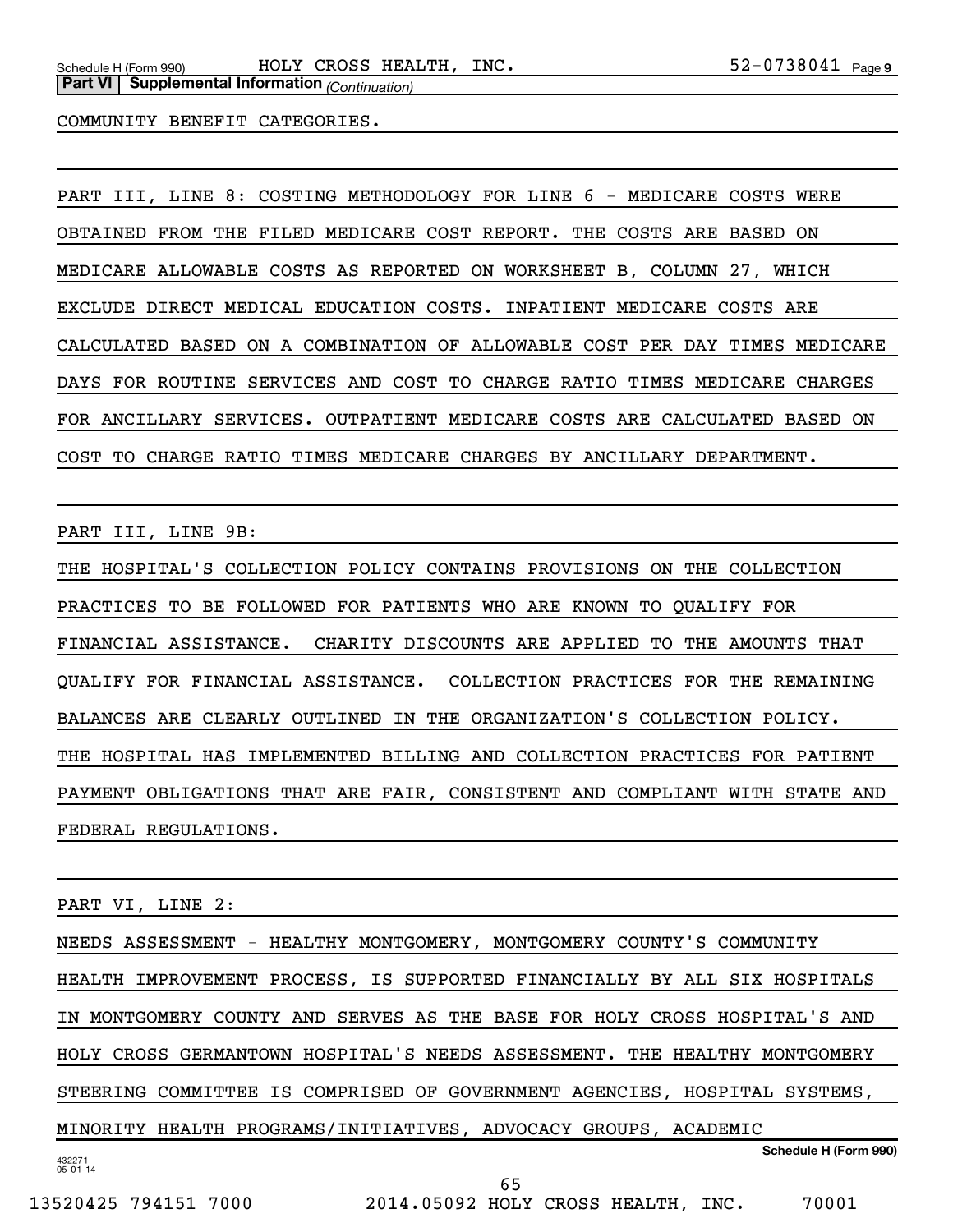Schedule H (Form 990) HOLY CROSS HEALTH, INC. 52-0738041 Page 9

**Part VI | Supplemental Information** *(Continuation)*

COMMUNITY BENEFIT CATEGORIES.

PART III, LINE 8: COSTING METHODOLOGY FOR LINE 6 - MEDICARE COSTS WERE OBTAINED FROM THE FILED MEDICARE COST REPORT. THE COSTS ARE BASED ON MEDICARE ALLOWABLE COSTS AS REPORTED ON WORKSHEET B, COLUMN 27, WHICH EXCLUDE DIRECT MEDICAL EDUCATION COSTS. INPATIENT MEDICARE COSTS ARE CALCULATED BASED ON A COMBINATION OF ALLOWABLE COST PER DAY TIMES MEDICARE DAYS FOR ROUTINE SERVICES AND COST TO CHARGE RATIO TIMES MEDICARE CHARGES FOR ANCILLARY SERVICES. OUTPATIENT MEDICARE COSTS ARE CALCULATED BASED ON COST TO CHARGE RATIO TIMES MEDICARE CHARGES BY ANCILLARY DEPARTMENT.

PART III, LINE 9B:

THE HOSPITAL'S COLLECTION POLICY CONTAINS PROVISIONS ON THE COLLECTION PRACTICES TO BE FOLLOWED FOR PATIENTS WHO ARE KNOWN TO QUALIFY FOR FINANCIAL ASSISTANCE. CHARITY DISCOUNTS ARE APPLIED TO THE AMOUNTS THAT QUALIFY FOR FINANCIAL ASSISTANCE. COLLECTION PRACTICES FOR THE REMAINING BALANCES ARE CLEARLY OUTLINED IN THE ORGANIZATION'S COLLECTION POLICY. THE HOSPITAL HAS IMPLEMENTED BILLING AND COLLECTION PRACTICES FOR PATIENT PAYMENT OBLIGATIONS THAT ARE FAIR, CONSISTENT AND COMPLIANT WITH STATE AND FEDERAL REGULATIONS.

PART VI, LINE 2:

NEEDS ASSESSMENT - HEALTHY MONTGOMERY, MONTGOMERY COUNTY'S COMMUNITY HEALTH IMPROVEMENT PROCESS, IS SUPPORTED FINANCIALLY BY ALL SIX HOSPITALS IN MONTGOMERY COUNTY AND SERVES AS THE BASE FOR HOLY CROSS HOSPITAL'S AND HOLY CROSS GERMANTOWN HOSPITAL'S NEEDS ASSESSMENT. THE HEALTHY MONTGOMERY STEERING COMMITTEE IS COMPRISED OF GOVERNMENT AGENCIES, HOSPITAL SYSTEMS, MINORITY HEALTH PROGRAMS/INITIATIVES, ADVOCACY GROUPS, ACADEMIC

**Schedule H (Form 990)**

432271 05-01-14

13520425 794151 7000 2014.05092 HOLY CROSS HEALTH, INC. 70001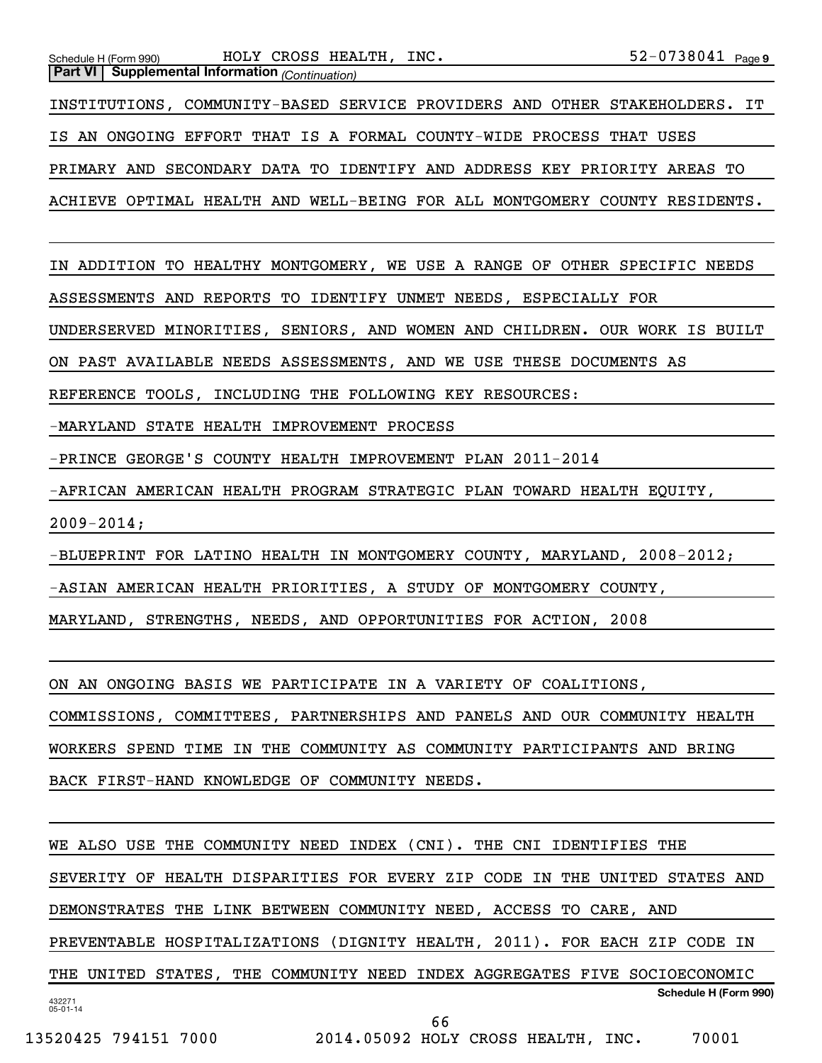**Part VI | Supplemental Information** *(Continuation)*

INSTITUTIONS, COMMUNITY-BASED SERVICE PROVIDERS AND OTHER STAKEHOLDERS. IT IS AN ONGOING EFFORT THAT IS A FORMAL COUNTY-WIDE PROCESS THAT USES PRIMARY AND SECONDARY DATA TO IDENTIFY AND ADDRESS KEY PRIORITY AREAS TO ACHIEVE OPTIMAL HEALTH AND WELL-BEING FOR ALL MONTGOMERY COUNTY RESIDENTS.

IN ADDITION TO HEALTHY MONTGOMERY, WE USE A RANGE OF OTHER SPECIFIC NEEDS ASSESSMENTS AND REPORTS TO IDENTIFY UNMET NEEDS, ESPECIALLY FOR UNDERSERVED MINORITIES, SENIORS, AND WOMEN AND CHILDREN. OUR WORK IS BUILT ON PAST AVAILABLE NEEDS ASSESSMENTS, AND WE USE THESE DOCUMENTS AS REFERENCE TOOLS, INCLUDING THE FOLLOWING KEY RESOURCES:

-MARYLAND STATE HEALTH IMPROVEMENT PROCESS

-PRINCE GEORGE'S COUNTY HEALTH IMPROVEMENT PLAN 2011-2014

-AFRICAN AMERICAN HEALTH PROGRAM STRATEGIC PLAN TOWARD HEALTH EQUITY, 2009-2014;

-BLUEPRINT FOR LATINO HEALTH IN MONTGOMERY COUNTY, MARYLAND, 2008-2012;

-ASIAN AMERICAN HEALTH PRIORITIES, A STUDY OF MONTGOMERY COUNTY, MARYLAND, STRENGTHS, NEEDS, AND OPPORTUNITIES FOR ACTION, 2008

ON AN ONGOING BASIS WE PARTICIPATE IN A VARIETY OF COALITIONS, COMMISSIONS, COMMITTEES, PARTNERSHIPS AND PANELS AND OUR COMMUNITY HEALTH WORKERS SPEND TIME IN THE COMMUNITY AS COMMUNITY PARTICIPANTS AND BRING BACK FIRST-HAND KNOWLEDGE OF COMMUNITY NEEDS.

WE ALSO USE THE COMMUNITY NEED INDEX (CNI). THE CNI IDENTIFIES THE SEVERITY OF HEALTH DISPARITIES FOR EVERY ZIP CODE IN THE UNITED STATES AND DEMONSTRATES THE LINK BETWEEN COMMUNITY NEED, ACCESS TO CARE, AND PREVENTABLE HOSPITALIZATIONS (DIGNITY HEALTH, 2011). FOR EACH ZIP CODE IN THE UNITED STATES, THE COMMUNITY NEED INDEX AGGREGATES FIVE SOCIOECONOMIC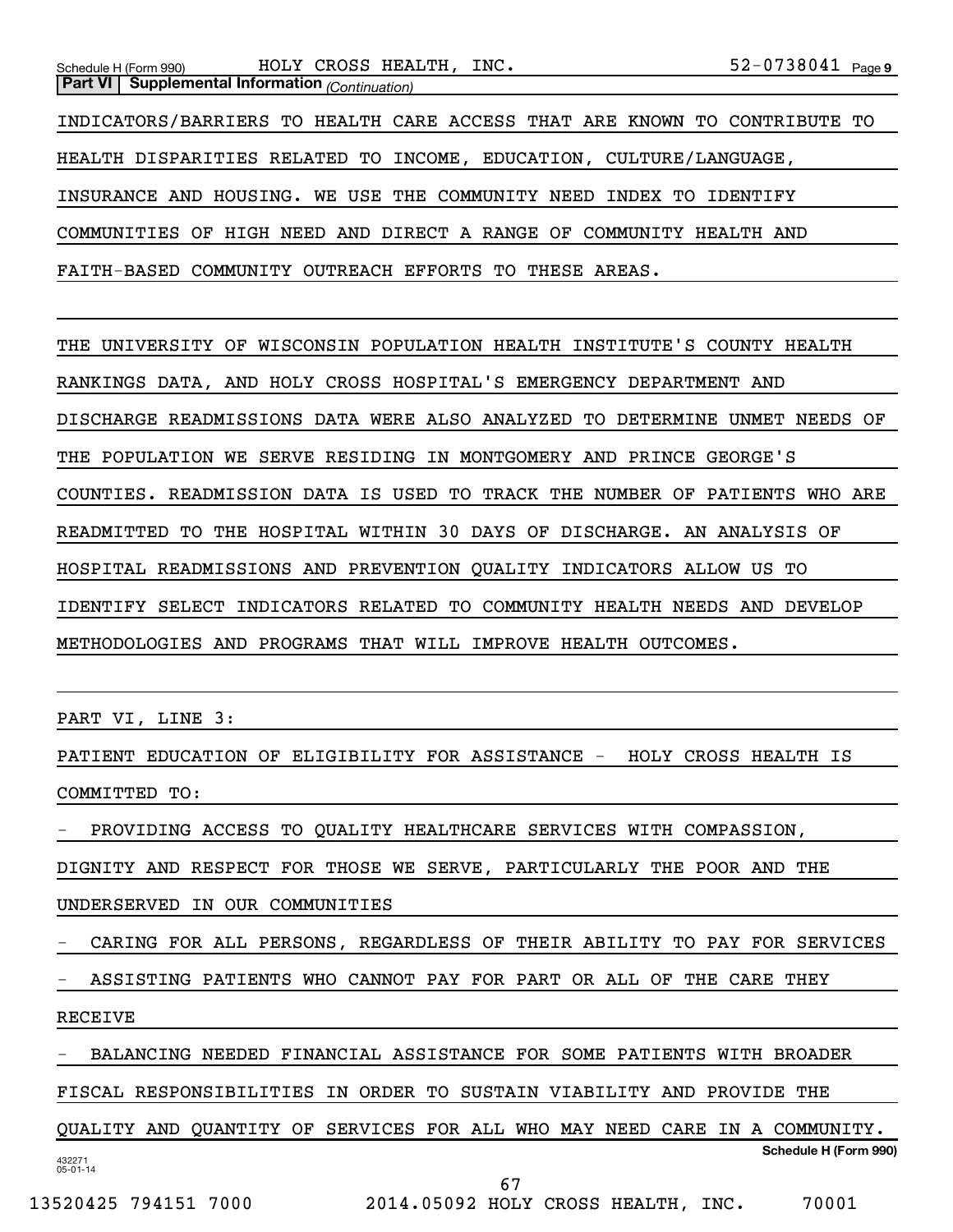INDICATORS/BARRIERS TO HEALTH CARE ACCESS THAT ARE KNOWN TO CONTRIBUTE TO HEALTH DISPARITIES RELATED TO INCOME, EDUCATION, CULTURE/LANGUAGE, INSURANCE AND HOUSING. WE USE THE COMMUNITY NEED INDEX TO IDENTIFY COMMUNITIES OF HIGH NEED AND DIRECT A RANGE OF COMMUNITY HEALTH AND FAITH-BASED COMMUNITY OUTREACH EFFORTS TO THESE AREAS.

THE UNIVERSITY OF WISCONSIN POPULATION HEALTH INSTITUTE'S COUNTY HEALTH RANKINGS DATA, AND HOLY CROSS HOSPITAL'S EMERGENCY DEPARTMENT AND DISCHARGE READMISSIONS DATA WERE ALSO ANALYZED TO DETERMINE UNMET NEEDS OF THE POPULATION WE SERVE RESIDING IN MONTGOMERY AND PRINCE GEORGE'S COUNTIES. READMISSION DATA IS USED TO TRACK THE NUMBER OF PATIENTS WHO ARE READMITTED TO THE HOSPITAL WITHIN 30 DAYS OF DISCHARGE. AN ANALYSIS OF HOSPITAL READMISSIONS AND PREVENTION QUALITY INDICATORS ALLOW US TO IDENTIFY SELECT INDICATORS RELATED TO COMMUNITY HEALTH NEEDS AND DEVELOP METHODOLOGIES AND PROGRAMS THAT WILL IMPROVE HEALTH OUTCOMES.

PART VI, LINE 3:

PATIENT EDUCATION OF ELIGIBILITY FOR ASSISTANCE - HOLY CROSS HEALTH IS COMMITTED TO:

- PROVIDING ACCESS TO QUALITY HEALTHCARE SERVICES WITH COMPASSION, DIGNITY AND RESPECT FOR THOSE WE SERVE, PARTICULARLY THE POOR AND THE UNDERSERVED IN OUR COMMUNITIES
- CARING FOR ALL PERSONS, REGARDLESS OF THEIR ABILITY TO PAY FOR SERVICES
- ASSISTING PATIENTS WHO CANNOT PAY FOR PART OR ALL OF THE CARE THEY RECEIVE
- BALANCING NEEDED FINANCIAL ASSISTANCE FOR SOME PATIENTS WITH BROADER FISCAL RESPONSIBILITIES IN ORDER TO SUSTAIN VIABILITY AND PROVIDE THE QUALITY AND QUANTITY OF SERVICES FOR ALL WHO MAY NEED CARE IN A COMMUNITY.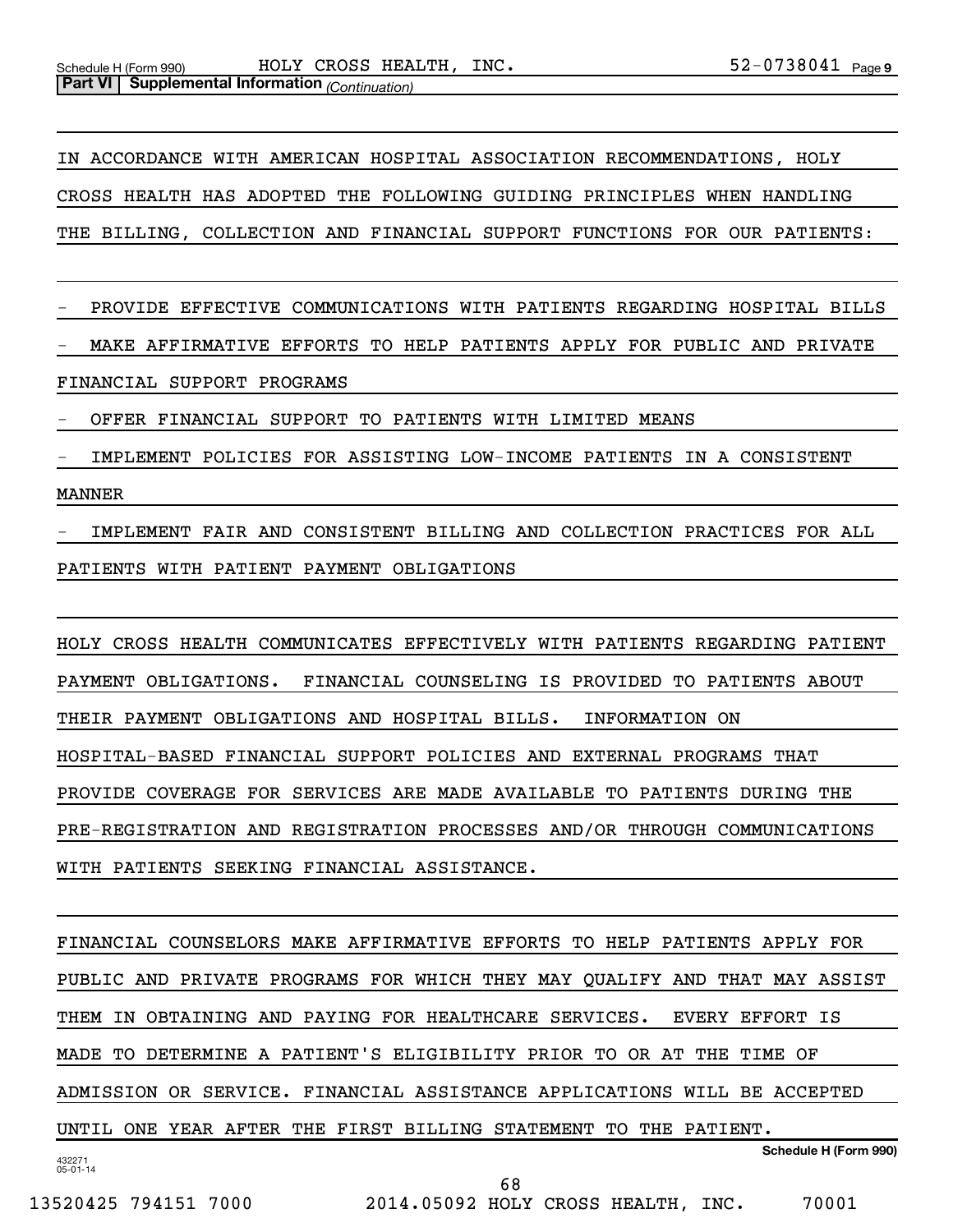IN ACCORDANCE WITH AMERICAN HOSPITAL ASSOCIATION RECOMMENDATIONS, HOLY CROSS HEALTH HAS ADOPTED THE FOLLOWING GUIDING PRINCIPLES WHEN HANDLING THE BILLING, COLLECTION AND FINANCIAL SUPPORT FUNCTIONS FOR OUR PATIENTS:

- PROVIDE EFFECTIVE COMMUNICATIONS WITH PATIENTS REGARDING HOSPITAL BILLS
- MAKE AFFIRMATIVE EFFORTS TO HELP PATIENTS APPLY FOR PUBLIC AND PRIVATE FINANCIAL SUPPORT PROGRAMS
- OFFER FINANCIAL SUPPORT TO PATIENTS WITH LIMITED MEANS
- IMPLEMENT POLICIES FOR ASSISTING LOW-INCOME PATIENTS IN A CONSISTENT MANNER
- IMPLEMENT FAIR AND CONSISTENT BILLING AND COLLECTION PRACTICES FOR ALL PATIENTS WITH PATIENT PAYMENT OBLIGATIONS

HOLY CROSS HEALTH COMMUNICATES EFFECTIVELY WITH PATIENTS REGARDING PATIENT PAYMENT OBLIGATIONS. FINANCIAL COUNSELING IS PROVIDED TO PATIENTS ABOUT THEIR PAYMENT OBLIGATIONS AND HOSPITAL BILLS. INFORMATION ON HOSPITAL-BASED FINANCIAL SUPPORT POLICIES AND EXTERNAL PROGRAMS THAT PROVIDE COVERAGE FOR SERVICES ARE MADE AVAILABLE TO PATIENTS DURING THE PRE-REGISTRATION AND REGISTRATION PROCESSES AND/OR THROUGH COMMUNICATIONS WITH PATIENTS SEEKING FINANCIAL ASSISTANCE.

FINANCIAL COUNSELORS MAKE AFFIRMATIVE EFFORTS TO HELP PATIENTS APPLY FOR PUBLIC AND PRIVATE PROGRAMS FOR WHICH THEY MAY QUALIFY AND THAT MAY ASSIST THEM IN OBTAINING AND PAYING FOR HEALTHCARE SERVICES. EVERY EFFORT IS MADE TO DETERMINE A PATIENT'S ELIGIBILITY PRIOR TO OR AT THE TIME OF ADMISSION OR SERVICE. FINANCIAL ASSISTANCE APPLICATIONS WILL BE ACCEPTED UNTIL ONE YEAR AFTER THE FIRST BILLING STATEMENT TO THE PATIENT.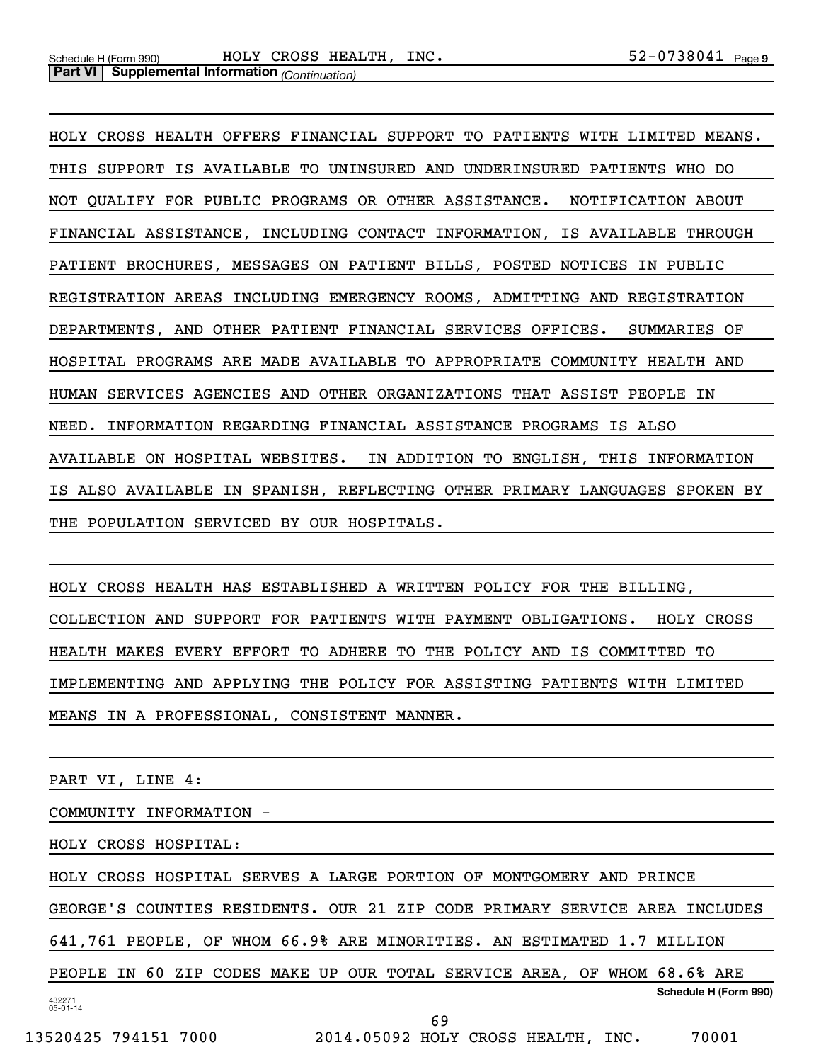HOLY CROSS HEALTH OFFERS FINANCIAL SUPPORT TO PATIENTS WITH LIMITED MEANS. THIS SUPPORT IS AVAILABLE TO UNINSURED AND UNDERINSURED PATIENTS WHO DO NOT QUALIFY FOR PUBLIC PROGRAMS OR OTHER ASSISTANCE. NOTIFICATION ABOUT FINANCIAL ASSISTANCE, INCLUDING CONTACT INFORMATION, IS AVAILABLE THROUGH PATIENT BROCHURES, MESSAGES ON PATIENT BILLS, POSTED NOTICES IN PUBLIC REGISTRATION AREAS INCLUDING EMERGENCY ROOMS, ADMITTING AND REGISTRATION DEPARTMENTS, AND OTHER PATIENT FINANCIAL SERVICES OFFICES. SUMMARIES OF HOSPITAL PROGRAMS ARE MADE AVAILABLE TO APPROPRIATE COMMUNITY HEALTH AND HUMAN SERVICES AGENCIES AND OTHER ORGANIZATIONS THAT ASSIST PEOPLE IN NEED. INFORMATION REGARDING FINANCIAL ASSISTANCE PROGRAMS IS ALSO AVAILABLE ON HOSPITAL WEBSITES. IN ADDITION TO ENGLISH, THIS INFORMATION IS ALSO AVAILABLE IN SPANISH, REFLECTING OTHER PRIMARY LANGUAGES SPOKEN BY THE POPULATION SERVICED BY OUR HOSPITALS.

HOLY CROSS HEALTH HAS ESTABLISHED A WRITTEN POLICY FOR THE BILLING, COLLECTION AND SUPPORT FOR PATIENTS WITH PAYMENT OBLIGATIONS. HOLY CROSS HEALTH MAKES EVERY EFFORT TO ADHERE TO THE POLICY AND IS COMMITTED TO IMPLEMENTING AND APPLYING THE POLICY FOR ASSISTING PATIENTS WITH LIMITED MEANS IN A PROFESSIONAL, CONSISTENT MANNER.

PART VI, LINE 4:

COMMUNITY INFORMATION -

HOLY CROSS HOSPITAL:

HOLY CROSS HOSPITAL SERVES A LARGE PORTION OF MONTGOMERY AND PRINCE GEORGE'S COUNTIES RESIDENTS. OUR 21 ZIP CODE PRIMARY SERVICE AREA INCLUDES 641,761 PEOPLE, OF WHOM 66.9% ARE MINORITIES. AN ESTIMATED 1.7 MILLION PEOPLE IN 60 ZIP CODES MAKE UP OUR TOTAL SERVICE AREA, OF WHOM 68.6% ARE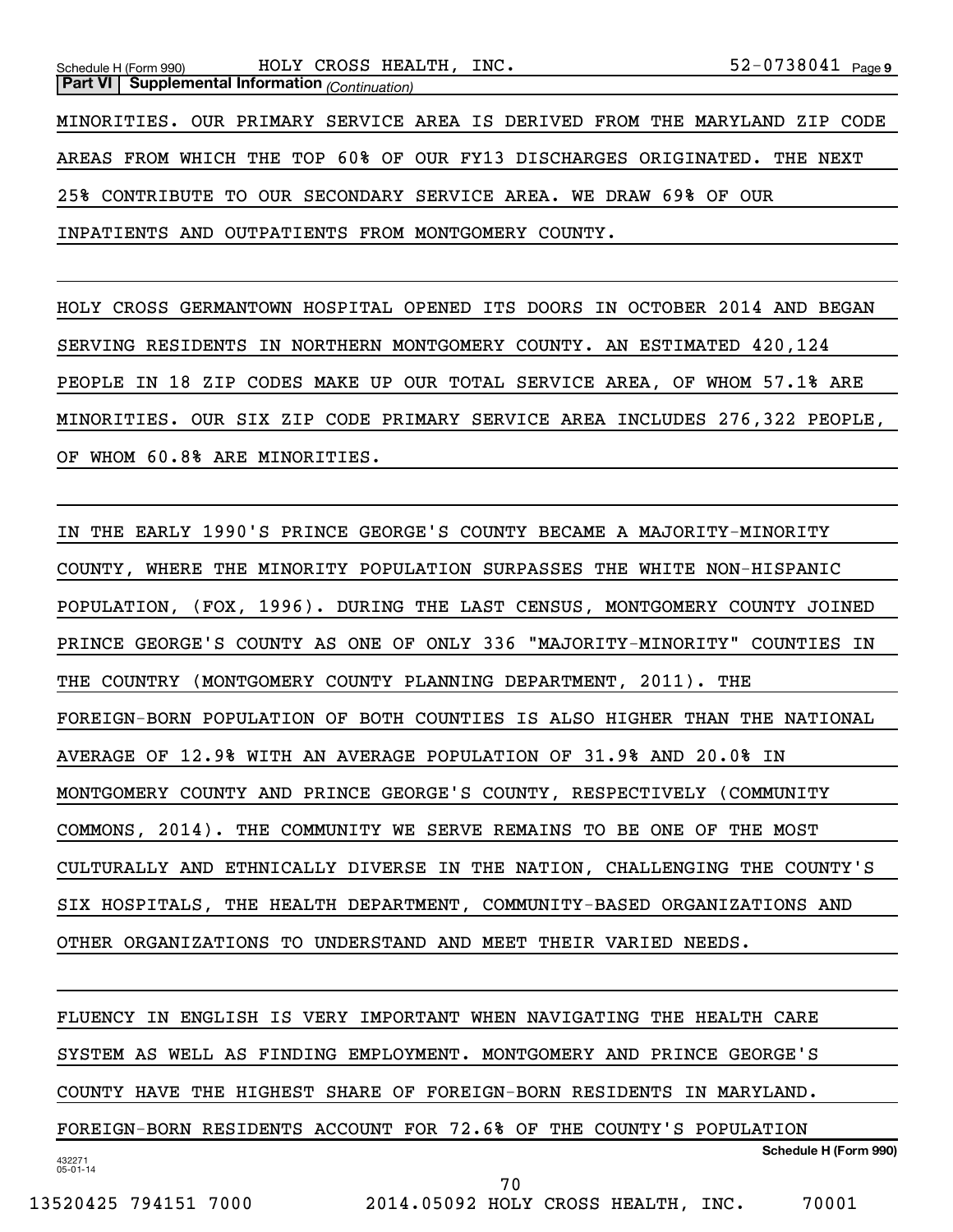**Part VI | Supplemental Information** *(Continuation)*

MINORITIES. OUR PRIMARY SERVICE AREA IS DERIVED FROM THE MARYLAND ZIP CODE AREAS FROM WHICH THE TOP 60% OF OUR FY13 DISCHARGES ORIGINATED. THE NEXT 25% CONTRIBUTE TO OUR SECONDARY SERVICE AREA. WE DRAW 69% OF OUR INPATIENTS AND OUTPATIENTS FROM MONTGOMERY COUNTY.

HOLY CROSS GERMANTOWN HOSPITAL OPENED ITS DOORS IN OCTOBER 2014 AND BEGAN SERVING RESIDENTS IN NORTHERN MONTGOMERY COUNTY. AN ESTIMATED 420,124 PEOPLE IN 18 ZIP CODES MAKE UP OUR TOTAL SERVICE AREA, OF WHOM 57.1% ARE MINORITIES. OUR SIX ZIP CODE PRIMARY SERVICE AREA INCLUDES 276,322 PEOPLE, OF WHOM 60.8% ARE MINORITIES.

IN THE EARLY 1990'S PRINCE GEORGE'S COUNTY BECAME A MAJORITY-MINORITY COUNTY, WHERE THE MINORITY POPULATION SURPASSES THE WHITE NON-HISPANIC POPULATION, (FOX, 1996). DURING THE LAST CENSUS, MONTGOMERY COUNTY JOINED PRINCE GEORGE'S COUNTY AS ONE OF ONLY 336 "MAJORITY-MINORITY" COUNTIES IN THE COUNTRY (MONTGOMERY COUNTY PLANNING DEPARTMENT, 2011). THE FOREIGN-BORN POPULATION OF BOTH COUNTIES IS ALSO HIGHER THAN THE NATIONAL AVERAGE OF 12.9% WITH AN AVERAGE POPULATION OF 31.9% AND 20.0% IN MONTGOMERY COUNTY AND PRINCE GEORGE'S COUNTY, RESPECTIVELY (COMMUNITY COMMONS, 2014). THE COMMUNITY WE SERVE REMAINS TO BE ONE OF THE MOST CULTURALLY AND ETHNICALLY DIVERSE IN THE NATION, CHALLENGING THE COUNTY'S SIX HOSPITALS, THE HEALTH DEPARTMENT, COMMUNITY-BASED ORGANIZATIONS AND OTHER ORGANIZATIONS TO UNDERSTAND AND MEET THEIR VARIED NEEDS.

FLUENCY IN ENGLISH IS VERY IMPORTANT WHEN NAVIGATING THE HEALTH CARE SYSTEM AS WELL AS FINDING EMPLOYMENT. MONTGOMERY AND PRINCE GEORGE'S COUNTY HAVE THE HIGHEST SHARE OF FOREIGN-BORN RESIDENTS IN MARYLAND. FOREIGN-BORN RESIDENTS ACCOUNT FOR 72.6% OF THE COUNTY'S POPULATION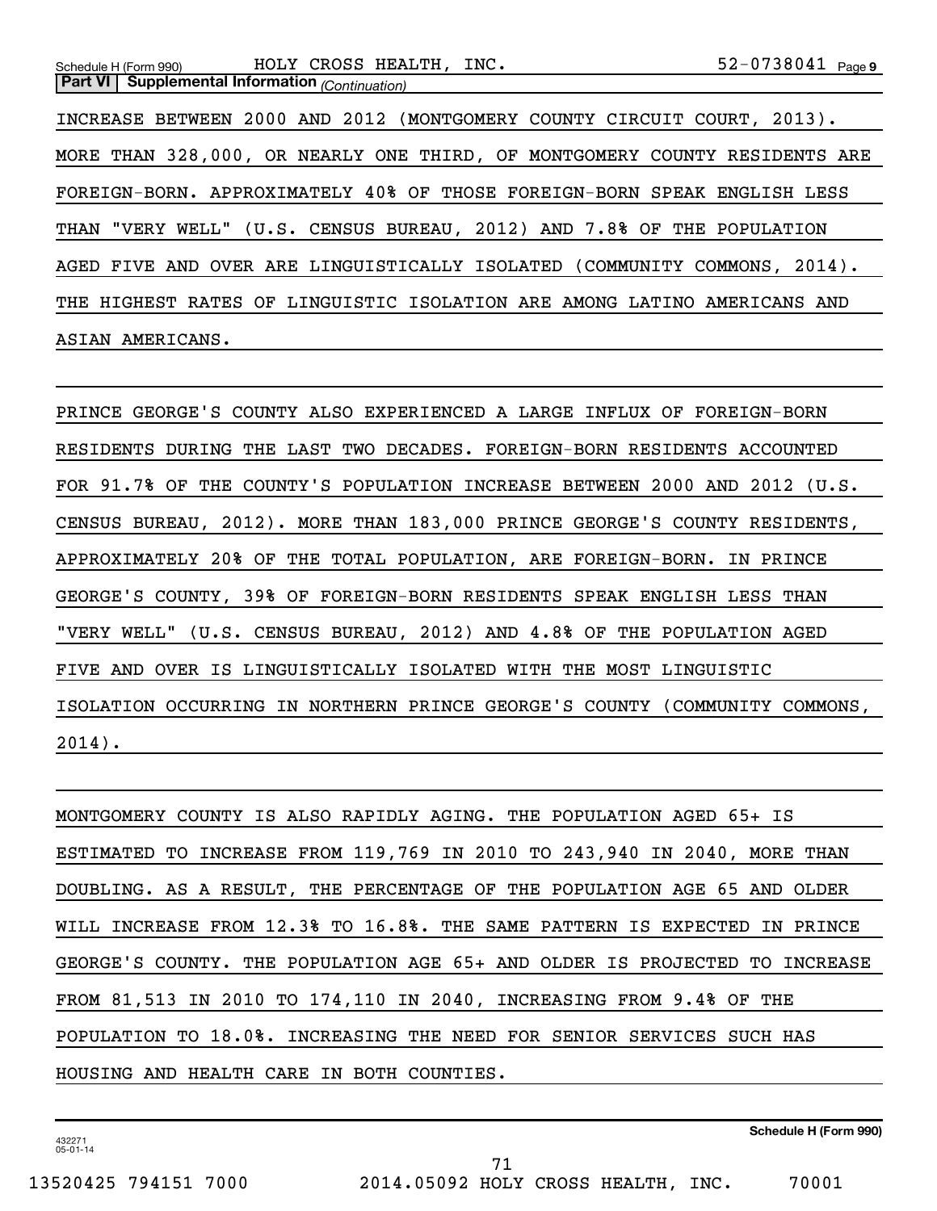**Part VI | Supplemental Information** *(Continuation)*

INCREASE BETWEEN 2000 AND 2012 (MONTGOMERY COUNTY CIRCUIT COURT, 2013). MORE THAN 328,000, OR NEARLY ONE THIRD, OF MONTGOMERY COUNTY RESIDENTS ARE FOREIGN-BORN. APPROXIMATELY 40% OF THOSE FOREIGN-BORN SPEAK ENGLISH LESS THAN "VERY WELL" (U.S. CENSUS BUREAU, 2012) AND 7.8% OF THE POPULATION AGED FIVE AND OVER ARE LINGUISTICALLY ISOLATED (COMMUNITY COMMONS, 2014). THE HIGHEST RATES OF LINGUISTIC ISOLATION ARE AMONG LATINO AMERICANS AND ASIAN AMERICANS.

PRINCE GEORGE'S COUNTY ALSO EXPERIENCED A LARGE INFLUX OF FOREIGN-BORN RESIDENTS DURING THE LAST TWO DECADES. FOREIGN-BORN RESIDENTS ACCOUNTED FOR 91.7% OF THE COUNTY'S POPULATION INCREASE BETWEEN 2000 AND 2012 (U.S. CENSUS BUREAU, 2012). MORE THAN 183,000 PRINCE GEORGE'S COUNTY RESIDENTS, APPROXIMATELY 20% OF THE TOTAL POPULATION, ARE FOREIGN-BORN. IN PRINCE GEORGE'S COUNTY, 39% OF FOREIGN-BORN RESIDENTS SPEAK ENGLISH LESS THAN "VERY WELL" (U.S. CENSUS BUREAU, 2012) AND 4.8% OF THE POPULATION AGED FIVE AND OVER IS LINGUISTICALLY ISOLATED WITH THE MOST LINGUISTIC ISOLATION OCCURRING IN NORTHERN PRINCE GEORGE'S COUNTY (COMMUNITY COMMONS, 2014).

MONTGOMERY COUNTY IS ALSO RAPIDLY AGING. THE POPULATION AGED 65+ IS ESTIMATED TO INCREASE FROM 119,769 IN 2010 TO 243,940 IN 2040, MORE THAN DOUBLING. AS A RESULT, THE PERCENTAGE OF THE POPULATION AGE 65 AND OLDER WILL INCREASE FROM 12.3% TO 16.8%. THE SAME PATTERN IS EXPECTED IN PRINCE GEORGE'S COUNTY. THE POPULATION AGE 65+ AND OLDER IS PROJECTED TO INCREASE FROM 81,513 IN 2010 TO 174,110 IN 2040, INCREASING FROM 9.4% OF THE POPULATION TO 18.0%. INCREASING THE NEED FOR SENIOR SERVICES SUCH HAS HOUSING AND HEALTH CARE IN BOTH COUNTIES.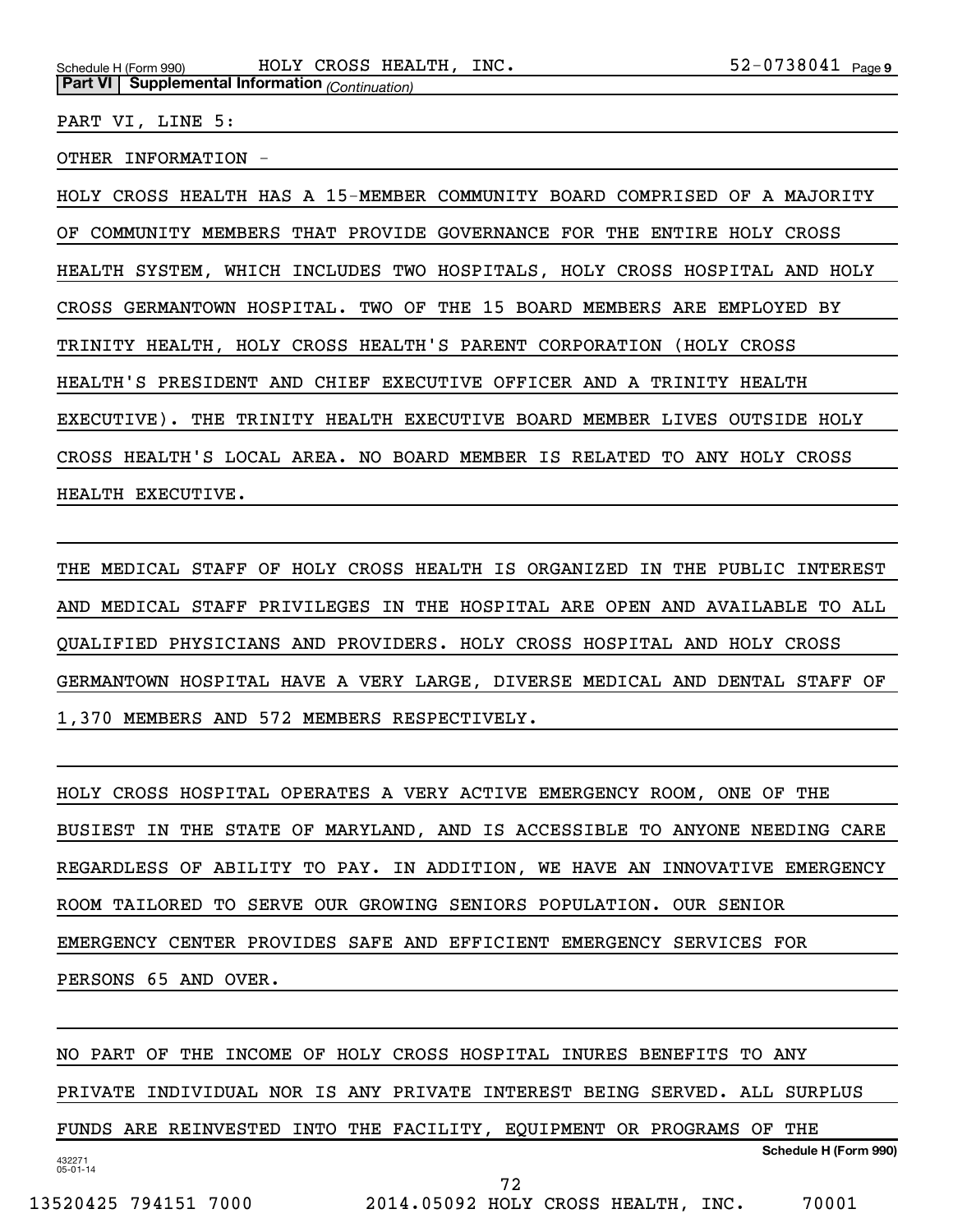**Part VI | Supplemental Information** *(Continuation)*

PART VI, LINE 5:

OTHER INFORMATION -

HOLY CROSS HEALTH HAS A 15-MEMBER COMMUNITY BOARD COMPRISED OF A MAJORITY OF COMMUNITY MEMBERS THAT PROVIDE GOVERNANCE FOR THE ENTIRE HOLY CROSS HEALTH SYSTEM, WHICH INCLUDES TWO HOSPITALS, HOLY CROSS HOSPITAL AND HOLY CROSS GERMANTOWN HOSPITAL. TWO OF THE 15 BOARD MEMBERS ARE EMPLOYED BY TRINITY HEALTH, HOLY CROSS HEALTH'S PARENT CORPORATION (HOLY CROSS HEALTH'S PRESIDENT AND CHIEF EXECUTIVE OFFICER AND A TRINITY HEALTH EXECUTIVE). THE TRINITY HEALTH EXECUTIVE BOARD MEMBER LIVES OUTSIDE HOLY CROSS HEALTH'S LOCAL AREA. NO BOARD MEMBER IS RELATED TO ANY HOLY CROSS HEALTH EXECUTIVE.

THE MEDICAL STAFF OF HOLY CROSS HEALTH IS ORGANIZED IN THE PUBLIC INTEREST AND MEDICAL STAFF PRIVILEGES IN THE HOSPITAL ARE OPEN AND AVAILABLE TO ALL QUALIFIED PHYSICIANS AND PROVIDERS. HOLY CROSS HOSPITAL AND HOLY CROSS GERMANTOWN HOSPITAL HAVE A VERY LARGE, DIVERSE MEDICAL AND DENTAL STAFF OF 1,370 MEMBERS AND 572 MEMBERS RESPECTIVELY.

HOLY CROSS HOSPITAL OPERATES A VERY ACTIVE EMERGENCY ROOM, ONE OF THE BUSIEST IN THE STATE OF MARYLAND, AND IS ACCESSIBLE TO ANYONE NEEDING CARE REGARDLESS OF ABILITY TO PAY. IN ADDITION, WE HAVE AN INNOVATIVE EMERGENCY ROOM TAILORED TO SERVE OUR GROWING SENIORS POPULATION. OUR SENIOR EMERGENCY CENTER PROVIDES SAFE AND EFFICIENT EMERGENCY SERVICES FOR PERSONS 65 AND OVER.

NO PART OF THE INCOME OF HOLY CROSS HOSPITAL INURES BENEFITS TO ANY PRIVATE INDIVIDUAL NOR IS ANY PRIVATE INTEREST BEING SERVED. ALL SURPLUS FUNDS ARE REINVESTED INTO THE FACILITY, EQUIPMENT OR PROGRAMS OF THE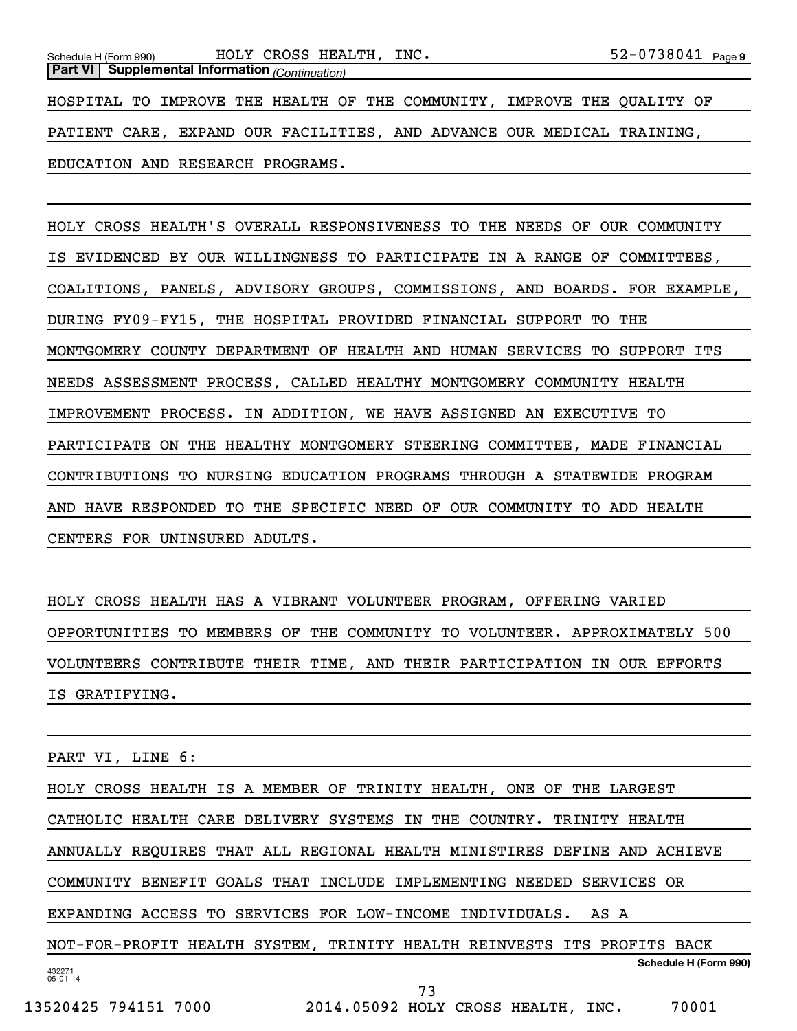**Part VI | Supplemental Information** *(Continuation)*

HOSPITAL TO IMPROVE THE HEALTH OF THE COMMUNITY, IMPROVE THE QUALITY OF PATIENT CARE, EXPAND OUR FACILITIES, AND ADVANCE OUR MEDICAL TRAINING, EDUCATION AND RESEARCH PROGRAMS.

HOLY CROSS HEALTH'S OVERALL RESPONSIVENESS TO THE NEEDS OF OUR COMMUNITY IS EVIDENCED BY OUR WILLINGNESS TO PARTICIPATE IN A RANGE OF COMMITTEES, COALITIONS, PANELS, ADVISORY GROUPS, COMMISSIONS, AND BOARDS. FOR EXAMPLE, DURING FY09-FY15, THE HOSPITAL PROVIDED FINANCIAL SUPPORT TO THE MONTGOMERY COUNTY DEPARTMENT OF HEALTH AND HUMAN SERVICES TO SUPPORT ITS NEEDS ASSESSMENT PROCESS, CALLED HEALTHY MONTGOMERY COMMUNITY HEALTH IMPROVEMENT PROCESS. IN ADDITION, WE HAVE ASSIGNED AN EXECUTIVE TO PARTICIPATE ON THE HEALTHY MONTGOMERY STEERING COMMITTEE, MADE FINANCIAL CONTRIBUTIONS TO NURSING EDUCATION PROGRAMS THROUGH A STATEWIDE PROGRAM AND HAVE RESPONDED TO THE SPECIFIC NEED OF OUR COMMUNITY TO ADD HEALTH CENTERS FOR UNINSURED ADULTS.

HOLY CROSS HEALTH HAS A VIBRANT VOLUNTEER PROGRAM, OFFERING VARIED OPPORTUNITIES TO MEMBERS OF THE COMMUNITY TO VOLUNTEER. APPROXIMATELY 500 VOLUNTEERS CONTRIBUTE THEIR TIME, AND THEIR PARTICIPATION IN OUR EFFORTS IS GRATIFYING.

PART VI, LINE 6:

HOLY CROSS HEALTH IS A MEMBER OF TRINITY HEALTH, ONE OF THE LARGEST CATHOLIC HEALTH CARE DELIVERY SYSTEMS IN THE COUNTRY. TRINITY HEALTH ANNUALLY REQUIRES THAT ALL REGIONAL HEALTH MINISTIRES DEFINE AND ACHIEVE COMMUNITY BENEFIT GOALS THAT INCLUDE IMPLEMENTING NEEDED SERVICES OR EXPANDING ACCESS TO SERVICES FOR LOW-INCOME INDIVIDUALS. AS A NOT-FOR-PROFIT HEALTH SYSTEM, TRINITY HEALTH REINVESTS ITS PROFITS BACK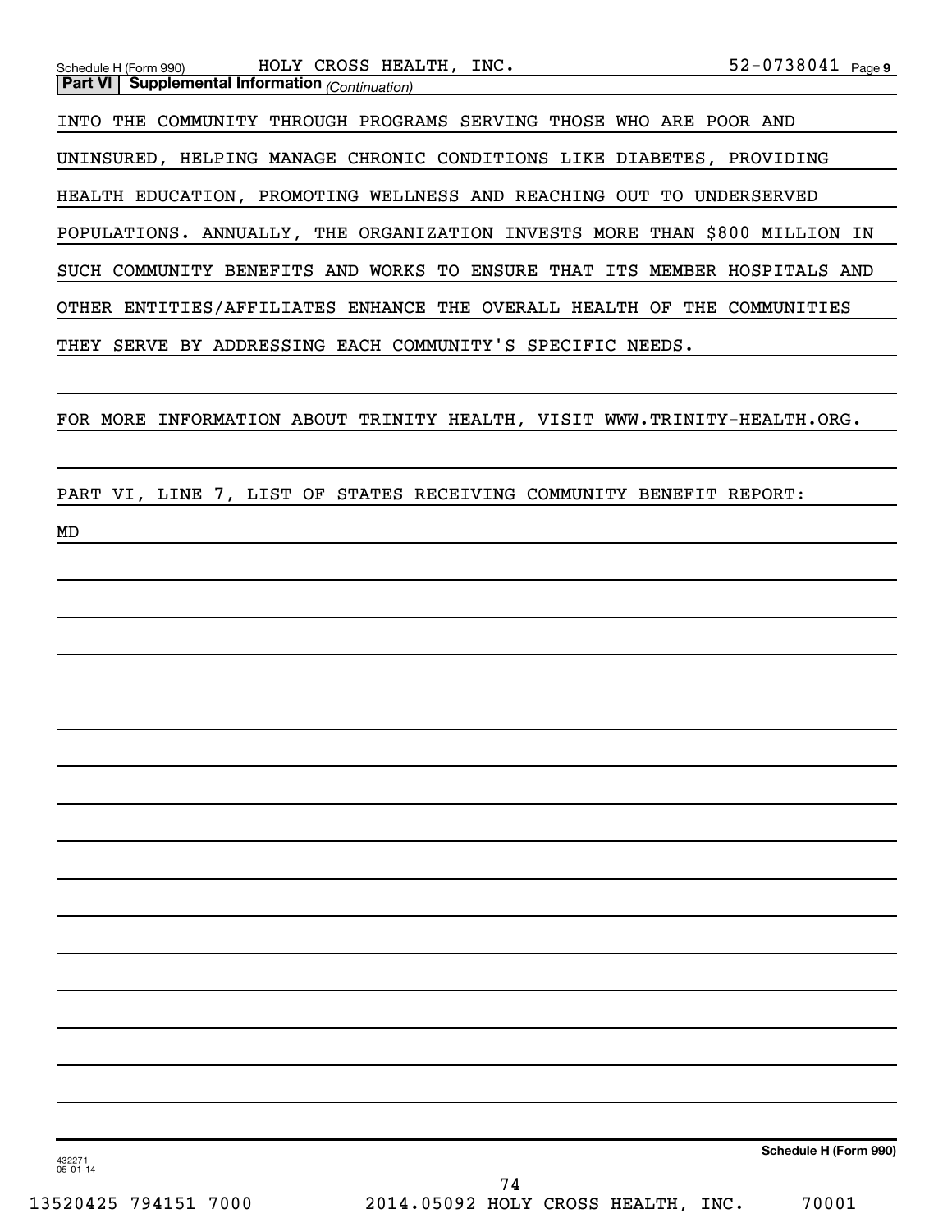**Part VI | Supplemental Information** *(Continuation)*

INTO THE COMMUNITY THROUGH PROGRAMS SERVING THOSE WHO ARE POOR AND UNINSURED, HELPING MANAGE CHRONIC CONDITIONS LIKE DIABETES, PROVIDING HEALTH EDUCATION, PROMOTING WELLNESS AND REACHING OUT TO UNDERSERVED POPULATIONS. ANNUALLY, THE ORGANIZATION INVESTS MORE THAN $800 MILLION IN SUCH COMMUNITY BENEFITS AND WORKS TO ENSURE THAT ITS MEMBER HOSPITALS AND OTHER ENTITIES/AFFILIATES ENHANCE THE OVERALL HEALTH OF THE COMMUNITIES THEY SERVE BY ADDRESSING EACH COMMUNITY'S SPECIFIC NEEDS.

FOR MORE INFORMATION ABOUT TRINITY HEALTH, VISIT WWW.TRINITY-HEALTH.ORG.

PART VI, LINE 7, LIST OF STATES RECEIVING COMMUNITY BENEFIT REPORT:

MD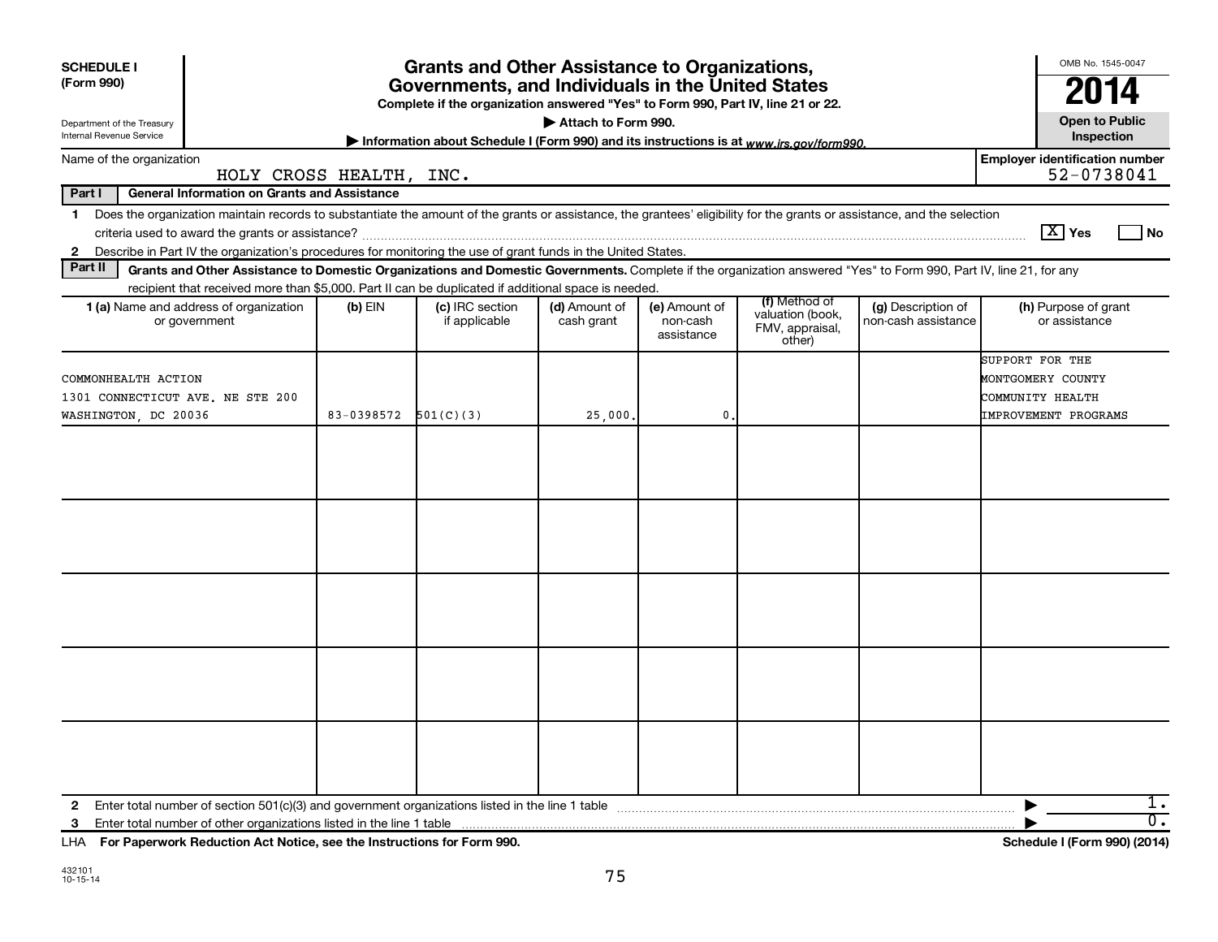**SCHEDULE I**
**(Form 990)**

Department of the Treasury
Internal Revenue Service

# Grants and Other Assistance to Organizations, Governments, and Individuals in the United States

**Complete if the organization answered "Yes" to Form 990, Part IV, line 21 or 22.**

**▶ Attach to Form 990.**

**▶ Information about Schedule I (Form 990) and its instructions is at www.irs.gov/form990.**

OMB No. 1545-0047

**2014**

**Open to Public Inspection**

Name of the organization: HOLY CROSS HEALTH, INC.

**Employer identification number:** 52-0738041

## Part I General Information on Grants and Assistance

1 Does the organization maintain records to substantiate the amount of the grants or assistance, the grantees' eligibility for the grants or assistance, and the selection criteria used to award the grants or assistance? [X] Yes [ ] No

2 Describe in Part IV the organization's procedures for monitoring the use of grant funds in the United States.

## Part II Grants and Other Assistance to Domestic Organizations and Domestic Governments.

Complete if the organization answered "Yes" to Form 990, Part IV, line 21, for any recipient that received more than $5,000. Part II can be duplicated if additional space is needed.

| 1 (a) Name and address of organization or government | (b) EIN | (c) IRC section if applicable | (d) Amount of cash grant | (e) Amount of non-cash assistance | (f) Method of valuation (book, FMV, appraisal, other) | (g) Description of non-cash assistance | (h) Purpose of grant or assistance |
|---|---|---|---|---|---|---|---|
| COMMONHEALTH ACTION 1301 CONNECTICUT AVE. NE STE 200 WASHINGTON, DC 20036 | 83-0398572 | 501(C)(3) | 25,000. | 0. | | | SUPPORT FOR THE MONTGOMERY COUNTY COMMUNITY HEALTH IMPROVEMENT PROGRAMS |
| | | | | | | | |
| | | | | | | | |
| | | | | | | | |
| | | | | | | | |
| | | | | | | | |

2 Enter total number of section 501(c)(3) and government organizations listed in the line 1 table ▶ 1.

3 Enter total number of other organizations listed in the line 1 table ▶ 0.

LHA **For Paperwork Reduction Act Notice, see the Instructions for Form 990.** **Schedule I (Form 990) (2014)**

432101
10-15-14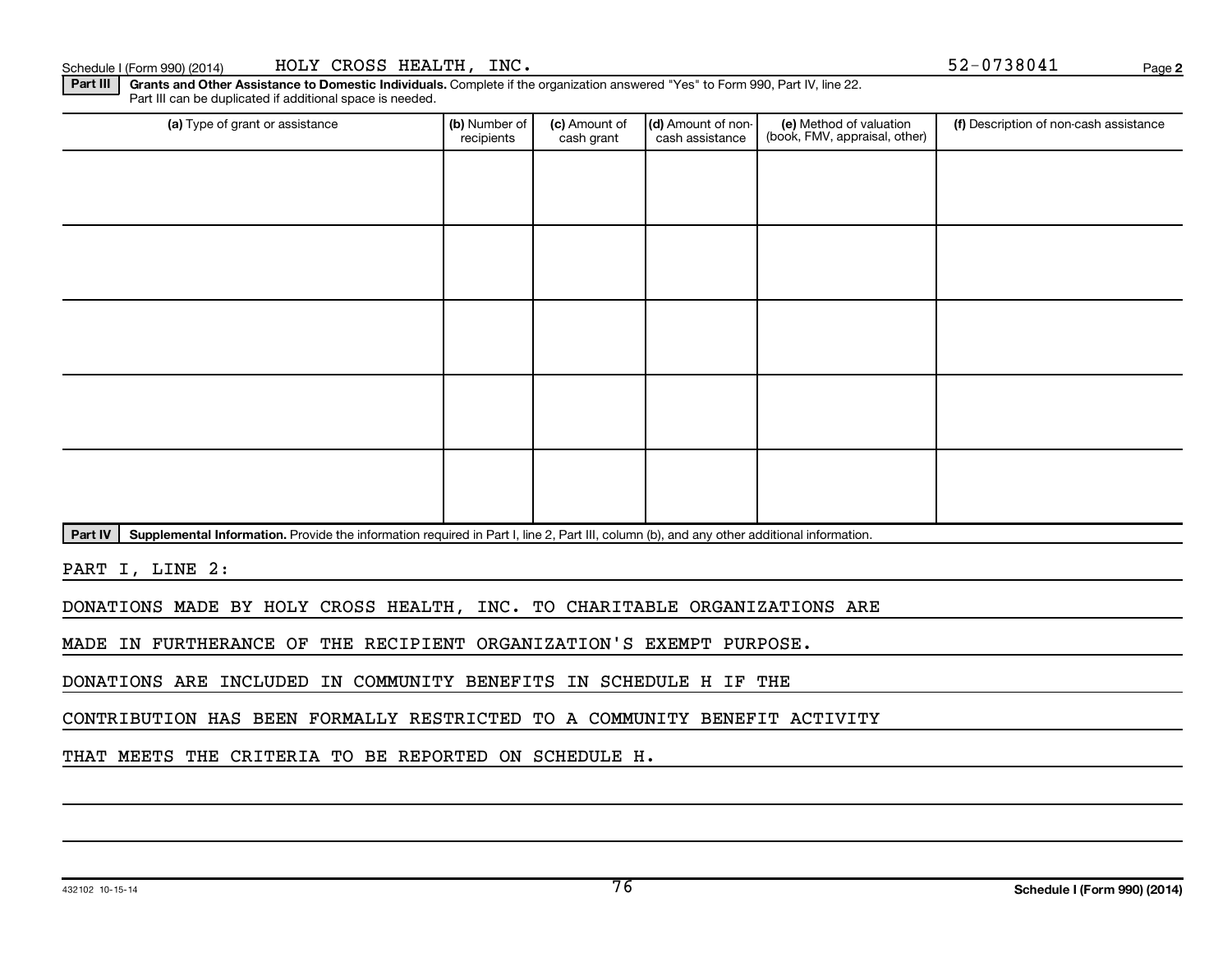Schedule I (Form 990) (2014) HOLY CROSS HEALTH, INC. 52-0738041 Page 2

**Part III** **Grants and Other Assistance to Domestic Individuals.** Complete if the organization answered "Yes" to Form 990, Part IV, line 22. Part III can be duplicated if additional space is needed.

| (a) Type of grant or assistance | (b) Number of recipients | (c) Amount of cash grant | (d) Amount of non-cash assistance | (e) Method of valuation (book, FMV, appraisal, other) | (f) Description of non-cash assistance |
|---|---|---|---|---|---|
| | | | | | |
| | | | | | |
| | | | | | |
| | | | | | |
| | | | | | |

**Part IV** **Supplemental Information.** Provide the information required in Part I, line 2, Part III, column (b), and any other additional information.

PART I, LINE 2:

DONATIONS MADE BY HOLY CROSS HEALTH, INC. TO CHARITABLE ORGANIZATIONS ARE MADE IN FURTHERANCE OF THE RECIPIENT ORGANIZATION'S EXEMPT PURPOSE. DONATIONS ARE INCLUDED IN COMMUNITY BENEFITS IN SCHEDULE H IF THE CONTRIBUTION HAS BEEN FORMALLY RESTRICTED TO A COMMUNITY BENEFIT ACTIVITY THAT MEETS THE CRITERIA TO BE REPORTED ON SCHEDULE H.

432102 10-15-14 Schedule I (Form 990) (2014)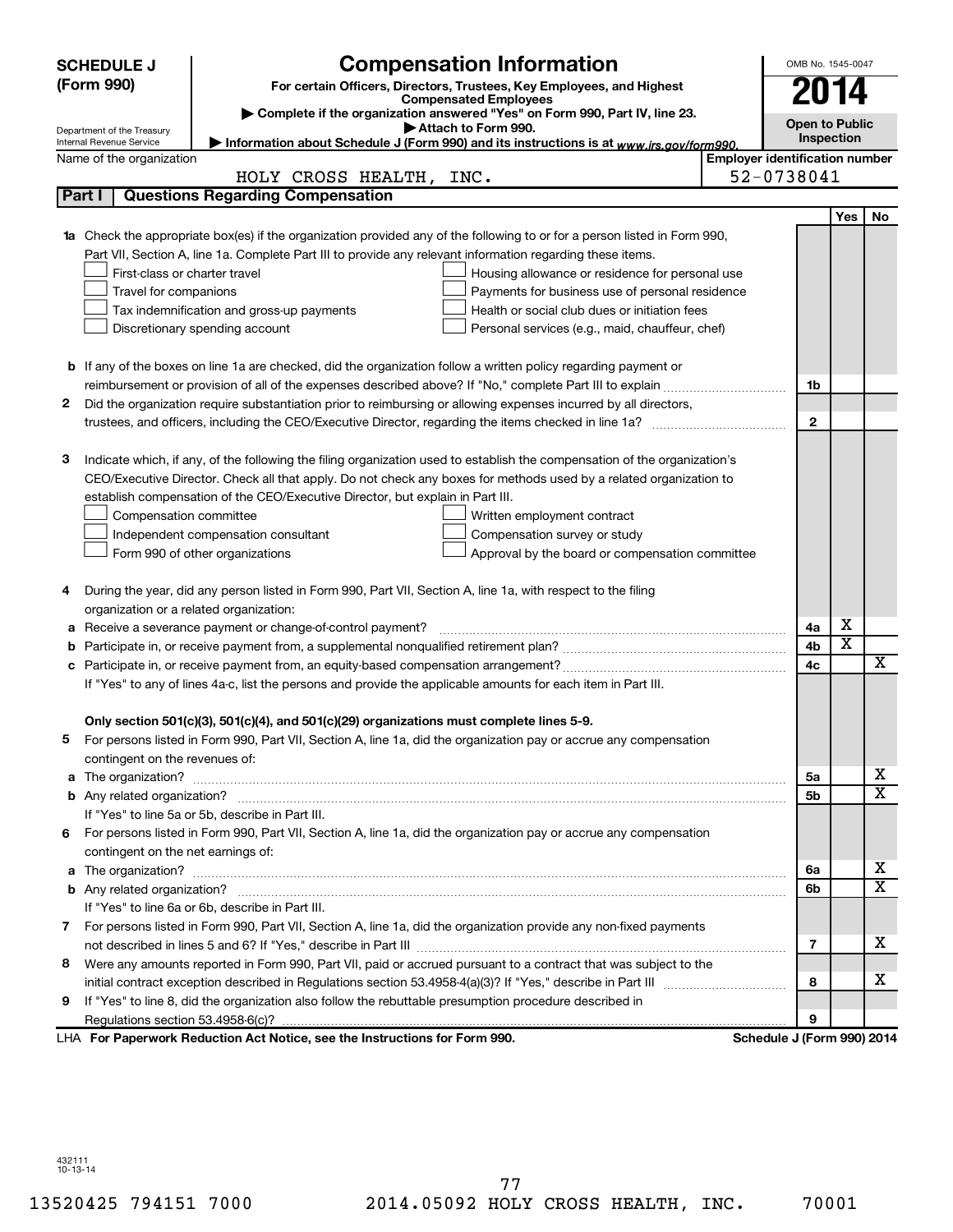**SCHEDULE J**
**(Form 990)**

Department of the Treasury
Internal Revenue Service

# Compensation Information

**For certain Officers, Directors, Trustees, Key Employees, and Highest Compensated Employees**

▶ Complete if the organization answered "Yes" on Form 990, Part IV, line 23.
▶ Attach to Form 990.
▶ Information about Schedule J (Form 990) and its instructions is at *www.irs.gov/form990.*

OMB No. 1545-0047

**2014**

**Open to Public Inspection**

| Name of the organization | Employer identification number |
|---|---|
| HOLY CROSS HEALTH, INC. | 52-0738041 |

## Part I Questions Regarding Compensation

| | | | Yes | No |
|---|---|---|---|---|
| **1a** | Check the appropriate box(es) if the organization provided any of the following to or for a person listed in Form 990, Part VII, Section A, line 1a. Complete Part III to provide any relevant information regarding these items.<br>☐ First-class or charter travel ☐ Housing allowance or residence for personal use<br>☐ Travel for companions ☐ Payments for business use of personal residence<br>☐ Tax indemnification and gross-up payments ☐ Health or social club dues or initiation fees<br>☐ Discretionary spending account ☐ Personal services (e.g., maid, chauffeur, chef) | | | |
| **b** | If any of the boxes on line 1a are checked, did the organization follow a written policy regarding payment or reimbursement or provision of all of the expenses described above? If "No," complete Part III to explain | 1b | | |
| **2** | Did the organization require substantiation prior to reimbursing or allowing expenses incurred by all directors, trustees, and officers, including the CEO/Executive Director, regarding the items checked in line 1a? | 2 | | |
| **3** | Indicate which, if any, of the following the filing organization used to establish the compensation of the organization's CEO/Executive Director. Check all that apply. Do not check any boxes for methods used by a related organization to establish compensation of the CEO/Executive Director, but explain in Part III.<br>☐ Compensation committee ☐ Written employment contract<br>☐ Independent compensation consultant ☐ Compensation survey or study<br>☐ Form 990 of other organizations ☐ Approval by the board or compensation committee | | | |
| **4** | During the year, did any person listed in Form 990, Part VII, Section A, line 1a, with respect to the filing organization or a related organization: | | | |
| **a** | Receive a severance payment or change-of-control payment? | 4a | X | |
| **b** | Participate in, or receive payment from, a supplemental nonqualified retirement plan? | 4b | X | |
| **c** | Participate in, or receive payment from, an equity-based compensation arrangement? | 4c | | X |
| | If "Yes" to any of lines 4a-c, list the persons and provide the applicable amounts for each item in Part III. | | | |
| | **Only section 501(c)(3), 501(c)(4), and 501(c)(29) organizations must complete lines 5-9.** | | | |
| **5** | For persons listed in Form 990, Part VII, Section A, line 1a, did the organization pay or accrue any compensation contingent on the revenues of: | | | |
| **a** | The organization? | 5a | | X |
| **b** | Any related organization? | 5b | | X |
| | If "Yes" to line 5a or 5b, describe in Part III. | | | |
| **6** | For persons listed in Form 990, Part VII, Section A, line 1a, did the organization pay or accrue any compensation contingent on the net earnings of: | | | |
| **a** | The organization? | 6a | | X |
| **b** | Any related organization? | 6b | | X |
| | If "Yes" to line 6a or 6b, describe in Part III. | | | |
| **7** | For persons listed in Form 990, Part VII, Section A, line 1a, did the organization provide any non-fixed payments not described in lines 5 and 6? If "Yes," describe in Part III | 7 | | X |
| **8** | Were any amounts reported in Form 990, Part VII, paid or accrued pursuant to a contract that was subject to the initial contract exception described in Regulations section 53.4958-4(a)(3)? If "Yes," describe in Part III | 8 | | X |
| **9** | If "Yes" to line 8, did the organization also follow the rebuttable presumption procedure described in Regulations section 53.4958-6(c)? | 9 | | |

LHA **For Paperwork Reduction Act Notice, see the Instructions for Form 990.** **Schedule J (Form 990) 2014**

432111
10-13-14

13520425 794151 7000 2014.05092 HOLY CROSS HEALTH, INC. 70001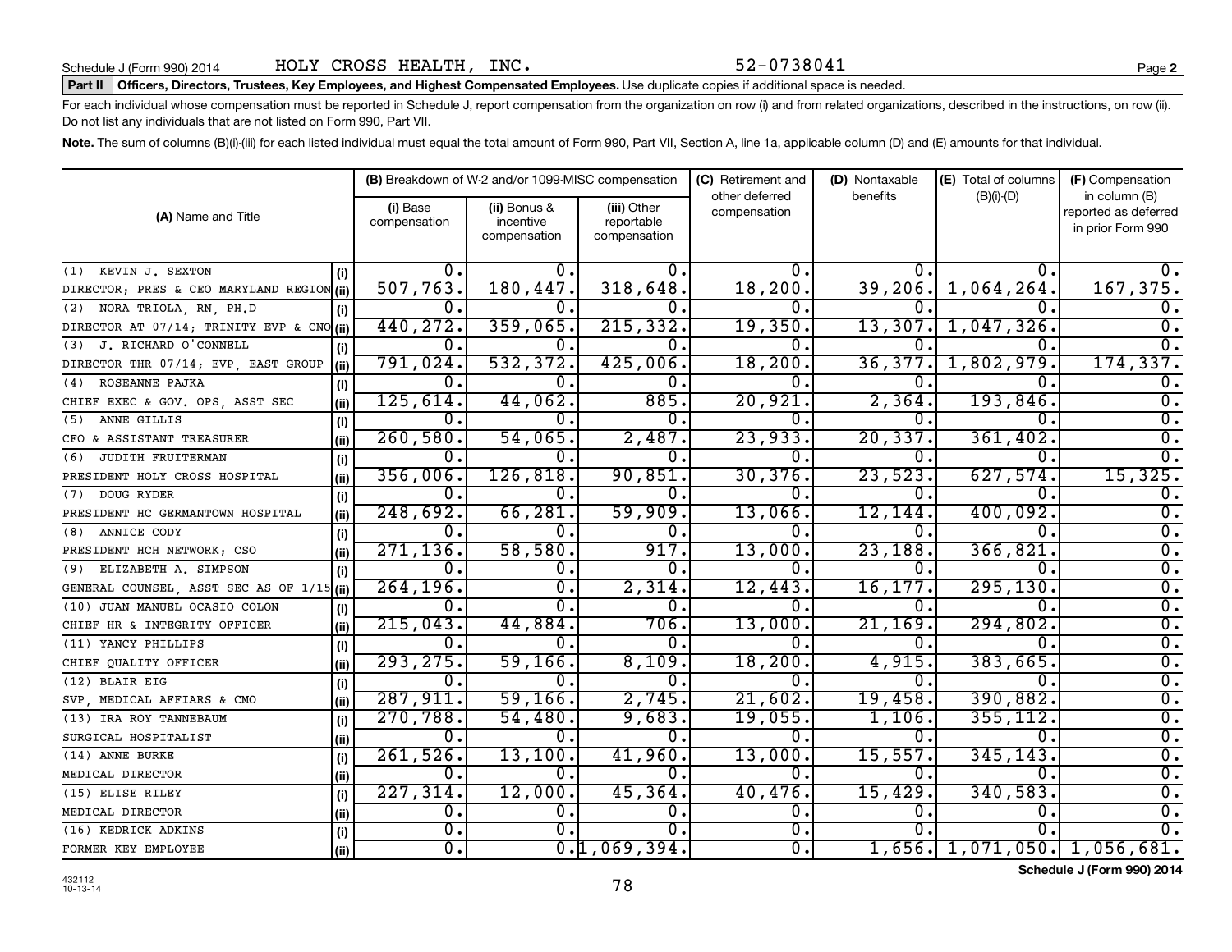Schedule J (Form 990) 2014 HOLY CROSS HEALTH, INC. 52-0738041 Page 2

**Part II** **Officers, Directors, Trustees, Key Employees, and Highest Compensated Employees.** Use duplicate copies if additional space is needed.

For each individual whose compensation must be reported in Schedule J, report compensation from the organization on row (i) and from related organizations, described in the instructions, on row (ii). Do not list any individuals that are not listed on Form 990, Part VII.

**Note.** The sum of columns (B)(i)-(iii) for each listed individual must equal the total amount of Form 990, Part VII, Section A, line 1a, applicable column (D) and (E) amounts for that individual.

| (A) Name and Title | | (B) Breakdown of W-2 and/or 1099-MISC compensation | | | (C) Retirement and other deferred compensation | (D) Nontaxable benefits | (E) Total of columns (B)(i)-(D) | (F) Compensation in column (B) reported as deferred in prior Form 990 |
|---|---|---|---|---|---|---|---|---|
| | | (i) Base compensation | (ii) Bonus & incentive compensation | (iii) Other reportable compensation | | | | |
| (1) KEVIN J. SEXTON | (i) | 0. | 0. | 0. | 0. | 0. | 0. | 0. |
| DIRECTOR; PRES & CEO MARYLAND REGION | (ii) | 507,763. | 180,447. | 318,648. | 18,200. | 39,206. | 1,064,264. | 167,375. |
| (2) NORA TRIOLA, RN, PH.D | (i) | 0. | 0. | 0. | 0. | 0. | 0. | 0. |
| DIRECTOR AT 07/14; TRINITY EVP & CNO | (ii) | 440,272. | 359,065. | 215,332. | 19,350. | 13,307. | 1,047,326. | 0. |
| (3) J. RICHARD O'CONNELL | (i) | 0. | 0. | 0. | 0. | 0. | 0. | 0. |
| DIRECTOR THR 07/14; EVP, EAST GROUP | (ii) | 791,024. | 532,372. | 425,006. | 18,200. | 36,377. | 1,802,979. | 174,337. |
| (4) ROSEANNE PAJKA | (i) | 0. | 0. | 0. | 0. | 0. | 0. | 0. |
| CHIEF EXEC & GOV. OPS, ASST SEC | (ii) | 125,614. | 44,062. | 885. | 20,921. | 2,364. | 193,846. | 0. |
| (5) ANNE GILLIS | (i) | 0. | 0. | 0. | 0. | 0. | 0. | 0. |
| CFO & ASSISTANT TREASURER | (ii) | 260,580. | 54,065. | 2,487. | 23,933. | 20,337. | 361,402. | 0. |
| (6) JUDITH FRUITERMAN | (i) | 0. | 0. | 0. | 0. | 0. | 0. | 0. |
| PRESIDENT HOLY CROSS HOSPITAL | (ii) | 356,006. | 126,818. | 90,851. | 30,376. | 23,523. | 627,574. | 15,325. |
| (7) DOUG RYDER | (i) | 0. | 0. | 0. | 0. | 0. | 0. | 0. |
| PRESIDENT HC GERMANTOWN HOSPITAL | (ii) | 248,692. | 66,281. | 59,909. | 13,066. | 12,144. | 400,092. | 0. |
| (8) ANNICE CODY | (i) | 0. | 0. | 0. | 0. | 0. | 0. | 0. |
| PRESIDENT HCH NETWORK; CSO | (ii) | 271,136. | 58,580. | 917. | 13,000. | 23,188. | 366,821. | 0. |
| (9) ELIZABETH A. SIMPSON | (i) | 0. | 0. | 0. | 0. | 0. | 0. | 0. |
| GENERAL COUNSEL, ASST SEC AS OF 1/15 | (ii) | 264,196. | 0. | 2,314. | 12,443. | 16,177. | 295,130. | 0. |
| (10) JUAN MANUEL OCASIO COLON | (i) | 0. | 0. | 0. | 0. | 0. | 0. | 0. |
| CHIEF HR & INTEGRITY OFFICER | (ii) | 215,043. | 44,884. | 706. | 13,000. | 21,169. | 294,802. | 0. |
| (11) YANCY PHILLIPS | (i) | 0. | 0. | 0. | 0. | 0. | 0. | 0. |
| CHIEF QUALITY OFFICER | (ii) | 293,275. | 59,166. | 8,109. | 18,200. | 4,915. | 383,665. | 0. |
| (12) BLAIR EIG | (i) | 0. | 0. | 0. | 0. | 0. | 0. | 0. |
| SVP, MEDICAL AFFIARS & CMO | (ii) | 287,911. | 59,166. | 2,745. | 21,602. | 19,458. | 390,882. | 0. |
| (13) IRA ROY TANNEBAUM | (i) | 270,788. | 54,480. | 9,683. | 19,055. | 1,106. | 355,112. | 0. |
| SURGICAL HOSPITALIST | (ii) | 0. | 0. | 0. | 0. | 0. | 0. | 0. |
| (14) ANNE BURKE | (i) | 261,526. | 13,100. | 41,960. | 13,000. | 15,557. | 345,143. | 0. |
| MEDICAL DIRECTOR | (ii) | 0. | 0. | 0. | 0. | 0. | 0. | 0. |
| (15) ELISE RILEY | (i) | 227,314. | 12,000. | 45,364. | 40,476. | 15,429. | 340,583. | 0. |
| MEDICAL DIRECTOR | (ii) | 0. | 0. | 0. | 0. | 0. | 0. | 0. |
| (16) KEDRICK ADKINS | (i) | 0. | 0. | 0. | 0. | 0. | 0. | 0. |
| FORMER KEY EMPLOYEE | (ii) | 0. | 0. | 1,069,394. | 0. | 1,656. | 1,071,050. | 1,056,681. |

432112 10-13-14

**Schedule J (Form 990) 2014**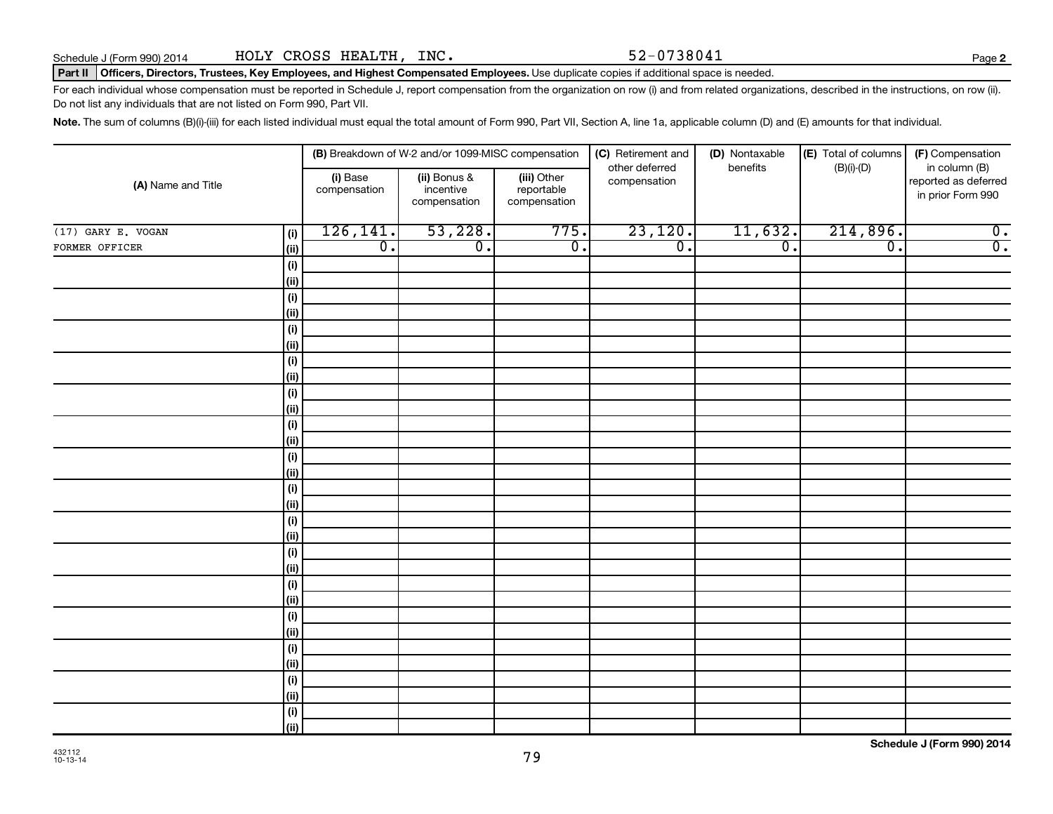Schedule J (Form 990) 2014 HOLY CROSS HEALTH, INC. 52-0738041

**Part II Officers, Directors, Trustees, Key Employees, and Highest Compensated Employees.** Use duplicate copies if additional space is needed.

For each individual whose compensation must be reported in Schedule J, report compensation from the organization on row (i) and from related organizations, described in the instructions, on row (ii). Do not list any individuals that are not listed on Form 990, Part VII.

**Note.** The sum of columns (B)(i)-(iii) for each listed individual must equal the total amount of Form 990, Part VII, Section A, line 1a, applicable column (D) and (E) amounts for that individual.

| (A) Name and Title | | (B) Breakdown of W-2 and/or 1099-MISC compensation | | | (C) Retirement and other deferred compensation | (D) Nontaxable benefits | (E) Total of columns (B)(i)-(D) | (F) Compensation in column (B) reported as deferred in prior Form 990 |
|---|---|---|---|---|---|---|---|---|
| | | (i) Base compensation | (ii) Bonus & incentive compensation | (iii) Other reportable compensation | | | | |
| (17) GARY E. VOGAN | (i) | 126,141. | 53,228. | 775. | 23,120. | 11,632. | 214,896. | 0. |
| FORMER OFFICER | (ii) | 0. | 0. | 0. | 0. | 0. | 0. | 0. |
| | (i) | | | | | | | |
| | (ii) | | | | | | | |
| | (i) | | | | | | | |
| | (ii) | | | | | | | |
| | (i) | | | | | | | |
| | (ii) | | | | | | | |
| | (i) | | | | | | | |
| | (ii) | | | | | | | |
| | (i) | | | | | | | |
| | (ii) | | | | | | | |
| | (i) | | | | | | | |
| | (ii) | | | | | | | |
| | (i) | | | | | | | |
| | (ii) | | | | | | | |
| | (i) | | | | | | | |
| | (ii) | | | | | | | |
| | (i) | | | | | | | |
| | (ii) | | | | | | | |
| | (i) | | | | | | | |
| | (ii) | | | | | | | |
| | (i) | | | | | | | |
| | (ii) | | | | | | | |
| | (i) | | | | | | | |
| | (ii) | | | | | | | |
| | (i) | | | | | | | |
| | (ii) | | | | | | | |
| | (i) | | | | | | | |
| | (ii) | | | | | | | |
| | (i) | | | | | | | |
| | (ii) | | | | | | | |

432112 10-13-14

**Schedule J (Form 990) 2014**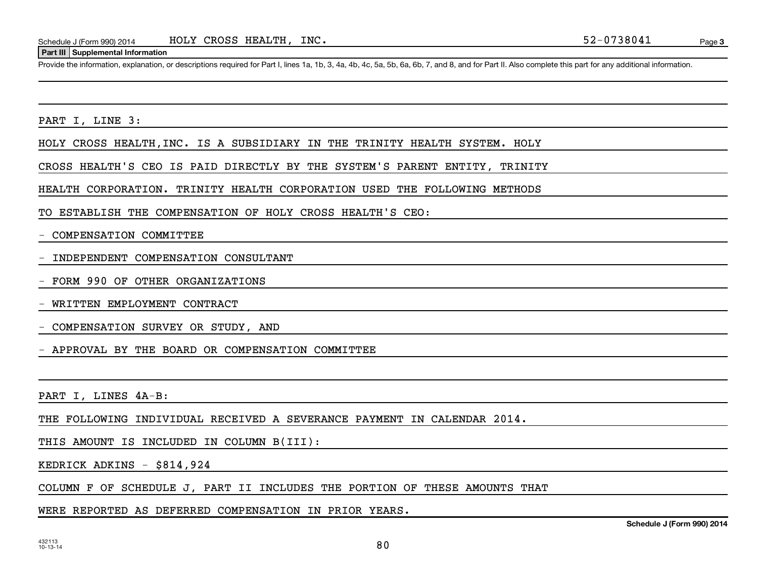**Part III | Supplemental Information**

Provide the information, explanation, or descriptions required for Part I, lines 1a, 1b, 3, 4a, 4b, 4c, 5a, 5b, 6a, 6b, 7, and 8, and for Part II. Also complete this part for any additional information.

PART I, LINE 3:

HOLY CROSS HEALTH,INC. IS A SUBSIDIARY IN THE TRINITY HEALTH SYSTEM. HOLY CROSS HEALTH'S CEO IS PAID DIRECTLY BY THE SYSTEM'S PARENT ENTITY, TRINITY HEALTH CORPORATION. TRINITY HEALTH CORPORATION USED THE FOLLOWING METHODS TO ESTABLISH THE COMPENSATION OF HOLY CROSS HEALTH'S CEO:

- COMPENSATION COMMITTEE
- INDEPENDENT COMPENSATION CONSULTANT
- FORM 990 OF OTHER ORGANIZATIONS
- WRITTEN EMPLOYMENT CONTRACT
- COMPENSATION SURVEY OR STUDY, AND
- APPROVAL BY THE BOARD OR COMPENSATION COMMITTEE

PART I, LINES 4A-B:

THE FOLLOWING INDIVIDUAL RECEIVED A SEVERANCE PAYMENT IN CALENDAR 2014. THIS AMOUNT IS INCLUDED IN COLUMN B(III):

KEDRICK ADKINS - $814,924

COLUMN F OF SCHEDULE J, PART II INCLUDES THE PORTION OF THESE AMOUNTS THAT WERE REPORTED AS DEFERRED COMPENSATION IN PRIOR YEARS.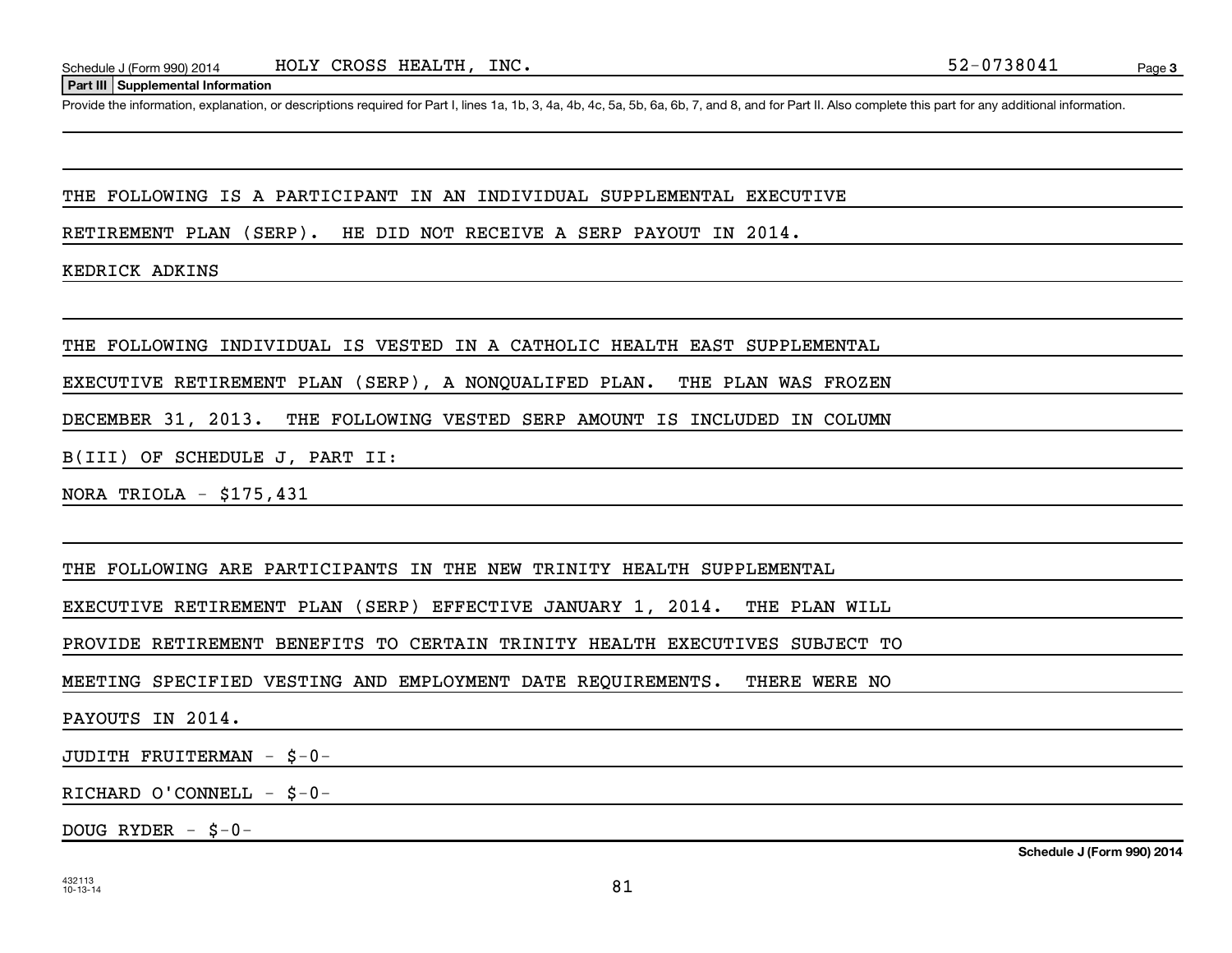Schedule J (Form 990) 2014 HOLY CROSS HEALTH, INC. 52-0738041

**Part III Supplemental Information**

Provide the information, explanation, or descriptions required for Part I, lines 1a, 1b, 3, 4a, 4b, 4c, 5a, 5b, 6a, 6b, 7, and 8, and for Part II. Also complete this part for any additional information.

THE FOLLOWING IS A PARTICIPANT IN AN INDIVIDUAL SUPPLEMENTAL EXECUTIVE RETIREMENT PLAN (SERP). HE DID NOT RECEIVE A SERP PAYOUT IN 2014.

KEDRICK ADKINS

THE FOLLOWING INDIVIDUAL IS VESTED IN A CATHOLIC HEALTH EAST SUPPLEMENTAL EXECUTIVE RETIREMENT PLAN (SERP), A NONQUALIFED PLAN. THE PLAN WAS FROZEN DECEMBER 31, 2013. THE FOLLOWING VESTED SERP AMOUNT IS INCLUDED IN COLUMN B(III) OF SCHEDULE J, PART II:

NORA TRIOLA - $175,431

THE FOLLOWING ARE PARTICIPANTS IN THE NEW TRINITY HEALTH SUPPLEMENTAL EXECUTIVE RETIREMENT PLAN (SERP) EFFECTIVE JANUARY 1, 2014. THE PLAN WILL PROVIDE RETIREMENT BENEFITS TO CERTAIN TRINITY HEALTH EXECUTIVES SUBJECT TO MEETING SPECIFIED VESTING AND EMPLOYMENT DATE REQUIREMENTS. THERE WERE NO PAYOUTS IN 2014.

JUDITH FRUITERMAN - $-0-

RICHARD O'CONNELL - $-0-

DOUG RYDER - $-0-

Schedule J (Form 990) 2014

432113
10-13-14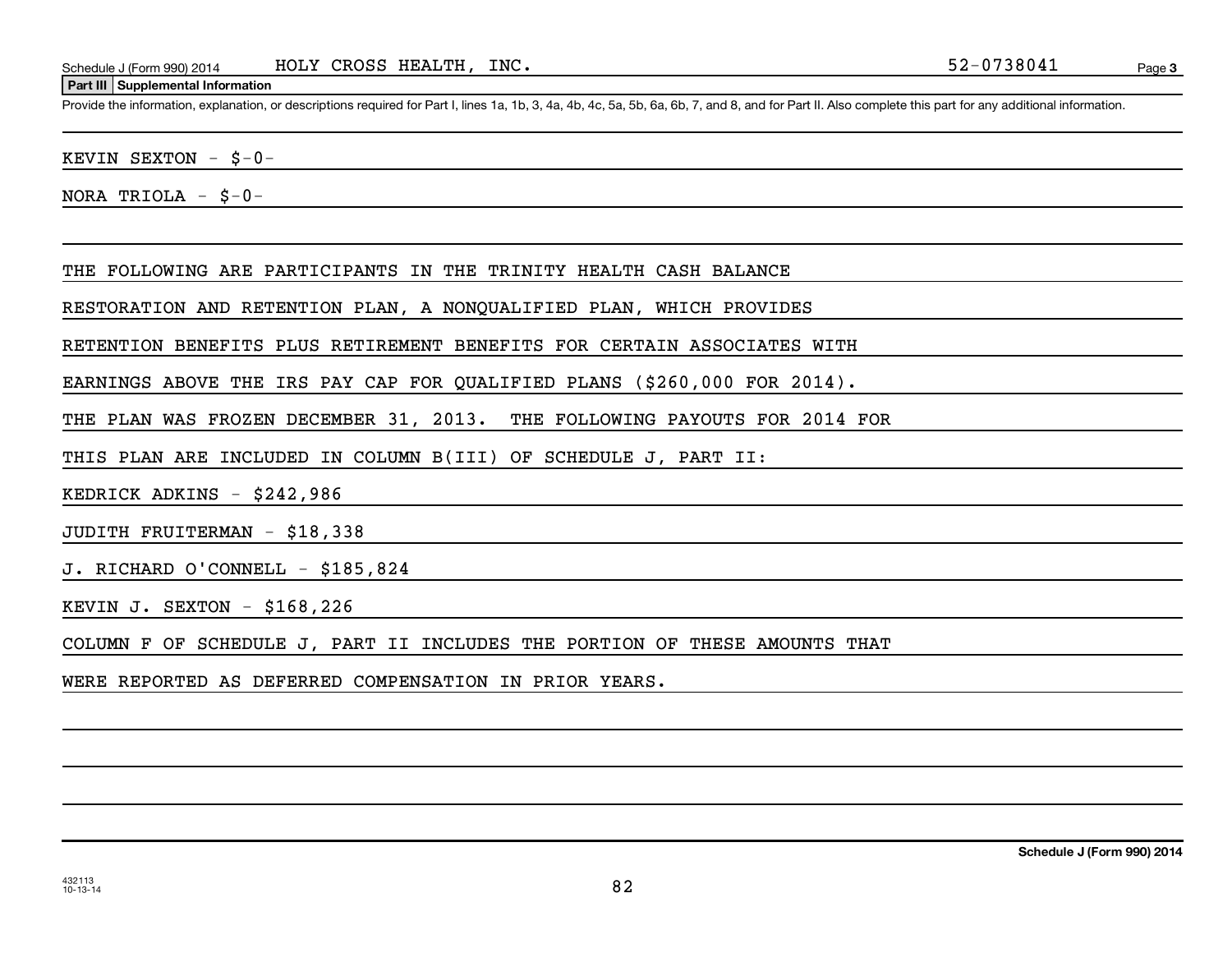**Part III Supplemental Information**

Provide the information, explanation, or descriptions required for Part I, lines 1a, 1b, 3, 4a, 4b, 4c, 5a, 5b, 6a, 6b, 7, and 8, and for Part II. Also complete this part for any additional information.

KEVIN SEXTON - $-0-

NORA TRIOLA - $-0-

THE FOLLOWING ARE PARTICIPANTS IN THE TRINITY HEALTH CASH BALANCE RESTORATION AND RETENTION PLAN, A NONQUALIFIED PLAN, WHICH PROVIDES RETENTION BENEFITS PLUS RETIREMENT BENEFITS FOR CERTAIN ASSOCIATES WITH EARNINGS ABOVE THE IRS PAY CAP FOR QUALIFIED PLANS ($260,000 FOR 2014). THE PLAN WAS FROZEN DECEMBER 31, 2013. THE FOLLOWING PAYOUTS FOR 2014 FOR THIS PLAN ARE INCLUDED IN COLUMN B(III) OF SCHEDULE J, PART II:

KEDRICK ADKINS - $242,986

JUDITH FRUITERMAN - $18,338

J. RICHARD O'CONNELL - $185,824

KEVIN J. SEXTON - $168,226

COLUMN F OF SCHEDULE J, PART II INCLUDES THE PORTION OF THESE AMOUNTS THAT WERE REPORTED AS DEFERRED COMPENSATION IN PRIOR YEARS.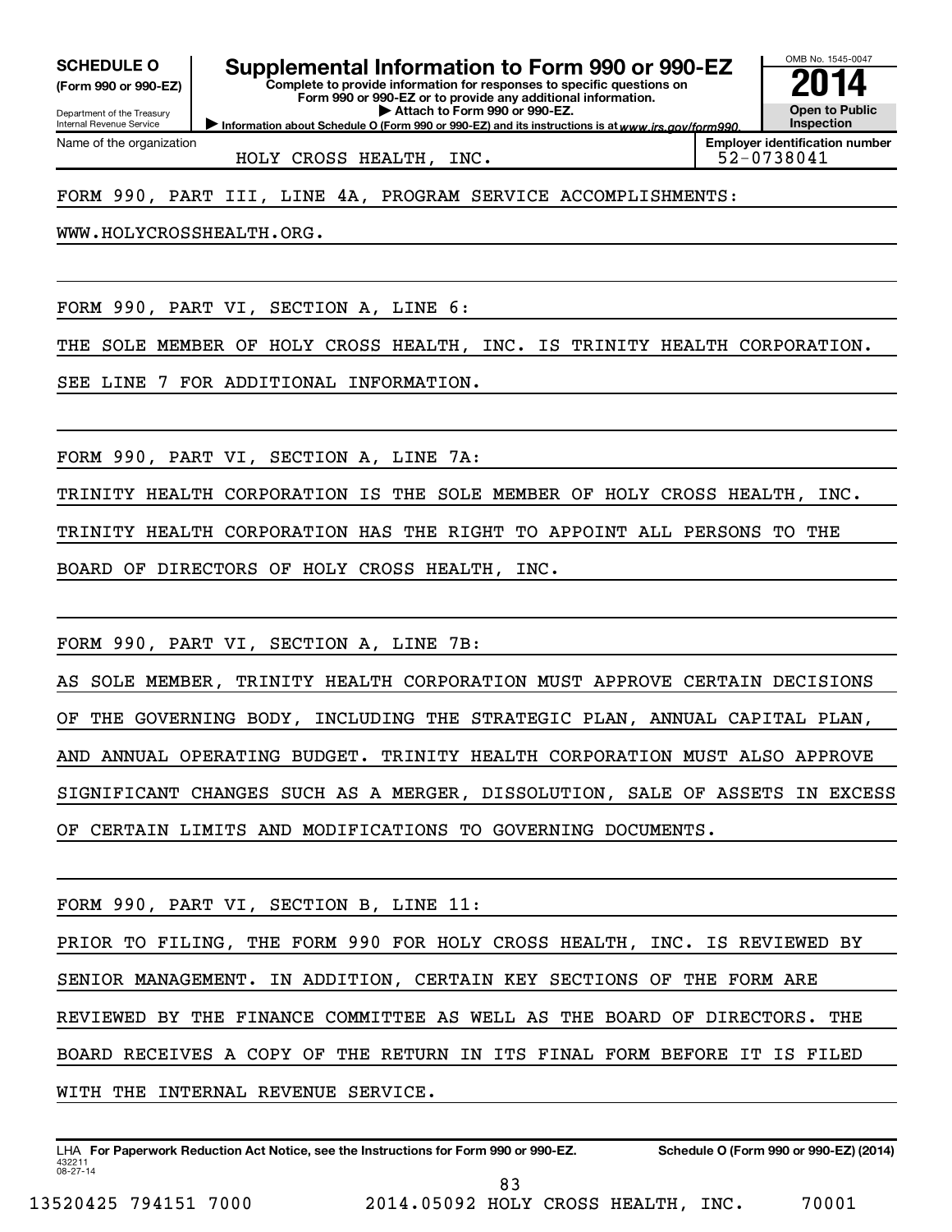**SCHEDULE O**
**(Form 990 or 990-EZ)**

Department of the Treasury
Internal Revenue Service

# Supplemental Information to Form 990 or 990-EZ

**Complete to provide information for responses to specific questions on Form 990 or 990-EZ or to provide any additional information.**
**▶ Attach to Form 990 or 990-EZ.**
**▶ Information about Schedule O (Form 990 or 990-EZ) and its instructions is at www.irs.gov/form990.**

OMB No. 1545-0047
**2014**
**Open to Public Inspection**

| Name of the organization | Employer identification number |
|---|---|
| HOLY CROSS HEALTH, INC. | 52-0738041 |

FORM 990, PART III, LINE 4A, PROGRAM SERVICE ACCOMPLISHMENTS:

WWW.HOLYCROSSHEALTH.ORG.

FORM 990, PART VI, SECTION A, LINE 6:

THE SOLE MEMBER OF HOLY CROSS HEALTH, INC. IS TRINITY HEALTH CORPORATION. SEE LINE 7 FOR ADDITIONAL INFORMATION.

FORM 990, PART VI, SECTION A, LINE 7A:

TRINITY HEALTH CORPORATION IS THE SOLE MEMBER OF HOLY CROSS HEALTH, INC. TRINITY HEALTH CORPORATION HAS THE RIGHT TO APPOINT ALL PERSONS TO THE BOARD OF DIRECTORS OF HOLY CROSS HEALTH, INC.

FORM 990, PART VI, SECTION A, LINE 7B:

AS SOLE MEMBER, TRINITY HEALTH CORPORATION MUST APPROVE CERTAIN DECISIONS OF THE GOVERNING BODY, INCLUDING THE STRATEGIC PLAN, ANNUAL CAPITAL PLAN, AND ANNUAL OPERATING BUDGET. TRINITY HEALTH CORPORATION MUST ALSO APPROVE SIGNIFICANT CHANGES SUCH AS A MERGER, DISSOLUTION, SALE OF ASSETS IN EXCESS OF CERTAIN LIMITS AND MODIFICATIONS TO GOVERNING DOCUMENTS.

FORM 990, PART VI, SECTION B, LINE 11:

PRIOR TO FILING, THE FORM 990 FOR HOLY CROSS HEALTH, INC. IS REVIEWED BY SENIOR MANAGEMENT. IN ADDITION, CERTAIN KEY SECTIONS OF THE FORM ARE REVIEWED BY THE FINANCE COMMITTEE AS WELL AS THE BOARD OF DIRECTORS. THE BOARD RECEIVES A COPY OF THE RETURN IN ITS FINAL FORM BEFORE IT IS FILED WITH THE INTERNAL REVENUE SERVICE.

LHA **For Paperwork Reduction Act Notice, see the Instructions for Form 990 or 990-EZ.** **Schedule O (Form 990 or 990-EZ) (2014)**
432211
08-27-14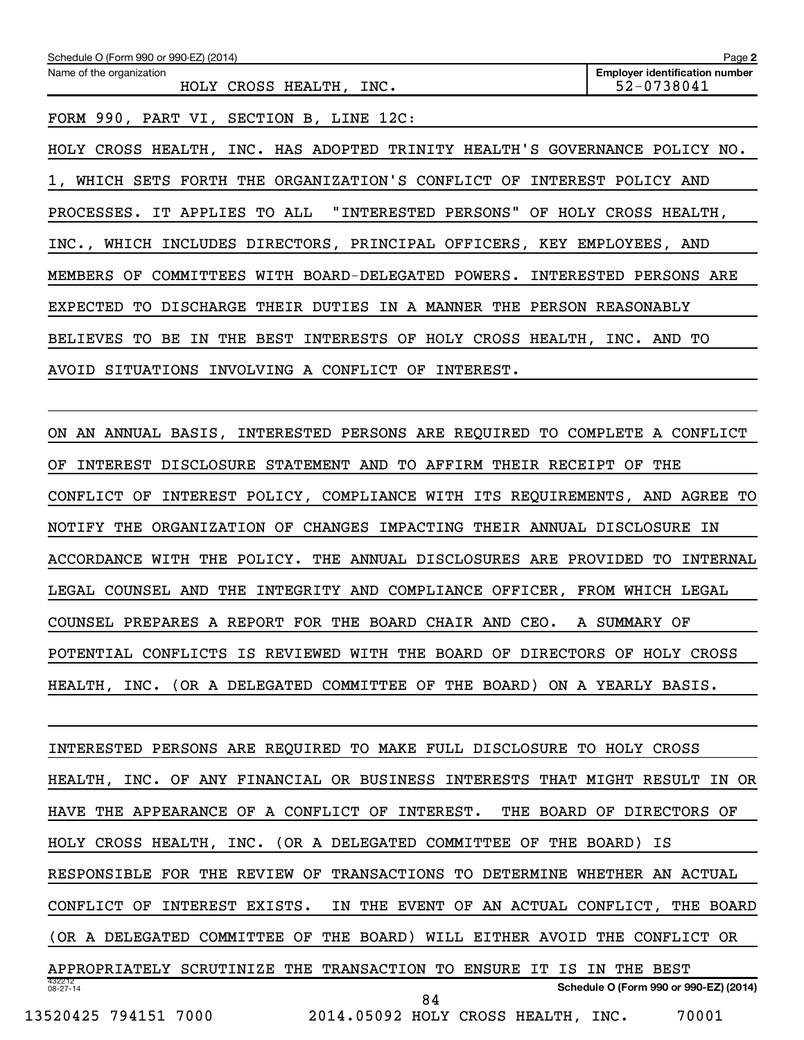Schedule O (Form 990 or 990-EZ) (2014)

Name of the organization: HOLY CROSS HEALTH, INC.

Employer identification number: 52-0738041

FORM 990, PART VI, SECTION B, LINE 12C:

HOLY CROSS HEALTH, INC. HAS ADOPTED TRINITY HEALTH'S GOVERNANCE POLICY NO. 1, WHICH SETS FORTH THE ORGANIZATION'S CONFLICT OF INTEREST POLICY AND PROCESSES. IT APPLIES TO ALL "INTERESTED PERSONS" OF HOLY CROSS HEALTH, INC., WHICH INCLUDES DIRECTORS, PRINCIPAL OFFICERS, KEY EMPLOYEES, AND MEMBERS OF COMMITTEES WITH BOARD-DELEGATED POWERS. INTERESTED PERSONS ARE EXPECTED TO DISCHARGE THEIR DUTIES IN A MANNER THE PERSON REASONABLY BELIEVES TO BE IN THE BEST INTERESTS OF HOLY CROSS HEALTH, INC. AND TO AVOID SITUATIONS INVOLVING A CONFLICT OF INTEREST.

ON AN ANNUAL BASIS, INTERESTED PERSONS ARE REQUIRED TO COMPLETE A CONFLICT OF INTEREST DISCLOSURE STATEMENT AND TO AFFIRM THEIR RECEIPT OF THE CONFLICT OF INTEREST POLICY, COMPLIANCE WITH ITS REQUIREMENTS, AND AGREE TO NOTIFY THE ORGANIZATION OF CHANGES IMPACTING THEIR ANNUAL DISCLOSURE IN ACCORDANCE WITH THE POLICY. THE ANNUAL DISCLOSURES ARE PROVIDED TO INTERNAL LEGAL COUNSEL AND THE INTEGRITY AND COMPLIANCE OFFICER, FROM WHICH LEGAL COUNSEL PREPARES A REPORT FOR THE BOARD CHAIR AND CEO. A SUMMARY OF POTENTIAL CONFLICTS IS REVIEWED WITH THE BOARD OF DIRECTORS OF HOLY CROSS HEALTH, INC. (OR A DELEGATED COMMITTEE OF THE BOARD) ON A YEARLY BASIS.

INTERESTED PERSONS ARE REQUIRED TO MAKE FULL DISCLOSURE TO HOLY CROSS HEALTH, INC. OF ANY FINANCIAL OR BUSINESS INTERESTS THAT MIGHT RESULT IN OR HAVE THE APPEARANCE OF A CONFLICT OF INTEREST. THE BOARD OF DIRECTORS OF HOLY CROSS HEALTH, INC. (OR A DELEGATED COMMITTEE OF THE BOARD) IS RESPONSIBLE FOR THE REVIEW OF TRANSACTIONS TO DETERMINE WHETHER AN ACTUAL CONFLICT OF INTEREST EXISTS. IN THE EVENT OF AN ACTUAL CONFLICT, THE BOARD (OR A DELEGATED COMMITTEE OF THE BOARD) WILL EITHER AVOID THE CONFLICT OR APPROPRIATELY SCRUTINIZE THE TRANSACTION TO ENSURE IT IS IN THE BEST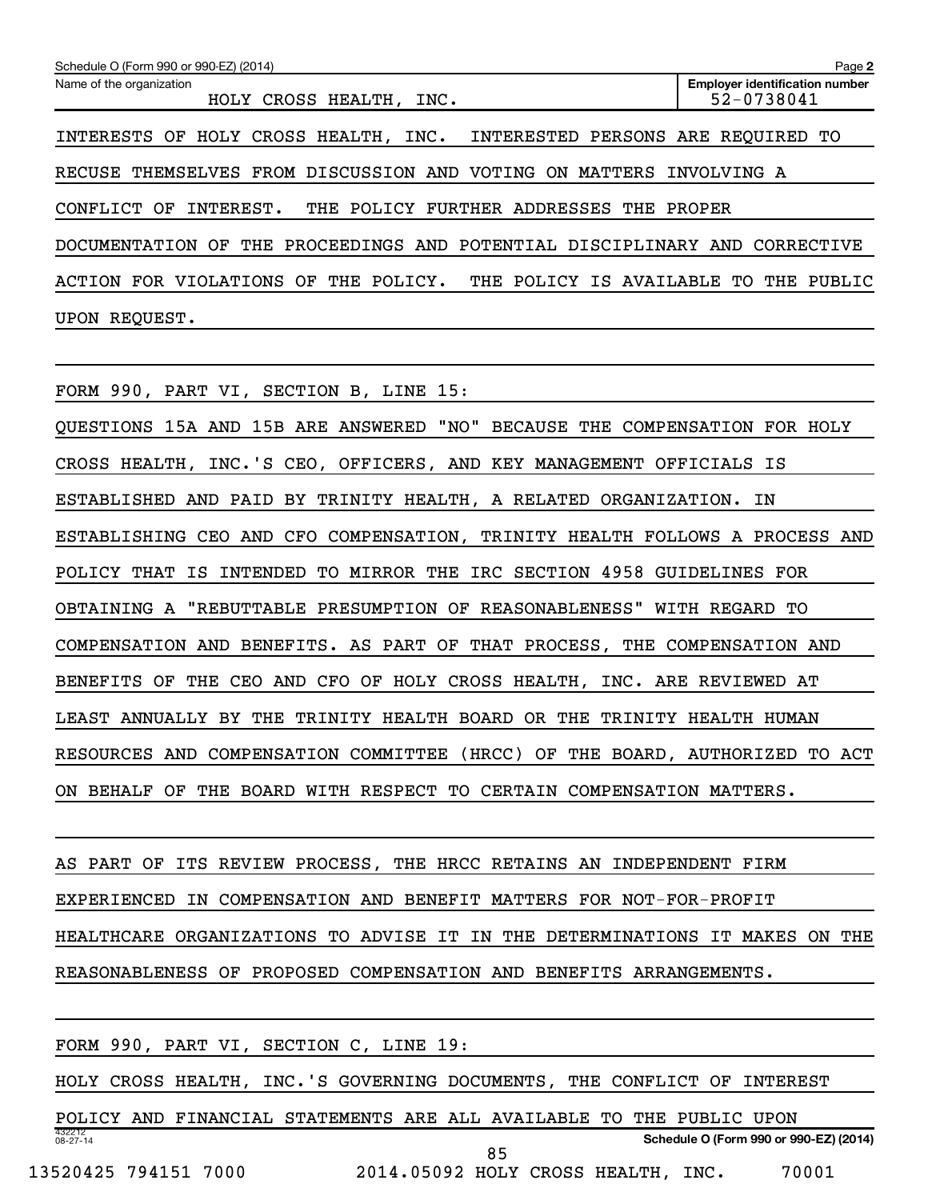Schedule O (Form 990 or 990-EZ) (2014) Page **2**

Name of the organization: HOLY CROSS HEALTH, INC.

**Employer identification number** 52-0738041

INTERESTS OF HOLY CROSS HEALTH, INC. INTERESTED PERSONS ARE REQUIRED TO RECUSE THEMSELVES FROM DISCUSSION AND VOTING ON MATTERS INVOLVING A CONFLICT OF INTEREST. THE POLICY FURTHER ADDRESSES THE PROPER DOCUMENTATION OF THE PROCEEDINGS AND POTENTIAL DISCIPLINARY AND CORRECTIVE ACTION FOR VIOLATIONS OF THE POLICY. THE POLICY IS AVAILABLE TO THE PUBLIC UPON REQUEST.

FORM 990, PART VI, SECTION B, LINE 15:

QUESTIONS 15A AND 15B ARE ANSWERED "NO" BECAUSE THE COMPENSATION FOR HOLY CROSS HEALTH, INC.'S CEO, OFFICERS, AND KEY MANAGEMENT OFFICIALS IS ESTABLISHED AND PAID BY TRINITY HEALTH, A RELATED ORGANIZATION. IN ESTABLISHING CEO AND CFO COMPENSATION, TRINITY HEALTH FOLLOWS A PROCESS AND POLICY THAT IS INTENDED TO MIRROR THE IRC SECTION 4958 GUIDELINES FOR OBTAINING A "REBUTTABLE PRESUMPTION OF REASONABLENESS" WITH REGARD TO COMPENSATION AND BENEFITS. AS PART OF THAT PROCESS, THE COMPENSATION AND BENEFITS OF THE CEO AND CFO OF HOLY CROSS HEALTH, INC. ARE REVIEWED AT LEAST ANNUALLY BY THE TRINITY HEALTH BOARD OR THE TRINITY HEALTH HUMAN RESOURCES AND COMPENSATION COMMITTEE (HRCC) OF THE BOARD, AUTHORIZED TO ACT ON BEHALF OF THE BOARD WITH RESPECT TO CERTAIN COMPENSATION MATTERS.

AS PART OF ITS REVIEW PROCESS, THE HRCC RETAINS AN INDEPENDENT FIRM EXPERIENCED IN COMPENSATION AND BENEFIT MATTERS FOR NOT-FOR-PROFIT HEALTHCARE ORGANIZATIONS TO ADVISE IT IN THE DETERMINATIONS IT MAKES ON THE REASONABLENESS OF PROPOSED COMPENSATION AND BENEFITS ARRANGEMENTS.

FORM 990, PART VI, SECTION C, LINE 19:

HOLY CROSS HEALTH, INC.'S GOVERNING DOCUMENTS, THE CONFLICT OF INTEREST POLICY AND FINANCIAL STATEMENTS ARE ALL AVAILABLE TO THE PUBLIC UPON

432212 08-27-14

**Schedule O (Form 990 or 990-EZ) (2014)**

13520425 794151 7000 2014.05092 HOLY CROSS HEALTH, INC. 70001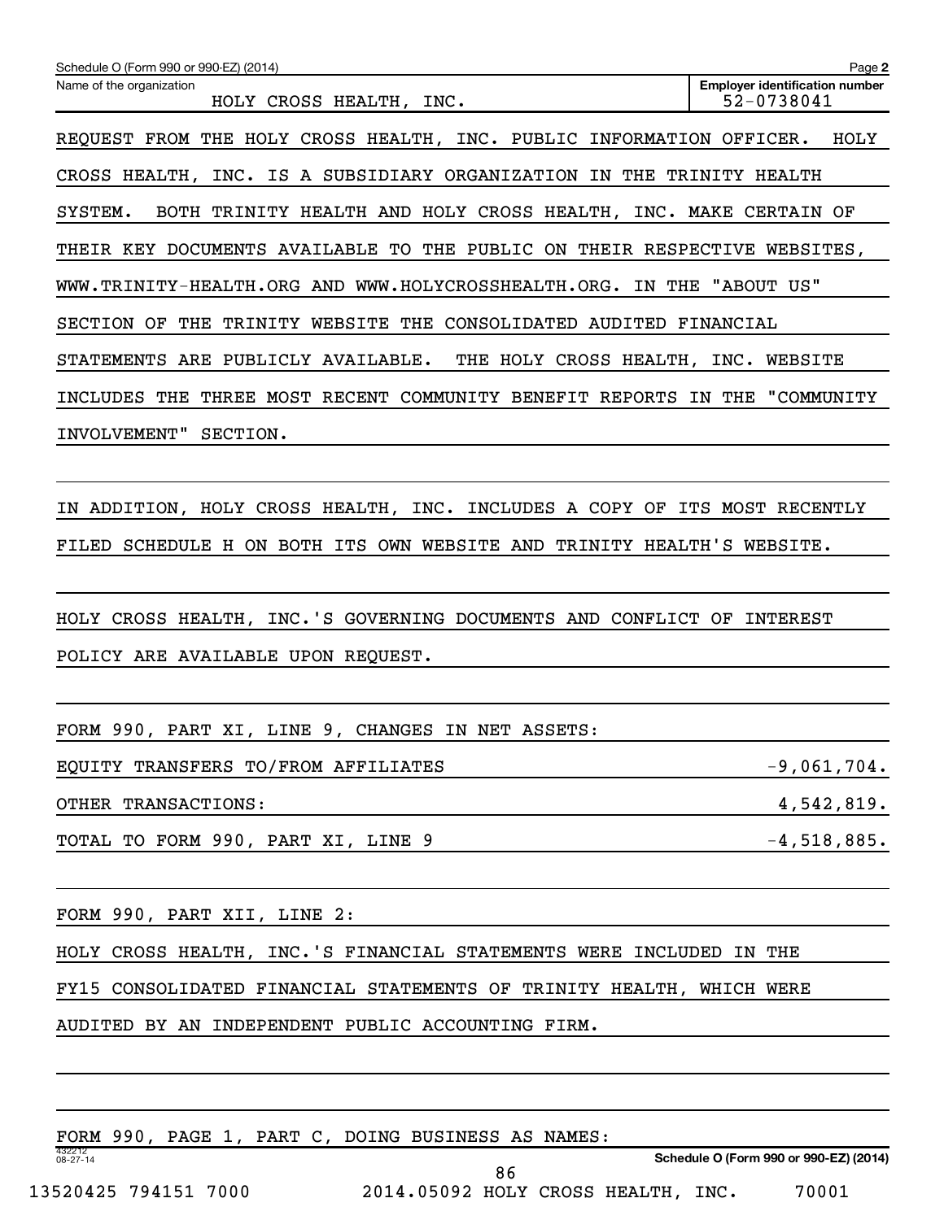Schedule O (Form 990 or 990-EZ) (2014) Page **2**

| Name of the organization | Employer identification number |
|---|---|
| HOLY CROSS HEALTH, INC. | 52-0738041 |

REQUEST FROM THE HOLY CROSS HEALTH, INC. PUBLIC INFORMATION OFFICER. HOLY CROSS HEALTH, INC. IS A SUBSIDIARY ORGANIZATION IN THE TRINITY HEALTH SYSTEM. BOTH TRINITY HEALTH AND HOLY CROSS HEALTH, INC. MAKE CERTAIN OF THEIR KEY DOCUMENTS AVAILABLE TO THE PUBLIC ON THEIR RESPECTIVE WEBSITES, WWW.TRINITY-HEALTH.ORG AND WWW.HOLYCROSSHEALTH.ORG. IN THE "ABOUT US" SECTION OF THE TRINITY WEBSITE THE CONSOLIDATED AUDITED FINANCIAL STATEMENTS ARE PUBLICLY AVAILABLE. THE HOLY CROSS HEALTH, INC. WEBSITE INCLUDES THE THREE MOST RECENT COMMUNITY BENEFIT REPORTS IN THE "COMMUNITY INVOLVEMENT" SECTION.

IN ADDITION, HOLY CROSS HEALTH, INC. INCLUDES A COPY OF ITS MOST RECENTLY FILED SCHEDULE H ON BOTH ITS OWN WEBSITE AND TRINITY HEALTH'S WEBSITE.

HOLY CROSS HEALTH, INC.'S GOVERNING DOCUMENTS AND CONFLICT OF INTEREST POLICY ARE AVAILABLE UPON REQUEST.

FORM 990, PART XI, LINE 9, CHANGES IN NET ASSETS:

| | |
|---|---|
| EQUITY TRANSFERS TO/FROM AFFILIATES | -9,061,704. |
| OTHER TRANSACTIONS: | 4,542,819. |
| TOTAL TO FORM 990, PART XI, LINE 9 | -4,518,885. |

FORM 990, PART XII, LINE 2:

HOLY CROSS HEALTH, INC.'S FINANCIAL STATEMENTS WERE INCLUDED IN THE FY15 CONSOLIDATED FINANCIAL STATEMENTS OF TRINITY HEALTH, WHICH WERE AUDITED BY AN INDEPENDENT PUBLIC ACCOUNTING FIRM.

FORM 990, PAGE 1, PART C, DOING BUSINESS AS NAMES:

432212 08-27-14

Schedule O (Form 990 or 990-EZ) (2014)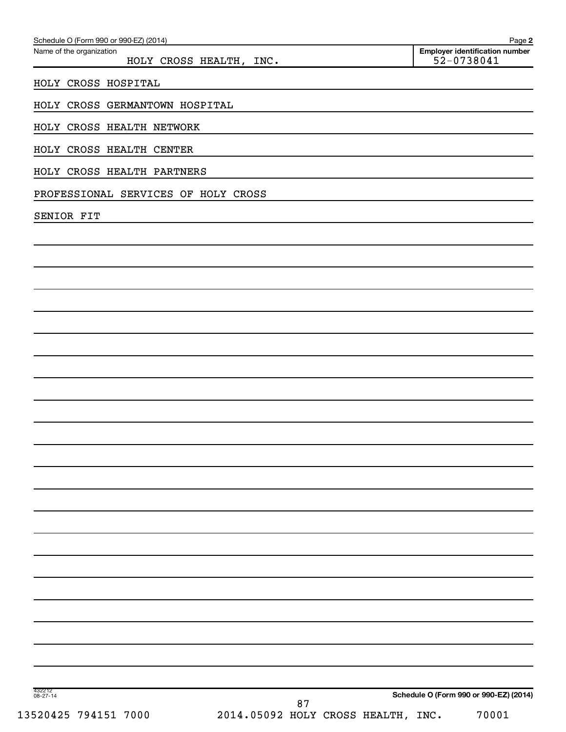Name of the organization: HOLY CROSS HEALTH, INC.

Employer identification number: 52-0738041

HOLY CROSS HOSPITAL

HOLY CROSS GERMANTOWN HOSPITAL

HOLY CROSS HEALTH NETWORK

HOLY CROSS HEALTH CENTER

HOLY CROSS HEALTH PARTNERS

PROFESSIONAL SERVICES OF HOLY CROSS

SENIOR FIT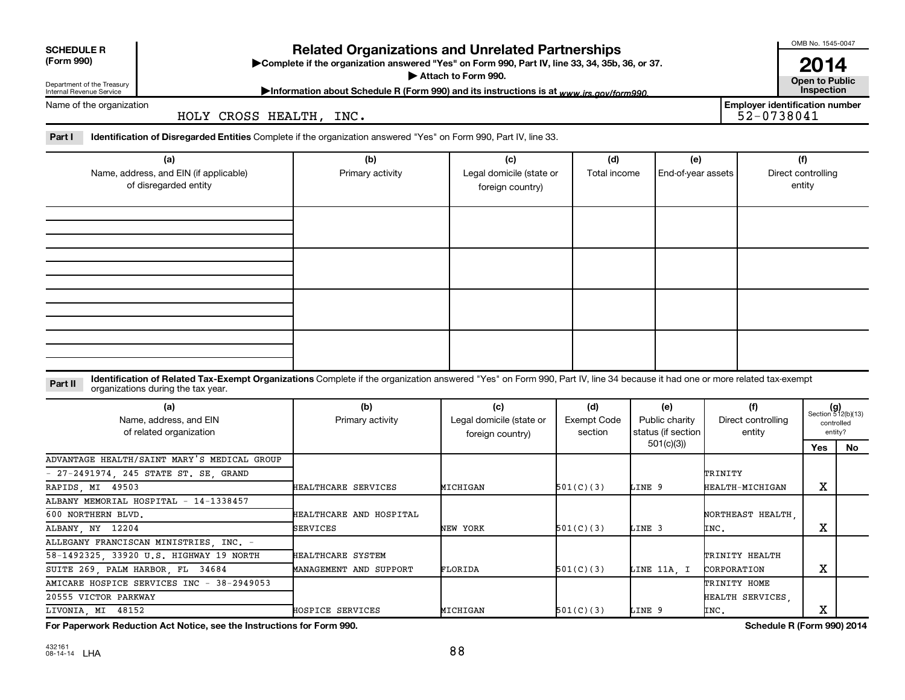**SCHEDULE R (Form 990)**

Department of the Treasury
Internal Revenue Service

# Related Organizations and Unrelated Partnerships

▶Complete if the organization answered "Yes" on Form 990, Part IV, line 33, 34, 35b, 36, or 37.

▶ Attach to Form 990.

▶Information about Schedule R (Form 990) and its instructions is at www.irs.gov/form990.

OMB No. 1545-0047

**2014**

**Open to Public Inspection**

Name of the organization: HOLY CROSS HEALTH, INC.

Employer identification number: 52-0738041

**Part I** **Identification of Disregarded Entities** Complete if the organization answered "Yes" on Form 990, Part IV, line 33.

| (a) Name, address, and EIN (if applicable) of disregarded entity | (b) Primary activity | (c) Legal domicile (state or foreign country) | (d) Total income | (e) End-of-year assets | (f) Direct controlling entity |
|---|---|---|---|---|---|
| | | | | | |
| | | | | | |
| | | | | | |
| | | | | | |

**Part II** **Identification of Related Tax-Exempt Organizations** Complete if the organization answered "Yes" on Form 990, Part IV, line 34 because it had one or more related tax-exempt organizations during the tax year.

| (a) Name, address, and EIN of related organization | (b) Primary activity | (c) Legal domicile (state or foreign country) | (d) Exempt Code section | (e) Public charity status (if section 501(c)(3)) | (f) Direct controlling entity | (g) Section 512(b)(13) controlled entity? Yes | No |
|---|---|---|---|---|---|---|---|
| ADVANTAGE HEALTH/SAINT MARY'S MEDICAL GROUP - 27-2491974, 245 STATE ST. SE, GRAND RAPIDS, MI 49503 | HEALTHCARE SERVICES | MICHIGAN | 501(C)(3) | LINE 9 | TRINITY HEALTH-MICHIGAN | X | |
| ALBANY MEMORIAL HOSPITAL - 14-1338457 600 NORTHERN BLVD. ALBANY, NY 12204 | HEALTHCARE AND HOSPITAL SERVICES | NEW YORK | 501(C)(3) | LINE 3 | NORTHEAST HEALTH, INC. | X | |
| ALLEGANY FRANCISCAN MINISTRIES, INC. - 58-1492325, 33920 U.S. HIGHWAY 19 NORTH SUITE 269, PALM HARBOR, FL 34684 | HEALTHCARE SYSTEM MANAGEMENT AND SUPPORT | FLORIDA | 501(C)(3) | LINE 11A, I | TRINITY HEALTH CORPORATION | X | |
| AMICARE HOSPICE SERVICES INC - 38-2949053 20555 VICTOR PARKWAY LIVONIA, MI 48152 | HOSPICE SERVICES | MICHIGAN | 501(C)(3) | LINE 9 | TRINITY HOME HEALTH SERVICES, INC. | X | |

**For Paperwork Reduction Act Notice, see the Instructions for Form 990.** **Schedule R (Form 990) 2014**

432161 08-14-14 LHA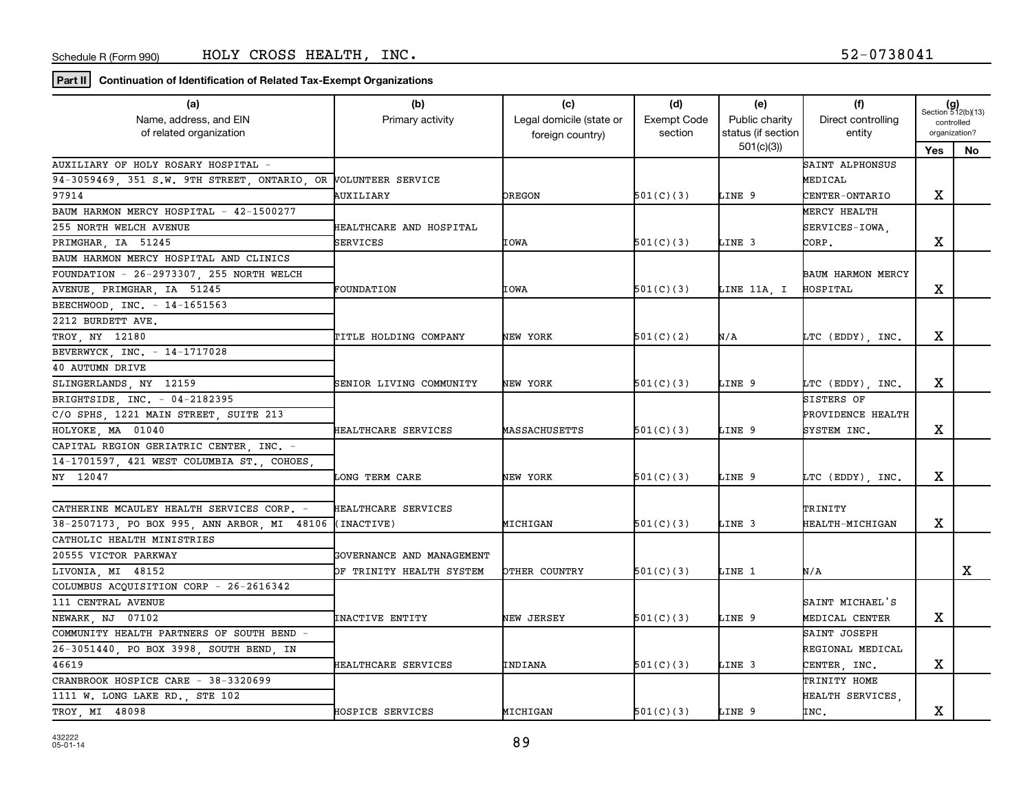Schedule R (Form 990) HOLY CROSS HEALTH, INC. 52-0738041

**Part II** **Continuation of Identification of Related Tax-Exempt Organizations**

| (a) Name, address, and EIN of related organization | (b) Primary activity | (c) Legal domicile (state or foreign country) | (d) Exempt Code section | (e) Public charity status (if section 501(c)(3)) | (f) Direct controlling entity | (g) Section 512(b)(13) controlled organization? Yes | No |
|---|---|---|---|---|---|---|---|
| AUXILIARY OF HOLY ROSARY HOSPITAL - 94-3059469, 351 S.W. 9TH STREET, ONTARIO, OR 97914 | VOLUNTEER SERVICE AUXILIARY | OREGON | 501(C)(3) | LINE 9 | SAINT ALPHONSUS MEDICAL CENTER-ONTARIO | X | |
| BAUM HARMON MERCY HOSPITAL - 42-1500277 255 NORTH WELCH AVENUE PRIMGHAR, IA 51245 | HEALTHCARE AND HOSPITAL SERVICES | IOWA | 501(C)(3) | LINE 3 | MERCY HEALTH SERVICES-IOWA, CORP. | X | |
| BAUM HARMON MERCY HOSPITAL AND CLINICS FOUNDATION - 26-2973307, 255 NORTH WELCH AVENUE, PRIMGHAR, IA 51245 | FOUNDATION | IOWA | 501(C)(3) | LINE 11A, I | BAUM HARMON MERCY HOSPITAL | X | |
| BEECHWOOD, INC. - 14-1651563 2212 BURDETT AVE. TROY, NY 12180 | TITLE HOLDING COMPANY | NEW YORK | 501(C)(2) | N/A | LTC (EDDY), INC. | X | |
| BEVERWYCK, INC. - 14-1717028 40 AUTUMN DRIVE SLINGERLANDS, NY 12159 | SENIOR LIVING COMMUNITY | NEW YORK | 501(C)(3) | LINE 9 | LTC (EDDY), INC. | X | |
| BRIGHTSIDE, INC. - 04-2182395 C/O SPHS, 1221 MAIN STREET, SUITE 213 HOLYOKE, MA 01040 | HEALTHCARE SERVICES | MASSACHUSETTS | 501(C)(3) | LINE 9 | SISTERS OF PROVIDENCE HEALTH SYSTEM INC. | X | |
| CAPITAL REGION GERIATRIC CENTER, INC. - 14-1701597, 421 WEST COLUMBIA ST., COHOES, NY 12047 | LONG TERM CARE | NEW YORK | 501(C)(3) | LINE 9 | LTC (EDDY), INC. | X | |
| CATHERINE MCAULEY HEALTH SERVICES CORP. - 38-2507173, PO BOX 995, ANN ARBOR, MI 48106 | HEALTHCARE SERVICES (INACTIVE) | MICHIGAN | 501(C)(3) | LINE 3 | TRINITY HEALTH-MICHIGAN | X | |
| CATHOLIC HEALTH MINISTRIES 20555 VICTOR PARKWAY LIVONIA, MI 48152 | GOVERNANCE AND MANAGEMENT OF TRINITY HEALTH SYSTEM | OTHER COUNTRY | 501(C)(3) | LINE 1 | N/A | | X |
| COLUMBUS ACQUISITION CORP - 26-2616342 111 CENTRAL AVENUE NEWARK, NJ 07102 | INACTIVE ENTITY | NEW JERSEY | 501(C)(3) | LINE 9 | SAINT MICHAEL'S MEDICAL CENTER | X | |
| COMMUNITY HEALTH PARTNERS OF SOUTH BEND - 26-3051440, PO BOX 3998, SOUTH BEND, IN 46619 | HEALTHCARE SERVICES | INDIANA | 501(C)(3) | LINE 3 | SAINT JOSEPH REGIONAL MEDICAL CENTER, INC. | X | |
| CRANBROOK HOSPICE CARE - 38-3320699 1111 W. LONG LAKE RD., STE 102 TROY, MI 48098 | HOSPICE SERVICES | MICHIGAN | 501(C)(3) | LINE 9 | TRINITY HOME HEALTH SERVICES, INC. | X | |

432222
05-01-14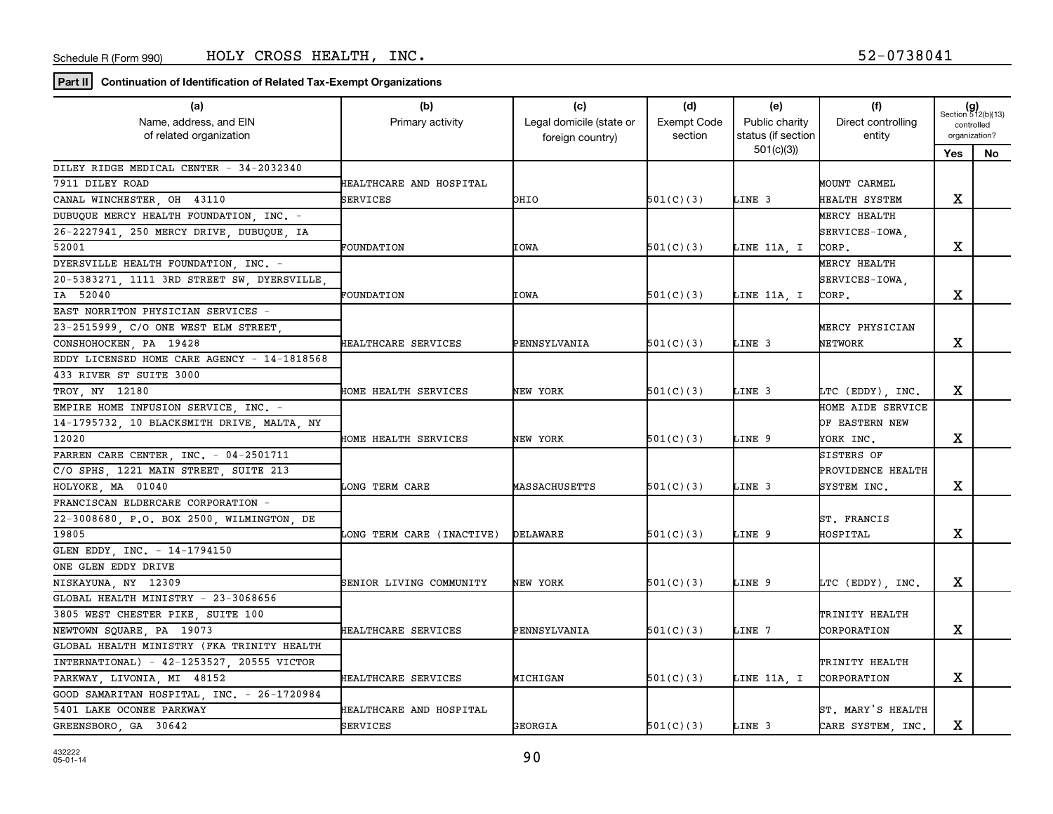Schedule R (Form 990) HOLY CROSS HEALTH, INC. 52-0738041

**Part II** **Continuation of Identification of Related Tax-Exempt Organizations**

| (a) Name, address, and EIN of related organization | (b) Primary activity | (c) Legal domicile (state or foreign country) | (d) Exempt Code section | (e) Public charity status (if section 501(c)(3)) | (f) Direct controlling entity | (g) Section 512(b)(13) controlled organization? Yes | No |
|---|---|---|---|---|---|---|---|
| DILEY RIDGE MEDICAL CENTER - 34-2032340 7911 DILEY ROAD CANAL WINCHESTER, OH 43110 | HEALTHCARE AND HOSPITAL SERVICES | OHIO | 501(C)(3) | LINE 3 | MOUNT CARMEL HEALTH SYSTEM | X | |
| DUBUQUE MERCY HEALTH FOUNDATION, INC. - 26-2227941, 250 MERCY DRIVE, DUBUQUE, IA 52001 | FOUNDATION | IOWA | 501(C)(3) | LINE 11A, I | MERCY HEALTH SERVICES-IOWA, CORP. | X | |
| DYERSVILLE HEALTH FOUNDATION, INC. - 20-5383271, 1111 3RD STREET SW, DYERSVILLE, IA 52040 | FOUNDATION | IOWA | 501(C)(3) | LINE 11A, I | MERCY HEALTH SERVICES-IOWA, CORP. | X | |
| EAST NORRITON PHYSICIAN SERVICES - 23-2515999, C/O ONE WEST ELM STREET, CONSHOHOCKEN, PA 19428 | HEALTHCARE SERVICES | PENNSYLVANIA | 501(C)(3) | LINE 3 | MERCY PHYSICIAN NETWORK | X | |
| EDDY LICENSED HOME CARE AGENCY - 14-1818568 433 RIVER ST SUITE 3000 TROY, NY 12180 | HOME HEALTH SERVICES | NEW YORK | 501(C)(3) | LINE 3 | LTC (EDDY), INC. | X | |
| EMPIRE HOME INFUSION SERVICE, INC. - 14-1795732, 10 BLACKSMITH DRIVE, MALTA, NY 12020 | HOME HEALTH SERVICES | NEW YORK | 501(C)(3) | LINE 9 | HOME AIDE SERVICE OF EASTERN NEW YORK INC. | X | |
| FARREN CARE CENTER, INC. - 04-2501711 C/O SPHS, 1221 MAIN STREET, SUITE 213 HOLYOKE, MA 01040 | LONG TERM CARE | MASSACHUSETTS | 501(C)(3) | LINE 3 | SISTERS OF PROVIDENCE HEALTH SYSTEM INC. | X | |
| FRANCISCAN ELDERCARE CORPORATION - 22-3008680, P.O. BOX 2500, WILMINGTON, DE 19805 | LONG TERM CARE (INACTIVE) | DELAWARE | 501(C)(3) | LINE 9 | ST. FRANCIS HOSPITAL | X | |
| GLEN EDDY, INC. - 14-1794150 ONE GLEN EDDY DRIVE NISKAYUNA, NY 12309 | SENIOR LIVING COMMUNITY | NEW YORK | 501(C)(3) | LINE 9 | LTC (EDDY), INC. | X | |
| GLOBAL HEALTH MINISTRY - 23-3068656 3805 WEST CHESTER PIKE, SUITE 100 NEWTOWN SQUARE, PA 19073 | HEALTHCARE SERVICES | PENNSYLVANIA | 501(C)(3) | LINE 7 | TRINITY HEALTH CORPORATION | X | |
| GLOBAL HEALTH MINISTRY (FKA TRINITY HEALTH INTERNATIONAL) - 42-1253527, 20555 VICTOR PARKWAY, LIVONIA, MI 48152 | HEALTHCARE SERVICES | MICHIGAN | 501(C)(3) | LINE 11A, I | TRINITY HEALTH CORPORATION | X | |
| GOOD SAMARITAN HOSPITAL, INC. - 26-1720984 5401 LAKE OCONEE PARKWAY GREENSBORO, GA 30642 | HEALTHCARE AND HOSPITAL SERVICES | GEORGIA | 501(C)(3) | LINE 3 | ST. MARY'S HEALTH CARE SYSTEM, INC. | X | |

432222 05-01-14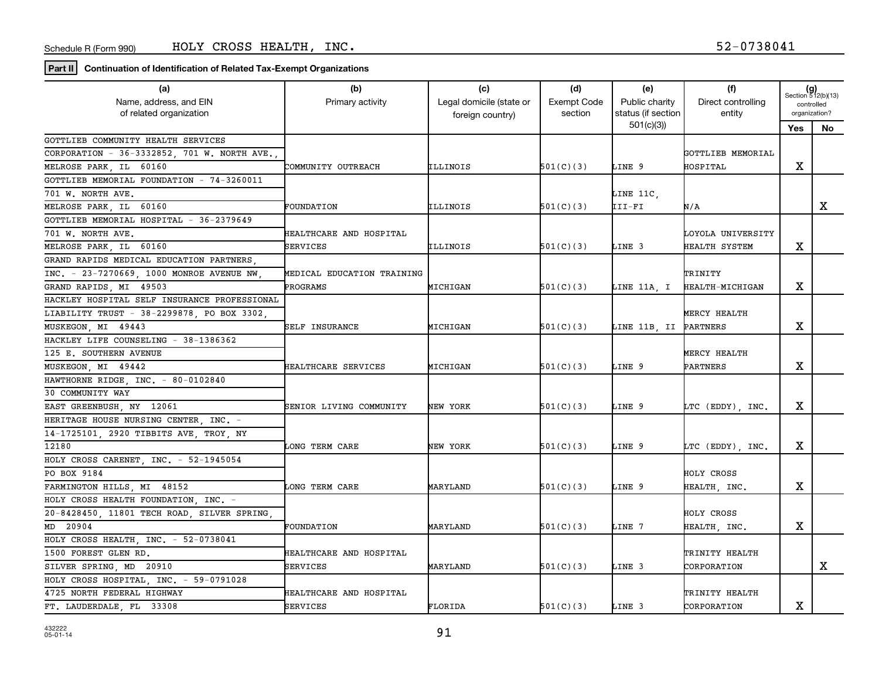Schedule R (Form 990) HOLY CROSS HEALTH, INC. 52-0738041

**Part II** **Continuation of Identification of Related Tax-Exempt Organizations**

| (a) Name, address, and EIN of related organization | (b) Primary activity | (c) Legal domicile (state or foreign country) | (d) Exempt Code section | (e) Public charity status (if section 501(c)(3)) | (f) Direct controlling entity | (g) Section 512(b)(13) controlled organization? Yes | No |
|---|---|---|---|---|---|---|---|
| GOTTLIEB COMMUNITY HEALTH SERVICES CORPORATION - 36-3332852, 701 W. NORTH AVE., MELROSE PARK, IL 60160 | COMMUNITY OUTREACH | ILLINOIS | 501(C)(3) | LINE 9 | GOTTLIEB MEMORIAL HOSPITAL | X | |
| GOTTLIEB MEMORIAL FOUNDATION - 74-3260011 701 W. NORTH AVE. MELROSE PARK, IL 60160 | FOUNDATION | ILLINOIS | 501(C)(3) | LINE 11C, III-FI | N/A | | X |
| GOTTLIEB MEMORIAL HOSPITAL - 36-2379649 701 W. NORTH AVE. MELROSE PARK, IL 60160 | HEALTHCARE AND HOSPITAL SERVICES | ILLINOIS | 501(C)(3) | LINE 3 | LOYOLA UNIVERSITY HEALTH SYSTEM | X | |
| GRAND RAPIDS MEDICAL EDUCATION PARTNERS, INC. - 23-7270669, 1000 MONROE AVENUE NW, GRAND RAPIDS, MI 49503 | MEDICAL EDUCATION TRAINING PROGRAMS | MICHIGAN | 501(C)(3) | LINE 11A, I | TRINITY HEALTH-MICHIGAN | X | |
| HACKLEY HOSPITAL SELF INSURANCE PROFESSIONAL LIABILITY TRUST - 38-2299878, PO BOX 3302, MUSKEGON, MI 49443 | SELF INSURANCE | MICHIGAN | 501(C)(3) | LINE 11B, II | MERCY HEALTH PARTNERS | X | |
| HACKLEY LIFE COUNSELING - 38-1386362 125 E. SOUTHERN AVENUE MUSKEGON, MI 49442 | HEALTHCARE SERVICES | MICHIGAN | 501(C)(3) | LINE 9 | MERCY HEALTH PARTNERS | X | |
| HAWTHORNE RIDGE, INC. - 80-0102840 30 COMMUNITY WAY EAST GREENBUSH, NY 12061 | SENIOR LIVING COMMUNITY | NEW YORK | 501(C)(3) | LINE 9 | LTC (EDDY), INC. | X | |
| HERITAGE HOUSE NURSING CENTER, INC. - 14-1725101, 2920 TIBBITS AVE, TROY, NY 12180 | LONG TERM CARE | NEW YORK | 501(C)(3) | LINE 9 | LTC (EDDY), INC. | X | |
| HOLY CROSS CARENET, INC. - 52-1945054 PO BOX 9184 FARMINGTON HILLS, MI 48152 | LONG TERM CARE | MARYLAND | 501(C)(3) | LINE 9 | HOLY CROSS HEALTH, INC. | X | |
| HOLY CROSS HEALTH FOUNDATION, INC. - 20-8428450, 11801 TECH ROAD, SILVER SPRING, MD 20904 | FOUNDATION | MARYLAND | 501(C)(3) | LINE 7 | HOLY CROSS HEALTH, INC. | X | |
| HOLY CROSS HEALTH, INC. - 52-0738041 1500 FOREST GLEN RD. SILVER SPRING, MD 20910 | HEALTHCARE AND HOSPITAL SERVICES | MARYLAND | 501(C)(3) | LINE 3 | TRINITY HEALTH CORPORATION | | X |
| HOLY CROSS HOSPITAL, INC. - 59-0791028 4725 NORTH FEDERAL HIGHWAY FT. LAUDERDALE, FL 33308 | HEALTHCARE AND HOSPITAL SERVICES | FLORIDA | 501(C)(3) | LINE 3 | TRINITY HEALTH CORPORATION | X | |

432222 05-01-14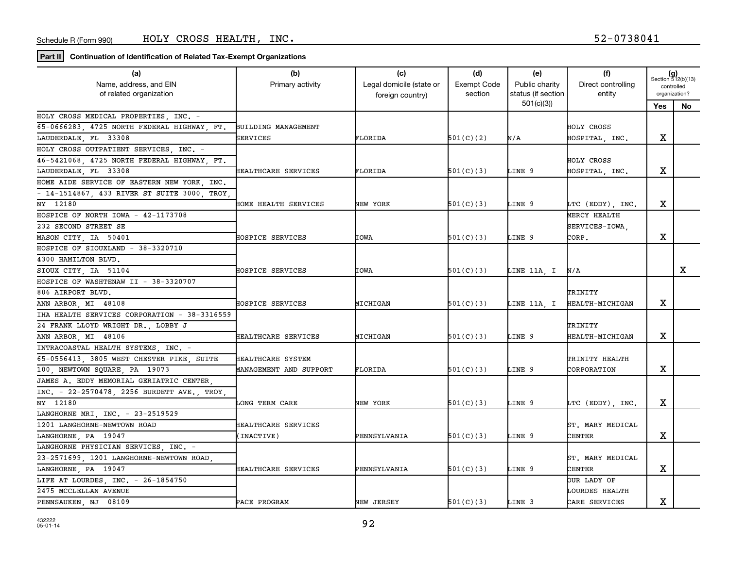Schedule R (Form 990) HOLY CROSS HEALTH, INC. 52-0738041

**Part II** **Continuation of Identification of Related Tax-Exempt Organizations**

| (a) Name, address, and EIN of related organization | (b) Primary activity | (c) Legal domicile (state or foreign country) | (d) Exempt Code section | (e) Public charity status (if section 501(c)(3)) | (f) Direct controlling entity | (g) Section 512(b)(13) controlled organization? Yes | No |
|---|---|---|---|---|---|---|---|
| HOLY CROSS MEDICAL PROPERTIES, INC. - 65-0666283, 4725 NORTH FEDERAL HIGHWAY, FT. LAUDERDALE, FL 33308 | BUILDING MANAGEMENT SERVICES | FLORIDA | 501(C)(2) | N/A | HOLY CROSS HOSPITAL, INC. | X | |
| HOLY CROSS OUTPATIENT SERVICES, INC. - 46-5421068, 4725 NORTH FEDERAL HIGHWAY, FT. LAUDERDALE, FL 33308 | HEALTHCARE SERVICES | FLORIDA | 501(C)(3) | LINE 9 | HOLY CROSS HOSPITAL, INC. | X | |
| HOME AIDE SERVICE OF EASTERN NEW YORK, INC. - 14-1514867, 433 RIVER ST SUITE 3000, TROY, NY 12180 | HOME HEALTH SERVICES | NEW YORK | 501(C)(3) | LINE 9 | LTC (EDDY), INC. | X | |
| HOSPICE OF NORTH IOWA - 42-1173708 232 SECOND STREET SE MASON CITY, IA 50401 | HOSPICE SERVICES | IOWA | 501(C)(3) | LINE 9 | MERCY HEALTH SERVICES-IOWA, CORP. | X | |
| HOSPICE OF SIOUXLAND - 38-3320710 4300 HAMILTON BLVD. SIOUX CITY, IA 51104 | HOSPICE SERVICES | IOWA | 501(C)(3) | LINE 11A, I | N/A | | X |
| HOSPICE OF WASHTENAW II - 38-3320707 806 AIRPORT BLVD. ANN ARBOR, MI 48108 | HOSPICE SERVICES | MICHIGAN | 501(C)(3) | LINE 11A, I | TRINITY HEALTH-MICHIGAN | X | |
| IHA HEALTH SERVICES CORPORATION - 38-3316559 24 FRANK LLOYD WRIGHT DR., LOBBY J ANN ARBOR, MI 48106 | HEALTHCARE SERVICES | MICHIGAN | 501(C)(3) | LINE 9 | TRINITY HEALTH-MICHIGAN | X | |
| INTRACOASTAL HEALTH SYSTEMS, INC. - 65-0556413, 3805 WEST CHESTER PIKE, SUITE 100, NEWTOWN SQUARE, PA 19073 | HEALTHCARE SYSTEM MANAGEMENT AND SUPPORT | FLORIDA | 501(C)(3) | LINE 9 | TRINITY HEALTH CORPORATION | X | |
| JAMES A. EDDY MEMORIAL GERIATRIC CENTER, INC. - 22-2570478, 2256 BURDETT AVE., TROY, NY 12180 | LONG TERM CARE | NEW YORK | 501(C)(3) | LINE 9 | LTC (EDDY), INC. | X | |
| LANGHORNE MRI, INC. - 23-2519529 1201 LANGHORNE-NEWTOWN ROAD LANGHORNE, PA 19047 | HEALTHCARE SERVICES (INACTIVE) | PENNSYLVANIA | 501(C)(3) | LINE 9 | ST. MARY MEDICAL CENTER | X | |
| LANGHORNE PHYSICIAN SERVICES, INC. - 23-2571699, 1201 LANGHORNE-NEWTOWN ROAD, LANGHORNE, PA 19047 | HEALTHCARE SERVICES | PENNSYLVANIA | 501(C)(3) | LINE 9 | ST. MARY MEDICAL CENTER | X | |
| LIFE AT LOURDES, INC. - 26-1854750 2475 MCCLELLAN AVENUE PENNSAUKEN, NJ 08109 | PACE PROGRAM | NEW JERSEY | 501(C)(3) | LINE 3 | OUR LADY OF LOURDES HEALTH CARE SERVICES | X | |

432222 05-01-14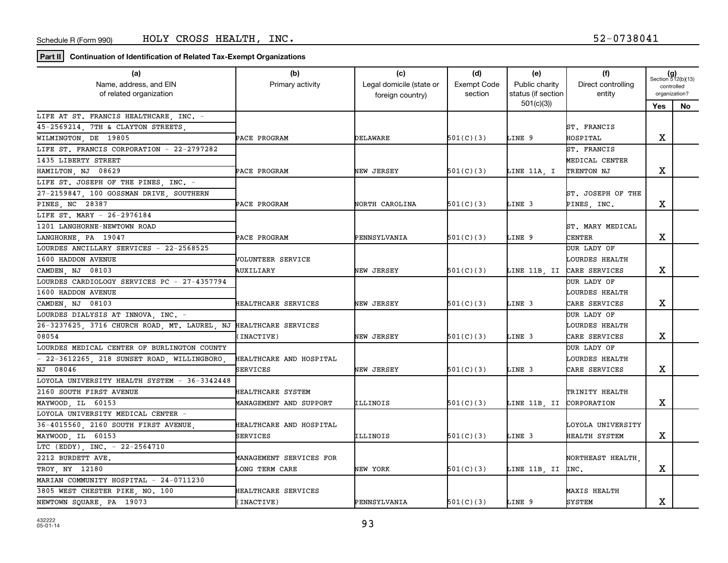Schedule R (Form 990) HOLY CROSS HEALTH, INC. 52-0738041

**Part II** **Continuation of Identification of Related Tax-Exempt Organizations**

| (a) Name, address, and EIN of related organization | (b) Primary activity | (c) Legal domicile (state or foreign country) | (d) Exempt Code section | (e) Public charity status (if section 501(c)(3)) | (f) Direct controlling entity | (g) Section 512(b)(13) controlled organization? Yes | No |
|---|---|---|---|---|---|---|---|
| LIFE AT ST. FRANCIS HEALTHCARE, INC. - 45-2569214, 7TH & CLAYTON STREETS, WILMINGTON, DE 19805 | PACE PROGRAM | DELAWARE | 501(C)(3) | LINE 9 | ST. FRANCIS HOSPITAL | X | |
| LIFE ST. FRANCIS CORPORATION - 22-2797282 1435 LIBERTY STREET HAMILTON, NJ 08629 | PACE PROGRAM | NEW JERSEY | 501(C)(3) | LINE 11A, I | ST. FRANCIS MEDICAL CENTER TRENTON NJ | X | |
| LIFE ST. JOSEPH OF THE PINES, INC. - 27-2159847, 100 GOSSMAN DRIVE, SOUTHERN PINES, NC 28387 | PACE PROGRAM | NORTH CAROLINA | 501(C)(3) | LINE 3 | ST. JOSEPH OF THE PINES, INC. | X | |
| LIFE ST. MARY - 26-2976184 1201 LANGHORNE-NEWTOWN ROAD LANGHORNE, PA 19047 | PACE PROGRAM | PENNSYLVANIA | 501(C)(3) | LINE 9 | ST. MARY MEDICAL CENTER | X | |
| LOURDES ANCILLARY SERVICES - 22-2568525 1600 HADDON AVENUE CAMDEN, NJ 08103 | VOLUNTEER SERVICE AUXILIARY | NEW JERSEY | 501(C)(3) | LINE 11B, II | OUR LADY OF LOURDES HEALTH CARE SERVICES | X | |
| LOURDES CARDIOLOGY SERVICES PC - 27-4357794 1600 HADDON AVENUE CAMDEN, NJ 08103 | HEALTHCARE SERVICES | NEW JERSEY | 501(C)(3) | LINE 3 | OUR LADY OF LOURDES HEALTH CARE SERVICES | X | |
| LOURDES DIALYSIS AT INNOVA, INC. - 26-3237625, 3716 CHURCH ROAD, MT. LAUREL, NJ 08054 | HEALTHCARE SERVICES (INACTIVE) | NEW JERSEY | 501(C)(3) | LINE 3 | OUR LADY OF LOURDES HEALTH CARE SERVICES | X | |
| LOURDES MEDICAL CENTER OF BURLINGTON COUNTY - 22-3612265, 218 SUNSET ROAD, WILLINGBORO, NJ 08046 | HEALTHCARE AND HOSPITAL SERVICES | NEW JERSEY | 501(C)(3) | LINE 3 | OUR LADY OF LOURDES HEALTH CARE SERVICES | X | |
| LOYOLA UNIVERSITY HEALTH SYSTEM - 36-3342448 2160 SOUTH FIRST AVENUE MAYWOOD, IL 60153 | HEALTHCARE SYSTEM MANAGEMENT AND SUPPORT | ILLINOIS | 501(C)(3) | LINE 11B, II | TRINITY HEALTH CORPORATION | X | |
| LOYOLA UNIVERSITY MEDICAL CENTER - 36-4015560, 2160 SOUTH FIRST AVENUE, MAYWOOD, IL 60153 | HEALTHCARE AND HOSPITAL SERVICES | ILLINOIS | 501(C)(3) | LINE 3 | LOYOLA UNIVERSITY HEALTH SYSTEM | X | |
| LTC (EDDY), INC. - 22-2564710 2212 BURDETT AVE. TROY, NY 12180 | MANAGEMENT SERVICES FOR LONG TERM CARE | NEW YORK | 501(C)(3) | LINE 11B, II | NORTHEAST HEALTH, INC. | X | |
| MARIAN COMMUNITY HOSPITAL - 24-0711230 3805 WEST CHESTER PIKE, NO. 100 NEWTOWN SQUARE, PA 19073 | HEALTHCARE SERVICES (INACTIVE) | PENNSYLVANIA | 501(C)(3) | LINE 9 | MAXIS HEALTH SYSTEM | X | |

432222
05-01-14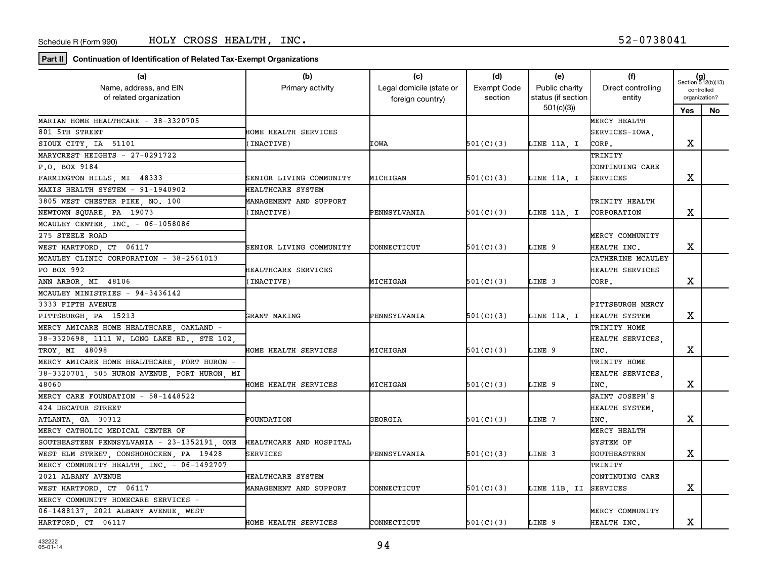Schedule R (Form 990) HOLY CROSS HEALTH, INC. 52-0738041

**Part II** **Continuation of Identification of Related Tax-Exempt Organizations**

| (a) Name, address, and EIN of related organization | (b) Primary activity | (c) Legal domicile (state or foreign country) | (d) Exempt Code section | (e) Public charity status (if section 501(c)(3)) | (f) Direct controlling entity | (g) Section 512(b)(13) controlled organization? Yes | No |
|---|---|---|---|---|---|---|---|
| MARIAN HOME HEALTHCARE - 38-3320705, 801 5TH STREET, SIOUX CITY, IA 51101 | HOME HEALTH SERVICES (INACTIVE) | IOWA | 501(C)(3) | LINE 11A, I | MERCY HEALTH SERVICES-IOWA, CORP. | X | |
| MARYCREST HEIGHTS - 27-0291722, P.O. BOX 9184, FARMINGTON HILLS, MI 48333 | SENIOR LIVING COMMUNITY | MICHIGAN | 501(C)(3) | LINE 11A, I | TRINITY CONTINUING CARE SERVICES | X | |
| MAXIS HEALTH SYSTEM - 91-1940902, 3805 WEST CHESTER PIKE, NO. 100, NEWTOWN SQUARE, PA 19073 | HEALTHCARE SYSTEM MANAGEMENT AND SUPPORT (INACTIVE) | PENNSYLVANIA | 501(C)(3) | LINE 11A, I | TRINITY HEALTH CORPORATION | X | |
| MCAULEY CENTER, INC. - 06-1058086, 275 STEELE ROAD, WEST HARTFORD, CT 06117 | SENIOR LIVING COMMUNITY | CONNECTICUT | 501(C)(3) | LINE 9 | MERCY COMMUNITY HEALTH INC. | X | |
| MCAULEY CLINIC CORPORATION - 38-2561013, PO BOX 992, ANN ARBOR, MI 48106 | HEALTHCARE SERVICES (INACTIVE) | MICHIGAN | 501(C)(3) | LINE 3 | CATHERINE MCAULEY HEALTH SERVICES CORP. | X | |
| MCAULEY MINISTRIES - 94-3436142, 3333 FIFTH AVENUE, PITTSBURGH, PA 15213 | GRANT MAKING | PENNSYLVANIA | 501(C)(3) | LINE 11A, I | PITTSBURGH MERCY HEALTH SYSTEM | X | |
| MERCY AMICARE HOME HEALTHCARE, OAKLAND - 38-3320698, 1111 W. LONG LAKE RD., STE 102, TROY, MI 48098 | HOME HEALTH SERVICES | MICHIGAN | 501(C)(3) | LINE 9 | TRINITY HOME HEALTH SERVICES, INC. | X | |
| MERCY AMICARE HOME HEALTHCARE, PORT HURON - 38-3320701, 505 HURON AVENUE, PORT HURON, MI 48060 | HOME HEALTH SERVICES | MICHIGAN | 501(C)(3) | LINE 9 | TRINITY HOME HEALTH SERVICES, INC. | X | |
| MERCY CARE FOUNDATION - 58-1448522, 424 DECATUR STREET, ATLANTA, GA 30312 | FOUNDATION | GEORGIA | 501(C)(3) | LINE 7 | SAINT JOSEPH'S HEALTH SYSTEM, INC. | X | |
| MERCY CATHOLIC MEDICAL CENTER OF SOUTHEASTERN PENNSYLVANIA - 23-1352191, ONE WEST ELM STREET, CONSHOHOCKEN, PA 19428 | HEALTHCARE AND HOSPITAL SERVICES | PENNSYLVANIA | 501(C)(3) | LINE 3 | MERCY HEALTH SYSTEM OF SOUTHEASTERN | X | |
| MERCY COMMUNITY HEALTH, INC. - 06-1492707, 2021 ALBANY AVENUE, WEST HARTFORD, CT 06117 | HEALTHCARE SYSTEM MANAGEMENT AND SUPPORT | CONNECTICUT | 501(C)(3) | LINE 11B, II | TRINITY CONTINUING CARE SERVICES | X | |
| MERCY COMMUNITY HOMECARE SERVICES - 06-1488137, 2021 ALBANY AVENUE, WEST HARTFORD, CT 06117 | HOME HEALTH SERVICES | CONNECTICUT | 501(C)(3) | LINE 9 | MERCY COMMUNITY HEALTH INC. | X | |

432222
05-01-14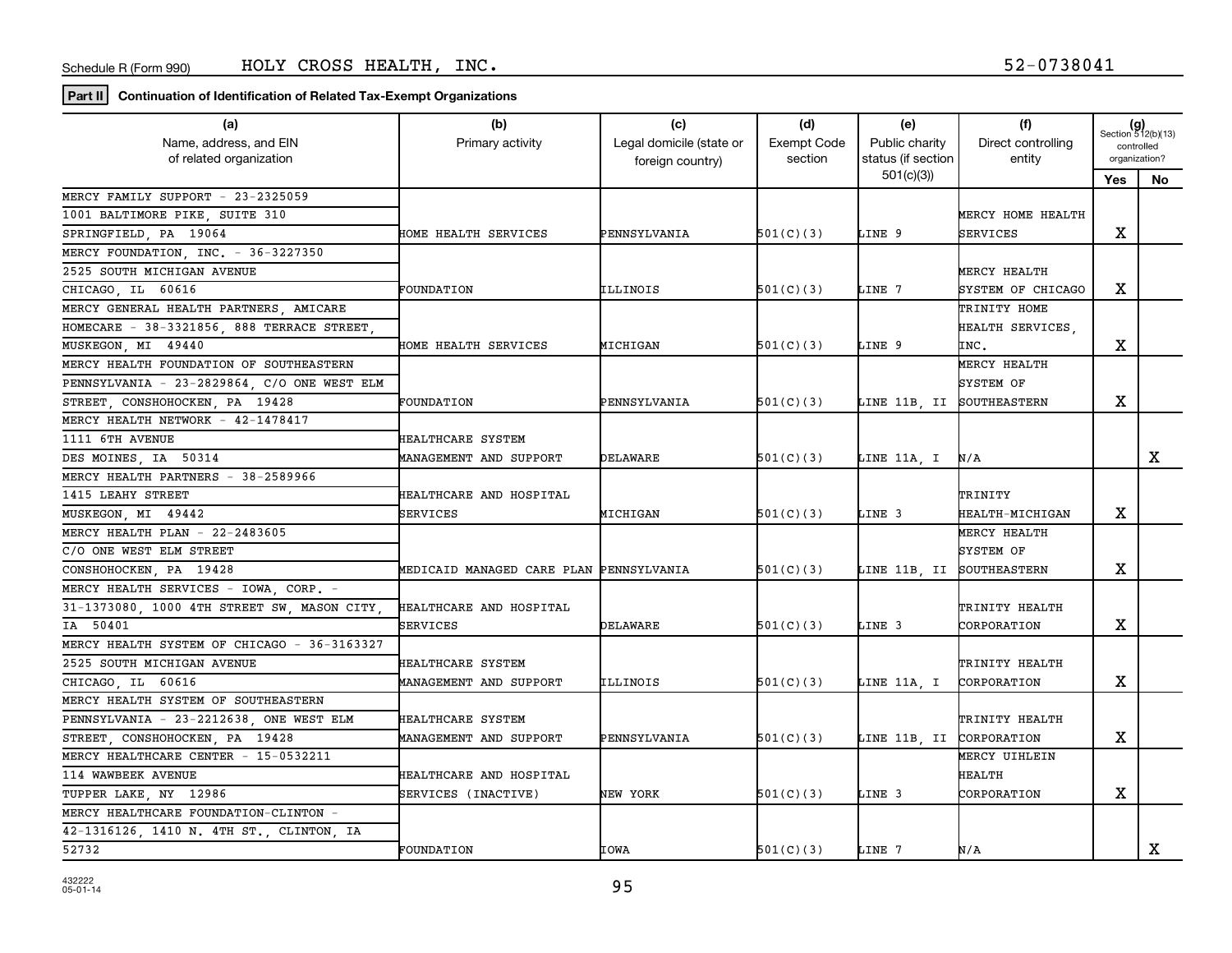Schedule R (Form 990) HOLY CROSS HEALTH, INC. 52-0738041

**Part II** **Continuation of Identification of Related Tax-Exempt Organizations**

| (a) Name, address, and EIN of related organization | (b) Primary activity | (c) Legal domicile (state or foreign country) | (d) Exempt Code section | (e) Public charity status (if section 501(c)(3)) | (f) Direct controlling entity | (g) Section 512(b)(13) controlled organization? Yes | No |
|---|---|---|---|---|---|---|---|
| MERCY FAMILY SUPPORT - 23-2325059 1001 BALTIMORE PIKE, SUITE 310 SPRINGFIELD, PA 19064 | HOME HEALTH SERVICES | PENNSYLVANIA | 501(C)(3) | LINE 9 | MERCY HOME HEALTH SERVICES | X | |
| MERCY FOUNDATION, INC. - 36-3227350 2525 SOUTH MICHIGAN AVENUE CHICAGO, IL 60616 | FOUNDATION | ILLINOIS | 501(C)(3) | LINE 7 | MERCY HEALTH SYSTEM OF CHICAGO | X | |
| MERCY GENERAL HEALTH PARTNERS, AMICARE HOMECARE - 38-3321856, 888 TERRACE STREET, MUSKEGON, MI 49440 | HOME HEALTH SERVICES | MICHIGAN | 501(C)(3) | LINE 9 | TRINITY HOME HEALTH SERVICES, INC. | X | |
| MERCY HEALTH FOUNDATION OF SOUTHEASTERN PENNSYLVANIA - 23-2829864, C/O ONE WEST ELM STREET, CONSHOHOCKEN, PA 19428 | FOUNDATION | PENNSYLVANIA | 501(C)(3) | LINE 11B, II | MERCY HEALTH SYSTEM OF SOUTHEASTERN | X | |
| MERCY HEALTH NETWORK - 42-1478417 1111 6TH AVENUE DES MOINES, IA 50314 | HEALTHCARE SYSTEM MANAGEMENT AND SUPPORT | DELAWARE | 501(C)(3) | LINE 11A, I | N/A | | X |
| MERCY HEALTH PARTNERS - 38-2589966 1415 LEAHY STREET MUSKEGON, MI 49442 | HEALTHCARE AND HOSPITAL SERVICES | MICHIGAN | 501(C)(3) | LINE 3 | TRINITY HEALTH-MICHIGAN | X | |
| MERCY HEALTH PLAN - 22-2483605 C/O ONE WEST ELM STREET CONSHOHOCKEN, PA 19428 | MEDICAID MANAGED CARE PLAN | PENNSYLVANIA | 501(C)(3) | LINE 11B, II | MERCY HEALTH SYSTEM OF SOUTHEASTERN | X | |
| MERCY HEALTH SERVICES - IOWA, CORP. - 31-1373080, 1000 4TH STREET SW, MASON CITY, IA 50401 | HEALTHCARE AND HOSPITAL SERVICES | DELAWARE | 501(C)(3) | LINE 3 | TRINITY HEALTH CORPORATION | X | |
| MERCY HEALTH SYSTEM OF CHICAGO - 36-3163327 2525 SOUTH MICHIGAN AVENUE CHICAGO, IL 60616 | HEALTHCARE SYSTEM MANAGEMENT AND SUPPORT | ILLINOIS | 501(C)(3) | LINE 11A, I | TRINITY HEALTH CORPORATION | X | |
| MERCY HEALTH SYSTEM OF SOUTHEASTERN PENNSYLVANIA - 23-2212638, ONE WEST ELM STREET, CONSHOHOCKEN, PA 19428 | HEALTHCARE SYSTEM MANAGEMENT AND SUPPORT | PENNSYLVANIA | 501(C)(3) | LINE 11B, II | TRINITY HEALTH CORPORATION | X | |
| MERCY HEALTHCARE CENTER - 15-0532211 114 WAWBEEK AVENUE TUPPER LAKE, NY 12986 | HEALTHCARE AND HOSPITAL SERVICES (INACTIVE) | NEW YORK | 501(C)(3) | LINE 3 | MERCY UIHLEIN HEALTH CORPORATION | X | |
| MERCY HEALTHCARE FOUNDATION-CLINTON - 42-1316126, 1410 N. 4TH ST., CLINTON, IA 52732 | FOUNDATION | IOWA | 501(C)(3) | LINE 7 | N/A | | X |

432222
05-01-14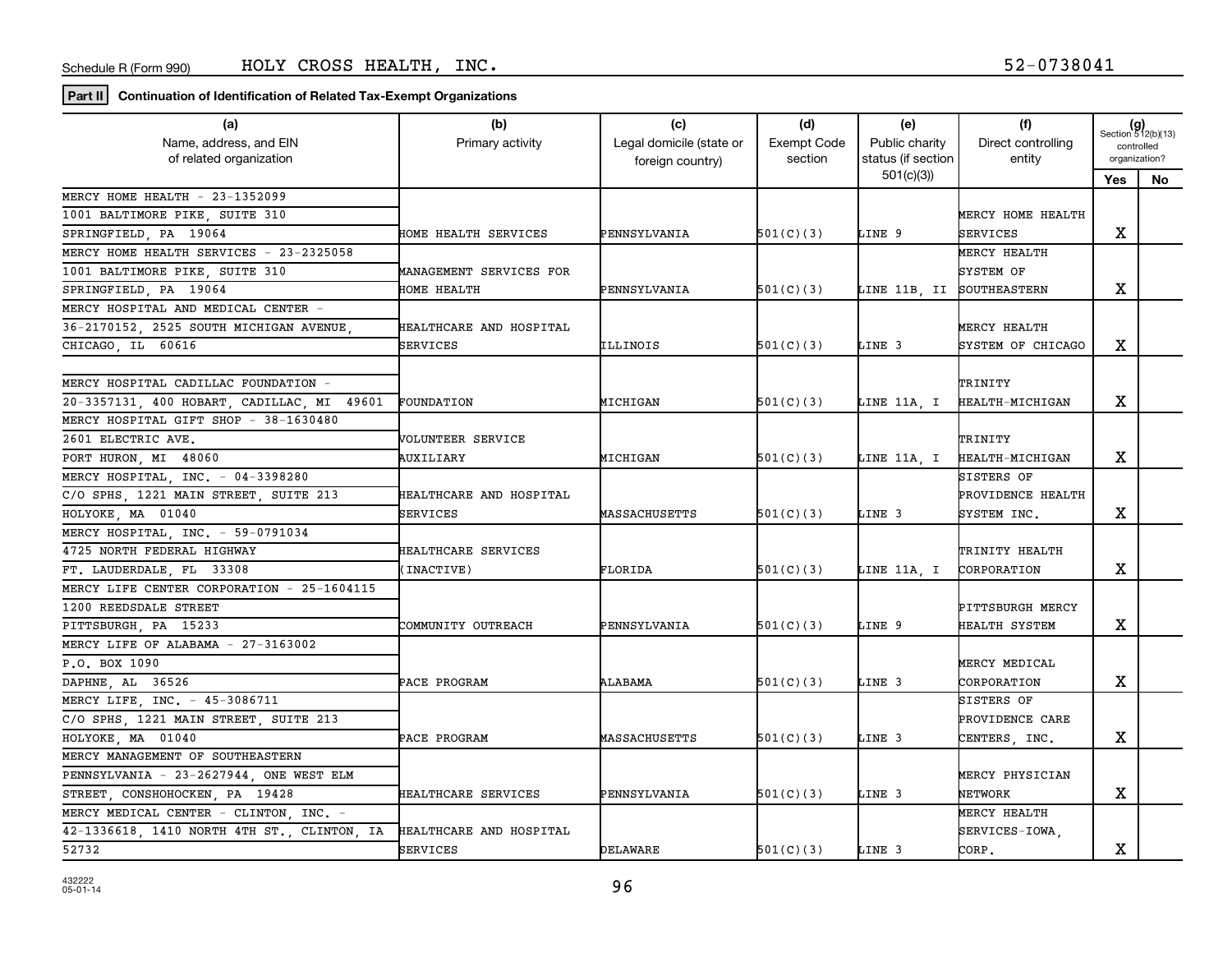Schedule R (Form 990) HOLY CROSS HEALTH, INC. 52-0738041

**Part II** **Continuation of Identification of Related Tax-Exempt Organizations**

| (a) Name, address, and EIN of related organization | (b) Primary activity | (c) Legal domicile (state or foreign country) | (d) Exempt Code section | (e) Public charity status (if section 501(c)(3)) | (f) Direct controlling entity | (g) Section 512(b)(13) controlled organization? Yes | No |
|---|---|---|---|---|---|---|---|
| MERCY HOME HEALTH - 23-1352099 1001 BALTIMORE PIKE, SUITE 310 SPRINGFIELD, PA 19064 | HOME HEALTH SERVICES | PENNSYLVANIA | 501(C)(3) | LINE 9 | MERCY HOME HEALTH SERVICES | X | |
| MERCY HOME HEALTH SERVICES - 23-2325058 1001 BALTIMORE PIKE, SUITE 310 SPRINGFIELD, PA 19064 | MANAGEMENT SERVICES FOR HOME HEALTH | PENNSYLVANIA | 501(C)(3) | LINE 11B, II | MERCY HEALTH SYSTEM OF SOUTHEASTERN | X | |
| MERCY HOSPITAL AND MEDICAL CENTER - 36-2170152, 2525 SOUTH MICHIGAN AVENUE, CHICAGO, IL 60616 | HEALTHCARE AND HOSPITAL SERVICES | ILLINOIS | 501(C)(3) | LINE 3 | MERCY HEALTH SYSTEM OF CHICAGO | X | |
| MERCY HOSPITAL CADILLAC FOUNDATION - 20-3357131, 400 HOBART, CADILLAC, MI 49601 | FOUNDATION | MICHIGAN | 501(C)(3) | LINE 11A, I | TRINITY HEALTH-MICHIGAN | X | |
| MERCY HOSPITAL GIFT SHOP - 38-1630480 2601 ELECTRIC AVE. PORT HURON, MI 48060 | VOLUNTEER SERVICE AUXILIARY | MICHIGAN | 501(C)(3) | LINE 11A, I | TRINITY HEALTH-MICHIGAN | X | |
| MERCY HOSPITAL, INC. - 04-3398280 C/O SPHS, 1221 MAIN STREET, SUITE 213 HOLYOKE, MA 01040 | HEALTHCARE AND HOSPITAL SERVICES | MASSACHUSETTS | 501(C)(3) | LINE 3 | SISTERS OF PROVIDENCE HEALTH SYSTEM INC. | X | |
| MERCY HOSPITAL, INC. - 59-0791034 4725 NORTH FEDERAL HIGHWAY FT. LAUDERDALE, FL 33308 | HEALTHCARE SERVICES (INACTIVE) | FLORIDA | 501(C)(3) | LINE 11A, I | TRINITY HEALTH CORPORATION | X | |
| MERCY LIFE CENTER CORPORATION - 25-1604115 1200 REEDSDALE STREET PITTSBURGH, PA 15233 | COMMUNITY OUTREACH | PENNSYLVANIA | 501(C)(3) | LINE 9 | PITTSBURGH MERCY HEALTH SYSTEM | X | |
| MERCY LIFE OF ALABAMA - 27-3163002 P.O. BOX 1090 DAPHNE, AL 36526 | PACE PROGRAM | ALABAMA | 501(C)(3) | LINE 3 | MERCY MEDICAL CORPORATION | X | |
| MERCY LIFE, INC. - 45-3086711 C/O SPHS, 1221 MAIN STREET, SUITE 213 HOLYOKE, MA 01040 | PACE PROGRAM | MASSACHUSETTS | 501(C)(3) | LINE 3 | SISTERS OF PROVIDENCE CARE CENTERS, INC. | X | |
| MERCY MANAGEMENT OF SOUTHEASTERN PENNSYLVANIA - 23-2627944, ONE WEST ELM STREET, CONSHOHOCKEN, PA 19428 | HEALTHCARE SERVICES | PENNSYLVANIA | 501(C)(3) | LINE 3 | MERCY PHYSICIAN NETWORK | X | |
| MERCY MEDICAL CENTER - CLINTON, INC. - 42-1336618, 1410 NORTH 4TH ST., CLINTON, IA 52732 | HEALTHCARE AND HOSPITAL SERVICES | DELAWARE | 501(C)(3) | LINE 3 | MERCY HEALTH SERVICES-IOWA, CORP. | X | |

432222 05-01-14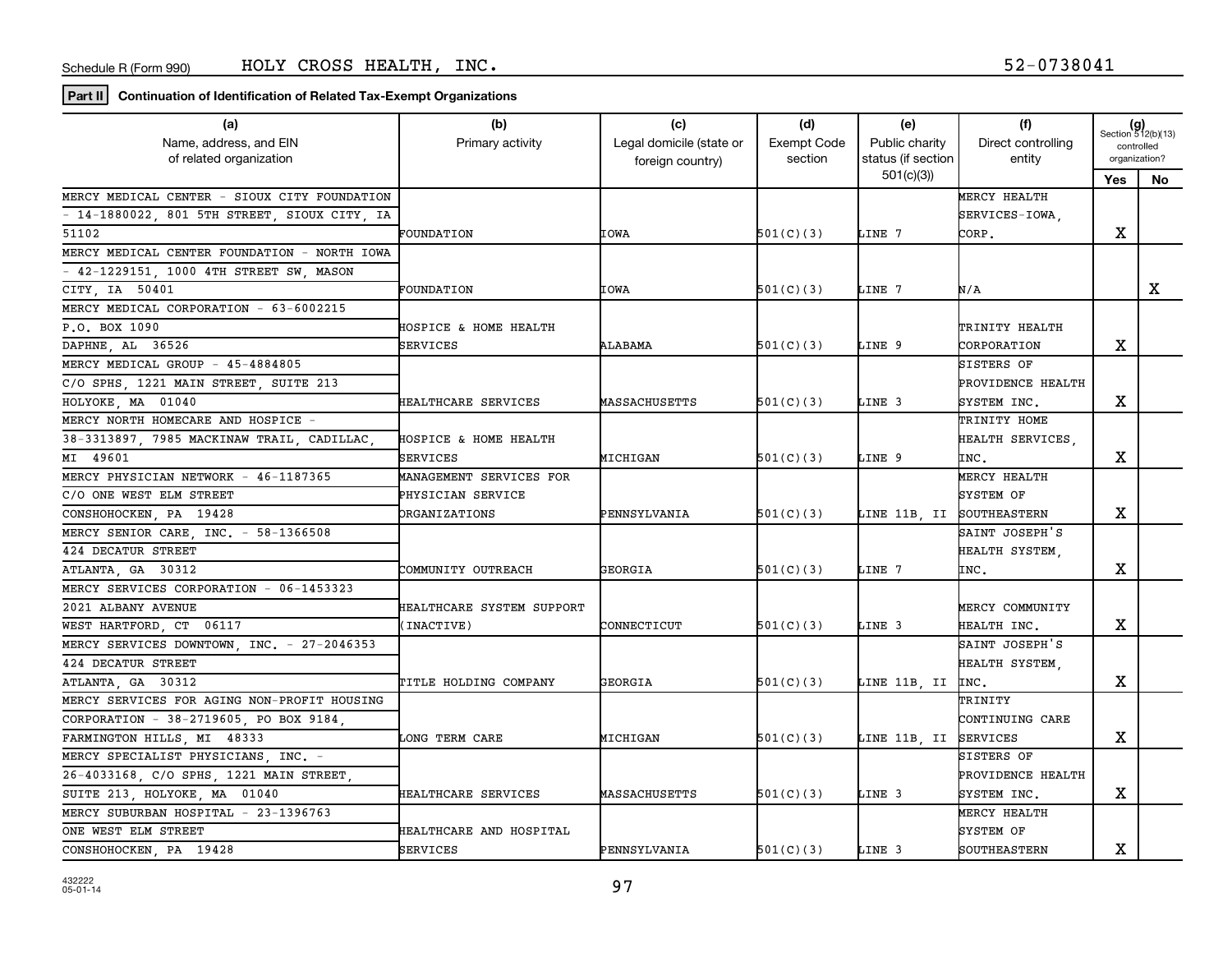Schedule R (Form 990) HOLY CROSS HEALTH, INC. 52-0738041

**Part II** **Continuation of Identification of Related Tax-Exempt Organizations**

| (a) Name, address, and EIN of related organization | (b) Primary activity | (c) Legal domicile (state or foreign country) | (d) Exempt Code section | (e) Public charity status (if section 501(c)(3)) | (f) Direct controlling entity | (g) Section 512(b)(13) controlled organization? Yes | No |
|---|---|---|---|---|---|---|---|
| MERCY MEDICAL CENTER - SIOUX CITY FOUNDATION - 14-1880022, 801 5TH STREET, SIOUX CITY, IA 51102 | FOUNDATION | IOWA | 501(C)(3) | LINE 7 | MERCY HEALTH SERVICES-IOWA, CORP. | X | |
| MERCY MEDICAL CENTER FOUNDATION - NORTH IOWA - 42-1229151, 1000 4TH STREET SW, MASON CITY, IA 50401 | FOUNDATION | IOWA | 501(C)(3) | LINE 7 | N/A | | X |
| MERCY MEDICAL CORPORATION - 63-6002215 P.O. BOX 1090 DAPHNE, AL 36526 | HOSPICE & HOME HEALTH SERVICES | ALABAMA | 501(C)(3) | LINE 9 | TRINITY HEALTH CORPORATION | X | |
| MERCY MEDICAL GROUP - 45-4884805 C/O SPHS, 1221 MAIN STREET, SUITE 213 HOLYOKE, MA 01040 | HEALTHCARE SERVICES | MASSACHUSETTS | 501(C)(3) | LINE 3 | SISTERS OF PROVIDENCE HEALTH SYSTEM INC. | X | |
| MERCY NORTH HOMECARE AND HOSPICE - 38-3313897, 7985 MACKINAW TRAIL, CADILLAC, MI 49601 | HOSPICE & HOME HEALTH SERVICES | MICHIGAN | 501(C)(3) | LINE 9 | TRINITY HOME HEALTH SERVICES, INC. | X | |
| MERCY PHYSICIAN NETWORK - 46-1187365 C/O ONE WEST ELM STREET CONSHOHOCKEN, PA 19428 | MANAGEMENT SERVICES FOR PHYSICIAN SERVICE ORGANIZATIONS | PENNSYLVANIA | 501(C)(3) | LINE 11B, II | MERCY HEALTH SYSTEM OF SOUTHEASTERN | X | |
| MERCY SENIOR CARE, INC. - 58-1366508 424 DECATUR STREET ATLANTA, GA 30312 | COMMUNITY OUTREACH | GEORGIA | 501(C)(3) | LINE 7 | SAINT JOSEPH'S HEALTH SYSTEM, INC. | X | |
| MERCY SERVICES CORPORATION - 06-1453323 2021 ALBANY AVENUE WEST HARTFORD, CT 06117 | HEALTHCARE SYSTEM SUPPORT (INACTIVE) | CONNECTICUT | 501(C)(3) | LINE 3 | MERCY COMMUNITY HEALTH INC. | X | |
| MERCY SERVICES DOWNTOWN, INC. - 27-2046353 424 DECATUR STREET ATLANTA, GA 30312 | TITLE HOLDING COMPANY | GEORGIA | 501(C)(3) | LINE 11B, II | SAINT JOSEPH'S HEALTH SYSTEM, INC. | X | |
| MERCY SERVICES FOR AGING NON-PROFIT HOUSING CORPORATION - 38-2719605, PO BOX 9184, FARMINGTON HILLS, MI 48333 | LONG TERM CARE | MICHIGAN | 501(C)(3) | LINE 11B, II | TRINITY CONTINUING CARE SERVICES | X | |
| MERCY SPECIALIST PHYSICIANS, INC. - 26-4033168, C/O SPHS, 1221 MAIN STREET, SUITE 213, HOLYOKE, MA 01040 | HEALTHCARE SERVICES | MASSACHUSETTS | 501(C)(3) | LINE 3 | SISTERS OF PROVIDENCE HEALTH SYSTEM INC. | X | |
| MERCY SUBURBAN HOSPITAL - 23-1396763 ONE WEST ELM STREET CONSHOHOCKEN, PA 19428 | HEALTHCARE AND HOSPITAL SERVICES | PENNSYLVANIA | 501(C)(3) | LINE 3 | MERCY HEALTH SYSTEM OF SOUTHEASTERN | X | |

432222
05-01-14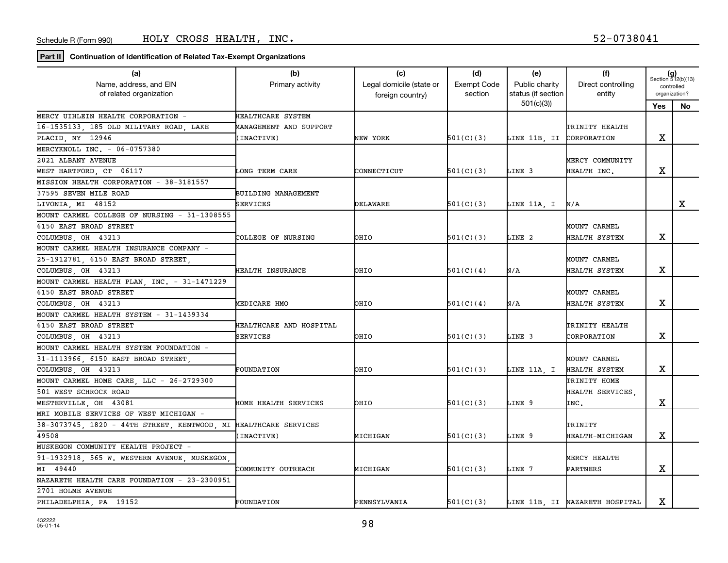Schedule R (Form 990) HOLY CROSS HEALTH, INC. 52-0738041

**Part II** **Continuation of Identification of Related Tax-Exempt Organizations**

| (a) Name, address, and EIN of related organization | (b) Primary activity | (c) Legal domicile (state or foreign country) | (d) Exempt Code section | (e) Public charity status (if section 501(c)(3)) | (f) Direct controlling entity | (g) Section 512(b)(13) controlled organization? Yes | No |
|---|---|---|---|---|---|---|---|
| MERCY UIHLEIN HEALTH CORPORATION - 16-1535133, 185 OLD MILITARY ROAD, LAKE PLACID, NY 12946 | HEALTHCARE SYSTEM MANAGEMENT AND SUPPORT (INACTIVE) | NEW YORK | 501(C)(3) | LINE 11B, II | TRINITY HEALTH CORPORATION | X | |
| MERCYKNOLL INC. - 06-0757380 2021 ALBANY AVENUE WEST HARTFORD, CT 06117 | LONG TERM CARE | CONNECTICUT | 501(C)(3) | LINE 3 | MERCY COMMUNITY HEALTH INC. | X | |
| MISSION HEALTH CORPORATION - 38-3181557 37595 SEVEN MILE ROAD LIVONIA, MI 48152 | BUILDING MANAGEMENT SERVICES | DELAWARE | 501(C)(3) | LINE 11A, I | N/A | | X |
| MOUNT CARMEL COLLEGE OF NURSING - 31-1308555 6150 EAST BROAD STREET COLUMBUS, OH 43213 | COLLEGE OF NURSING | OHIO | 501(C)(3) | LINE 2 | MOUNT CARMEL HEALTH SYSTEM | X | |
| MOUNT CARMEL HEALTH INSURANCE COMPANY - 25-1912781, 6150 EAST BROAD STREET, COLUMBUS, OH 43213 | HEALTH INSURANCE | OHIO | 501(C)(4) | N/A | MOUNT CARMEL HEALTH SYSTEM | X | |
| MOUNT CARMEL HEALTH PLAN, INC. - 31-1471229 6150 EAST BROAD STREET COLUMBUS, OH 43213 | MEDICARE HMO | OHIO | 501(C)(4) | N/A | MOUNT CARMEL HEALTH SYSTEM | X | |
| MOUNT CARMEL HEALTH SYSTEM - 31-1439334 6150 EAST BROAD STREET COLUMBUS, OH 43213 | HEALTHCARE AND HOSPITAL SERVICES | OHIO | 501(C)(3) | LINE 3 | TRINITY HEALTH CORPORATION | X | |
| MOUNT CARMEL HEALTH SYSTEM FOUNDATION - 31-1113966, 6150 EAST BROAD STREET, COLUMBUS, OH 43213 | FOUNDATION | OHIO | 501(C)(3) | LINE 11A, I | MOUNT CARMEL HEALTH SYSTEM | X | |
| MOUNT CARMEL HOME CARE, LLC - 26-2729300 501 WEST SCHROCK ROAD WESTERVILLE, OH 43081 | HOME HEALTH SERVICES | OHIO | 501(C)(3) | LINE 9 | TRINITY HOME HEALTH SERVICES, INC. | X | |
| MRI MOBILE SERVICES OF WEST MICHIGAN - 38-3073745, 1820 - 44TH STREET, KENTWOOD, MI 49508 | HEALTHCARE SERVICES (INACTIVE) | MICHIGAN | 501(C)(3) | LINE 9 | TRINITY HEALTH-MICHIGAN | X | |
| MUSKEGON COMMUNITY HEALTH PROJECT - 91-1932918, 565 W. WESTERN AVENUE, MUSKEGON, MI 49440 | COMMUNITY OUTREACH | MICHIGAN | 501(C)(3) | LINE 7 | MERCY HEALTH PARTNERS | X | |
| NAZARETH HEALTH CARE FOUNDATION - 23-2300951 2701 HOLME AVENUE PHILADELPHIA, PA 19152 | FOUNDATION | PENNSYLVANIA | 501(C)(3) | LINE 11B, II | NAZARETH HOSPITAL | X | |

432222 05-01-14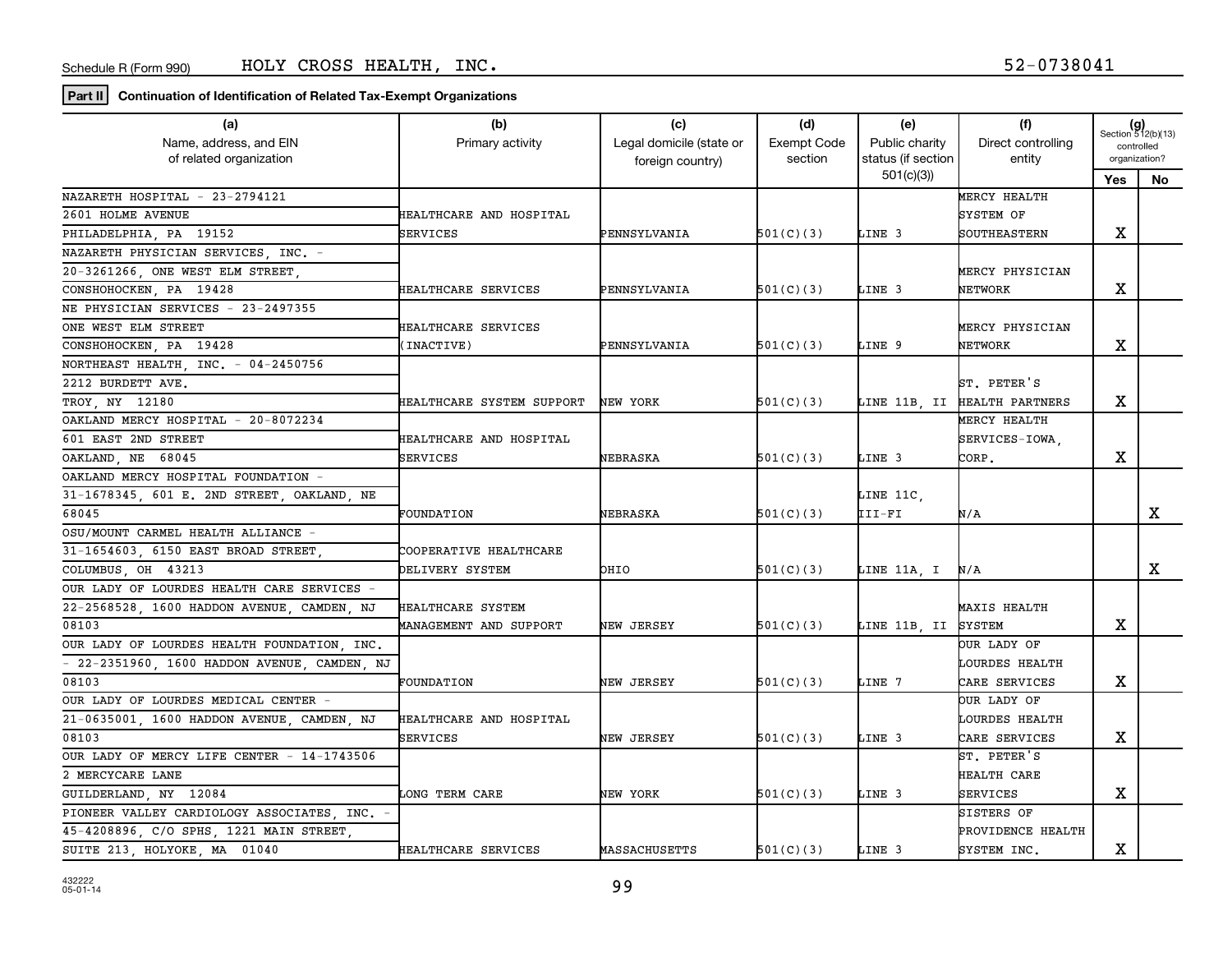Schedule R (Form 990) HOLY CROSS HEALTH, INC. 52-0738041

**Part II** **Continuation of Identification of Related Tax-Exempt Organizations**

| (a) Name, address, and EIN of related organization | (b) Primary activity | (c) Legal domicile (state or foreign country) | (d) Exempt Code section | (e) Public charity status (if section 501(c)(3)) | (f) Direct controlling entity | (g) Section 512(b)(13) controlled organization? Yes | No |
|---|---|---|---|---|---|---|---|
| NAZARETH HOSPITAL - 23-2794121 2601 HOLME AVENUE PHILADELPHIA, PA 19152 | HEALTHCARE AND HOSPITAL SERVICES | PENNSYLVANIA | 501(C)(3) | LINE 3 | MERCY HEALTH SYSTEM OF SOUTHEASTERN | X | |
| NAZARETH PHYSICIAN SERVICES, INC. - 20-3261266, ONE WEST ELM STREET, CONSHOHOCKEN, PA 19428 | HEALTHCARE SERVICES | PENNSYLVANIA | 501(C)(3) | LINE 3 | MERCY PHYSICIAN NETWORK | X | |
| NE PHYSICIAN SERVICES - 23-2497355 ONE WEST ELM STREET CONSHOHOCKEN, PA 19428 | HEALTHCARE SERVICES (INACTIVE) | PENNSYLVANIA | 501(C)(3) | LINE 9 | MERCY PHYSICIAN NETWORK | X | |
| NORTHEAST HEALTH, INC. - 04-2450756 2212 BURDETT AVE. TROY, NY 12180 | HEALTHCARE SYSTEM SUPPORT | NEW YORK | 501(C)(3) | LINE 11B, II | ST. PETER'S HEALTH PARTNERS | X | |
| OAKLAND MERCY HOSPITAL - 20-8072234 601 EAST 2ND STREET OAKLAND, NE 68045 | HEALTHCARE AND HOSPITAL SERVICES | NEBRASKA | 501(C)(3) | LINE 3 | MERCY HEALTH SERVICES-IOWA, CORP. | X | |
| OAKLAND MERCY HOSPITAL FOUNDATION - 31-1678345, 601 E. 2ND STREET, OAKLAND, NE 68045 | FOUNDATION | NEBRASKA | 501(C)(3) | LINE 11C, III-FI | N/A | | X |
| OSU/MOUNT CARMEL HEALTH ALLIANCE - 31-1654603, 6150 EAST BROAD STREET, COLUMBUS, OH 43213 | COOPERATIVE HEALTHCARE DELIVERY SYSTEM | OHIO | 501(C)(3) | LINE 11A, I | N/A | | X |
| OUR LADY OF LOURDES HEALTH CARE SERVICES - 22-2568528, 1600 HADDON AVENUE, CAMDEN, NJ 08103 | HEALTHCARE SYSTEM MANAGEMENT AND SUPPORT | NEW JERSEY | 501(C)(3) | LINE 11B, II | MAXIS HEALTH SYSTEM | X | |
| OUR LADY OF LOURDES HEALTH FOUNDATION, INC. - 22-2351960, 1600 HADDON AVENUE, CAMDEN, NJ 08103 | FOUNDATION | NEW JERSEY | 501(C)(3) | LINE 7 | OUR LADY OF LOURDES HEALTH CARE SERVICES | X | |
| OUR LADY OF LOURDES MEDICAL CENTER - 21-0635001, 1600 HADDON AVENUE, CAMDEN, NJ 08103 | HEALTHCARE AND HOSPITAL SERVICES | NEW JERSEY | 501(C)(3) | LINE 3 | OUR LADY OF LOURDES HEALTH CARE SERVICES | X | |
| OUR LADY OF MERCY LIFE CENTER - 14-1743506 2 MERCYCARE LANE GUILDERLAND, NY 12084 | LONG TERM CARE | NEW YORK | 501(C)(3) | LINE 3 | ST. PETER'S HEALTH CARE SERVICES | X | |
| PIONEER VALLEY CARDIOLOGY ASSOCIATES, INC. - 45-4208896, C/O SPHS, 1221 MAIN STREET, SUITE 213, HOLYOKE, MA 01040 | HEALTHCARE SERVICES | MASSACHUSETTS | 501(C)(3) | LINE 3 | SISTERS OF PROVIDENCE HEALTH SYSTEM INC. | X | |

432222
05-01-14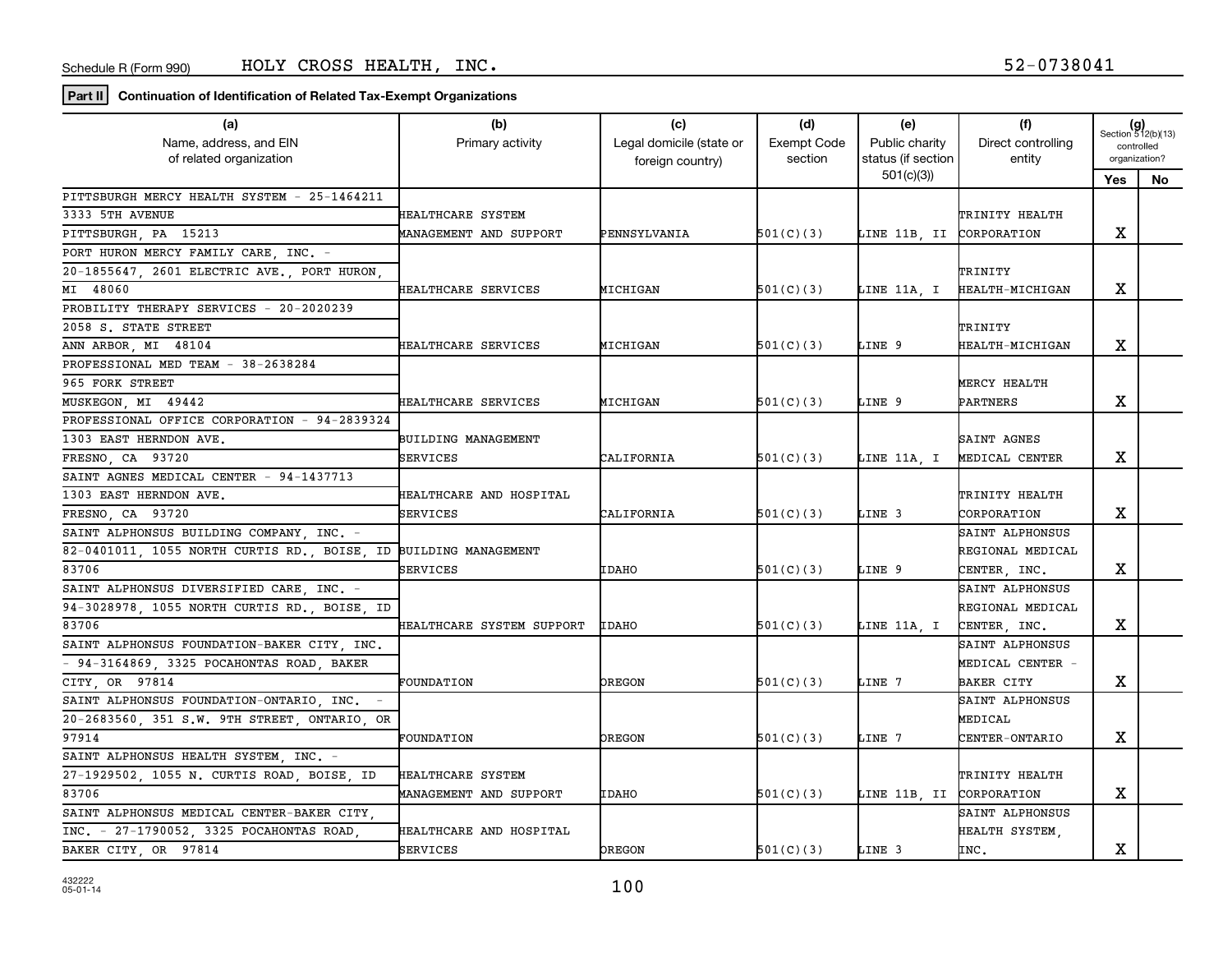Schedule R (Form 990) HOLY CROSS HEALTH, INC. 52-0738041

**Part II** **Continuation of Identification of Related Tax-Exempt Organizations**

| (a) Name, address, and EIN of related organization | (b) Primary activity | (c) Legal domicile (state or foreign country) | (d) Exempt Code section | (e) Public charity status (if section 501(c)(3)) | (f) Direct controlling entity | (g) Section 512(b)(13) controlled organization? Yes | No |
|---|---|---|---|---|---|---|---|
| PITTSBURGH MERCY HEALTH SYSTEM - 25-1464211 3333 5TH AVENUE PITTSBURGH, PA 15213 | HEALTHCARE SYSTEM MANAGEMENT AND SUPPORT | PENNSYLVANIA | 501(C)(3) | LINE 11B, II | TRINITY HEALTH CORPORATION | X | |
| PORT HURON MERCY FAMILY CARE, INC. - 20-1855647, 2601 ELECTRIC AVE., PORT HURON, MI 48060 | HEALTHCARE SERVICES | MICHIGAN | 501(C)(3) | LINE 11A, I | TRINITY HEALTH-MICHIGAN | X | |
| PROBILITY THERAPY SERVICES - 20-2020239 2058 S. STATE STREET ANN ARBOR, MI 48104 | HEALTHCARE SERVICES | MICHIGAN | 501(C)(3) | LINE 9 | TRINITY HEALTH-MICHIGAN | X | |
| PROFESSIONAL MED TEAM - 38-2638284 965 FORK STREET MUSKEGON, MI 49442 | HEALTHCARE SERVICES | MICHIGAN | 501(C)(3) | LINE 9 | MERCY HEALTH PARTNERS | X | |
| PROFESSIONAL OFFICE CORPORATION - 94-2839324 1303 EAST HERNDON AVE. FRESNO, CA 93720 | BUILDING MANAGEMENT SERVICES | CALIFORNIA | 501(C)(3) | LINE 11A, I | SAINT AGNES MEDICAL CENTER | X | |
| SAINT AGNES MEDICAL CENTER - 94-1437713 1303 EAST HERNDON AVE. FRESNO, CA 93720 | HEALTHCARE AND HOSPITAL SERVICES | CALIFORNIA | 501(C)(3) | LINE 3 | TRINITY HEALTH CORPORATION | X | |
| SAINT ALPHONSUS BUILDING COMPANY, INC. - 82-0401011, 1055 NORTH CURTIS RD., BOISE, ID 83706 | BUILDING MANAGEMENT SERVICES | IDAHO | 501(C)(3) | LINE 9 | SAINT ALPHONSUS REGIONAL MEDICAL CENTER, INC. | X | |
| SAINT ALPHONSUS DIVERSIFIED CARE, INC. - 94-3028978, 1055 NORTH CURTIS RD., BOISE, ID 83706 | HEALTHCARE SYSTEM SUPPORT | IDAHO | 501(C)(3) | LINE 11A, I | SAINT ALPHONSUS REGIONAL MEDICAL CENTER, INC. | X | |
| SAINT ALPHONSUS FOUNDATION-BAKER CITY, INC. - 94-3164869, 3325 POCAHONTAS ROAD, BAKER CITY, OR 97814 | FOUNDATION | OREGON | 501(C)(3) | LINE 7 | SAINT ALPHONSUS MEDICAL CENTER - BAKER CITY | X | |
| SAINT ALPHONSUS FOUNDATION-ONTARIO, INC. - 20-2683560, 351 S.W. 9TH STREET, ONTARIO, OR 97914 | FOUNDATION | OREGON | 501(C)(3) | LINE 7 | SAINT ALPHONSUS MEDICAL CENTER-ONTARIO | X | |
| SAINT ALPHONSUS HEALTH SYSTEM, INC. - 27-1929502, 1055 N. CURTIS ROAD, BOISE, ID 83706 | HEALTHCARE SYSTEM MANAGEMENT AND SUPPORT | IDAHO | 501(C)(3) | LINE 11B, II | TRINITY HEALTH CORPORATION | X | |
| SAINT ALPHONSUS MEDICAL CENTER-BAKER CITY, INC. - 27-1790052, 3325 POCAHONTAS ROAD, BAKER CITY, OR 97814 | HEALTHCARE AND HOSPITAL SERVICES | OREGON | 501(C)(3) | LINE 3 | SAINT ALPHONSUS HEALTH SYSTEM, INC. | X | |

432222
05-01-14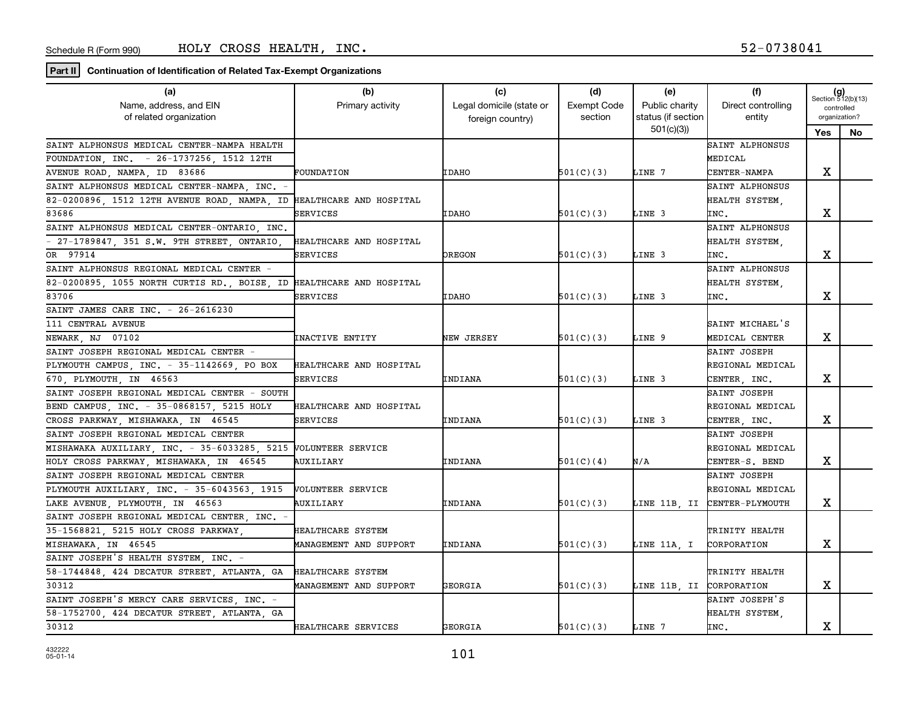Schedule R (Form 990) HOLY CROSS HEALTH, INC. 52-0738041

**Part II** **Continuation of Identification of Related Tax-Exempt Organizations**

| (a) Name, address, and EIN of related organization | (b) Primary activity | (c) Legal domicile (state or foreign country) | (d) Exempt Code section | (e) Public charity status (if section 501(c)(3)) | (f) Direct controlling entity | (g) Section 512(b)(13) controlled organization? Yes | No |
|---|---|---|---|---|---|---|---|
| SAINT ALPHONSUS MEDICAL CENTER-NAMPA HEALTH FOUNDATION, INC. - 26-1737256, 1512 12TH AVENUE ROAD, NAMPA, ID 83686 | FOUNDATION | IDAHO | 501(C)(3) | LINE 7 | SAINT ALPHONSUS MEDICAL CENTER-NAMPA | X | |
| SAINT ALPHONSUS MEDICAL CENTER-NAMPA, INC. - 82-0200896, 1512 12TH AVENUE ROAD, NAMPA, ID 83686 | HEALTHCARE AND HOSPITAL SERVICES | IDAHO | 501(C)(3) | LINE 3 | SAINT ALPHONSUS HEALTH SYSTEM, INC. | X | |
| SAINT ALPHONSUS MEDICAL CENTER-ONTARIO, INC. - 27-1789847, 351 S.W. 9TH STREET, ONTARIO, OR 97914 | HEALTHCARE AND HOSPITAL SERVICES | OREGON | 501(C)(3) | LINE 3 | SAINT ALPHONSUS HEALTH SYSTEM, INC. | X | |
| SAINT ALPHONSUS REGIONAL MEDICAL CENTER - 82-0200895, 1055 NORTH CURTIS RD., BOISE, ID 83706 | HEALTHCARE AND HOSPITAL SERVICES | IDAHO | 501(C)(3) | LINE 3 | SAINT ALPHONSUS HEALTH SYSTEM, INC. | X | |
| SAINT JAMES CARE INC. - 26-2616230 111 CENTRAL AVENUE NEWARK, NJ 07102 | INACTIVE ENTITY | NEW JERSEY | 501(C)(3) | LINE 9 | SAINT MICHAEL'S MEDICAL CENTER | X | |
| SAINT JOSEPH REGIONAL MEDICAL CENTER - PLYMOUTH CAMPUS, INC. - 35-1142669, PO BOX 670, PLYMOUTH, IN 46563 | HEALTHCARE AND HOSPITAL SERVICES | INDIANA | 501(C)(3) | LINE 3 | SAINT JOSEPH REGIONAL MEDICAL CENTER, INC. | X | |
| SAINT JOSEPH REGIONAL MEDICAL CENTER - SOUTH BEND CAMPUS, INC. - 35-0868157, 5215 HOLY CROSS PARKWAY, MISHAWAKA, IN 46545 | HEALTHCARE AND HOSPITAL SERVICES | INDIANA | 501(C)(3) | LINE 3 | SAINT JOSEPH REGIONAL MEDICAL CENTER, INC. | X | |
| SAINT JOSEPH REGIONAL MEDICAL CENTER MISHAWAKA AUXILIARY, INC. - 35-6033285, 5215 HOLY CROSS PARKWAY, MISHAWAKA, IN 46545 | VOLUNTEER SERVICE AUXILIARY | INDIANA | 501(C)(4) | N/A | SAINT JOSEPH REGIONAL MEDICAL CENTER-S. BEND | X | |
| SAINT JOSEPH REGIONAL MEDICAL CENTER PLYMOUTH AUXILIARY, INC. - 35-6043563, 1915 LAKE AVENUE, PLYMOUTH, IN 46563 | VOLUNTEER SERVICE AUXILIARY | INDIANA | 501(C)(3) | LINE 11B, II | SAINT JOSEPH REGIONAL MEDICAL CENTER-PLYMOUTH | X | |
| SAINT JOSEPH REGIONAL MEDICAL CENTER, INC. - 35-1568821, 5215 HOLY CROSS PARKWAY, MISHAWAKA, IN 46545 | HEALTHCARE SYSTEM MANAGEMENT AND SUPPORT | INDIANA | 501(C)(3) | LINE 11A, I | TRINITY HEALTH CORPORATION | X | |
| SAINT JOSEPH'S HEALTH SYSTEM, INC. - 58-1744848, 424 DECATUR STREET, ATLANTA, GA 30312 | HEALTHCARE SYSTEM MANAGEMENT AND SUPPORT | GEORGIA | 501(C)(3) | LINE 11B, II | TRINITY HEALTH CORPORATION | X | |
| SAINT JOSEPH'S MERCY CARE SERVICES, INC. - 58-1752700, 424 DECATUR STREET, ATLANTA, GA 30312 | HEALTHCARE SERVICES | GEORGIA | 501(C)(3) | LINE 7 | SAINT JOSEPH'S HEALTH SYSTEM, INC. | X | |

432222
05-01-14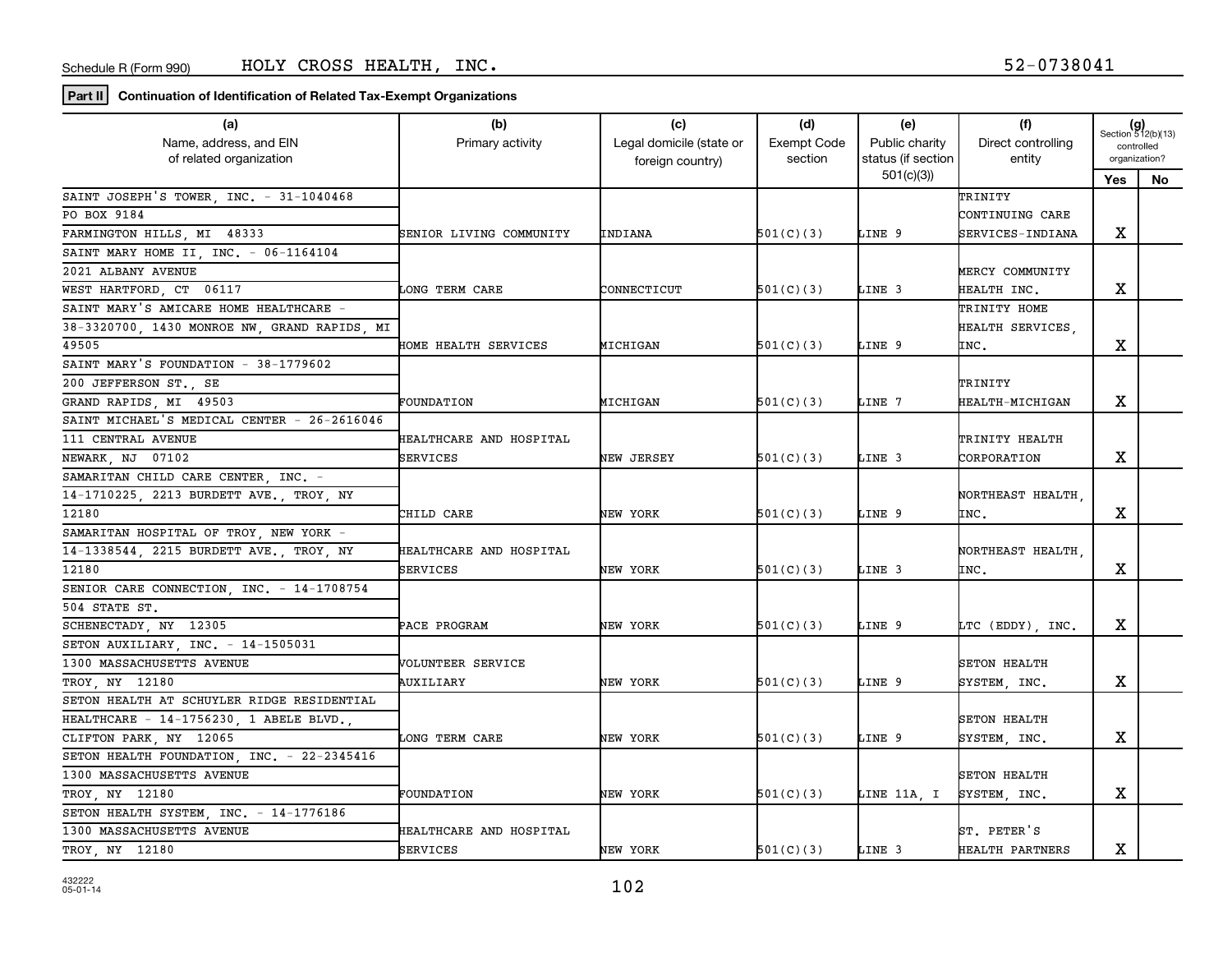Schedule R (Form 990) HOLY CROSS HEALTH, INC. 52-0738041

**Part II** **Continuation of Identification of Related Tax-Exempt Organizations**

| (a) Name, address, and EIN of related organization | (b) Primary activity | (c) Legal domicile (state or foreign country) | (d) Exempt Code section | (e) Public charity status (if section 501(c)(3)) | (f) Direct controlling entity | (g) Section 512(b)(13) controlled organization? Yes | No |
|---|---|---|---|---|---|---|---|
| SAINT JOSEPH'S TOWER, INC. - 31-1040468<br>PO BOX 9184<br>FARMINGTON HILLS, MI 48333 | SENIOR LIVING COMMUNITY | INDIANA | 501(C)(3) | LINE 9 | TRINITY CONTINUING CARE SERVICES-INDIANA | X | |
| SAINT MARY HOME II, INC. - 06-1164104<br>2021 ALBANY AVENUE<br>WEST HARTFORD, CT 06117 | LONG TERM CARE | CONNECTICUT | 501(C)(3) | LINE 3 | MERCY COMMUNITY HEALTH INC. | X | |
| SAINT MARY'S AMICARE HOME HEALTHCARE - 38-3320700, 1430 MONROE NW, GRAND RAPIDS, MI 49505 | HOME HEALTH SERVICES | MICHIGAN | 501(C)(3) | LINE 9 | TRINITY HOME HEALTH SERVICES, INC. | X | |
| SAINT MARY'S FOUNDATION - 38-1779602<br>200 JEFFERSON ST., SE<br>GRAND RAPIDS, MI 49503 | FOUNDATION | MICHIGAN | 501(C)(3) | LINE 7 | TRINITY HEALTH-MICHIGAN | X | |
| SAINT MICHAEL'S MEDICAL CENTER - 26-2616046<br>111 CENTRAL AVENUE<br>NEWARK, NJ 07102 | HEALTHCARE AND HOSPITAL SERVICES | NEW JERSEY | 501(C)(3) | LINE 3 | TRINITY HEALTH CORPORATION | X | |
| SAMARITAN CHILD CARE CENTER, INC. - 14-1710225, 2213 BURDETT AVE., TROY, NY 12180 | CHILD CARE | NEW YORK | 501(C)(3) | LINE 9 | NORTHEAST HEALTH, INC. | X | |
| SAMARITAN HOSPITAL OF TROY, NEW YORK - 14-1338544, 2215 BURDETT AVE., TROY, NY 12180 | HEALTHCARE AND HOSPITAL SERVICES | NEW YORK | 501(C)(3) | LINE 3 | NORTHEAST HEALTH, INC. | X | |
| SENIOR CARE CONNECTION, INC. - 14-1708754<br>504 STATE ST.<br>SCHENECTADY, NY 12305 | PACE PROGRAM | NEW YORK | 501(C)(3) | LINE 9 | LTC (EDDY), INC. | X | |
| SETON AUXILIARY, INC. - 14-1505031<br>1300 MASSACHUSETTS AVENUE<br>TROY, NY 12180 | VOLUNTEER SERVICE AUXILIARY | NEW YORK | 501(C)(3) | LINE 9 | SETON HEALTH SYSTEM, INC. | X | |
| SETON HEALTH AT SCHUYLER RIDGE RESIDENTIAL HEALTHCARE - 14-1756230, 1 ABELE BLVD., CLIFTON PARK, NY 12065 | LONG TERM CARE | NEW YORK | 501(C)(3) | LINE 9 | SETON HEALTH SYSTEM, INC. | X | |
| SETON HEALTH FOUNDATION, INC. - 22-2345416<br>1300 MASSACHUSETTS AVENUE<br>TROY, NY 12180 | FOUNDATION | NEW YORK | 501(C)(3) | LINE 11A, I | SETON HEALTH SYSTEM, INC. | X | |
| SETON HEALTH SYSTEM, INC. - 14-1776186<br>1300 MASSACHUSETTS AVENUE<br>TROY, NY 12180 | HEALTHCARE AND HOSPITAL SERVICES | NEW YORK | 501(C)(3) | LINE 3 | ST. PETER'S HEALTH PARTNERS | X | |

432222
05-01-14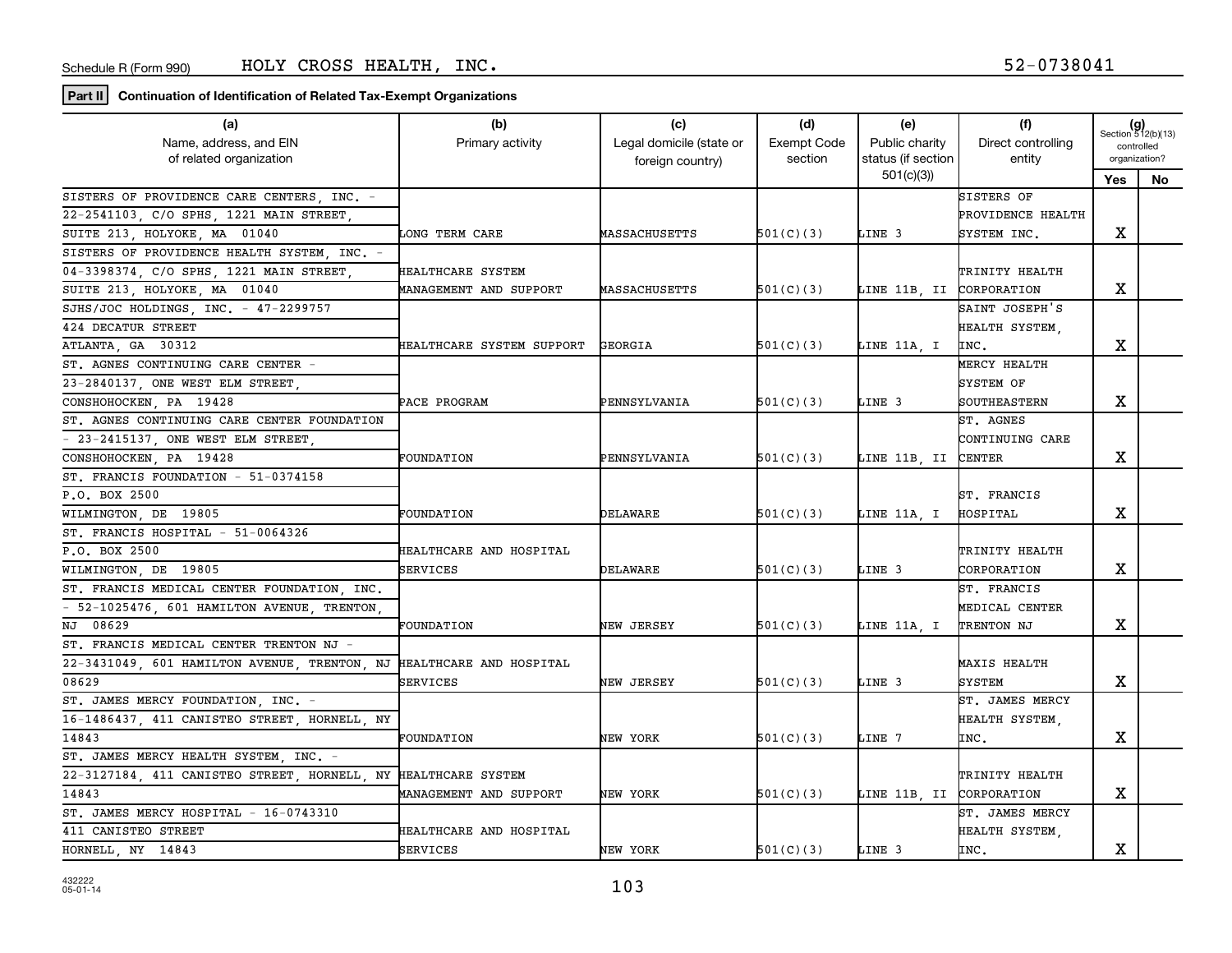Schedule R (Form 990) HOLY CROSS HEALTH, INC. 52-0738041

**Part II** **Continuation of Identification of Related Tax-Exempt Organizations**

| (a) Name, address, and EIN of related organization | (b) Primary activity | (c) Legal domicile (state or foreign country) | (d) Exempt Code section | (e) Public charity status (if section 501(c)(3)) | (f) Direct controlling entity | (g) Section 512(b)(13) controlled organization? Yes | No |
|---|---|---|---|---|---|---|---|
| SISTERS OF PROVIDENCE CARE CENTERS, INC. - 22-2541103, C/O SPHS, 1221 MAIN STREET, SUITE 213, HOLYOKE, MA 01040 | LONG TERM CARE | MASSACHUSETTS | 501(C)(3) | LINE 3 | SISTERS OF PROVIDENCE HEALTH SYSTEM INC. | X | |
| SISTERS OF PROVIDENCE HEALTH SYSTEM, INC. - 04-3398374, C/O SPHS, 1221 MAIN STREET, SUITE 213, HOLYOKE, MA 01040 | HEALTHCARE SYSTEM MANAGEMENT AND SUPPORT | MASSACHUSETTS | 501(C)(3) | LINE 11B, II | TRINITY HEALTH CORPORATION | X | |
| SJHS/JOC HOLDINGS, INC. - 47-2299757 424 DECATUR STREET ATLANTA, GA 30312 | HEALTHCARE SYSTEM SUPPORT | GEORGIA | 501(C)(3) | LINE 11A, I | SAINT JOSEPH'S HEALTH SYSTEM, INC. | X | |
| ST. AGNES CONTINUING CARE CENTER - 23-2840137, ONE WEST ELM STREET, CONSHOHOCKEN, PA 19428 | PACE PROGRAM | PENNSYLVANIA | 501(C)(3) | LINE 3 | MERCY HEALTH SYSTEM OF SOUTHEASTERN | X | |
| ST. AGNES CONTINUING CARE CENTER FOUNDATION - 23-2415137, ONE WEST ELM STREET, CONSHOHOCKEN, PA 19428 | FOUNDATION | PENNSYLVANIA | 501(C)(3) | LINE 11B, II | ST. AGNES CONTINUING CARE CENTER | X | |
| ST. FRANCIS FOUNDATION - 51-0374158 P.O. BOX 2500 WILMINGTON, DE 19805 | FOUNDATION | DELAWARE | 501(C)(3) | LINE 11A, I | ST. FRANCIS HOSPITAL | X | |
| ST. FRANCIS HOSPITAL - 51-0064326 P.O. BOX 2500 WILMINGTON, DE 19805 | HEALTHCARE AND HOSPITAL SERVICES | DELAWARE | 501(C)(3) | LINE 3 | TRINITY HEALTH CORPORATION | X | |
| ST. FRANCIS MEDICAL CENTER FOUNDATION, INC. - 52-1025476, 601 HAMILTON AVENUE, TRENTON, NJ 08629 | FOUNDATION | NEW JERSEY | 501(C)(3) | LINE 11A, I | ST. FRANCIS MEDICAL CENTER TRENTON NJ | X | |
| ST. FRANCIS MEDICAL CENTER TRENTON NJ - 22-3431049, 601 HAMILTON AVENUE, TRENTON, NJ 08629 | HEALTHCARE AND HOSPITAL SERVICES | NEW JERSEY | 501(C)(3) | LINE 3 | MAXIS HEALTH SYSTEM | X | |
| ST. JAMES MERCY FOUNDATION, INC. - 16-1486437, 411 CANISTEO STREET, HORNELL, NY 14843 | FOUNDATION | NEW YORK | 501(C)(3) | LINE 7 | ST. JAMES MERCY HEALTH SYSTEM, INC. | X | |
| ST. JAMES MERCY HEALTH SYSTEM, INC. - 22-3127184, 411 CANISTEO STREET, HORNELL, NY 14843 | HEALTHCARE SYSTEM MANAGEMENT AND SUPPORT | NEW YORK | 501(C)(3) | LINE 11B, II | TRINITY HEALTH CORPORATION | X | |
| ST. JAMES MERCY HOSPITAL - 16-0743310 411 CANISTEO STREET HORNELL, NY 14843 | HEALTHCARE AND HOSPITAL SERVICES | NEW YORK | 501(C)(3) | LINE 3 | ST. JAMES MERCY HEALTH SYSTEM, INC. | X | |

432222
05-01-14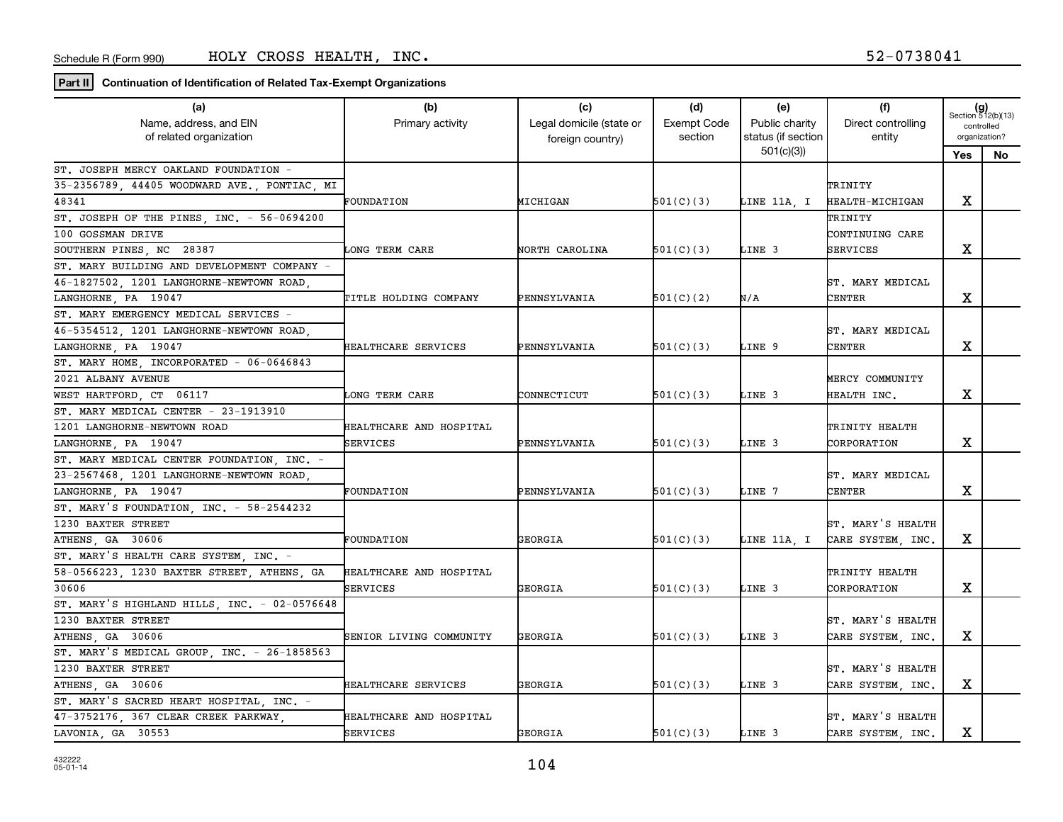Schedule R (Form 990)   HOLY CROSS HEALTH, INC.   52-0738041

**Part II** **Continuation of Identification of Related Tax-Exempt Organizations**

| (a) Name, address, and EIN of related organization | (b) Primary activity | (c) Legal domicile (state or foreign country) | (d) Exempt Code section | (e) Public charity status (if section 501(c)(3)) | (f) Direct controlling entity | (g) Section 512(b)(13) controlled organization? Yes | No |
|---|---|---|---|---|---|---|---|
| ST. JOSEPH MERCY OAKLAND FOUNDATION - 35-2356789, 44405 WOODWARD AVE., PONTIAC, MI 48341 | FOUNDATION | MICHIGAN | 501(C)(3) | LINE 11A, I | TRINITY HEALTH-MICHIGAN | X | |
| ST. JOSEPH OF THE PINES, INC. - 56-0694200 100 GOSSMAN DRIVE SOUTHERN PINES, NC 28387 | LONG TERM CARE | NORTH CAROLINA | 501(C)(3) | LINE 3 | TRINITY CONTINUING CARE SERVICES | X | |
| ST. MARY BUILDING AND DEVELOPMENT COMPANY - 46-1827502, 1201 LANGHORNE-NEWTOWN ROAD, LANGHORNE, PA 19047 | TITLE HOLDING COMPANY | PENNSYLVANIA | 501(C)(2) | N/A | ST. MARY MEDICAL CENTER | X | |
| ST. MARY EMERGENCY MEDICAL SERVICES - 46-5354512, 1201 LANGHORNE-NEWTOWN ROAD, LANGHORNE, PA 19047 | HEALTHCARE SERVICES | PENNSYLVANIA | 501(C)(3) | LINE 9 | ST. MARY MEDICAL CENTER | X | |
| ST. MARY HOME, INCORPORATED - 06-0646843 2021 ALBANY AVENUE WEST HARTFORD, CT 06117 | LONG TERM CARE | CONNECTICUT | 501(C)(3) | LINE 3 | MERCY COMMUNITY HEALTH INC. | X | |
| ST. MARY MEDICAL CENTER - 23-1913910 1201 LANGHORNE-NEWTOWN ROAD LANGHORNE, PA 19047 | HEALTHCARE AND HOSPITAL SERVICES | PENNSYLVANIA | 501(C)(3) | LINE 3 | TRINITY HEALTH CORPORATION | X | |
| ST. MARY MEDICAL CENTER FOUNDATION, INC. - 23-2567468, 1201 LANGHORNE-NEWTOWN ROAD, LANGHORNE, PA 19047 | FOUNDATION | PENNSYLVANIA | 501(C)(3) | LINE 7 | ST. MARY MEDICAL CENTER | X | |
| ST. MARY'S FOUNDATION, INC. - 58-2544232 1230 BAXTER STREET ATHENS, GA 30606 | FOUNDATION | GEORGIA | 501(C)(3) | LINE 11A, I | ST. MARY'S HEALTH CARE SYSTEM, INC. | X | |
| ST. MARY'S HEALTH CARE SYSTEM, INC. - 58-0566223, 1230 BAXTER STREET, ATHENS, GA 30606 | HEALTHCARE AND HOSPITAL SERVICES | GEORGIA | 501(C)(3) | LINE 3 | TRINITY HEALTH CORPORATION | X | |
| ST. MARY'S HIGHLAND HILLS, INC. - 02-0576648 1230 BAXTER STREET ATHENS, GA 30606 | SENIOR LIVING COMMUNITY | GEORGIA | 501(C)(3) | LINE 3 | ST. MARY'S HEALTH CARE SYSTEM, INC. | X | |
| ST. MARY'S MEDICAL GROUP, INC. - 26-1858563 1230 BAXTER STREET ATHENS, GA 30606 | HEALTHCARE SERVICES | GEORGIA | 501(C)(3) | LINE 3 | ST. MARY'S HEALTH CARE SYSTEM, INC. | X | |
| ST. MARY'S SACRED HEART HOSPITAL, INC. - 47-3752176, 367 CLEAR CREEK PARKWAY, LAVONIA, GA 30553 | HEALTHCARE AND HOSPITAL SERVICES | GEORGIA | 501(C)(3) | LINE 3 | ST. MARY'S HEALTH CARE SYSTEM, INC. | X | |

432222 05-01-14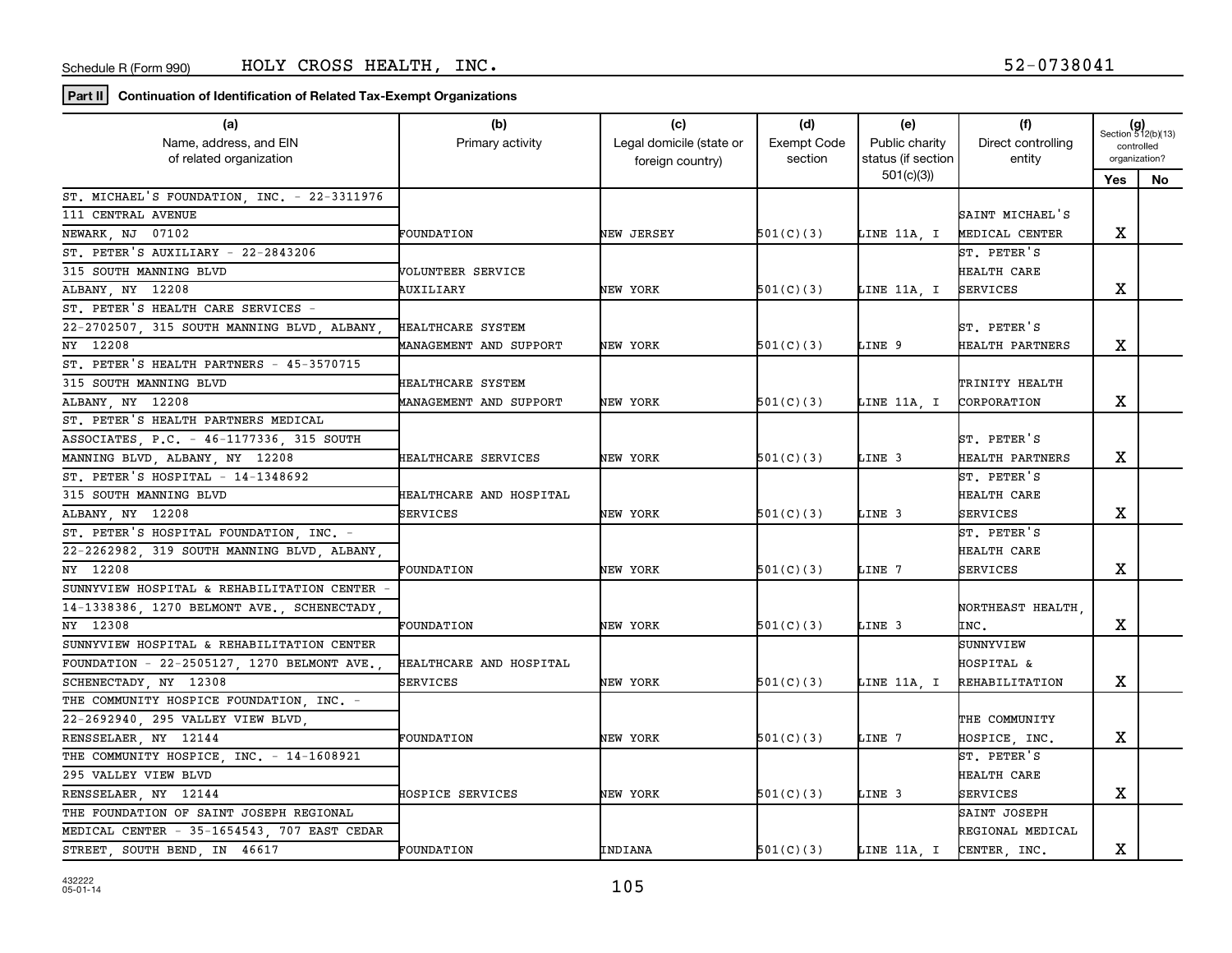Schedule R (Form 990)    HOLY CROSS HEALTH, INC.    52-0738041

**Part II** **Continuation of Identification of Related Tax-Exempt Organizations**

| (a) Name, address, and EIN of related organization | (b) Primary activity | (c) Legal domicile (state or foreign country) | (d) Exempt Code section | (e) Public charity status (if section 501(c)(3)) | (f) Direct controlling entity | (g) Section 512(b)(13) controlled organization? Yes | No |
|---|---|---|---|---|---|---|---|
| ST. MICHAEL'S FOUNDATION, INC. - 22-3311976 111 CENTRAL AVENUE NEWARK, NJ 07102 | FOUNDATION | NEW JERSEY | 501(C)(3) | LINE 11A, I | SAINT MICHAEL'S MEDICAL CENTER | X | |
| ST. PETER'S AUXILIARY - 22-2843206 315 SOUTH MANNING BLVD ALBANY, NY 12208 | VOLUNTEER SERVICE AUXILIARY | NEW YORK | 501(C)(3) | LINE 11A, I | ST. PETER'S HEALTH CARE SERVICES | X | |
| ST. PETER'S HEALTH CARE SERVICES - 22-2702507, 315 SOUTH MANNING BLVD, ALBANY, NY 12208 | HEALTHCARE SYSTEM MANAGEMENT AND SUPPORT | NEW YORK | 501(C)(3) | LINE 9 | ST. PETER'S HEALTH PARTNERS | X | |
| ST. PETER'S HEALTH PARTNERS - 45-3570715 315 SOUTH MANNING BLVD ALBANY, NY 12208 | HEALTHCARE SYSTEM MANAGEMENT AND SUPPORT | NEW YORK | 501(C)(3) | LINE 11A, I | TRINITY HEALTH CORPORATION | X | |
| ST. PETER'S HEALTH PARTNERS MEDICAL ASSOCIATES, P.C. - 46-1177336, 315 SOUTH MANNING BLVD, ALBANY, NY 12208 | HEALTHCARE SERVICES | NEW YORK | 501(C)(3) | LINE 3 | ST. PETER'S HEALTH PARTNERS | X | |
| ST. PETER'S HOSPITAL - 14-1348692 315 SOUTH MANNING BLVD ALBANY, NY 12208 | HEALTHCARE AND HOSPITAL SERVICES | NEW YORK | 501(C)(3) | LINE 3 | ST. PETER'S HEALTH CARE SERVICES | X | |
| ST. PETER'S HOSPITAL FOUNDATION, INC. - 22-2262982, 319 SOUTH MANNING BLVD, ALBANY, NY 12208 | FOUNDATION | NEW YORK | 501(C)(3) | LINE 7 | ST. PETER'S HEALTH CARE SERVICES | X | |
| SUNNYVIEW HOSPITAL & REHABILITATION CENTER - 14-1338386, 1270 BELMONT AVE., SCHENECTADY, NY 12308 | FOUNDATION | NEW YORK | 501(C)(3) | LINE 3 | NORTHEAST HEALTH, INC. | X | |
| SUNNYVIEW HOSPITAL & REHABILITATION CENTER FOUNDATION - 22-2505127, 1270 BELMONT AVE., SCHENECTADY, NY 12308 | HEALTHCARE AND HOSPITAL SERVICES | NEW YORK | 501(C)(3) | LINE 11A, I | SUNNYVIEW HOSPITAL & REHABILITATION | X | |
| THE COMMUNITY HOSPICE FOUNDATION, INC. - 22-2692940, 295 VALLEY VIEW BLVD, RENSSELAER, NY 12144 | FOUNDATION | NEW YORK | 501(C)(3) | LINE 7 | THE COMMUNITY HOSPICE, INC. | X | |
| THE COMMUNITY HOSPICE, INC. - 14-1608921 295 VALLEY VIEW BLVD RENSSELAER, NY 12144 | HOSPICE SERVICES | NEW YORK | 501(C)(3) | LINE 3 | ST. PETER'S HEALTH CARE SERVICES | X | |
| THE FOUNDATION OF SAINT JOSEPH REGIONAL MEDICAL CENTER - 35-1654543, 707 EAST CEDAR STREET, SOUTH BEND, IN 46617 | FOUNDATION | INDIANA | 501(C)(3) | LINE 11A, I | SAINT JOSEPH REGIONAL MEDICAL CENTER, INC. | X | |

432222
05-01-14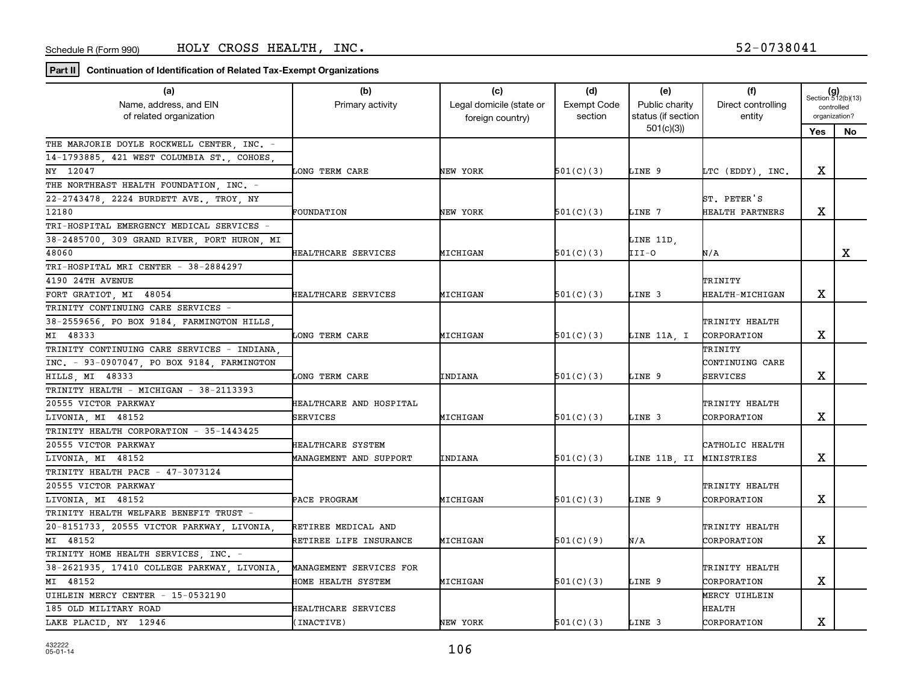Schedule R (Form 990) HOLY CROSS HEALTH, INC. 52-0738041

**Part II** **Continuation of Identification of Related Tax-Exempt Organizations**

| (a) Name, address, and EIN of related organization | (b) Primary activity | (c) Legal domicile (state or foreign country) | (d) Exempt Code section | (e) Public charity status (if section 501(c)(3)) | (f) Direct controlling entity | (g) Section 512(b)(13) controlled organization? Yes | No |
|---|---|---|---|---|---|---|---|
| THE MARJORIE DOYLE ROCKWELL CENTER, INC. - 14-1793885, 421 WEST COLUMBIA ST., COHOES, NY 12047 | LONG TERM CARE | NEW YORK | 501(C)(3) | LINE 9 | LTC (EDDY), INC. | X | |
| THE NORTHEAST HEALTH FOUNDATION, INC. - 22-2743478, 2224 BURDETT AVE., TROY, NY 12180 | FOUNDATION | NEW YORK | 501(C)(3) | LINE 7 | ST. PETER'S HEALTH PARTNERS | X | |
| TRI-HOSPITAL EMERGENCY MEDICAL SERVICES - 38-2485700, 309 GRAND RIVER, PORT HURON, MI 48060 | HEALTHCARE SERVICES | MICHIGAN | 501(C)(3) | LINE 11D, III-O | N/A | | X |
| TRI-HOSPITAL MRI CENTER - 38-2884297 4190 24TH AVENUE FORT GRATIOT, MI 48054 | HEALTHCARE SERVICES | MICHIGAN | 501(C)(3) | LINE 3 | TRINITY HEALTH-MICHIGAN | X | |
| TRINITY CONTINUING CARE SERVICES - 38-2559656, PO BOX 9184, FARMINGTON HILLS, MI 48333 | LONG TERM CARE | MICHIGAN | 501(C)(3) | LINE 11A, I | TRINITY HEALTH CORPORATION | X | |
| TRINITY CONTINUING CARE SERVICES - INDIANA, INC. - 93-0907047, PO BOX 9184, FARMINGTON HILLS, MI 48333 | LONG TERM CARE | INDIANA | 501(C)(3) | LINE 9 | TRINITY CONTINUING CARE SERVICES | X | |
| TRINITY HEALTH - MICHIGAN - 38-2113393 20555 VICTOR PARKWAY LIVONIA, MI 48152 | HEALTHCARE AND HOSPITAL SERVICES | MICHIGAN | 501(C)(3) | LINE 3 | TRINITY HEALTH CORPORATION | X | |
| TRINITY HEALTH CORPORATION - 35-1443425 20555 VICTOR PARKWAY LIVONIA, MI 48152 | HEALTHCARE SYSTEM MANAGEMENT AND SUPPORT | INDIANA | 501(C)(3) | LINE 11B, II | CATHOLIC HEALTH MINISTRIES | X | |
| TRINITY HEALTH PACE - 47-3073124 20555 VICTOR PARKWAY LIVONIA, MI 48152 | PACE PROGRAM | MICHIGAN | 501(C)(3) | LINE 9 | TRINITY HEALTH CORPORATION | X | |
| TRINITY HEALTH WELFARE BENEFIT TRUST - 20-8151733, 20555 VICTOR PARKWAY, LIVONIA, MI 48152 | RETIREE MEDICAL AND RETIREE LIFE INSURANCE | MICHIGAN | 501(C)(9) | N/A | TRINITY HEALTH CORPORATION | X | |
| TRINITY HOME HEALTH SERVICES, INC. - 38-2621935, 17410 COLLEGE PARKWAY, LIVONIA, MI 48152 | MANAGEMENT SERVICES FOR HOME HEALTH SYSTEM | MICHIGAN | 501(C)(3) | LINE 9 | TRINITY HEALTH CORPORATION | X | |
| UIHLEIN MERCY CENTER - 15-0532190 185 OLD MILITARY ROAD LAKE PLACID, NY 12946 | HEALTHCARE SERVICES (INACTIVE) | NEW YORK | 501(C)(3) | LINE 3 | MERCY UIHLEIN HEALTH CORPORATION | X | |

432222
05-01-14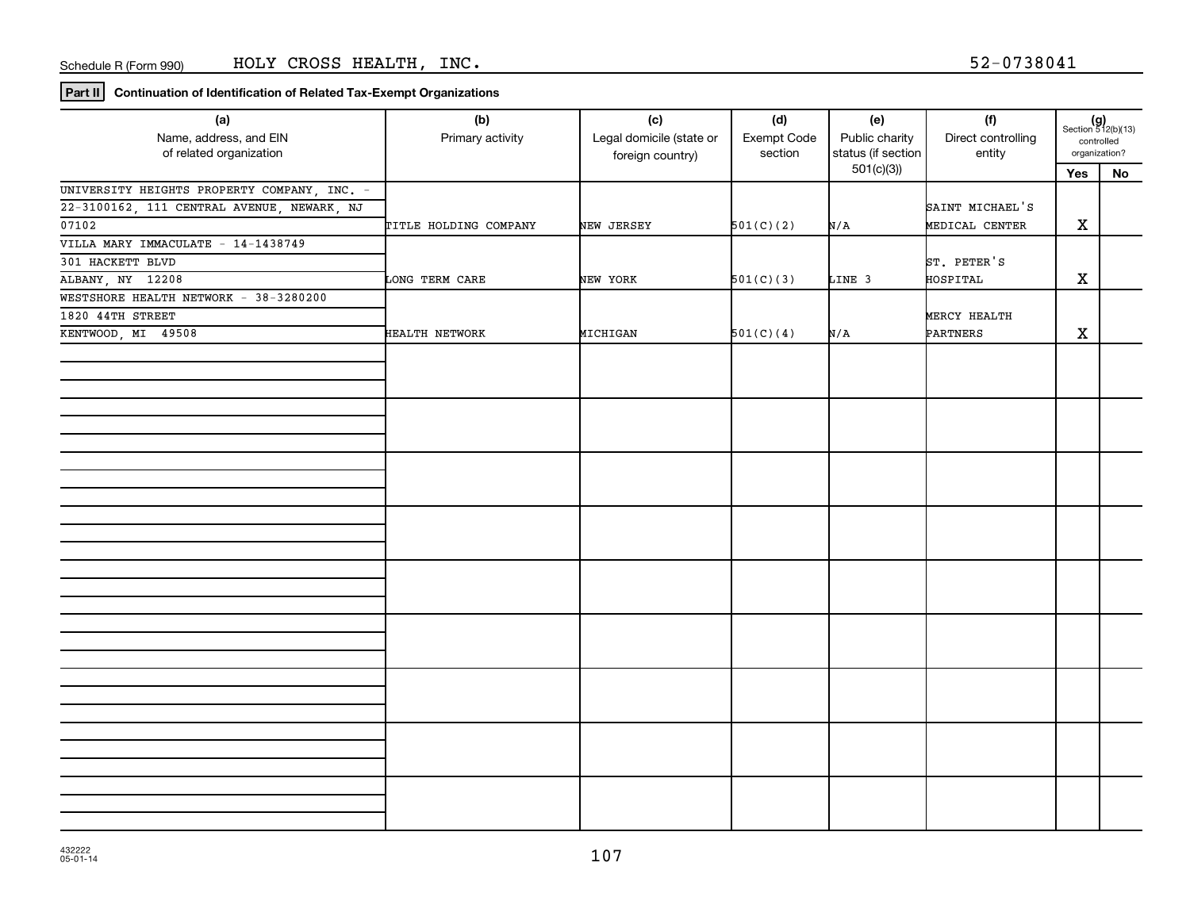Schedule R (Form 990) HOLY CROSS HEALTH, INC. 52-0738041

**Part II** **Continuation of Identification of Related Tax-Exempt Organizations**

| (a) Name, address, and EIN of related organization | (b) Primary activity | (c) Legal domicile (state or foreign country) | (d) Exempt Code section | (e) Public charity status (if section 501(c)(3)) | (f) Direct controlling entity | (g) Section 512(b)(13) controlled organization? Yes | No |
|---|---|---|---|---|---|---|---|
| UNIVERSITY HEIGHTS PROPERTY COMPANY, INC. - 22-3100162, 111 CENTRAL AVENUE, NEWARK, NJ 07102 | TITLE HOLDING COMPANY | NEW JERSEY | 501(C)(2) | N/A | SAINT MICHAEL'S MEDICAL CENTER | X | |
| VILLA MARY IMMACULATE - 14-1438749 301 HACKETT BLVD ALBANY, NY 12208 | LONG TERM CARE | NEW YORK | 501(C)(3) | LINE 3 | ST. PETER'S HOSPITAL | X | |
| WESTSHORE HEALTH NETWORK - 38-3280200 1820 44TH STREET KENTWOOD, MI 49508 | HEALTH NETWORK | MICHIGAN | 501(C)(4) | N/A | MERCY HEALTH PARTNERS | X | |

432222
05-01-14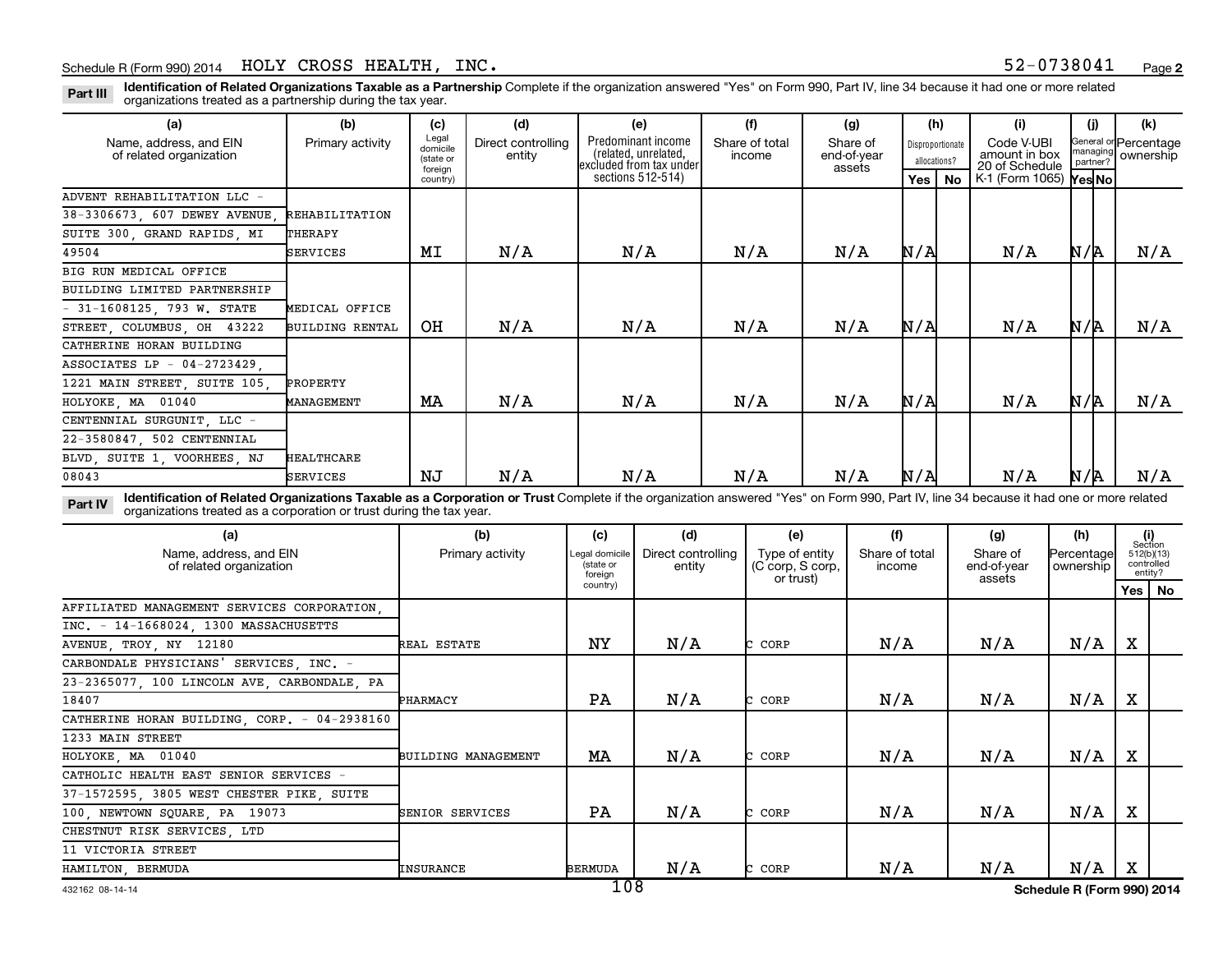Schedule R (Form 990) 2014 HOLY CROSS HEALTH, INC. 52-0738041 Page 2

**Part III** **Identification of Related Organizations Taxable as a Partnership** Complete if the organization answered "Yes" on Form 990, Part IV, line 34 because it had one or more related organizations treated as a partnership during the tax year.

| (a) Name, address, and EIN of related organization | (b) Primary activity | (c) Legal domicile (state or foreign country) | (d) Direct controlling entity | (e) Predominant income (related, unrelated, excluded from tax under sections 512-514) | (f) Share of total income | (g) Share of end-of-year assets | (h) Disproportionate allocations? Yes | (h) No | (i) Code V-UBI amount in box 20 of Schedule K-1 (Form 1065) | (j) General or managing partner? Yes | (j) No | (k) Percentage ownership |
|---|---|---|---|---|---|---|---|---|---|---|---|---|
| ADVENT REHABILITATION LLC - 38-3306673, 607 DEWEY AVENUE, SUITE 300, GRAND RAPIDS, MI 49504 | REHABILITATION THERAPY SERVICES | MI | N/A | N/A | N/A | N/A | N/A | | N/A | N/A | | N/A |
| BIG RUN MEDICAL OFFICE BUILDING LIMITED PARTNERSHIP - 31-1608125, 793 W. STATE STREET, COLUMBUS, OH 43222 | MEDICAL OFFICE BUILDING RENTAL | OH | N/A | N/A | N/A | N/A | N/A | | N/A | N/A | | N/A |
| CATHERINE HORAN BUILDING ASSOCIATES LP - 04-2723429, 1221 MAIN STREET, SUITE 105, HOLYOKE, MA 01040 | PROPERTY MANAGEMENT | MA | N/A | N/A | N/A | N/A | N/A | | N/A | N/A | | N/A |
| CENTENNIAL SURGUNIT, LLC - 22-3580847, 502 CENTENNIAL BLVD, SUITE 1, VOORHEES, NJ 08043 | HEALTHCARE SERVICES | NJ | N/A | N/A | N/A | N/A | N/A | | N/A | N/A | | N/A |

**Part IV** **Identification of Related Organizations Taxable as a Corporation or Trust** Complete if the organization answered "Yes" on Form 990, Part IV, line 34 because it had one or more related organizations treated as a corporation or trust during the tax year.

| (a) Name, address, and EIN of related organization | (b) Primary activity | (c) Legal domicile (state or foreign country) | (d) Direct controlling entity | (e) Type of entity (C corp, S corp, or trust) | (f) Share of total income | (g) Share of end-of-year assets | (h) Percentage ownership | (i) Section 512(b)(13) controlled entity? Yes | (i) No |
|---|---|---|---|---|---|---|---|---|---|
| AFFILIATED MANAGEMENT SERVICES CORPORATION, INC. - 14-1668024, 1300 MASSACHUSETTS AVENUE, TROY, NY 12180 | REAL ESTATE | NY | N/A | C CORP | N/A | N/A | N/A | X | |
| CARBONDALE PHYSICIANS' SERVICES, INC. - 23-2365077, 100 LINCOLN AVE, CARBONDALE, PA 18407 | PHARMACY | PA | N/A | C CORP | N/A | N/A | N/A | X | |
| CATHERINE HORAN BUILDING, CORP. - 04-2938160 1233 MAIN STREET HOLYOKE, MA 01040 | BUILDING MANAGEMENT | MA | N/A | C CORP | N/A | N/A | N/A | X | |
| CATHOLIC HEALTH EAST SENIOR SERVICES - 37-1572595, 3805 WEST CHESTER PIKE, SUITE 100, NEWTOWN SQUARE, PA 19073 | SENIOR SERVICES | PA | N/A | C CORP | N/A | N/A | N/A | X | |
| CHESTNUT RISK SERVICES, LTD 11 VICTORIA STREET HAMILTON, BERMUDA | INSURANCE | BERMUDA | N/A | C CORP | N/A | N/A | N/A | X | |

432162 08-14-14 Schedule R (Form 990) 2014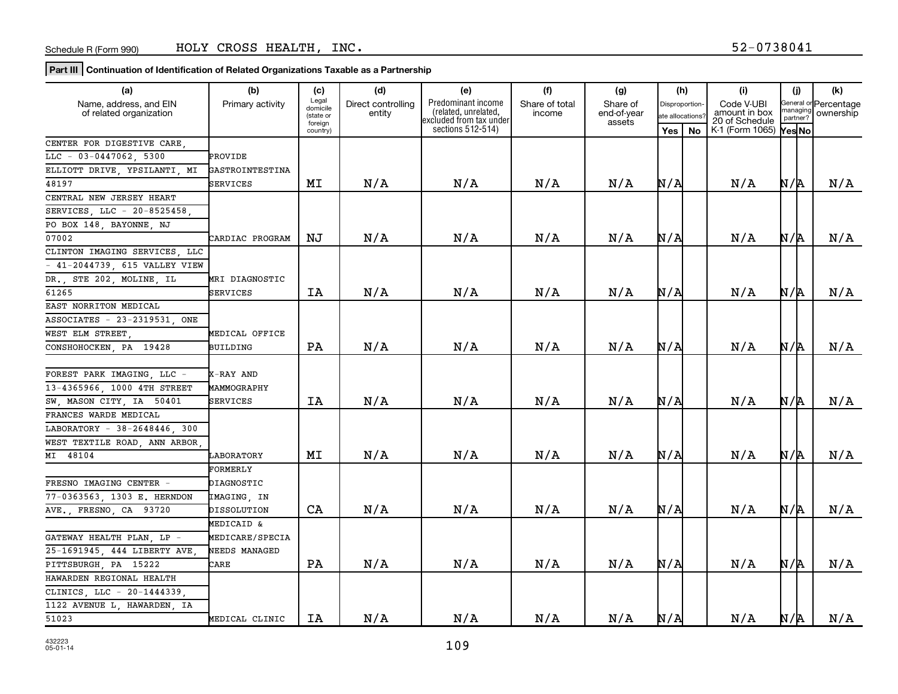Schedule R (Form 990) HOLY CROSS HEALTH, INC. 52-0738041

**Part III | Continuation of Identification of Related Organizations Taxable as a Partnership**

| (a) Name, address, and EIN of related organization | (b) Primary activity | (c) Legal domicile (state or foreign country) | (d) Direct controlling entity | (e) Predominant income (related, unrelated, excluded from tax under sections 512-514) | (f) Share of total income | (g) Share of end-of-year assets | (h) Disproportionate allocations? Yes | (h) No | (i) Code V-UBI amount in box 20 of Schedule K-1 (Form 1065) | (j) General or managing partner? Yes | (j) No | (k) Percentage ownership |
|---|---|---|---|---|---|---|---|---|---|---|---|---|
| CENTER FOR DIGESTIVE CARE, LLC - 03-0447062, 5300 ELLIOTT DRIVE, YPSILANTI, MI 48197 | PROVIDE GASTROINTESTINA SERVICES | MI | N/A | N/A | N/A | N/A | N/A | | N/A | N/A | | N/A |
| CENTRAL NEW JERSEY HEART SERVICES, LLC - 20-8525458, PO BOX 148, BAYONNE, NJ 07002 | CARDIAC PROGRAM | NJ | N/A | N/A | N/A | N/A | N/A | | N/A | N/A | | N/A |
| CLINTON IMAGING SERVICES, LLC - 41-2044739, 615 VALLEY VIEW DR., STE 202, MOLINE, IL 61265 | MRI DIAGNOSTIC SERVICES | IA | N/A | N/A | N/A | N/A | N/A | | N/A | N/A | | N/A |
| EAST NORRITON MEDICAL ASSOCIATES - 23-2319531, ONE WEST ELM STREET, CONSHOHOCKEN, PA 19428 | MEDICAL OFFICE BUILDING | PA | N/A | N/A | N/A | N/A | N/A | | N/A | N/A | | N/A |
| FOREST PARK IMAGING, LLC - 13-4365966, 1000 4TH STREET SW, MASON CITY, IA 50401 | X-RAY AND MAMMOGRAPHY SERVICES | IA | N/A | N/A | N/A | N/A | N/A | | N/A | N/A | | N/A |
| FRANCES WARDE MEDICAL LABORATORY - 38-2648446, 300 WEST TEXTILE ROAD, ANN ARBOR, MI 48104 | LABORATORY | MI | N/A | N/A | N/A | N/A | N/A | | N/A | N/A | | N/A |
| FRESNO IMAGING CENTER - 77-0363563, 1303 E. HERNDON AVE., FRESNO, CA 93720 | FORMERLY DIAGNOSTIC IMAGING, IN DISSOLUTION | CA | N/A | N/A | N/A | N/A | N/A | | N/A | N/A | | N/A |
| GATEWAY HEALTH PLAN, LP - 25-1691945, 444 LIBERTY AVE, PITTSBURGH, PA 15222 | MEDICAID & MEDICARE/SPECIA NEEDS MANAGED CARE | PA | N/A | N/A | N/A | N/A | N/A | | N/A | N/A | | N/A |
| HAWARDEN REGIONAL HEALTH CLINICS, LLC - 20-1444339, 1122 AVENUE L, HAWARDEN, IA 51023 | MEDICAL CLINIC | IA | N/A | N/A | N/A | N/A | N/A | | N/A | N/A | | N/A |

432223
05-01-14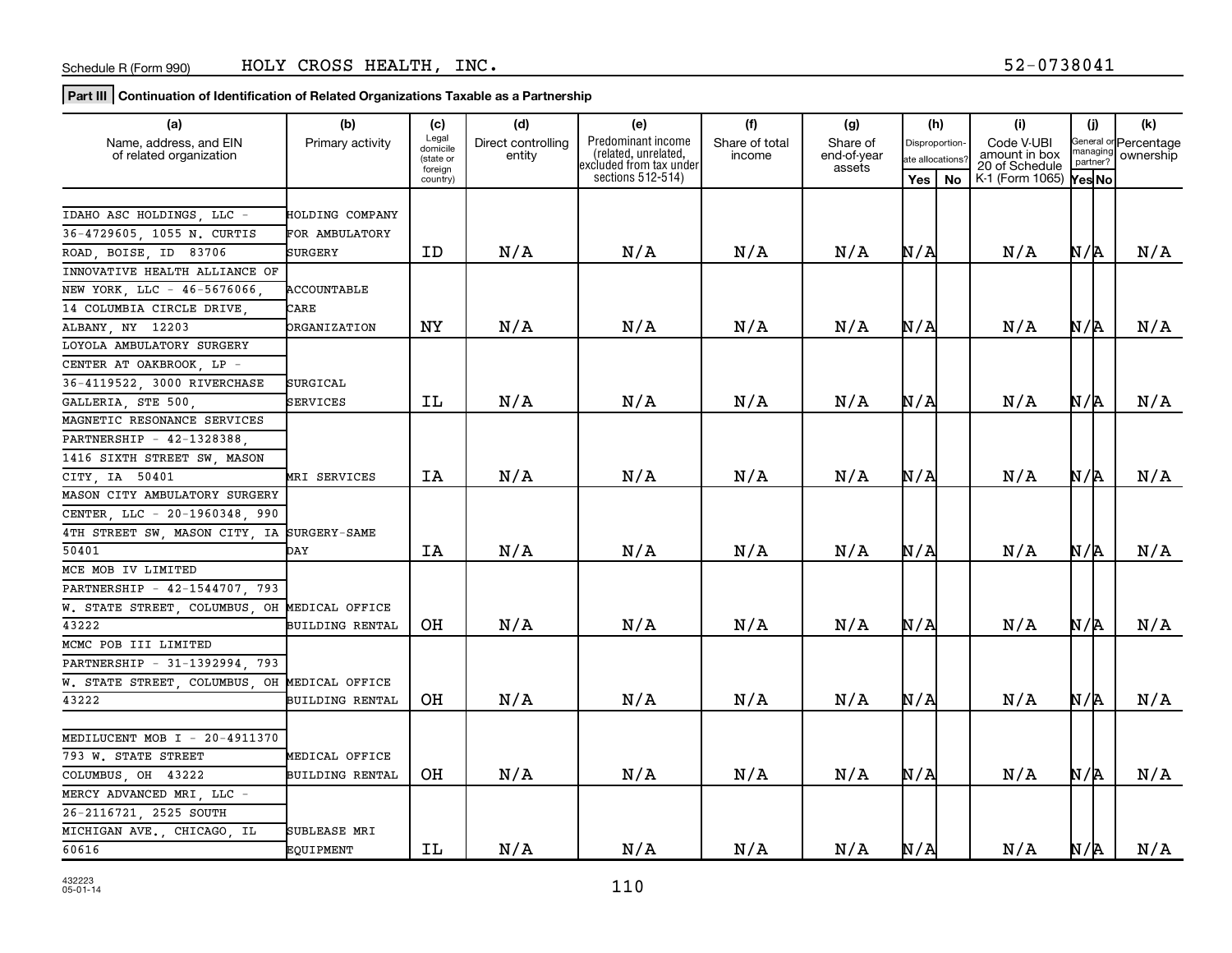Schedule R (Form 990) HOLY CROSS HEALTH, INC. 52-0738041

**Part III | Continuation of Identification of Related Organizations Taxable as a Partnership**

| (a) Name, address, and EIN of related organization | (b) Primary activity | (c) Legal domicile (state or foreign country) | (d) Direct controlling entity | (e) Predominant income (related, unrelated, excluded from tax under sections 512-514) | (f) Share of total income | (g) Share of end-of-year assets | (h) Disproportionate allocations? Yes | (h) No | (i) Code V-UBI amount in box 20 of Schedule K-1 (Form 1065) | (j) General or managing partner? Yes | (j) No | (k) Percentage ownership |
|---|---|---|---|---|---|---|---|---|---|---|---|---|
| IDAHO ASC HOLDINGS, LLC - 36-4729605, 1055 N. CURTIS ROAD, BOISE, ID 83706 | HOLDING COMPANY FOR AMBULATORY SURGERY | ID | N/A | N/A | N/A | N/A | N/A | | N/A | N/A | | N/A |
| INNOVATIVE HEALTH ALLIANCE OF NEW YORK, LLC - 46-5676066, 14 COLUMBIA CIRCLE DRIVE, ALBANY, NY 12203 | ACCOUNTABLE CARE ORGANIZATION | NY | N/A | N/A | N/A | N/A | N/A | | N/A | N/A | | N/A |
| LOYOLA AMBULATORY SURGERY CENTER AT OAKBROOK, LP - 36-4119522, 3000 RIVERCHASE GALLERIA, STE 500, | SURGICAL SERVICES | IL | N/A | N/A | N/A | N/A | N/A | | N/A | N/A | | N/A |
| MAGNETIC RESONANCE SERVICES PARTNERSHIP - 42-1328388, 1416 SIXTH STREET SW, MASON CITY, IA 50401 | MRI SERVICES | IA | N/A | N/A | N/A | N/A | N/A | | N/A | N/A | | N/A |
| MASON CITY AMBULATORY SURGERY CENTER, LLC - 20-1960348, 990 4TH STREET SW, MASON CITY, IA 50401 | SURGERY-SAME DAY | IA | N/A | N/A | N/A | N/A | N/A | | N/A | N/A | | N/A |
| MCE MOB IV LIMITED PARTNERSHIP - 42-1544707, 793 W. STATE STREET, COLUMBUS, OH 43222 | MEDICAL OFFICE BUILDING RENTAL | OH | N/A | N/A | N/A | N/A | N/A | | N/A | N/A | | N/A |
| MCMC POB III LIMITED PARTNERSHIP - 31-1392994, 793 W. STATE STREET, COLUMBUS, OH 43222 | MEDICAL OFFICE BUILDING RENTAL | OH | N/A | N/A | N/A | N/A | N/A | | N/A | N/A | | N/A |
| MEDILUCENT MOB I - 20-4911370 793 W. STATE STREET COLUMBUS, OH 43222 | MEDICAL OFFICE BUILDING RENTAL | OH | N/A | N/A | N/A | N/A | N/A | | N/A | N/A | | N/A |
| MERCY ADVANCED MRI, LLC - 26-2116721, 2525 SOUTH MICHIGAN AVE., CHICAGO, IL 60616 | SUBLEASE MRI EQUIPMENT | IL | N/A | N/A | N/A | N/A | N/A | | N/A | N/A | | N/A |

432223 05-01-14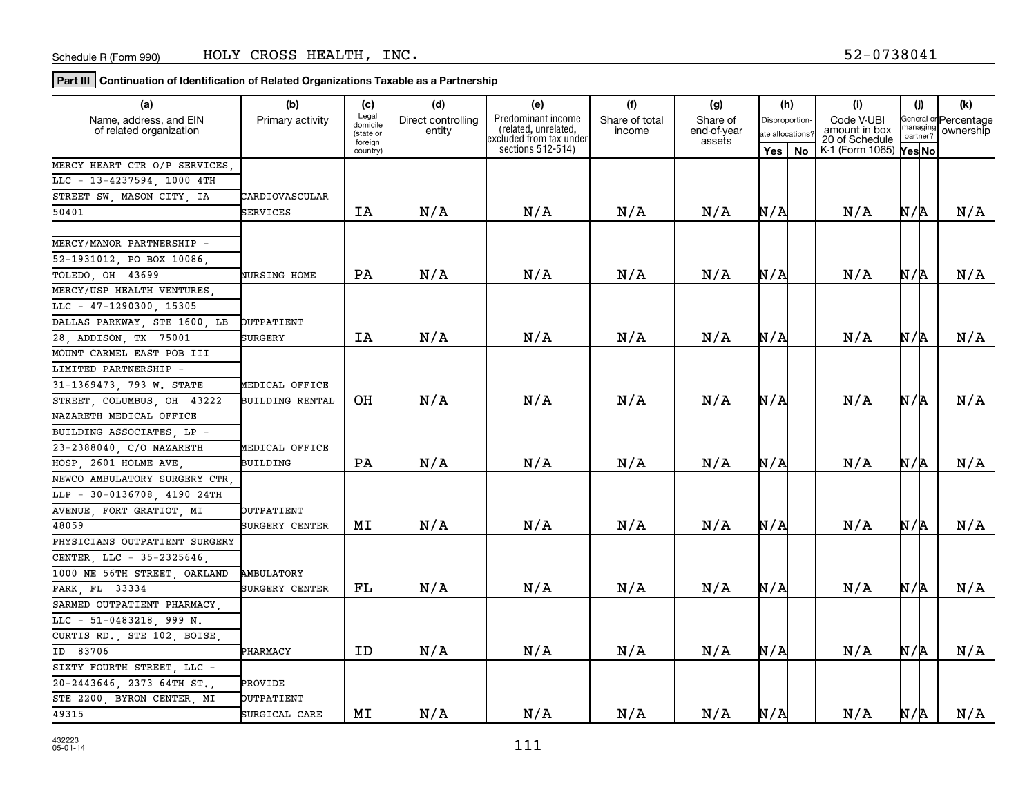Schedule R (Form 990) HOLY CROSS HEALTH, INC. 52-0738041

**Part III** **Continuation of Identification of Related Organizations Taxable as a Partnership**

| (a) Name, address, and EIN of related organization | (b) Primary activity | (c) Legal domicile (state or foreign country) | (d) Direct controlling entity | (e) Predominant income (related, unrelated, excluded from tax under sections 512-514) | (f) Share of total income | (g) Share of end-of-year assets | (h) Disproportionate allocations? Yes | (h) No | (i) Code V-UBI amount in box 20 of Schedule K-1 (Form 1065) | (j) General or managing partner? Yes | (j) No | (k) Percentage ownership |
|---|---|---|---|---|---|---|---|---|---|---|---|---|
| MERCY HEART CTR O/P SERVICES, LLC - 13-4237594, 1000 4TH STREET SW, MASON CITY, IA 50401 | CARDIOVASCULAR SERVICES | IA | N/A | N/A | N/A | N/A | N/A | | N/A | N/A | | N/A |
| MERCY/MANOR PARTNERSHIP - 52-1931012, PO BOX 10086, TOLEDO, OH 43699 | NURSING HOME | PA | N/A | N/A | N/A | N/A | N/A | | N/A | N/A | | N/A |
| MERCY/USP HEALTH VENTURES, LLC - 47-1290300, 15305 DALLAS PARKWAY, STE 1600, LB 28, ADDISON, TX 75001 | OUTPATIENT SURGERY | IA | N/A | N/A | N/A | N/A | N/A | | N/A | N/A | | N/A |
| MOUNT CARMEL EAST POB III LIMITED PARTNERSHIP - 31-1369473, 793 W. STATE STREET, COLUMBUS, OH 43222 | MEDICAL OFFICE BUILDING RENTAL | OH | N/A | N/A | N/A | N/A | N/A | | N/A | N/A | | N/A |
| NAZARETH MEDICAL OFFICE BUILDING ASSOCIATES, LP - 23-2388040, C/O NAZARETH HOSP, 2601 HOLME AVE, | MEDICAL OFFICE BUILDING | PA | N/A | N/A | N/A | N/A | N/A | | N/A | N/A | | N/A |
| NEWCO AMBULATORY SURGERY CTR, LLP - 30-0136708, 4190 24TH AVENUE, FORT GRATIOT, MI 48059 | OUTPATIENT SURGERY CENTER | MI | N/A | N/A | N/A | N/A | N/A | | N/A | N/A | | N/A |
| PHYSICIANS OUTPATIENT SURGERY CENTER, LLC - 35-2325646, 1000 NE 56TH STREET, OAKLAND PARK, FL 33334 | AMBULATORY SURGERY CENTER | FL | N/A | N/A | N/A | N/A | N/A | | N/A | N/A | | N/A |
| SARMED OUTPATIENT PHARMACY, LLC - 51-0483218, 999 N. CURTIS RD., STE 102, BOISE, ID 83706 | PHARMACY | ID | N/A | N/A | N/A | N/A | N/A | | N/A | N/A | | N/A |
| SIXTY FOURTH STREET, LLC - 20-2443646, 2373 64TH ST., STE 2200, BYRON CENTER, MI 49315 | PROVIDE OUTPATIENT SURGICAL CARE | MI | N/A | N/A | N/A | N/A | N/A | | N/A | N/A | | N/A |

432223 05-01-14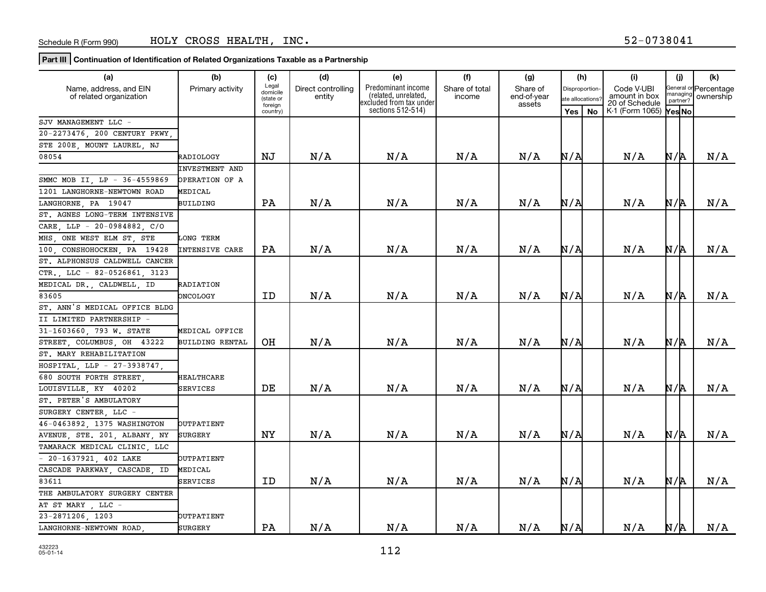Schedule R (Form 990) HOLY CROSS HEALTH, INC. 52-0738041

**Part III | Continuation of Identification of Related Organizations Taxable as a Partnership**

| (a) Name, address, and EIN of related organization | (b) Primary activity | (c) Legal domicile (state or foreign country) | (d) Direct controlling entity | (e) Predominant income (related, unrelated, excluded from tax under sections 512-514) | (f) Share of total income | (g) Share of end-of-year assets | (h) Disproportionate allocations? Yes | (h) No | (i) Code V-UBI amount in box 20 of Schedule K-1 (Form 1065) | (j) General or managing partner? Yes | (j) No | (k) Percentage ownership |
|---|---|---|---|---|---|---|---|---|---|---|---|---|
| SJV MANAGEMENT LLC - 20-2273476, 200 CENTURY PKWY, STE 200E, MOUNT LAUREL, NJ 08054 | RADIOLOGY | NJ | N/A | N/A | N/A | N/A | N/A | | N/A | N/A | | N/A |
| SMMC MOB II, LP - 36-4559869 1201 LANGHORNE-NEWTOWN ROAD LANGHORNE, PA 19047 | INVESTMENT AND OPERATION OF A MEDICAL BUILDING | PA | N/A | N/A | N/A | N/A | N/A | | N/A | N/A | | N/A |
| ST. AGNES LONG-TERM INTENSIVE CARE, LLP - 20-0984882, C/O MHS, ONE WEST ELM ST, STE 100, CONSHOHOCKEN, PA 19428 | LONG TERM INTENSIVE CARE | PA | N/A | N/A | N/A | N/A | N/A | | N/A | N/A | | N/A |
| ST. ALPHONSUS CALDWELL CANCER CTR., LLC - 82-0526861, 3123 MEDICAL DR., CALDWELL, ID 83605 | RADIATION ONCOLOGY | ID | N/A | N/A | N/A | N/A | N/A | | N/A | N/A | | N/A |
| ST. ANN'S MEDICAL OFFICE BLDG II LIMITED PARTNERSHIP - 31-1603660, 793 W. STATE STREET, COLUMBUS, OH 43222 | MEDICAL OFFICE BUILDING RENTAL | OH | N/A | N/A | N/A | N/A | N/A | | N/A | N/A | | N/A |
| ST. MARY REHABILITATION HOSPITAL, LLP - 27-3938747, 680 SOUTH FORTH STREET, LOUISVILLE, KY 40202 | HEALTHCARE SERVICES | DE | N/A | N/A | N/A | N/A | N/A | | N/A | N/A | | N/A |
| ST. PETER'S AMBULATORY SURGERY CENTER, LLC - 46-0463892, 1375 WASHINGTON AVENUE, STE. 201, ALBANY, NY | OUTPATIENT SURGERY | NY | N/A | N/A | N/A | N/A | N/A | | N/A | N/A | | N/A |
| TAMARACK MEDICAL CLINIC, LLC - 20-1637921, 402 LAKE CASCADE PARKWAY, CASCADE, ID 83611 | OUTPATIENT MEDICAL SERVICES | ID | N/A | N/A | N/A | N/A | N/A | | N/A | N/A | | N/A |
| THE AMBULATORY SURGERY CENTER AT ST MARY , LLC - 23-2871206, 1203 LANGHORNE-NEWTOWN ROAD, | OUTPATIENT SURGERY | PA | N/A | N/A | N/A | N/A | N/A | | N/A | N/A | | N/A |

432223
05-01-14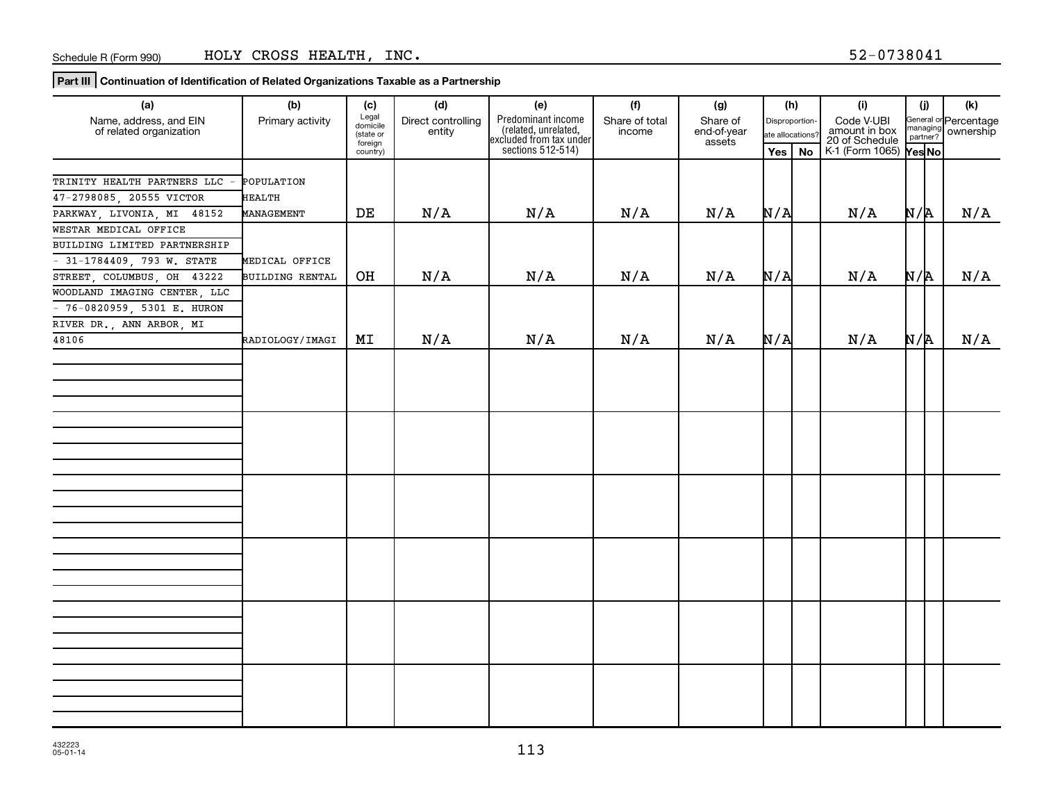Schedule R (Form 990) HOLY CROSS HEALTH, INC. 52-0738041

**Part III** **Continuation of Identification of Related Organizations Taxable as a Partnership**

| (a) Name, address, and EIN of related organization | (b) Primary activity | (c) Legal domicile (state or foreign country) | (d) Direct controlling entity | (e) Predominant income (related, unrelated, excluded from tax under sections 512-514) | (f) Share of total income | (g) Share of end-of-year assets | (h) Disproportionate allocations? Yes | (h) No | (i) Code V-UBI amount in box 20 of Schedule K-1 (Form 1065) | (j) General or managing partner? Yes | (j) No | (k) Percentage ownership |
|---|---|---|---|---|---|---|---|---|---|---|---|---|
| TRINITY HEALTH PARTNERS LLC - 47-2798085, 20555 VICTOR PARKWAY, LIVONIA, MI 48152 | POPULATION HEALTH MANAGEMENT | DE | N/A | N/A | N/A | N/A | N/A | | N/A | N/A | | N/A |
| WESTAR MEDICAL OFFICE BUILDING LIMITED PARTNERSHIP - 31-1784409, 793 W. STATE STREET, COLUMBUS, OH 43222 | MEDICAL OFFICE BUILDING RENTAL | OH | N/A | N/A | N/A | N/A | N/A | | N/A | N/A | | N/A |
| WOODLAND IMAGING CENTER, LLC - 76-0820959, 5301 E. HURON RIVER DR., ANN ARBOR, MI 48106 | RADIOLOGY/IMAGI | MI | N/A | N/A | N/A | N/A | N/A | | N/A | N/A | | N/A |

432223 05-01-14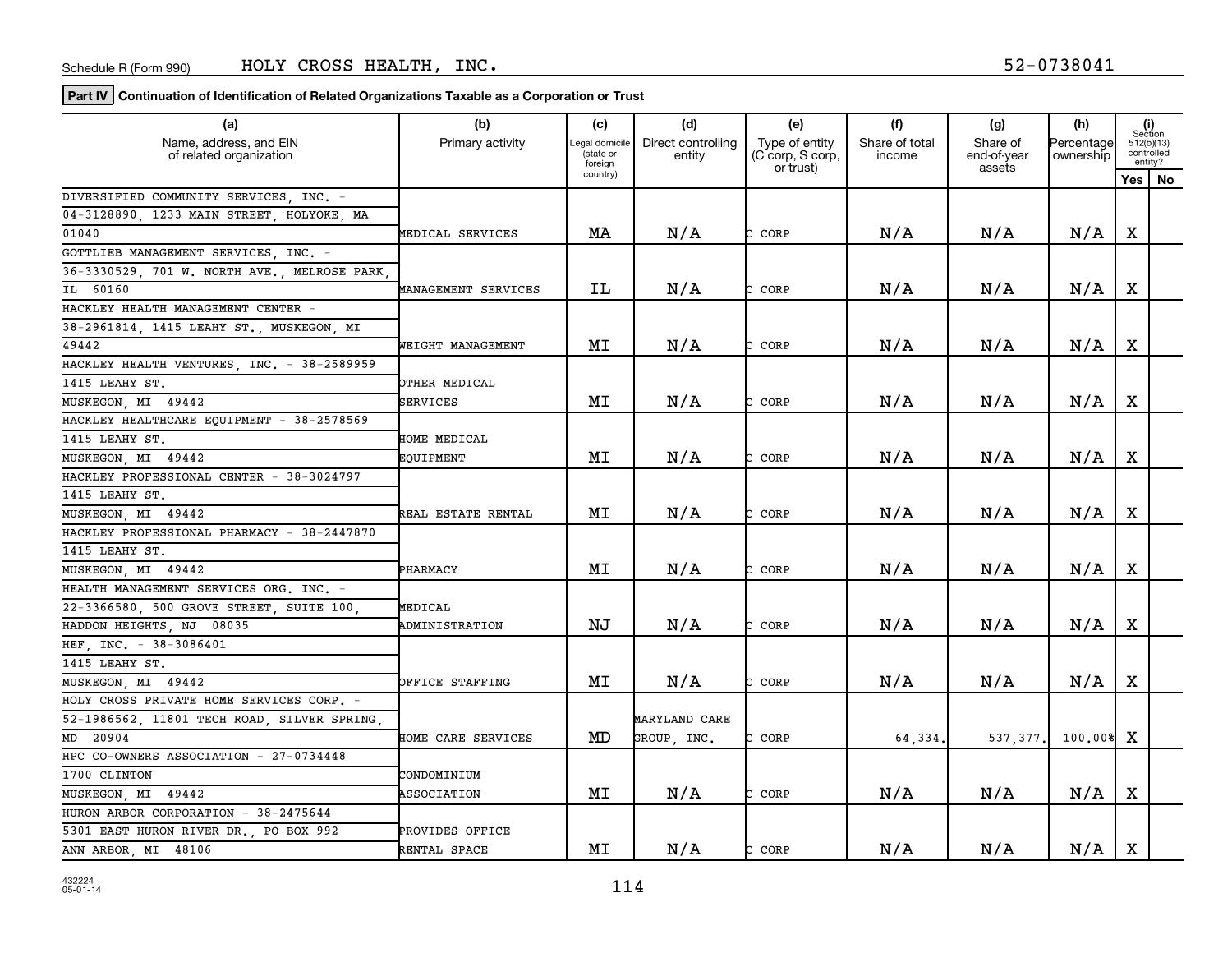Schedule R (Form 990) HOLY CROSS HEALTH, INC. 52-0738041

**Part IV** **Continuation of Identification of Related Organizations Taxable as a Corporation or Trust**

| (a) Name, address, and EIN of related organization | (b) Primary activity | (c) Legal domicile (state or foreign country) | (d) Direct controlling entity | (e) Type of entity (C corp, S corp, or trust) | (f) Share of total income | (g) Share of end-of-year assets | (h) Percentage ownership | (i) Section 512(b)(13) controlled entity? Yes | No |
|---|---|---|---|---|---|---|---|---|---|
| DIVERSIFIED COMMUNITY SERVICES, INC. - 04-3128890, 1233 MAIN STREET, HOLYOKE, MA 01040 | MEDICAL SERVICES | MA | N/A | C CORP | N/A | N/A | N/A | X | |
| GOTTLIEB MANAGEMENT SERVICES, INC. - 36-3330529, 701 W. NORTH AVE., MELROSE PARK, IL 60160 | MANAGEMENT SERVICES | IL | N/A | C CORP | N/A | N/A | N/A | X | |
| HACKLEY HEALTH MANAGEMENT CENTER - 38-2961814, 1415 LEAHY ST., MUSKEGON, MI 49442 | WEIGHT MANAGEMENT | MI | N/A | C CORP | N/A | N/A | N/A | X | |
| HACKLEY HEALTH VENTURES, INC. - 38-2589959 1415 LEAHY ST. MUSKEGON, MI 49442 | OTHER MEDICAL SERVICES | MI | N/A | C CORP | N/A | N/A | N/A | X | |
| HACKLEY HEALTHCARE EQUIPMENT - 38-2578569 1415 LEAHY ST. MUSKEGON, MI 49442 | HOME MEDICAL EQUIPMENT | MI | N/A | C CORP | N/A | N/A | N/A | X | |
| HACKLEY PROFESSIONAL CENTER - 38-3024797 1415 LEAHY ST. MUSKEGON, MI 49442 | REAL ESTATE RENTAL | MI | N/A | C CORP | N/A | N/A | N/A | X | |
| HACKLEY PROFESSIONAL PHARMACY - 38-2447870 1415 LEAHY ST. MUSKEGON, MI 49442 | PHARMACY | MI | N/A | C CORP | N/A | N/A | N/A | X | |
| HEALTH MANAGEMENT SERVICES ORG. INC. - 22-3366580, 500 GROVE STREET, SUITE 100, HADDON HEIGHTS, NJ 08035 | MEDICAL ADMINISTRATION | NJ | N/A | C CORP | N/A | N/A | N/A | X | |
| HEF, INC. - 38-3086401 1415 LEAHY ST. MUSKEGON, MI 49442 | OFFICE STAFFING | MI | N/A | C CORP | N/A | N/A | N/A | X | |
| HOLY CROSS PRIVATE HOME SERVICES CORP. - 52-1986562, 11801 TECH ROAD, SILVER SPRING, MD 20904 | HOME CARE SERVICES | MD | MARYLAND CARE GROUP, INC. | C CORP | 64,334. | 537,377. | 100.00% | X | |
| HPC CO-OWNERS ASSOCIATION - 27-0734448 1700 CLINTON MUSKEGON, MI 49442 | CONDOMINIUM ASSOCIATION | MI | N/A | C CORP | N/A | N/A | N/A | X | |
| HURON ARBOR CORPORATION - 38-2475644 5301 EAST HURON RIVER DR., PO BOX 992 ANN ARBOR, MI 48106 | PROVIDES OFFICE RENTAL SPACE | MI | N/A | C CORP | N/A | N/A | N/A | X | |

432224
05-01-14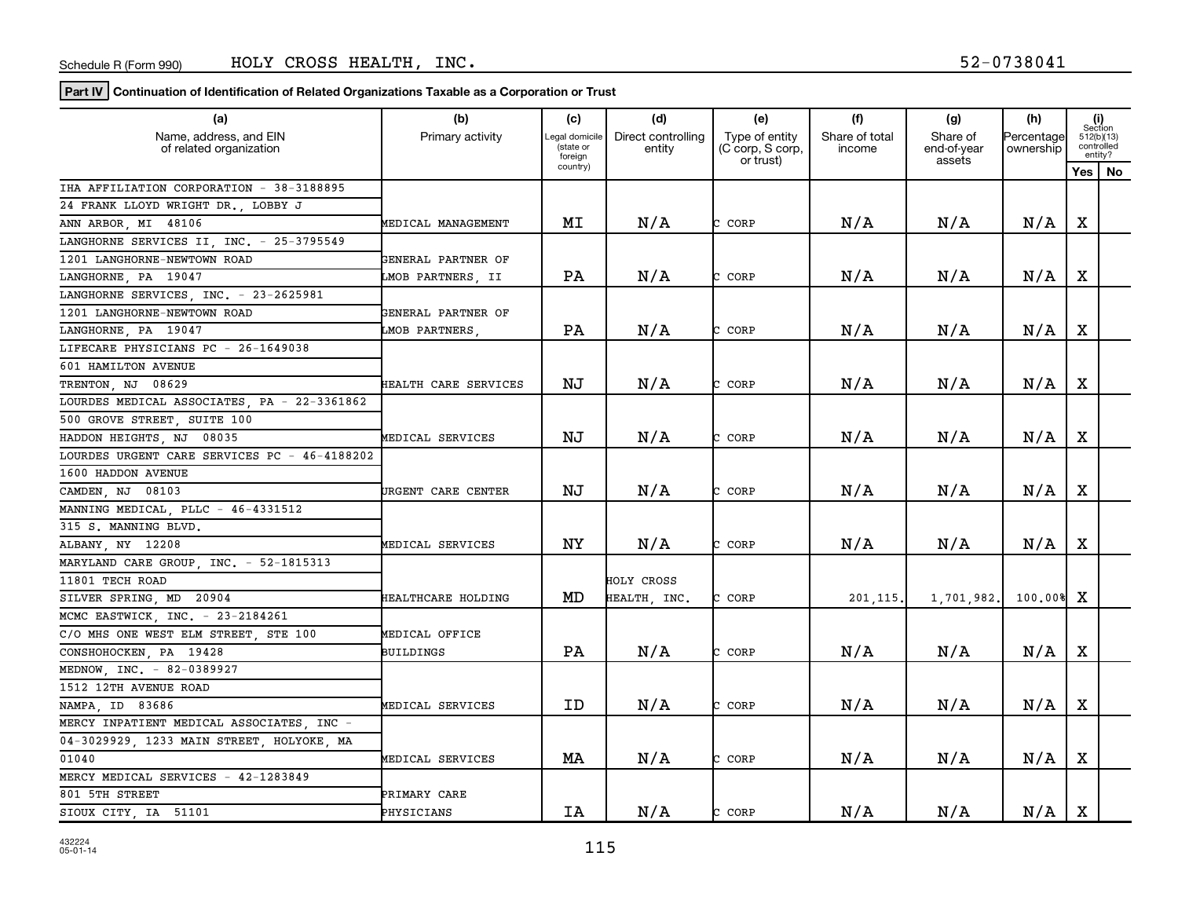Schedule R (Form 990) HOLY CROSS HEALTH, INC. 52-0738041

**Part IV** **Continuation of Identification of Related Organizations Taxable as a Corporation or Trust**

| (a) Name, address, and EIN of related organization | (b) Primary activity | (c) Legal domicile (state or foreign country) | (d) Direct controlling entity | (e) Type of entity (C corp, S corp, or trust) | (f) Share of total income | (g) Share of end-of-year assets | (h) Percentage ownership | (i) Section 512(b)(13) controlled entity? Yes | No |
|---|---|---|---|---|---|---|---|---|---|
| IHA AFFILIATION CORPORATION - 38-3188895 24 FRANK LLOYD WRIGHT DR., LOBBY J ANN ARBOR, MI 48106 | MEDICAL MANAGEMENT | MI | N/A | C CORP | N/A | N/A | N/A | X | |
| LANGHORNE SERVICES II, INC. - 25-3795549 1201 LANGHORNE-NEWTOWN ROAD LANGHORNE, PA 19047 | GENERAL PARTNER OF LMOB PARTNERS, II | PA | N/A | C CORP | N/A | N/A | N/A | X | |
| LANGHORNE SERVICES, INC. - 23-2625981 1201 LANGHORNE-NEWTOWN ROAD LANGHORNE, PA 19047 | GENERAL PARTNER OF LMOB PARTNERS, | PA | N/A | C CORP | N/A | N/A | N/A | X | |
| LIFECARE PHYSICIANS PC - 26-1649038 601 HAMILTON AVENUE TRENTON, NJ 08629 | HEALTH CARE SERVICES | NJ | N/A | C CORP | N/A | N/A | N/A | X | |
| LOURDES MEDICAL ASSOCIATES, PA - 22-3361862 500 GROVE STREET, SUITE 100 HADDON HEIGHTS, NJ 08035 | MEDICAL SERVICES | NJ | N/A | C CORP | N/A | N/A | N/A | X | |
| LOURDES URGENT CARE SERVICES PC - 46-4188202 1600 HADDON AVENUE CAMDEN, NJ 08103 | URGENT CARE CENTER | NJ | N/A | C CORP | N/A | N/A | N/A | X | |
| MANNING MEDICAL, PLLC - 46-4331512 315 S. MANNING BLVD. ALBANY, NY 12208 | MEDICAL SERVICES | NY | N/A | C CORP | N/A | N/A | N/A | X | |
| MARYLAND CARE GROUP, INC. - 52-1815313 11801 TECH ROAD SILVER SPRING, MD 20904 | HEALTHCARE HOLDING | MD | HOLY CROSS HEALTH, INC. | C CORP | 201,115. | 1,701,982. | 100.00% | X | |
| MCMC EASTWICK, INC. - 23-2184261 C/O MHS ONE WEST ELM STREET, STE 100 CONSHOHOCKEN, PA 19428 | MEDICAL OFFICE BUILDINGS | PA | N/A | C CORP | N/A | N/A | N/A | X | |
| MEDNOW, INC. - 82-0389927 1512 12TH AVENUE ROAD NAMPA, ID 83686 | MEDICAL SERVICES | ID | N/A | C CORP | N/A | N/A | N/A | X | |
| MERCY INPATIENT MEDICAL ASSOCIATES, INC - 04-3029929, 1233 MAIN STREET, HOLYOKE, MA 01040 | MEDICAL SERVICES | MA | N/A | C CORP | N/A | N/A | N/A | X | |
| MERCY MEDICAL SERVICES - 42-1283849 801 5TH STREET SIOUX CITY, IA 51101 | PRIMARY CARE PHYSICIANS | IA | N/A | C CORP | N/A | N/A | N/A | X | |

432224 05-01-14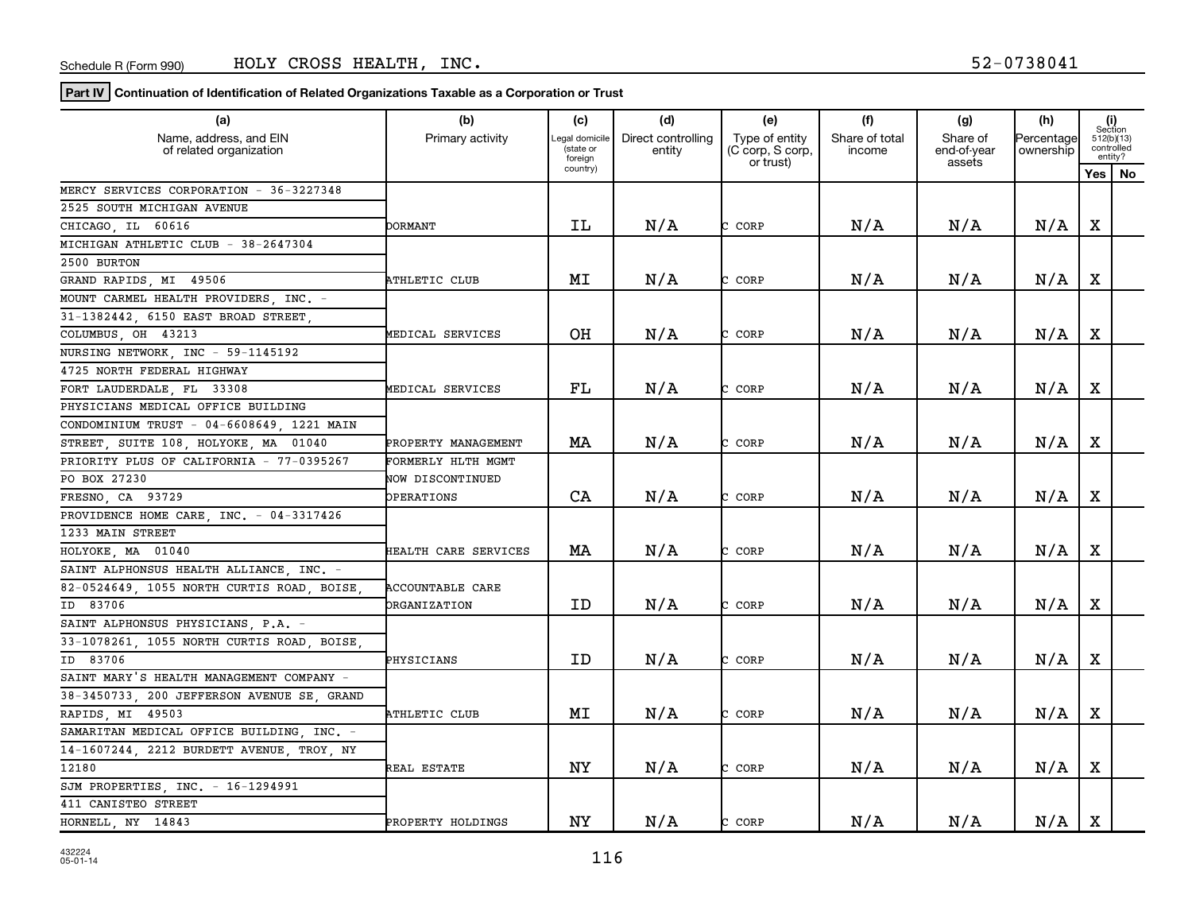Schedule R (Form 990) HOLY CROSS HEALTH, INC. 52-0738041

**Part IV** **Continuation of Identification of Related Organizations Taxable as a Corporation or Trust**

| (a) Name, address, and EIN of related organization | (b) Primary activity | (c) Legal domicile (state or foreign country) | (d) Direct controlling entity | (e) Type of entity (C corp, S corp, or trust) | (f) Share of total income | (g) Share of end-of-year assets | (h) Percentage ownership | (i) Section 512(b)(13) controlled entity? Yes | No |
|---|---|---|---|---|---|---|---|---|---|
| MERCY SERVICES CORPORATION - 36-3227348 2525 SOUTH MICHIGAN AVENUE CHICAGO, IL 60616 | DORMANT | IL | N/A | C CORP | N/A | N/A | N/A | X | |
| MICHIGAN ATHLETIC CLUB - 38-2647304 2500 BURTON GRAND RAPIDS, MI 49506 | ATHLETIC CLUB | MI | N/A | C CORP | N/A | N/A | N/A | X | |
| MOUNT CARMEL HEALTH PROVIDERS, INC. - 31-1382442, 6150 EAST BROAD STREET, COLUMBUS, OH 43213 | MEDICAL SERVICES | OH | N/A | C CORP | N/A | N/A | N/A | X | |
| NURSING NETWORK, INC - 59-1145192 4725 NORTH FEDERAL HIGHWAY FORT LAUDERDALE, FL 33308 | MEDICAL SERVICES | FL | N/A | C CORP | N/A | N/A | N/A | X | |
| PHYSICIANS MEDICAL OFFICE BUILDING CONDOMINIUM TRUST - 04-6608649, 1221 MAIN STREET, SUITE 108, HOLYOKE, MA 01040 | PROPERTY MANAGEMENT | MA | N/A | C CORP | N/A | N/A | N/A | X | |
| PRIORITY PLUS OF CALIFORNIA - 77-0395267 PO BOX 27230 FRESNO, CA 93729 | FORMERLY HLTH MGMT NOW DISCONTINUED OPERATIONS | CA | N/A | C CORP | N/A | N/A | N/A | X | |
| PROVIDENCE HOME CARE, INC. - 04-3317426 1233 MAIN STREET HOLYOKE, MA 01040 | HEALTH CARE SERVICES | MA | N/A | C CORP | N/A | N/A | N/A | X | |
| SAINT ALPHONSUS HEALTH ALLIANCE, INC. - 82-0524649, 1055 NORTH CURTIS ROAD, BOISE, ID 83706 | ACCOUNTABLE CARE ORGANIZATION | ID | N/A | C CORP | N/A | N/A | N/A | X | |
| SAINT ALPHONSUS PHYSICIANS, P.A. - 33-1078261, 1055 NORTH CURTIS ROAD, BOISE, ID 83706 | PHYSICIANS | ID | N/A | C CORP | N/A | N/A | N/A | X | |
| SAINT MARY'S HEALTH MANAGEMENT COMPANY - 38-3450733, 200 JEFFERSON AVENUE SE, GRAND RAPIDS, MI 49503 | ATHLETIC CLUB | MI | N/A | C CORP | N/A | N/A | N/A | X | |
| SAMARITAN MEDICAL OFFICE BUILDING, INC. - 14-1607244, 2212 BURDETT AVENUE, TROY, NY 12180 | REAL ESTATE | NY | N/A | C CORP | N/A | N/A | N/A | X | |
| SJM PROPERTIES, INC. - 16-1294991 411 CANISTEO STREET HORNELL, NY 14843 | PROPERTY HOLDINGS | NY | N/A | C CORP | N/A | N/A | N/A | X | |

432224 05-01-14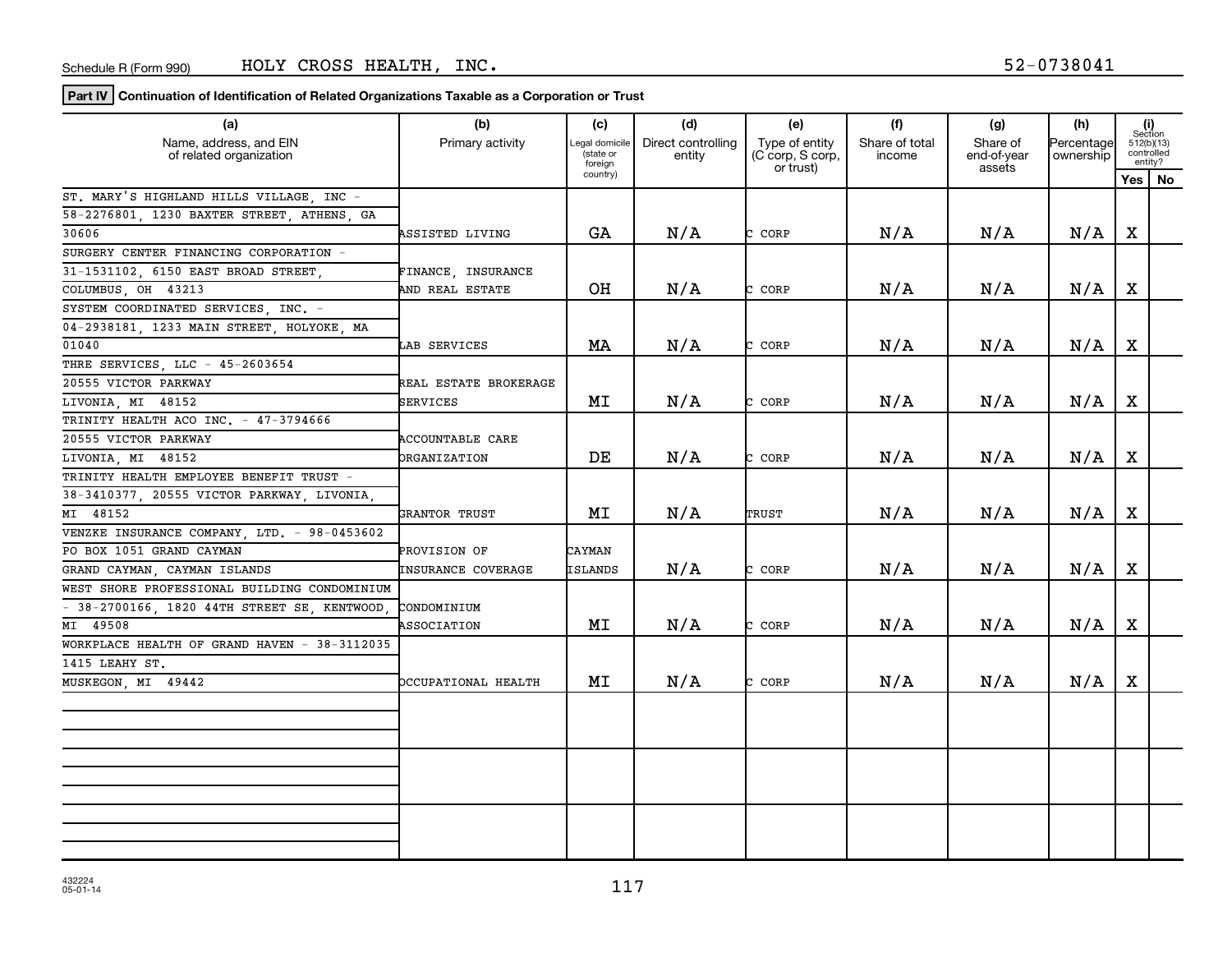Schedule R (Form 990) HOLY CROSS HEALTH, INC. 52-0738041

**Part IV** **Continuation of Identification of Related Organizations Taxable as a Corporation or Trust**

| (a) Name, address, and EIN of related organization | (b) Primary activity | (c) Legal domicile (state or foreign country) | (d) Direct controlling entity | (e) Type of entity (C corp, S corp, or trust) | (f) Share of total income | (g) Share of end-of-year assets | (h) Percentage ownership | (i) Section 512(b)(13) controlled entity? Yes | No |
|---|---|---|---|---|---|---|---|---|---|
| ST. MARY'S HIGHLAND HILLS VILLAGE, INC - 58-2276801, 1230 BAXTER STREET, ATHENS, GA 30606 | ASSISTED LIVING | GA | N/A | C CORP | N/A | N/A | N/A | X | |
| SURGERY CENTER FINANCING CORPORATION - 31-1531102, 6150 EAST BROAD STREET, COLUMBUS, OH 43213 | FINANCE, INSURANCE AND REAL ESTATE | OH | N/A | C CORP | N/A | N/A | N/A | X | |
| SYSTEM COORDINATED SERVICES, INC. - 04-2938181, 1233 MAIN STREET, HOLYOKE, MA 01040 | LAB SERVICES | MA | N/A | C CORP | N/A | N/A | N/A | X | |
| THRE SERVICES, LLC - 45-2603654 20555 VICTOR PARKWAY LIVONIA, MI 48152 | REAL ESTATE BROKERAGE SERVICES | MI | N/A | C CORP | N/A | N/A | N/A | X | |
| TRINITY HEALTH ACO INC. - 47-3794666 20555 VICTOR PARKWAY LIVONIA, MI 48152 | ACCOUNTABLE CARE ORGANIZATION | DE | N/A | C CORP | N/A | N/A | N/A | X | |
| TRINITY HEALTH EMPLOYEE BENEFIT TRUST - 38-3410377, 20555 VICTOR PARKWAY, LIVONIA, MI 48152 | GRANTOR TRUST | MI | N/A | TRUST | N/A | N/A | N/A | X | |
| VENZKE INSURANCE COMPANY, LTD. - 98-0453602 PO BOX 1051 GRAND CAYMAN GRAND CAYMAN, CAYMAN ISLANDS | PROVISION OF INSURANCE COVERAGE | CAYMAN ISLANDS | N/A | C CORP | N/A | N/A | N/A | X | |
| WEST SHORE PROFESSIONAL BUILDING CONDOMINIUM - 38-2700166, 1820 44TH STREET SE, KENTWOOD, MI 49508 | CONDOMINIUM ASSOCIATION | MI | N/A | C CORP | N/A | N/A | N/A | X | |
| WORKPLACE HEALTH OF GRAND HAVEN - 38-3112035 1415 LEAHY ST. MUSKEGON, MI 49442 | OCCUPATIONAL HEALTH | MI | N/A | C CORP | N/A | N/A | N/A | X | |
| | | | | | | | | | |
| | | | | | | | | | |
| | | | | | | | | | |

432224 05-01-14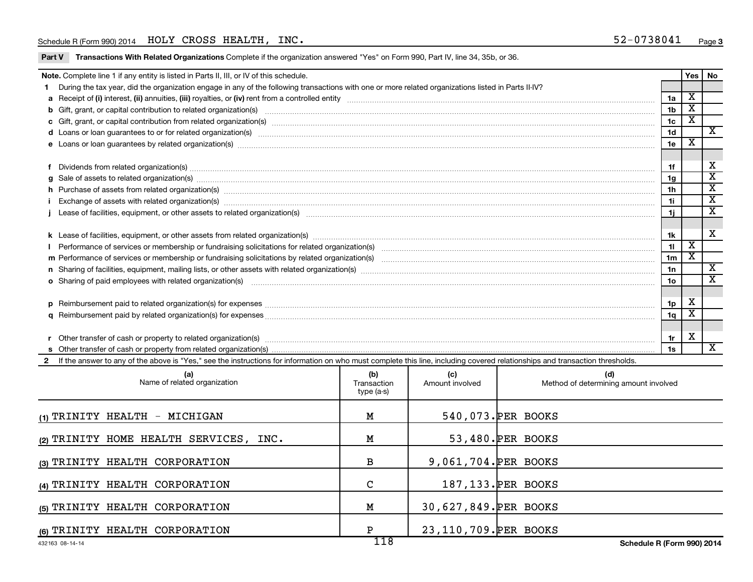Schedule R (Form 990) 2014 HOLY CROSS HEALTH, INC. 52-0738041

**Part V Transactions With Related Organizations** Complete if the organization answered "Yes" on Form 990, Part IV, line 34, 35b, or 36.

| **Note.** Complete line 1 if any entity is listed in Parts II, III, or IV of this schedule. | | Yes | No |
|---|---|---|---|
| **1** During the tax year, did the organization engage in any of the following transactions with one or more related organizations listed in Parts II-IV? | | | |
| **a** Receipt of **(i)** interest, **(ii)** annuities, **(iii)** royalties, or **(iv)** rent from a controlled entity | 1a | X | |
| **b** Gift, grant, or capital contribution to related organization(s) | 1b | X | |
| **c** Gift, grant, or capital contribution from related organization(s) | 1c | X | |
| **d** Loans or loan guarantees to or for related organization(s) | 1d | | X |
| **e** Loans or loan guarantees by related organization(s) | 1e | X | |
| **f** Dividends from related organization(s) | 1f | | X |
| **g** Sale of assets to related organization(s) | 1g | | X |
| **h** Purchase of assets from related organization(s) | 1h | | X |
| **i** Exchange of assets with related organization(s) | 1i | | X |
| **j** Lease of facilities, equipment, or other assets to related organization(s) | 1j | | X |
| **k** Lease of facilities, equipment, or other assets from related organization(s) | 1k | | X |
| **l** Performance of services or membership or fundraising solicitations for related organization(s) | 1l | X | |
| **m** Performance of services or membership or fundraising solicitations by related organization(s) | 1m | X | |
| **n** Sharing of facilities, equipment, mailing lists, or other assets with related organization(s) | 1n | | X |
| **o** Sharing of paid employees with related organization(s) | 1o | | X |
| **p** Reimbursement paid to related organization(s) for expenses | 1p | X | |
| **q** Reimbursement paid by related organization(s) for expenses | 1q | X | |
| **r** Other transfer of cash or property to related organization(s) | 1r | X | |
| **s** Other transfer of cash or property from related organization(s) | 1s | | X |

**2** If the answer to any of the above is "Yes," see the instructions for information on who must complete this line, including covered relationships and transaction thresholds.

| (a) Name of related organization | (b) Transaction type (a-s) | (c) Amount involved | (d) Method of determining amount involved |
|---|---|---|---|
| (1) TRINITY HEALTH - MICHIGAN | M | 540,073. | PER BOOKS |
| (2) TRINITY HOME HEALTH SERVICES, INC. | M | 53,480. | PER BOOKS |
| (3) TRINITY HEALTH CORPORATION | B | 9,061,704. | PER BOOKS |
| (4) TRINITY HEALTH CORPORATION | C | 187,133. | PER BOOKS |
| (5) TRINITY HEALTH CORPORATION | M | 30,627,849. | PER BOOKS |
| (6) TRINITY HEALTH CORPORATION | P | 23,110,709. | PER BOOKS |

432163 08-14-14 Schedule R (Form 990) 2014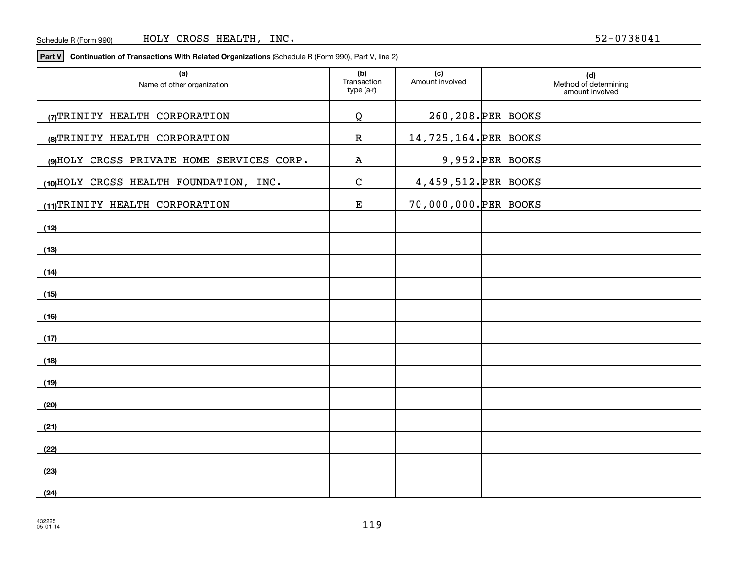Schedule R (Form 990) HOLY CROSS HEALTH, INC. 52-0738041

**Part V** **Continuation of Transactions With Related Organizations** (Schedule R (Form 990), Part V, line 2)

| (a) Name of other organization | (b) Transaction type (a-r) | (c) Amount involved | (d) Method of determining amount involved |
|---|---|---|---|
| (7) TRINITY HEALTH CORPORATION | Q | 260,208. | PER BOOKS |
| (8) TRINITY HEALTH CORPORATION | R | 14,725,164. | PER BOOKS |
| (9) HOLY CROSS PRIVATE HOME SERVICES CORP. | A | 9,952. | PER BOOKS |
| (10) HOLY CROSS HEALTH FOUNDATION, INC. | C | 4,459,512. | PER BOOKS |
| (11) TRINITY HEALTH CORPORATION | E | 70,000,000. | PER BOOKS |
| (12) | | | |
| (13) | | | |
| (14) | | | |
| (15) | | | |
| (16) | | | |
| (17) | | | |
| (18) | | | |
| (19) | | | |
| (20) | | | |
| (21) | | | |
| (22) | | | |
| (23) | | | |
| (24) | | | |

432225
05-01-14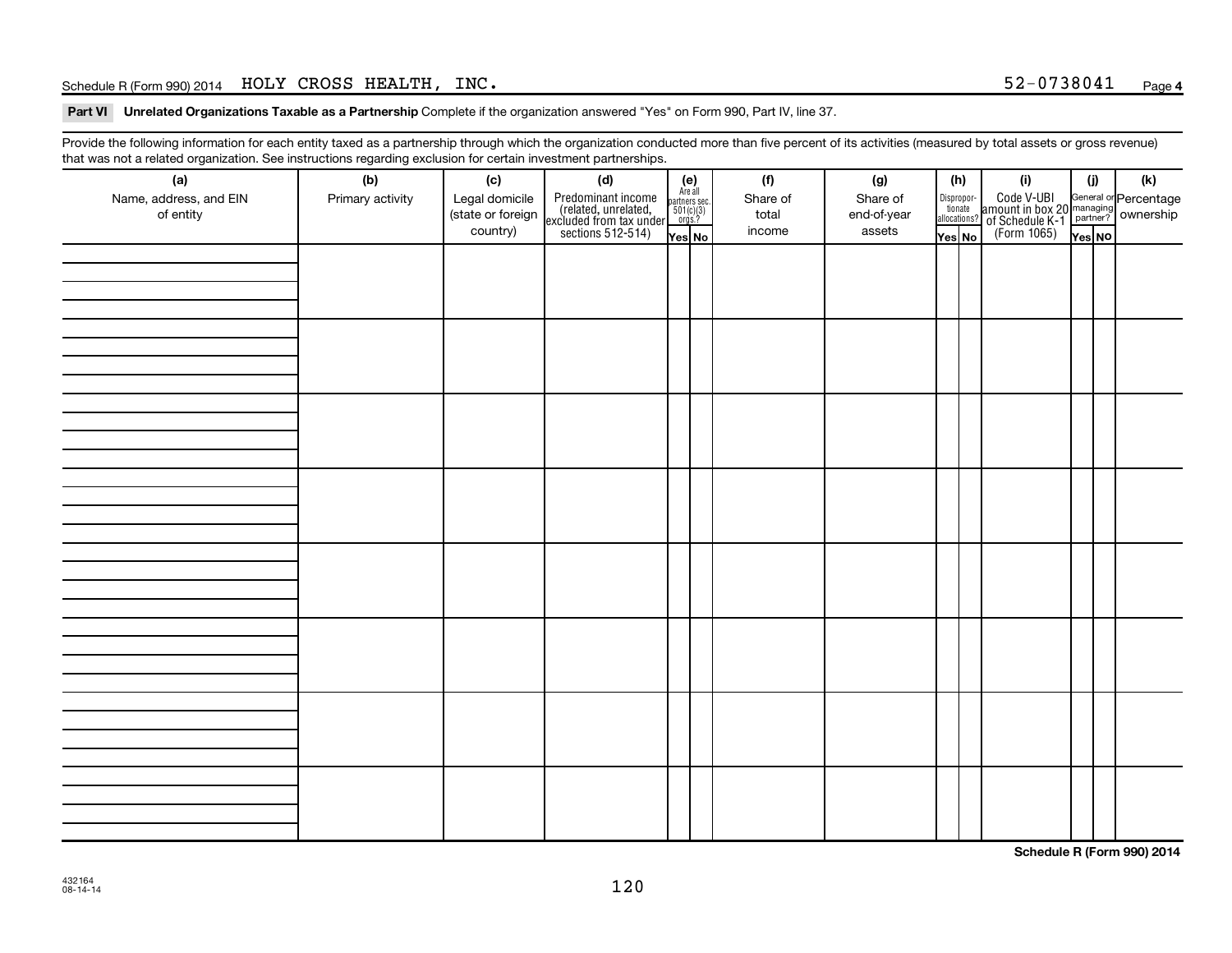Schedule R (Form 990) 2014 HOLY CROSS HEALTH, INC. 52-0738041 Page 4

**Part VI Unrelated Organizations Taxable as a Partnership** Complete if the organization answered "Yes" on Form 990, Part IV, line 37.

Provide the following information for each entity taxed as a partnership through which the organization conducted more than five percent of its activities (measured by total assets or gross revenue) that was not a related organization. See instructions regarding exclusion for certain investment partnerships.

| (a) Name, address, and EIN of entity | (b) Primary activity | (c) Legal domicile (state or foreign country) | (d) Predominant income (related, unrelated, excluded from tax under sections 512-514) | (e) Are all partners sec. 501(c)(3) orgs.? Yes | (e) No | (f) Share of total income | (g) Share of end-of-year assets | (h) Disproportionate allocations? Yes | (h) No | (i) Code V-UBI amount in box 20 of Schedule K-1 (Form 1065) | (j) General or managing partner? Yes | (j) No | (k) Percentage ownership |
|---|---|---|---|---|---|---|---|---|---|---|---|---|---|
| | | | | | | | | | | | | | |
| | | | | | | | | | | | | | |
| | | | | | | | | | | | | | |
| | | | | | | | | | | | | | |
| | | | | | | | | | | | | | |
| | | | | | | | | | | | | | |
| | | | | | | | | | | | | | |
| | | | | | | | | | | | | | |

**Schedule R (Form 990) 2014**

432164
08-14-14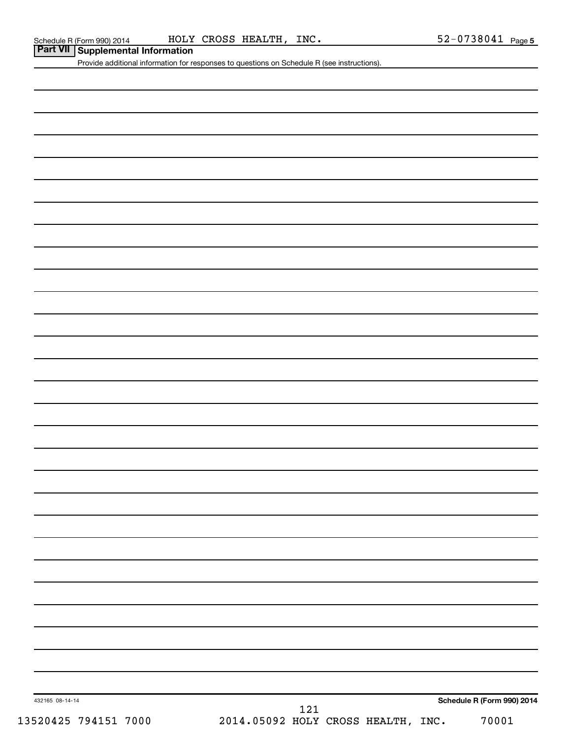Schedule R (Form 990) 2014 HOLY CROSS HEALTH, INC. 52-0738041 Page 5

## Part VII Supplemental Information

Provide additional information for responses to questions on Schedule R (see instructions).

432165 08-14-14

**Schedule R (Form 990) 2014**

13520425 794151 7000 2014.05092 HOLY CROSS HEALTH, INC. 70001